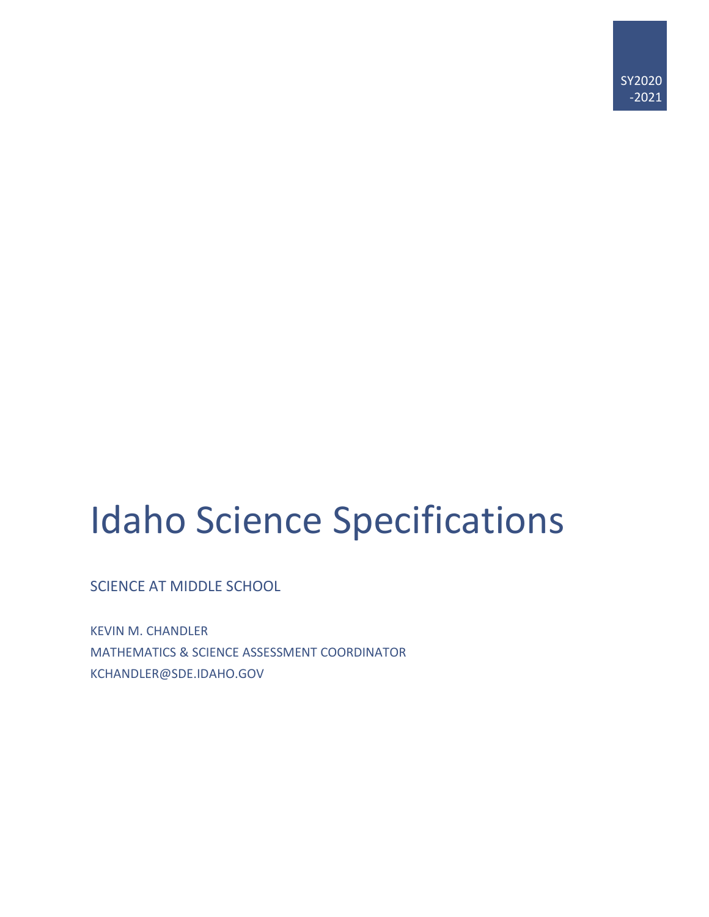SY2020-2021

# Idaho Science Specifications

SCIENCE AT MIDDLE SCHOOL

KEVIN M. CHANDLER
MATHEMATICS & SCIENCE ASSESSMENT COORDINATOR
KCHANDLER@SDE.IDAHO.GOV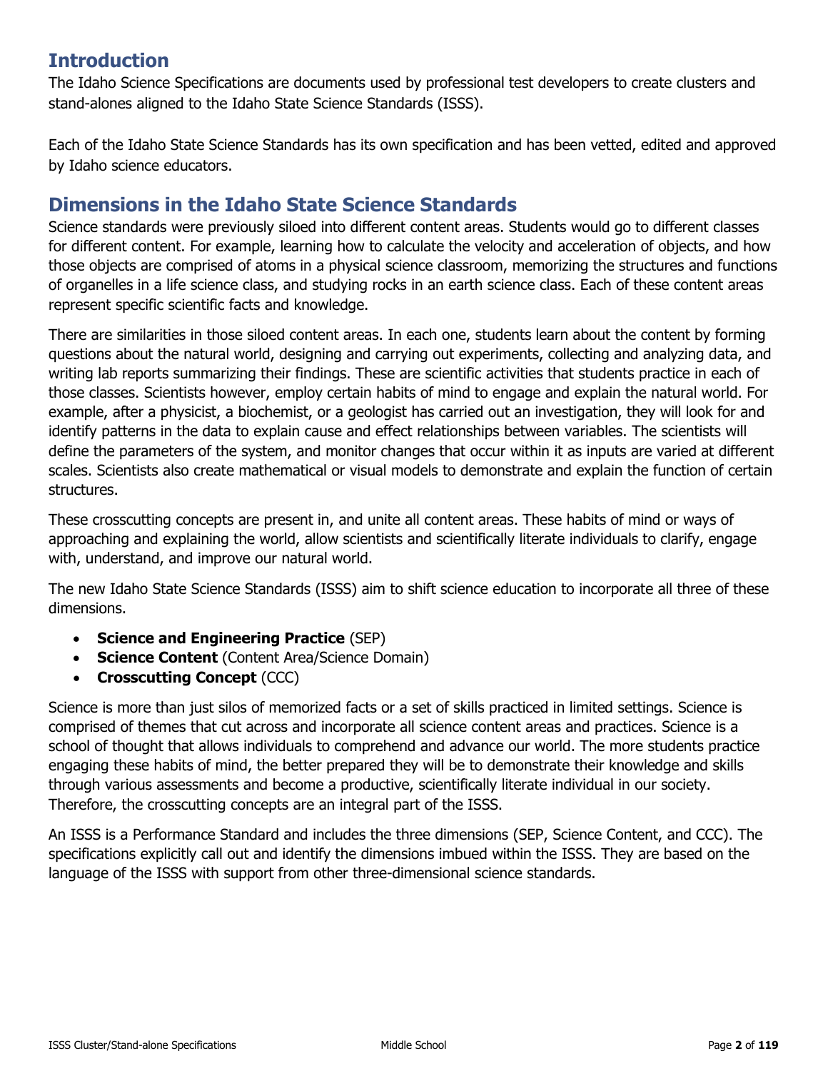## Introduction

The Idaho Science Specifications are documents used by professional test developers to create clusters and stand-alones aligned to the Idaho State Science Standards (ISSS).

Each of the Idaho State Science Standards has its own specification and has been vetted, edited and approved by Idaho science educators.

## Dimensions in the Idaho State Science Standards

Science standards were previously siloed into different content areas. Students would go to different classes for different content. For example, learning how to calculate the velocity and acceleration of objects, and how those objects are comprised of atoms in a physical science classroom, memorizing the structures and functions of organelles in a life science class, and studying rocks in an earth science class. Each of these content areas represent specific scientific facts and knowledge.

There are similarities in those siloed content areas. In each one, students learn about the content by forming questions about the natural world, designing and carrying out experiments, collecting and analyzing data, and writing lab reports summarizing their findings. These are scientific activities that students practice in each of those classes. Scientists however, employ certain habits of mind to engage and explain the natural world. For example, after a physicist, a biochemist, or a geologist has carried out an investigation, they will look for and identify patterns in the data to explain cause and effect relationships between variables. The scientists will define the parameters of the system, and monitor changes that occur within it as inputs are varied at different scales. Scientists also create mathematical or visual models to demonstrate and explain the function of certain structures.

These crosscutting concepts are present in, and unite all content areas. These habits of mind or ways of approaching and explaining the world, allow scientists and scientifically literate individuals to clarify, engage with, understand, and improve our natural world.

The new Idaho State Science Standards (ISSS) aim to shift science education to incorporate all three of these dimensions.

- **Science and Engineering Practice** (SEP)
- **Science Content** (Content Area/Science Domain)
- **Crosscutting Concept** (CCC)

Science is more than just silos of memorized facts or a set of skills practiced in limited settings. Science is comprised of themes that cut across and incorporate all science content areas and practices. Science is a school of thought that allows individuals to comprehend and advance our world. The more students practice engaging these habits of mind, the better prepared they will be to demonstrate their knowledge and skills through various assessments and become a productive, scientifically literate individual in our society. Therefore, the crosscutting concepts are an integral part of the ISSS.

An ISSS is a Performance Standard and includes the three dimensions (SEP, Science Content, and CCC). The specifications explicitly call out and identify the dimensions imbued within the ISSS. They are based on the language of the ISSS with support from other three-dimensional science standards.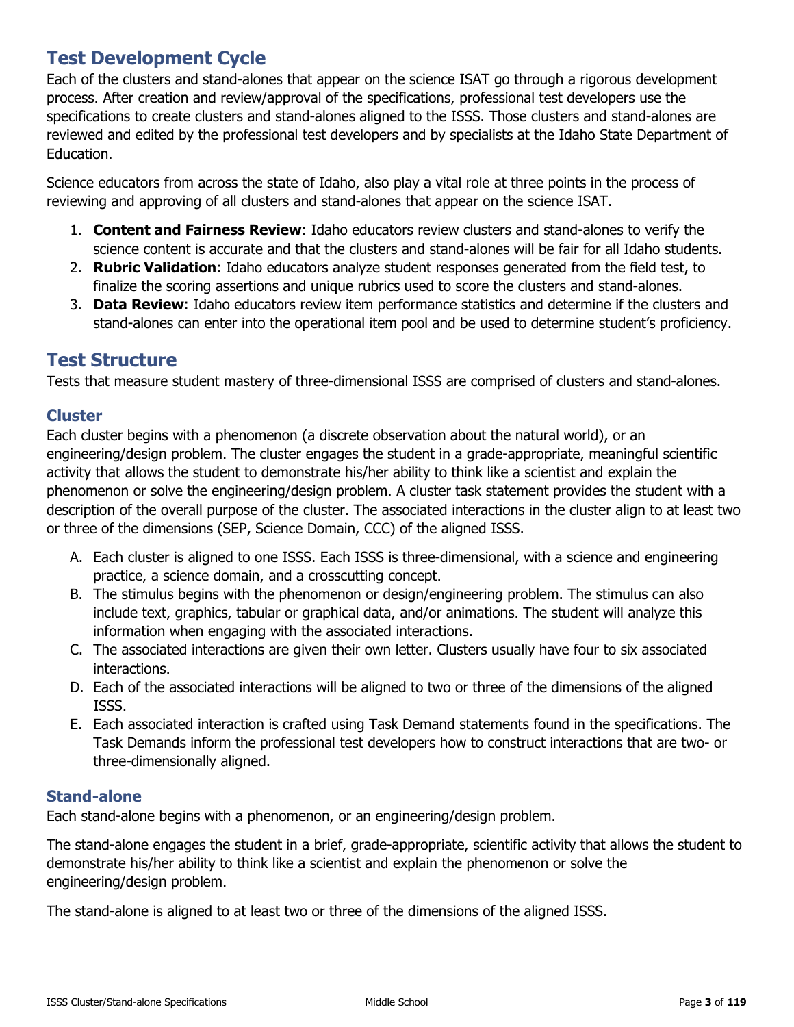## Test Development Cycle

Each of the clusters and stand-alones that appear on the science ISAT go through a rigorous development process. After creation and review/approval of the specifications, professional test developers use the specifications to create clusters and stand-alones aligned to the ISSS. Those clusters and stand-alones are reviewed and edited by the professional test developers and by specialists at the Idaho State Department of Education.

Science educators from across the state of Idaho, also play a vital role at three points in the process of reviewing and approving of all clusters and stand-alones that appear on the science ISAT.

1. **Content and Fairness Review**: Idaho educators review clusters and stand-alones to verify the science content is accurate and that the clusters and stand-alones will be fair for all Idaho students.
2. **Rubric Validation**: Idaho educators analyze student responses generated from the field test, to finalize the scoring assertions and unique rubrics used to score the clusters and stand-alones.
3. **Data Review**: Idaho educators review item performance statistics and determine if the clusters and stand-alones can enter into the operational item pool and be used to determine student's proficiency.

## Test Structure

Tests that measure student mastery of three-dimensional ISSS are comprised of clusters and stand-alones.

### Cluster

Each cluster begins with a phenomenon (a discrete observation about the natural world), or an engineering/design problem. The cluster engages the student in a grade-appropriate, meaningful scientific activity that allows the student to demonstrate his/her ability to think like a scientist and explain the phenomenon or solve the engineering/design problem. A cluster task statement provides the student with a description of the overall purpose of the cluster. The associated interactions in the cluster align to at least two or three of the dimensions (SEP, Science Domain, CCC) of the aligned ISSS.

A. Each cluster is aligned to one ISSS. Each ISSS is three-dimensional, with a science and engineering practice, a science domain, and a crosscutting concept.

B. The stimulus begins with the phenomenon or design/engineering problem. The stimulus can also include text, graphics, tabular or graphical data, and/or animations. The student will analyze this information when engaging with the associated interactions.

C. The associated interactions are given their own letter. Clusters usually have four to six associated interactions.

D. Each of the associated interactions will be aligned to two or three of the dimensions of the aligned ISSS.

E. Each associated interaction is crafted using Task Demand statements found in the specifications. The Task Demands inform the professional test developers how to construct interactions that are two- or three-dimensionally aligned.

### Stand-alone

Each stand-alone begins with a phenomenon, or an engineering/design problem.

The stand-alone engages the student in a brief, grade-appropriate, scientific activity that allows the student to demonstrate his/her ability to think like a scientist and explain the phenomenon or solve the engineering/design problem.

The stand-alone is aligned to at least two or three of the dimensions of the aligned ISSS.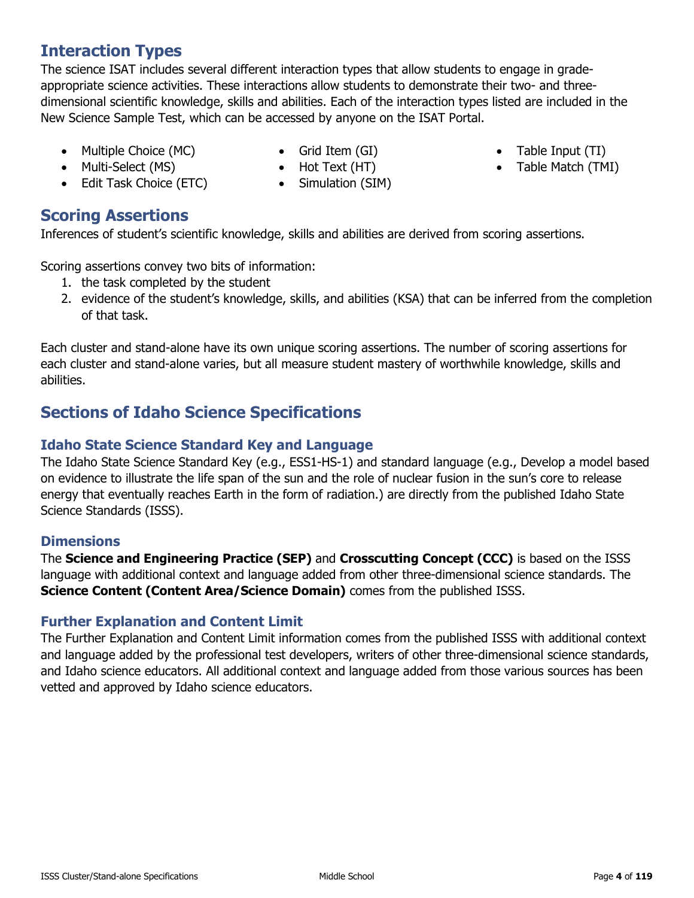## Interaction Types

The science ISAT includes several different interaction types that allow students to engage in grade-appropriate science activities. These interactions allow students to demonstrate their two- and three-dimensional scientific knowledge, skills and abilities. Each of the interaction types listed are included in the New Science Sample Test, which can be accessed by anyone on the ISAT Portal.

- Multiple Choice (MC)
- Multi-Select (MS)
- Edit Task Choice (ETC)
- Grid Item (GI)
- Hot Text (HT)
- Simulation (SIM)
- Table Input (TI)
- Table Match (TMI)

## Scoring Assertions

Inferences of student's scientific knowledge, skills and abilities are derived from scoring assertions.

Scoring assertions convey two bits of information:

1. the task completed by the student
2. evidence of the student's knowledge, skills, and abilities (KSA) that can be inferred from the completion of that task.

Each cluster and stand-alone have its own unique scoring assertions. The number of scoring assertions for each cluster and stand-alone varies, but all measure student mastery of worthwhile knowledge, skills and abilities.

## Sections of Idaho Science Specifications

### Idaho State Science Standard Key and Language

The Idaho State Science Standard Key (e.g., ESS1-HS-1) and standard language (e.g., Develop a model based on evidence to illustrate the life span of the sun and the role of nuclear fusion in the sun's core to release energy that eventually reaches Earth in the form of radiation.) are directly from the published Idaho State Science Standards (ISSS).

### Dimensions

The **Science and Engineering Practice (SEP)** and **Crosscutting Concept (CCC)** is based on the ISSS language with additional context and language added from other three-dimensional science standards. The **Science Content (Content Area/Science Domain)** comes from the published ISSS.

### Further Explanation and Content Limit

The Further Explanation and Content Limit information comes from the published ISSS with additional context and language added by the professional test developers, writers of other three-dimensional science standards, and Idaho science educators. All additional context and language added from those various sources has been vetted and approved by Idaho science educators.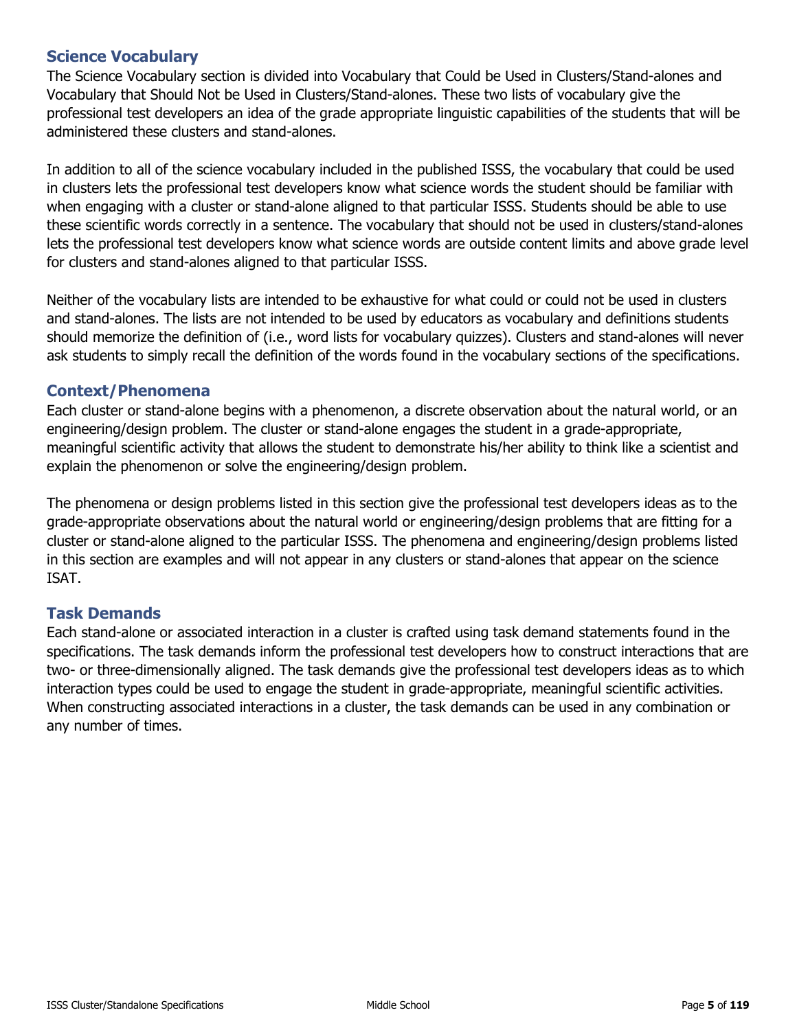## Science Vocabulary

The Science Vocabulary section is divided into Vocabulary that Could be Used in Clusters/Stand-alones and Vocabulary that Should Not be Used in Clusters/Stand-alones. These two lists of vocabulary give the professional test developers an idea of the grade appropriate linguistic capabilities of the students that will be administered these clusters and stand-alones.

In addition to all of the science vocabulary included in the published ISSS, the vocabulary that could be used in clusters lets the professional test developers know what science words the student should be familiar with when engaging with a cluster or stand-alone aligned to that particular ISSS. Students should be able to use these scientific words correctly in a sentence. The vocabulary that should not be used in clusters/stand-alones lets the professional test developers know what science words are outside content limits and above grade level for clusters and stand-alones aligned to that particular ISSS.

Neither of the vocabulary lists are intended to be exhaustive for what could or could not be used in clusters and stand-alones. The lists are not intended to be used by educators as vocabulary and definitions students should memorize the definition of (i.e., word lists for vocabulary quizzes). Clusters and stand-alones will never ask students to simply recall the definition of the words found in the vocabulary sections of the specifications.

## Context/Phenomena

Each cluster or stand-alone begins with a phenomenon, a discrete observation about the natural world, or an engineering/design problem. The cluster or stand-alone engages the student in a grade-appropriate, meaningful scientific activity that allows the student to demonstrate his/her ability to think like a scientist and explain the phenomenon or solve the engineering/design problem.

The phenomena or design problems listed in this section give the professional test developers ideas as to the grade-appropriate observations about the natural world or engineering/design problems that are fitting for a cluster or stand-alone aligned to the particular ISSS. The phenomena and engineering/design problems listed in this section are examples and will not appear in any clusters or stand-alones that appear on the science ISAT.

## Task Demands

Each stand-alone or associated interaction in a cluster is crafted using task demand statements found in the specifications. The task demands inform the professional test developers how to construct interactions that are two- or three-dimensionally aligned. The task demands give the professional test developers ideas as to which interaction types could be used to engage the student in grade-appropriate, meaningful scientific activities. When constructing associated interactions in a cluster, the task demands can be used in any combination or any number of times.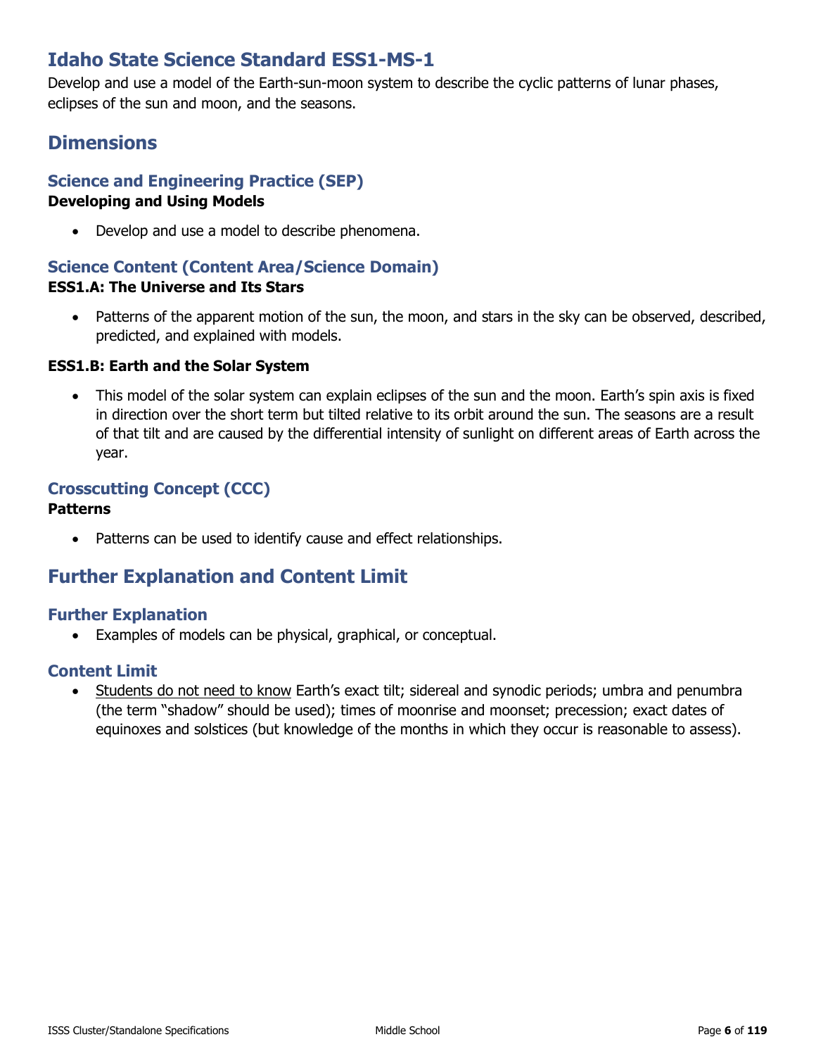# Idaho State Science Standard ESS1-MS-1

Develop and use a model of the Earth-sun-moon system to describe the cyclic patterns of lunar phases, eclipses of the sun and moon, and the seasons.

## Dimensions

### Science and Engineering Practice (SEP)

**Developing and Using Models**

- Develop and use a model to describe phenomena.

### Science Content (Content Area/Science Domain)

**ESS1.A: The Universe and Its Stars**

- Patterns of the apparent motion of the sun, the moon, and stars in the sky can be observed, described, predicted, and explained with models.

**ESS1.B: Earth and the Solar System**

- This model of the solar system can explain eclipses of the sun and the moon. Earth's spin axis is fixed in direction over the short term but tilted relative to its orbit around the sun. The seasons are a result of that tilt and are caused by the differential intensity of sunlight on different areas of Earth across the year.

### Crosscutting Concept (CCC)

**Patterns**

- Patterns can be used to identify cause and effect relationships.

## Further Explanation and Content Limit

### Further Explanation

- Examples of models can be physical, graphical, or conceptual.

### Content Limit

- Students do not need to know Earth's exact tilt; sidereal and synodic periods; umbra and penumbra (the term "shadow" should be used); times of moonrise and moonset; precession; exact dates of equinoxes and solstices (but knowledge of the months in which they occur is reasonable to assess).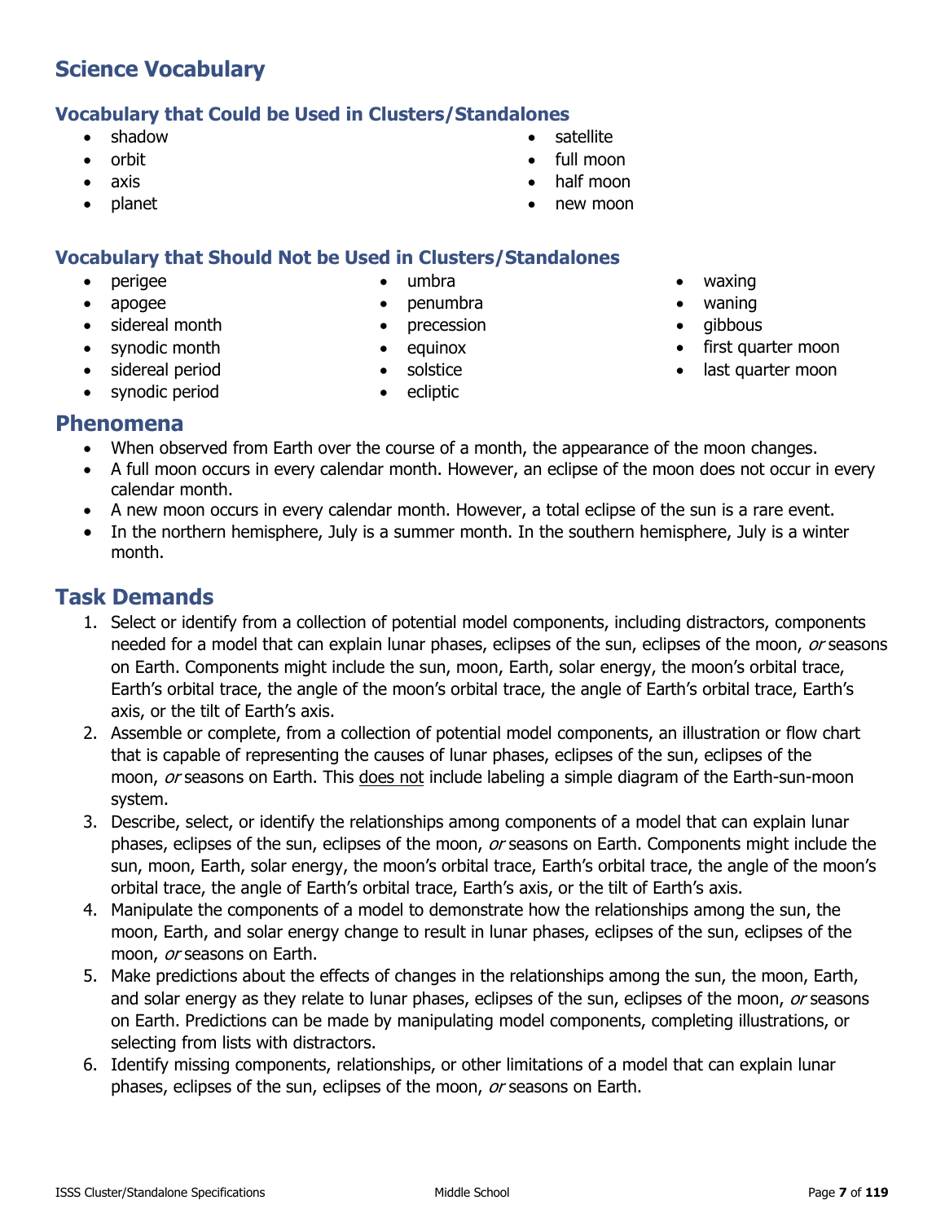## Science Vocabulary

### Vocabulary that Could be Used in Clusters/Standalones

- shadow
- orbit
- axis
- planet
- satellite
- full moon
- half moon
- new moon

### Vocabulary that Should Not be Used in Clusters/Standalones

- perigee
- apogee
- sidereal month
- synodic month
- sidereal period
- synodic period
- umbra
- penumbra
- precession
- equinox
- solstice
- ecliptic
- waxing
- waning
- gibbous
- first quarter moon
- last quarter moon

## Phenomena

- When observed from Earth over the course of a month, the appearance of the moon changes.
- A full moon occurs in every calendar month. However, an eclipse of the moon does not occur in every calendar month.
- A new moon occurs in every calendar month. However, a total eclipse of the sun is a rare event.
- In the northern hemisphere, July is a summer month. In the southern hemisphere, July is a winter month.

## Task Demands

1. Select or identify from a collection of potential model components, including distractors, components needed for a model that can explain lunar phases, eclipses of the sun, eclipses of the moon, *or* seasons on Earth. Components might include the sun, moon, Earth, solar energy, the moon's orbital trace, Earth's orbital trace, the angle of the moon's orbital trace, the angle of Earth's orbital trace, Earth's axis, or the tilt of Earth's axis.
2. Assemble or complete, from a collection of potential model components, an illustration or flow chart that is capable of representing the causes of lunar phases, eclipses of the sun, eclipses of the moon, *or* seasons on Earth. This <u>does not</u> include labeling a simple diagram of the Earth-sun-moon system.
3. Describe, select, or identify the relationships among components of a model that can explain lunar phases, eclipses of the sun, eclipses of the moon, *or* seasons on Earth. Components might include the sun, moon, Earth, solar energy, the moon's orbital trace, Earth's orbital trace, the angle of the moon's orbital trace, the angle of Earth's orbital trace, Earth's axis, or the tilt of Earth's axis.
4. Manipulate the components of a model to demonstrate how the relationships among the sun, the moon, Earth, and solar energy change to result in lunar phases, eclipses of the sun, eclipses of the moon, *or* seasons on Earth.
5. Make predictions about the effects of changes in the relationships among the sun, the moon, Earth, and solar energy as they relate to lunar phases, eclipses of the sun, eclipses of the moon, *or* seasons on Earth. Predictions can be made by manipulating model components, completing illustrations, or selecting from lists with distractors.
6. Identify missing components, relationships, or other limitations of a model that can explain lunar phases, eclipses of the sun, eclipses of the moon, *or* seasons on Earth.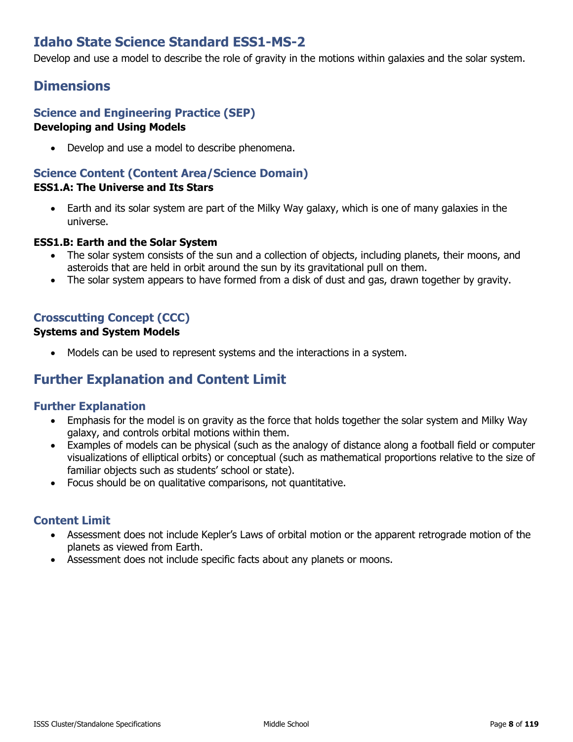# Idaho State Science Standard ESS1-MS-2

Develop and use a model to describe the role of gravity in the motions within galaxies and the solar system.

## Dimensions

### Science and Engineering Practice (SEP)

**Developing and Using Models**

- Develop and use a model to describe phenomena.

### Science Content (Content Area/Science Domain)

**ESS1.A: The Universe and Its Stars**

- Earth and its solar system are part of the Milky Way galaxy, which is one of many galaxies in the universe.

**ESS1.B: Earth and the Solar System**

- The solar system consists of the sun and a collection of objects, including planets, their moons, and asteroids that are held in orbit around the sun by its gravitational pull on them.
- The solar system appears to have formed from a disk of dust and gas, drawn together by gravity.

### Crosscutting Concept (CCC)

**Systems and System Models**

- Models can be used to represent systems and the interactions in a system.

## Further Explanation and Content Limit

### Further Explanation

- Emphasis for the model is on gravity as the force that holds together the solar system and Milky Way galaxy, and controls orbital motions within them.
- Examples of models can be physical (such as the analogy of distance along a football field or computer visualizations of elliptical orbits) or conceptual (such as mathematical proportions relative to the size of familiar objects such as students' school or state).
- Focus should be on qualitative comparisons, not quantitative.

### Content Limit

- Assessment does not include Kepler's Laws of orbital motion or the apparent retrograde motion of the planets as viewed from Earth.
- Assessment does not include specific facts about any planets or moons.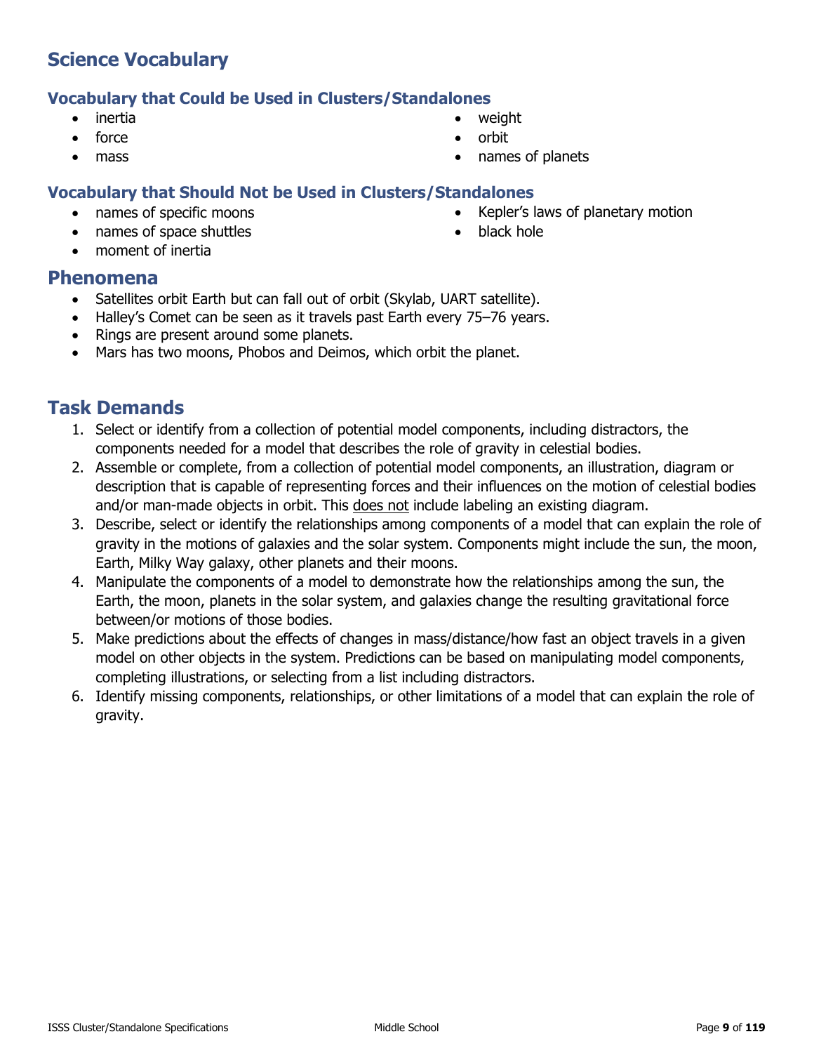## Science Vocabulary

### Vocabulary that Could be Used in Clusters/Standalones

- inertia
- force
- mass
- weight
- orbit
- names of planets

### Vocabulary that Should Not be Used in Clusters/Standalones

- names of specific moons
- names of space shuttles
- moment of inertia
- Kepler's laws of planetary motion
- black hole

## Phenomena

- Satellites orbit Earth but can fall out of orbit (Skylab, UART satellite).
- Halley's Comet can be seen as it travels past Earth every 75–76 years.
- Rings are present around some planets.
- Mars has two moons, Phobos and Deimos, which orbit the planet.

## Task Demands

1. Select or identify from a collection of potential model components, including distractors, the components needed for a model that describes the role of gravity in celestial bodies.
2. Assemble or complete, from a collection of potential model components, an illustration, diagram or description that is capable of representing forces and their influences on the motion of celestial bodies and/or man-made objects in orbit. This does not include labeling an existing diagram.
3. Describe, select or identify the relationships among components of a model that can explain the role of gravity in the motions of galaxies and the solar system. Components might include the sun, the moon, Earth, Milky Way galaxy, other planets and their moons.
4. Manipulate the components of a model to demonstrate how the relationships among the sun, the Earth, the moon, planets in the solar system, and galaxies change the resulting gravitational force between/or motions of those bodies.
5. Make predictions about the effects of changes in mass/distance/how fast an object travels in a given model on other objects in the system. Predictions can be based on manipulating model components, completing illustrations, or selecting from a list including distractors.
6. Identify missing components, relationships, or other limitations of a model that can explain the role of gravity.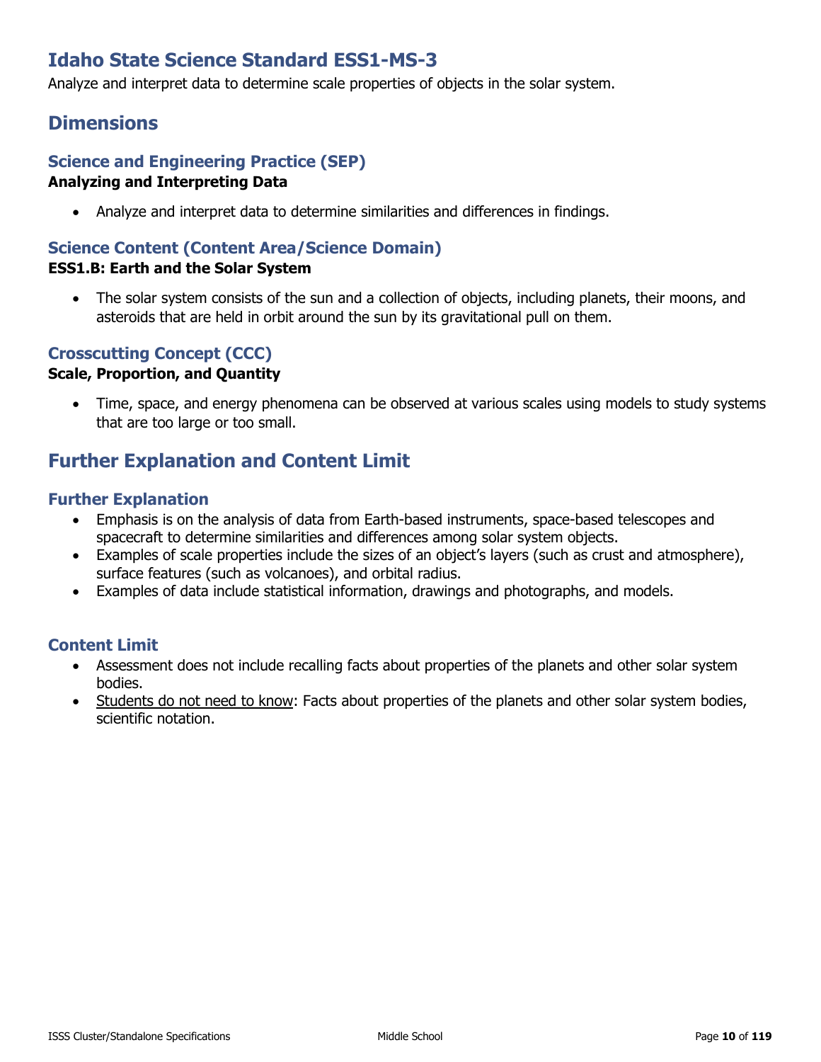# Idaho State Science Standard ESS1-MS-3

Analyze and interpret data to determine scale properties of objects in the solar system.

## Dimensions

### Science and Engineering Practice (SEP)

**Analyzing and Interpreting Data**

- Analyze and interpret data to determine similarities and differences in findings.

### Science Content (Content Area/Science Domain)

**ESS1.B: Earth and the Solar System**

- The solar system consists of the sun and a collection of objects, including planets, their moons, and asteroids that are held in orbit around the sun by its gravitational pull on them.

### Crosscutting Concept (CCC)

**Scale, Proportion, and Quantity**

- Time, space, and energy phenomena can be observed at various scales using models to study systems that are too large or too small.

## Further Explanation and Content Limit

### Further Explanation

- Emphasis is on the analysis of data from Earth-based instruments, space-based telescopes and spacecraft to determine similarities and differences among solar system objects.
- Examples of scale properties include the sizes of an object's layers (such as crust and atmosphere), surface features (such as volcanoes), and orbital radius.
- Examples of data include statistical information, drawings and photographs, and models.

### Content Limit

- Assessment does not include recalling facts about properties of the planets and other solar system bodies.
- <u>Students do not need to know</u>: Facts about properties of the planets and other solar system bodies, scientific notation.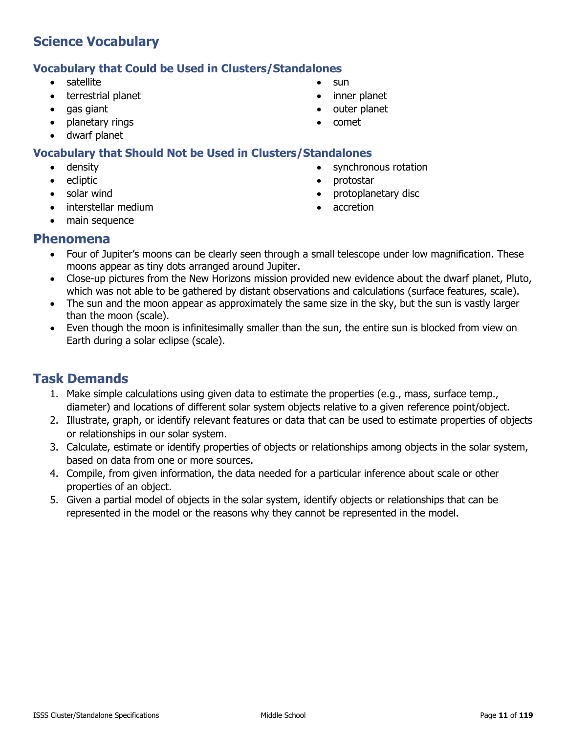## Science Vocabulary

### Vocabulary that Could be Used in Clusters/Standalones

- satellite
- terrestrial planet
- gas giant
- planetary rings
- dwarf planet
- sun
- inner planet
- outer planet
- comet

### Vocabulary that Should Not be Used in Clusters/Standalones

- density
- ecliptic
- solar wind
- interstellar medium
- main sequence
- synchronous rotation
- protostar
- protoplanetary disc
- accretion

## Phenomena

- Four of Jupiter's moons can be clearly seen through a small telescope under low magnification. These moons appear as tiny dots arranged around Jupiter.
- Close-up pictures from the New Horizons mission provided new evidence about the dwarf planet, Pluto, which was not able to be gathered by distant observations and calculations (surface features, scale).
- The sun and the moon appear as approximately the same size in the sky, but the sun is vastly larger than the moon (scale).
- Even though the moon is infinitesimally smaller than the sun, the entire sun is blocked from view on Earth during a solar eclipse (scale).

## Task Demands

1. Make simple calculations using given data to estimate the properties (e.g., mass, surface temp., diameter) and locations of different solar system objects relative to a given reference point/object.
2. Illustrate, graph, or identify relevant features or data that can be used to estimate properties of objects or relationships in our solar system.
3. Calculate, estimate or identify properties of objects or relationships among objects in the solar system, based on data from one or more sources.
4. Compile, from given information, the data needed for a particular inference about scale or other properties of an object.
5. Given a partial model of objects in the solar system, identify objects or relationships that can be represented in the model or the reasons why they cannot be represented in the model.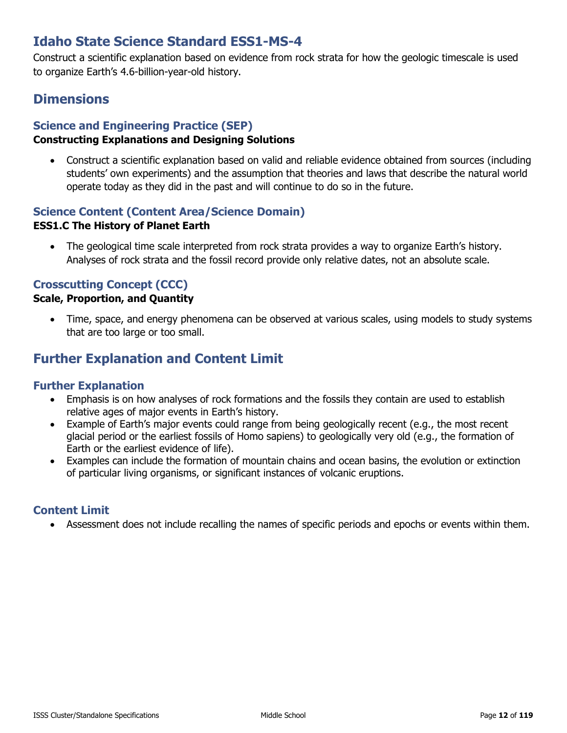# Idaho State Science Standard ESS1-MS-4

Construct a scientific explanation based on evidence from rock strata for how the geologic timescale is used to organize Earth's 4.6-billion-year-old history.

## Dimensions

### Science and Engineering Practice (SEP)

**Constructing Explanations and Designing Solutions**

- Construct a scientific explanation based on valid and reliable evidence obtained from sources (including students' own experiments) and the assumption that theories and laws that describe the natural world operate today as they did in the past and will continue to do so in the future.

### Science Content (Content Area/Science Domain)

**ESS1.C The History of Planet Earth**

- The geological time scale interpreted from rock strata provides a way to organize Earth's history. Analyses of rock strata and the fossil record provide only relative dates, not an absolute scale.

### Crosscutting Concept (CCC)

**Scale, Proportion, and Quantity**

- Time, space, and energy phenomena can be observed at various scales, using models to study systems that are too large or too small.

## Further Explanation and Content Limit

### Further Explanation

- Emphasis is on how analyses of rock formations and the fossils they contain are used to establish relative ages of major events in Earth's history.
- Example of Earth's major events could range from being geologically recent (e.g., the most recent glacial period or the earliest fossils of Homo sapiens) to geologically very old (e.g., the formation of Earth or the earliest evidence of life).
- Examples can include the formation of mountain chains and ocean basins, the evolution or extinction of particular living organisms, or significant instances of volcanic eruptions.

### Content Limit

- Assessment does not include recalling the names of specific periods and epochs or events within them.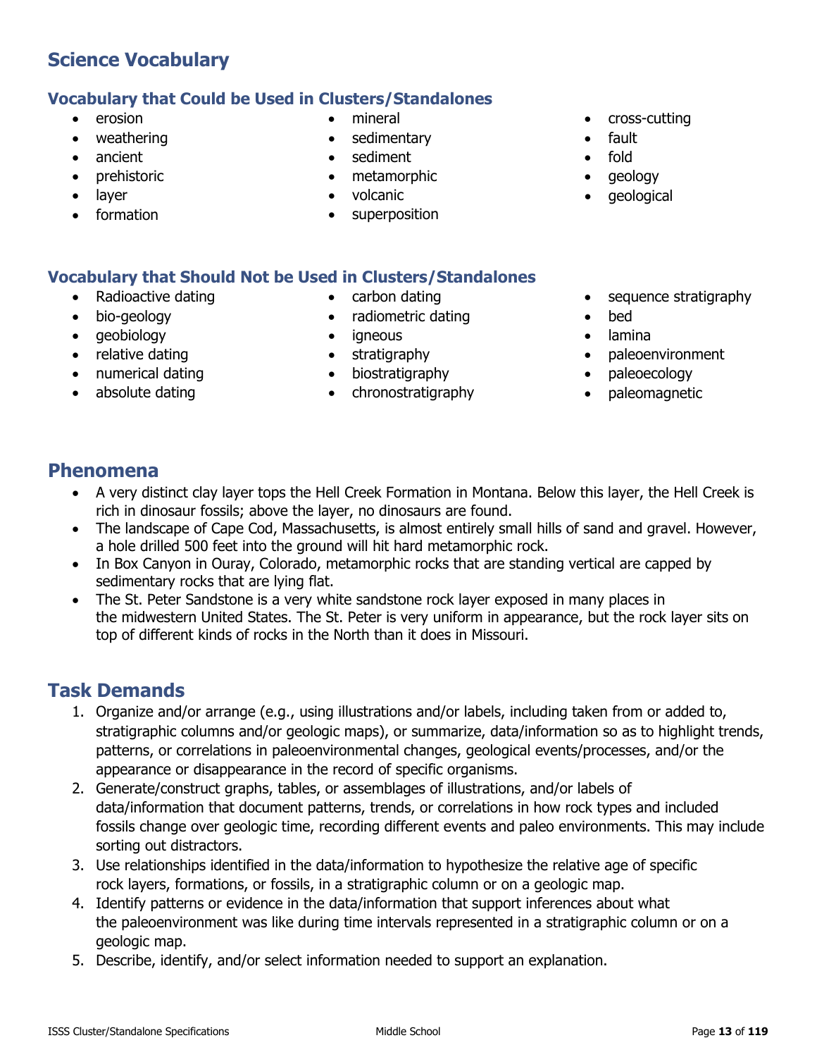## Science Vocabulary

### Vocabulary that Could be Used in Clusters/Standalones

- erosion
- weathering
- ancient
- prehistoric
- layer
- formation
- mineral
- sedimentary
- sediment
- metamorphic
- volcanic
- superposition
- cross-cutting
- fault
- fold
- geology
- geological

### Vocabulary that Should Not be Used in Clusters/Standalones

- Radioactive dating
- bio-geology
- geobiology
- relative dating
- numerical dating
- absolute dating
- carbon dating
- radiometric dating
- igneous
- stratigraphy
- biostratigraphy
- chronostratigraphy
- sequence stratigraphy
- bed
- lamina
- paleoenvironment
- paleoecology
- paleomagnetic

## Phenomena

- A very distinct clay layer tops the Hell Creek Formation in Montana. Below this layer, the Hell Creek is rich in dinosaur fossils; above the layer, no dinosaurs are found.
- The landscape of Cape Cod, Massachusetts, is almost entirely small hills of sand and gravel. However, a hole drilled 500 feet into the ground will hit hard metamorphic rock.
- In Box Canyon in Ouray, Colorado, metamorphic rocks that are standing vertical are capped by sedimentary rocks that are lying flat.
- The St. Peter Sandstone is a very white sandstone rock layer exposed in many places in the midwestern United States. The St. Peter is very uniform in appearance, but the rock layer sits on top of different kinds of rocks in the North than it does in Missouri.

## Task Demands

1. Organize and/or arrange (e.g., using illustrations and/or labels, including taken from or added to, stratigraphic columns and/or geologic maps), or summarize, data/information so as to highlight trends, patterns, or correlations in paleoenvironmental changes, geological events/processes, and/or the appearance or disappearance in the record of specific organisms.
2. Generate/construct graphs, tables, or assemblages of illustrations, and/or labels of data/information that document patterns, trends, or correlations in how rock types and included fossils change over geologic time, recording different events and paleo environments. This may include sorting out distractors.
3. Use relationships identified in the data/information to hypothesize the relative age of specific rock layers, formations, or fossils, in a stratigraphic column or on a geologic map.
4. Identify patterns or evidence in the data/information that support inferences about what the paleoenvironment was like during time intervals represented in a stratigraphic column or on a geologic map.
5. Describe, identify, and/or select information needed to support an explanation.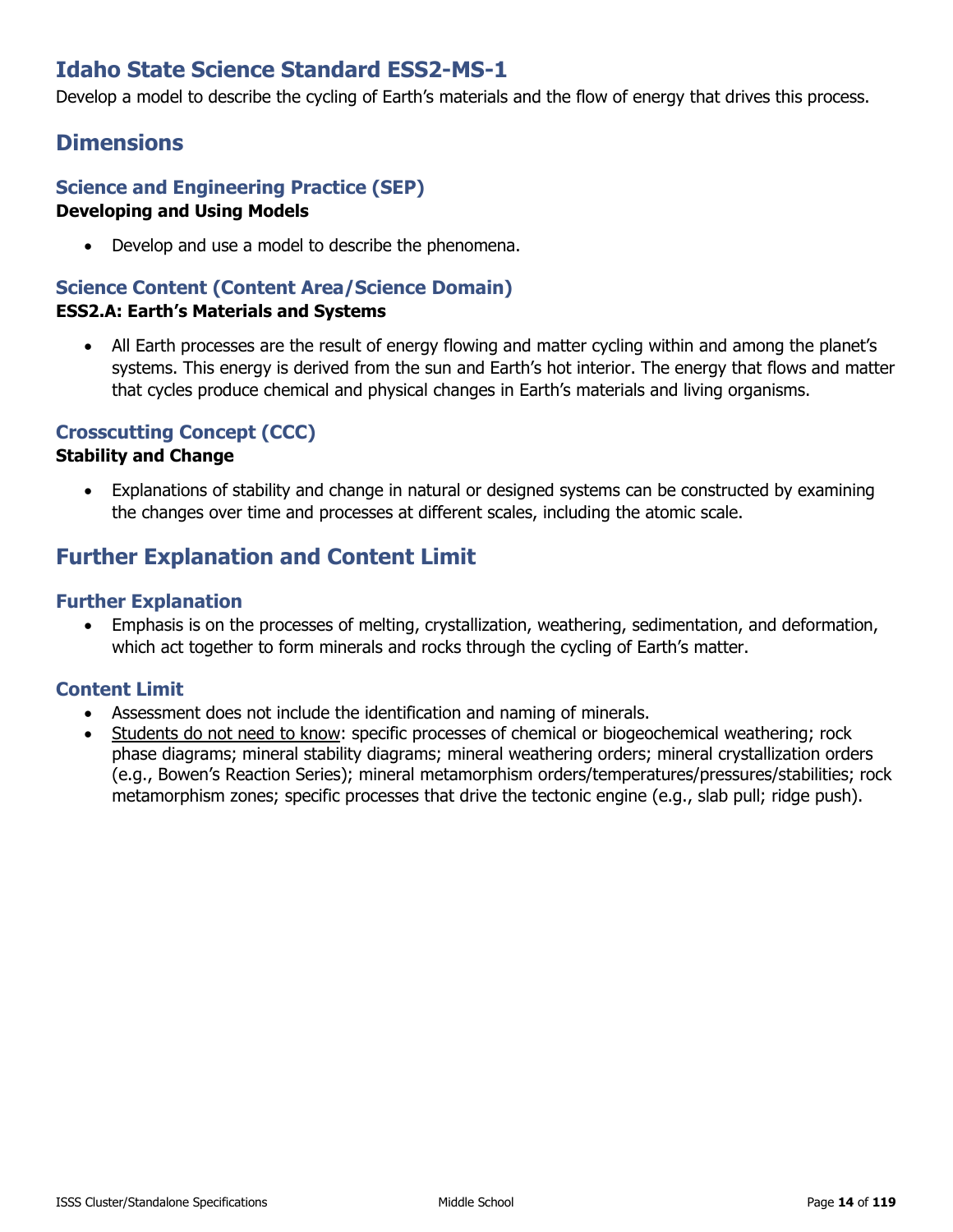# Idaho State Science Standard ESS2-MS-1

Develop a model to describe the cycling of Earth's materials and the flow of energy that drives this process.

## Dimensions

### Science and Engineering Practice (SEP)

**Developing and Using Models**

- Develop and use a model to describe the phenomena.

### Science Content (Content Area/Science Domain)

**ESS2.A: Earth's Materials and Systems**

- All Earth processes are the result of energy flowing and matter cycling within and among the planet's systems. This energy is derived from the sun and Earth's hot interior. The energy that flows and matter that cycles produce chemical and physical changes in Earth's materials and living organisms.

### Crosscutting Concept (CCC)

**Stability and Change**

- Explanations of stability and change in natural or designed systems can be constructed by examining the changes over time and processes at different scales, including the atomic scale.

## Further Explanation and Content Limit

### Further Explanation

- Emphasis is on the processes of melting, crystallization, weathering, sedimentation, and deformation, which act together to form minerals and rocks through the cycling of Earth's matter.

### Content Limit

- Assessment does not include the identification and naming of minerals.
- Students do not need to know: specific processes of chemical or biogeochemical weathering; rock phase diagrams; mineral stability diagrams; mineral weathering orders; mineral crystallization orders (e.g., Bowen's Reaction Series); mineral metamorphism orders/temperatures/pressures/stabilities; rock metamorphism zones; specific processes that drive the tectonic engine (e.g., slab pull; ridge push).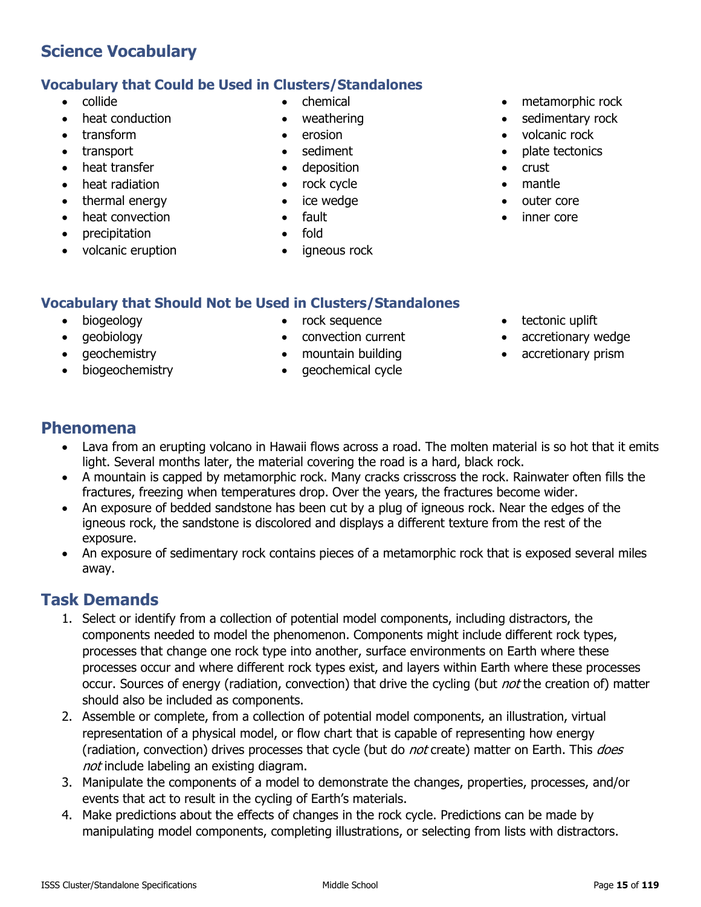## Science Vocabulary

### Vocabulary that Could be Used in Clusters/Standalones

- collide
- heat conduction
- transform
- transport
- heat transfer
- heat radiation
- thermal energy
- heat convection
- precipitation
- volcanic eruption
- chemical
- weathering
- erosion
- sediment
- deposition
- rock cycle
- ice wedge
- fault
- fold
- igneous rock
- metamorphic rock
- sedimentary rock
- volcanic rock
- plate tectonics
- crust
- mantle
- outer core
- inner core

### Vocabulary that Should Not be Used in Clusters/Standalones

- biogeology
- geobiology
- geochemistry
- biogeochemistry
- rock sequence
- convection current
- mountain building
- geochemical cycle
- tectonic uplift
- accretionary wedge
- accretionary prism

## Phenomena

- Lava from an erupting volcano in Hawaii flows across a road. The molten material is so hot that it emits light. Several months later, the material covering the road is a hard, black rock.
- A mountain is capped by metamorphic rock. Many cracks crisscross the rock. Rainwater often fills the fractures, freezing when temperatures drop. Over the years, the fractures become wider.
- An exposure of bedded sandstone has been cut by a plug of igneous rock. Near the edges of the igneous rock, the sandstone is discolored and displays a different texture from the rest of the exposure.
- An exposure of sedimentary rock contains pieces of a metamorphic rock that is exposed several miles away.

## Task Demands

1. Select or identify from a collection of potential model components, including distractors, the components needed to model the phenomenon. Components might include different rock types, processes that change one rock type into another, surface environments on Earth where these processes occur and where different rock types exist, and layers within Earth where these processes occur. Sources of energy (radiation, convection) that drive the cycling (but *not* the creation of) matter should also be included as components.
2. Assemble or complete, from a collection of potential model components, an illustration, virtual representation of a physical model, or flow chart that is capable of representing how energy (radiation, convection) drives processes that cycle (but do *not* create) matter on Earth. This *does not* include labeling an existing diagram.
3. Manipulate the components of a model to demonstrate the changes, properties, processes, and/or events that act to result in the cycling of Earth's materials.
4. Make predictions about the effects of changes in the rock cycle. Predictions can be made by manipulating model components, completing illustrations, or selecting from lists with distractors.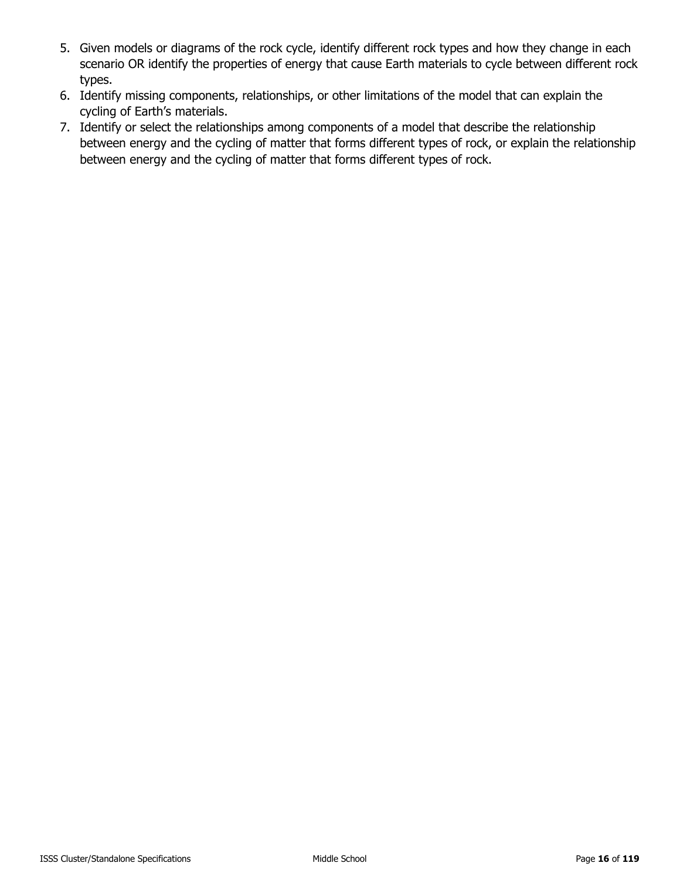5. Given models or diagrams of the rock cycle, identify different rock types and how they change in each scenario OR identify the properties of energy that cause Earth materials to cycle between different rock types.
6. Identify missing components, relationships, or other limitations of the model that can explain the cycling of Earth's materials.
7. Identify or select the relationships among components of a model that describe the relationship between energy and the cycling of matter that forms different types of rock, or explain the relationship between energy and the cycling of matter that forms different types of rock.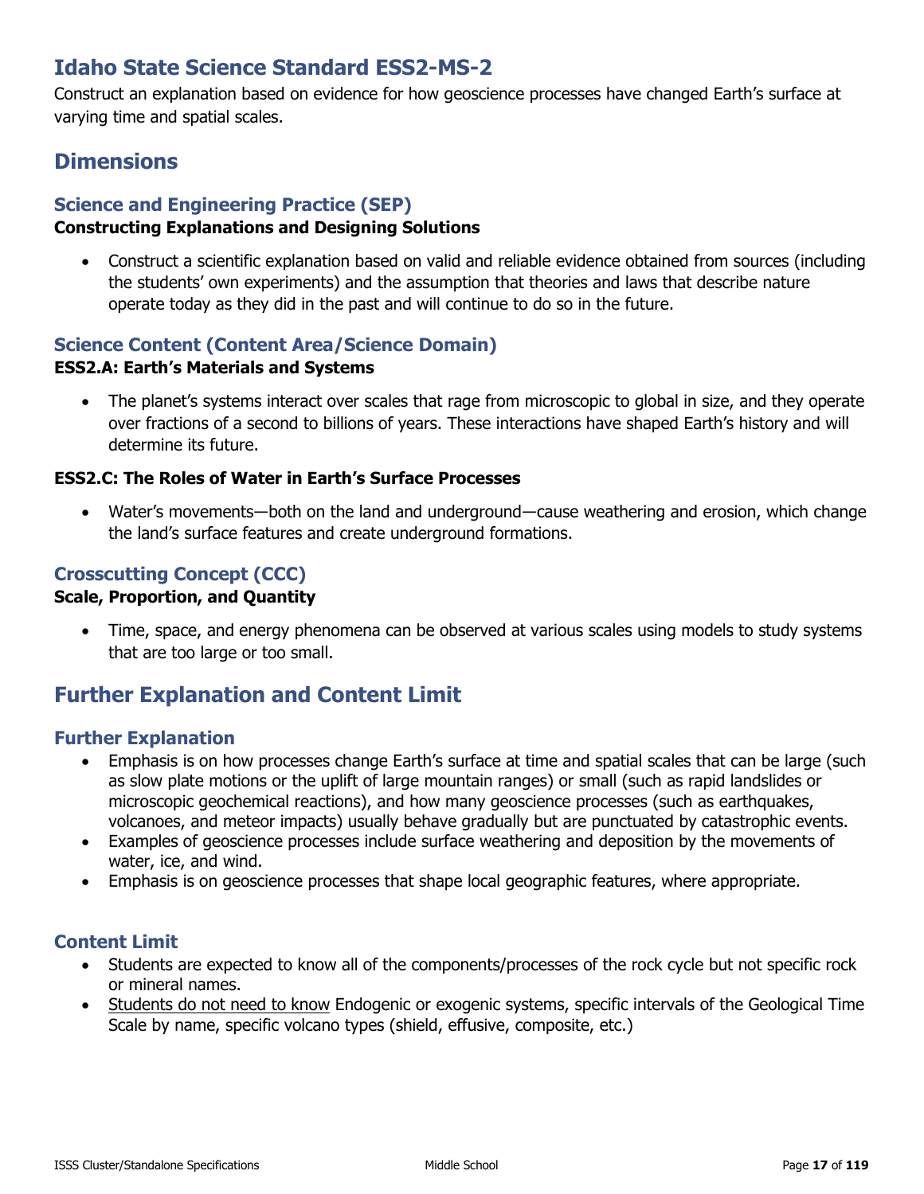# Idaho State Science Standard ESS2-MS-2

Construct an explanation based on evidence for how geoscience processes have changed Earth's surface at varying time and spatial scales.

## Dimensions

### Science and Engineering Practice (SEP)

**Constructing Explanations and Designing Solutions**

- Construct a scientific explanation based on valid and reliable evidence obtained from sources (including the students' own experiments) and the assumption that theories and laws that describe nature operate today as they did in the past and will continue to do so in the future.

### Science Content (Content Area/Science Domain)

**ESS2.A: Earth's Materials and Systems**

- The planet's systems interact over scales that rage from microscopic to global in size, and they operate over fractions of a second to billions of years. These interactions have shaped Earth's history and will determine its future.

**ESS2.C: The Roles of Water in Earth's Surface Processes**

- Water's movements—both on the land and underground—cause weathering and erosion, which change the land's surface features and create underground formations.

### Crosscutting Concept (CCC)

**Scale, Proportion, and Quantity**

- Time, space, and energy phenomena can be observed at various scales using models to study systems that are too large or too small.

## Further Explanation and Content Limit

### Further Explanation

- Emphasis is on how processes change Earth's surface at time and spatial scales that can be large (such as slow plate motions or the uplift of large mountain ranges) or small (such as rapid landslides or microscopic geochemical reactions), and how many geoscience processes (such as earthquakes, volcanoes, and meteor impacts) usually behave gradually but are punctuated by catastrophic events.
- Examples of geoscience processes include surface weathering and deposition by the movements of water, ice, and wind.
- Emphasis is on geoscience processes that shape local geographic features, where appropriate.

### Content Limit

- Students are expected to know all of the components/processes of the rock cycle but not specific rock or mineral names.
- <u>Students do not need to know</u> Endogenic or exogenic systems, specific intervals of the Geological Time Scale by name, specific volcano types (shield, effusive, composite, etc.)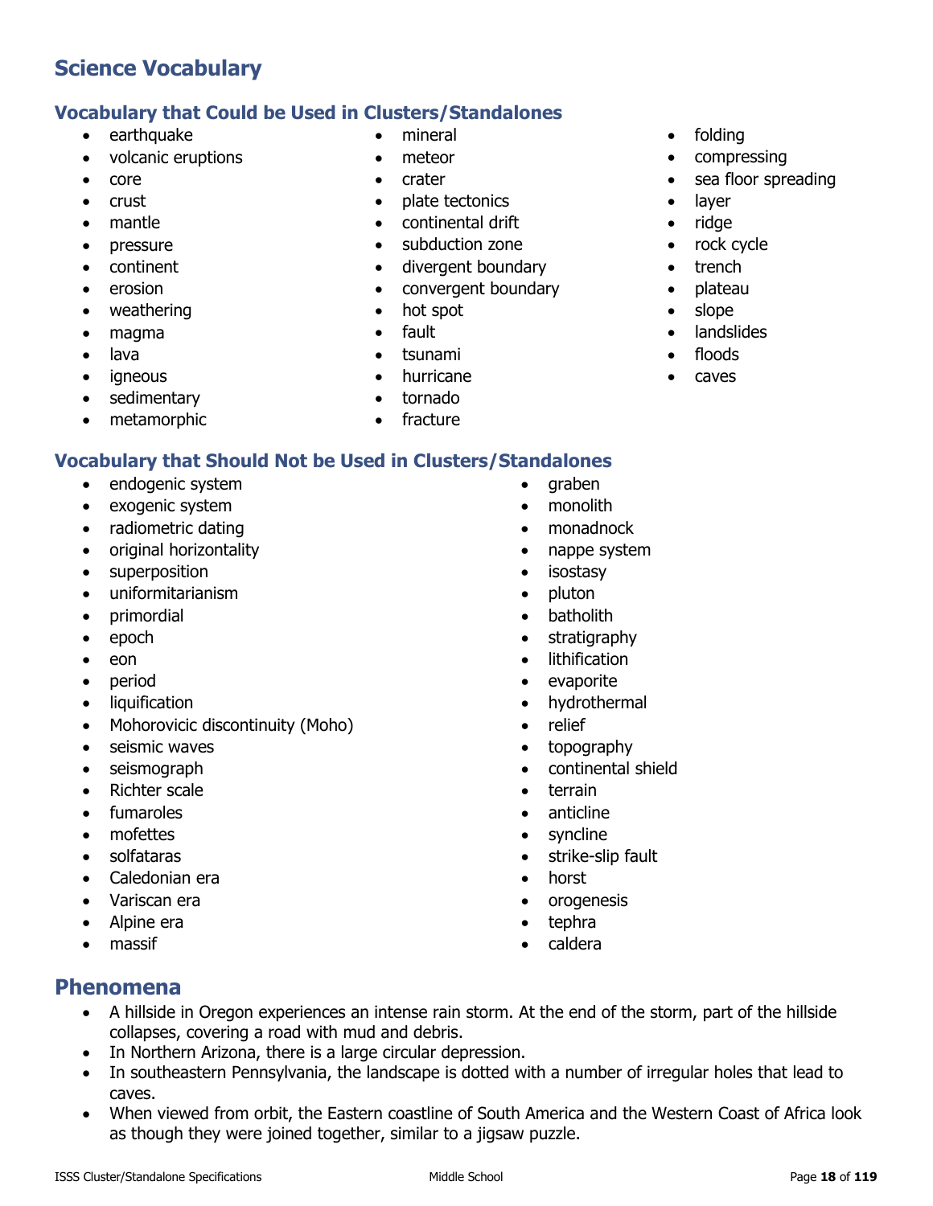## Science Vocabulary

### Vocabulary that Could be Used in Clusters/Standalones

- earthquake
- volcanic eruptions
- core
- crust
- mantle
- pressure
- continent
- erosion
- weathering
- magma
- lava
- igneous
- sedimentary
- metamorphic
- mineral
- meteor
- crater
- plate tectonics
- continental drift
- subduction zone
- divergent boundary
- convergent boundary
- hot spot
- fault
- tsunami
- hurricane
- tornado
- fracture
- folding
- compressing
- sea floor spreading
- layer
- ridge
- rock cycle
- trench
- plateau
- slope
- landslides
- floods
- caves

### Vocabulary that Should Not be Used in Clusters/Standalones

- endogenic system
- exogenic system
- radiometric dating
- original horizontality
- superposition
- uniformitarianism
- primordial
- epoch
- eon
- period
- liquification
- Mohorovicic discontinuity (Moho)
- seismic waves
- seismograph
- Richter scale
- fumaroles
- mofettes
- solfataras
- Caledonian era
- Variscan era
- Alpine era
- massif
- graben
- monolith
- monadnock
- nappe system
- isostasy
- pluton
- batholith
- stratigraphy
- lithification
- evaporite
- hydrothermal
- relief
- topography
- continental shield
- terrain
- anticline
- syncline
- strike-slip fault
- horst
- orogenesis
- tephra
- caldera

## Phenomena

- A hillside in Oregon experiences an intense rain storm. At the end of the storm, part of the hillside collapses, covering a road with mud and debris.
- In Northern Arizona, there is a large circular depression.
- In southeastern Pennsylvania, the landscape is dotted with a number of irregular holes that lead to caves.
- When viewed from orbit, the Eastern coastline of South America and the Western Coast of Africa look as though they were joined together, similar to a jigsaw puzzle.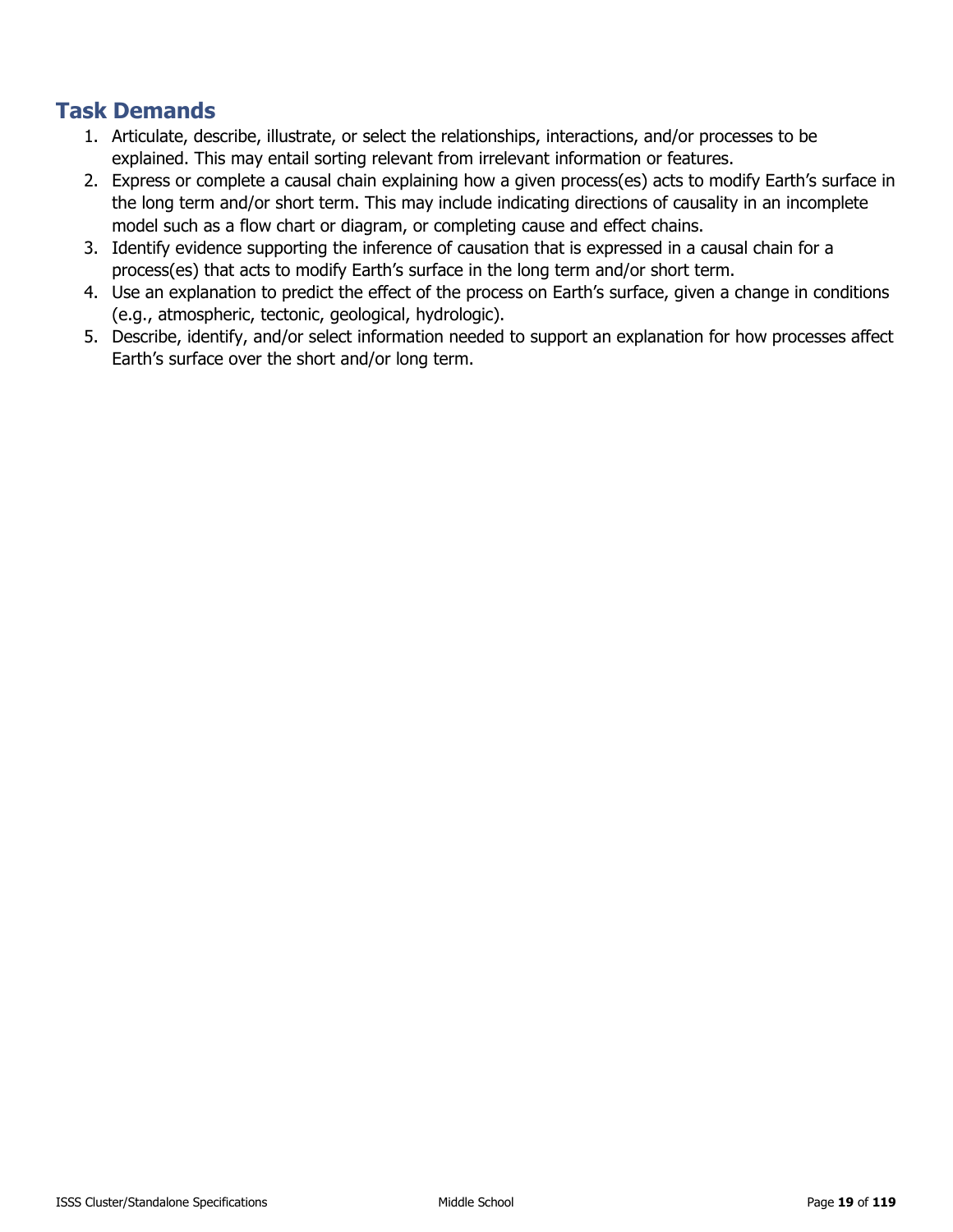## Task Demands

1. Articulate, describe, illustrate, or select the relationships, interactions, and/or processes to be explained. This may entail sorting relevant from irrelevant information or features.
2. Express or complete a causal chain explaining how a given process(es) acts to modify Earth's surface in the long term and/or short term. This may include indicating directions of causality in an incomplete model such as a flow chart or diagram, or completing cause and effect chains.
3. Identify evidence supporting the inference of causation that is expressed in a causal chain for a process(es) that acts to modify Earth's surface in the long term and/or short term.
4. Use an explanation to predict the effect of the process on Earth's surface, given a change in conditions (e.g., atmospheric, tectonic, geological, hydrologic).
5. Describe, identify, and/or select information needed to support an explanation for how processes affect Earth's surface over the short and/or long term.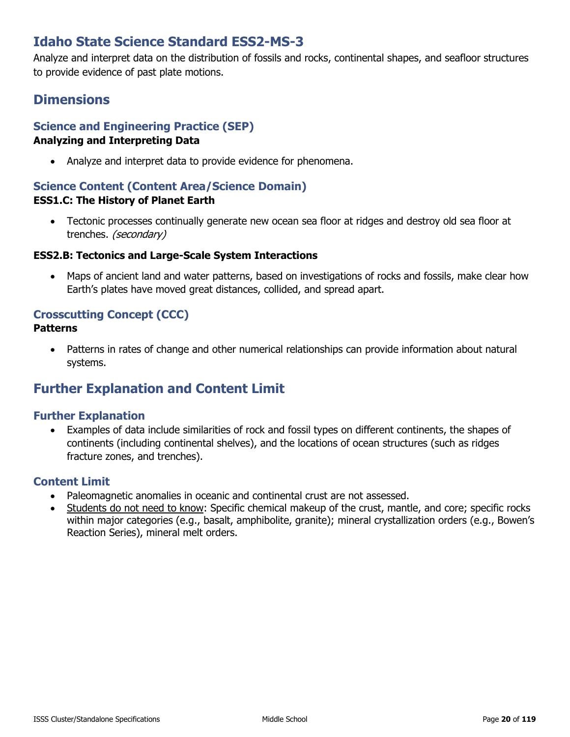# Idaho State Science Standard ESS2-MS-3

Analyze and interpret data on the distribution of fossils and rocks, continental shapes, and seafloor structures to provide evidence of past plate motions.

## Dimensions

### Science and Engineering Practice (SEP)

**Analyzing and Interpreting Data**

- Analyze and interpret data to provide evidence for phenomena.

### Science Content (Content Area/Science Domain)

**ESS1.C: The History of Planet Earth**

- Tectonic processes continually generate new ocean sea floor at ridges and destroy old sea floor at trenches. *(secondary)*

**ESS2.B: Tectonics and Large-Scale System Interactions**

- Maps of ancient land and water patterns, based on investigations of rocks and fossils, make clear how Earth's plates have moved great distances, collided, and spread apart.

### Crosscutting Concept (CCC)

**Patterns**

- Patterns in rates of change and other numerical relationships can provide information about natural systems.

## Further Explanation and Content Limit

### Further Explanation

- Examples of data include similarities of rock and fossil types on different continents, the shapes of continents (including continental shelves), and the locations of ocean structures (such as ridges fracture zones, and trenches).

### Content Limit

- Paleomagnetic anomalies in oceanic and continental crust are not assessed.
- <u>Students do not need to know</u>: Specific chemical makeup of the crust, mantle, and core; specific rocks within major categories (e.g., basalt, amphibolite, granite); mineral crystallization orders (e.g., Bowen's Reaction Series), mineral melt orders.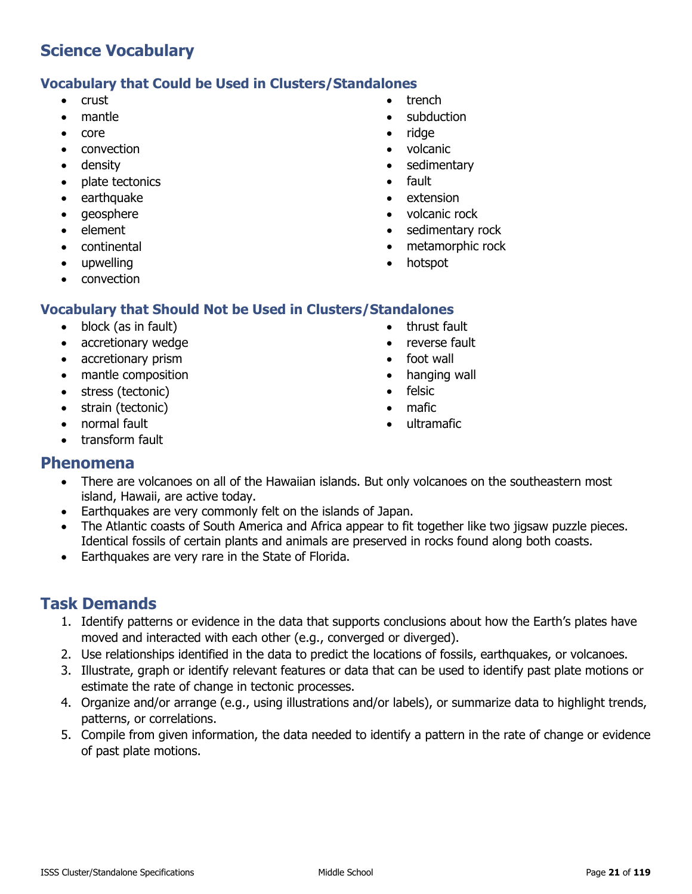## Science Vocabulary

### Vocabulary that Could be Used in Clusters/Standalones

- crust
- mantle
- core
- convection
- density
- plate tectonics
- earthquake
- geosphere
- element
- continental
- upwelling
- convection
- trench
- subduction
- ridge
- volcanic
- sedimentary
- fault
- extension
- volcanic rock
- sedimentary rock
- metamorphic rock
- hotspot

### Vocabulary that Should Not be Used in Clusters/Standalones

- block (as in fault)
- accretionary wedge
- accretionary prism
- mantle composition
- stress (tectonic)
- strain (tectonic)
- normal fault
- transform fault
- thrust fault
- reverse fault
- foot wall
- hanging wall
- felsic
- mafic
- ultramafic

## Phenomena

- There are volcanoes on all of the Hawaiian islands. But only volcanoes on the southeastern most island, Hawaii, are active today.
- Earthquakes are very commonly felt on the islands of Japan.
- The Atlantic coasts of South America and Africa appear to fit together like two jigsaw puzzle pieces. Identical fossils of certain plants and animals are preserved in rocks found along both coasts.
- Earthquakes are very rare in the State of Florida.

## Task Demands

1. Identify patterns or evidence in the data that supports conclusions about how the Earth's plates have moved and interacted with each other (e.g., converged or diverged).
2. Use relationships identified in the data to predict the locations of fossils, earthquakes, or volcanoes.
3. Illustrate, graph or identify relevant features or data that can be used to identify past plate motions or estimate the rate of change in tectonic processes.
4. Organize and/or arrange (e.g., using illustrations and/or labels), or summarize data to highlight trends, patterns, or correlations.
5. Compile from given information, the data needed to identify a pattern in the rate of change or evidence of past plate motions.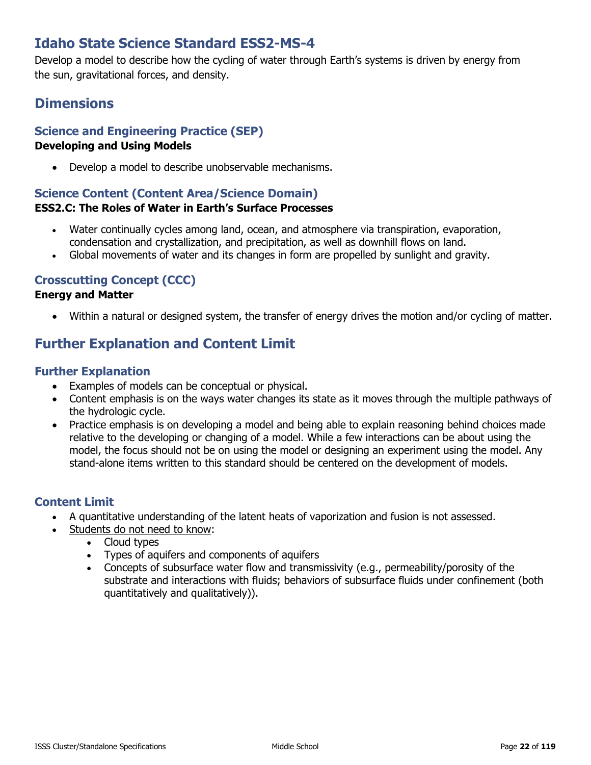## Idaho State Science Standard ESS2-MS-4

Develop a model to describe how the cycling of water through Earth's systems is driven by energy from the sun, gravitational forces, and density.

## Dimensions

### Science and Engineering Practice (SEP)

**Developing and Using Models**

- Develop a model to describe unobservable mechanisms.

### Science Content (Content Area/Science Domain)

**ESS2.C: The Roles of Water in Earth's Surface Processes**

- Water continually cycles among land, ocean, and atmosphere via transpiration, evaporation, condensation and crystallization, and precipitation, as well as downhill flows on land.
- Global movements of water and its changes in form are propelled by sunlight and gravity.

### Crosscutting Concept (CCC)

**Energy and Matter**

- Within a natural or designed system, the transfer of energy drives the motion and/or cycling of matter.

## Further Explanation and Content Limit

### Further Explanation

- Examples of models can be conceptual or physical.
- Content emphasis is on the ways water changes its state as it moves through the multiple pathways of the hydrologic cycle.
- Practice emphasis is on developing a model and being able to explain reasoning behind choices made relative to the developing or changing of a model. While a few interactions can be about using the model, the focus should not be on using the model or designing an experiment using the model. Any stand-alone items written to this standard should be centered on the development of models.

### Content Limit

- A quantitative understanding of the latent heats of vaporization and fusion is not assessed.
- Students do not need to know:
  - Cloud types
  - Types of aquifers and components of aquifers
  - Concepts of subsurface water flow and transmissivity (e.g., permeability/porosity of the substrate and interactions with fluids; behaviors of subsurface fluids under confinement (both quantitatively and qualitatively)).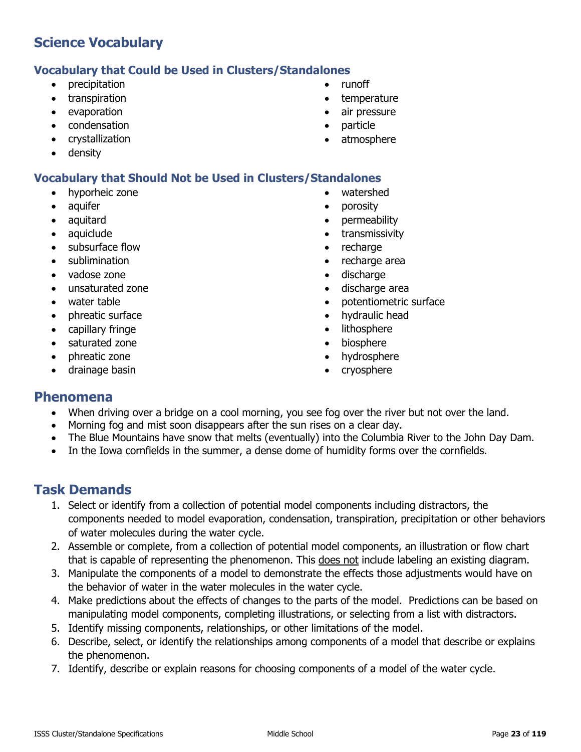## Science Vocabulary

### Vocabulary that Could be Used in Clusters/Standalones

- precipitation
- transpiration
- evaporation
- condensation
- crystallization
- density
- runoff
- temperature
- air pressure
- particle
- atmosphere

### Vocabulary that Should Not be Used in Clusters/Standalones

- hyporheic zone
- aquifer
- aquitard
- aquiclude
- subsurface flow
- sublimination
- vadose zone
- unsaturated zone
- water table
- phreatic surface
- capillary fringe
- saturated zone
- phreatic zone
- drainage basin
- watershed
- porosity
- permeability
- transmissivity
- recharge
- recharge area
- discharge
- discharge area
- potentiometric surface
- hydraulic head
- lithosphere
- biosphere
- hydrosphere
- cryosphere

## Phenomena

- When driving over a bridge on a cool morning, you see fog over the river but not over the land.
- Morning fog and mist soon disappears after the sun rises on a clear day.
- The Blue Mountains have snow that melts (eventually) into the Columbia River to the John Day Dam.
- In the Iowa cornfields in the summer, a dense dome of humidity forms over the cornfields.

## Task Demands

1. Select or identify from a collection of potential model components including distractors, the components needed to model evaporation, condensation, transpiration, precipitation or other behaviors of water molecules during the water cycle.
2. Assemble or complete, from a collection of potential model components, an illustration or flow chart that is capable of representing the phenomenon. This <u>does not</u> include labeling an existing diagram.
3. Manipulate the components of a model to demonstrate the effects those adjustments would have on the behavior of water in the water molecules in the water cycle.
4. Make predictions about the effects of changes to the parts of the model. Predictions can be based on manipulating model components, completing illustrations, or selecting from a list with distractors.
5. Identify missing components, relationships, or other limitations of the model.
6. Describe, select, or identify the relationships among components of a model that describe or explains the phenomenon.
7. Identify, describe or explain reasons for choosing components of a model of the water cycle.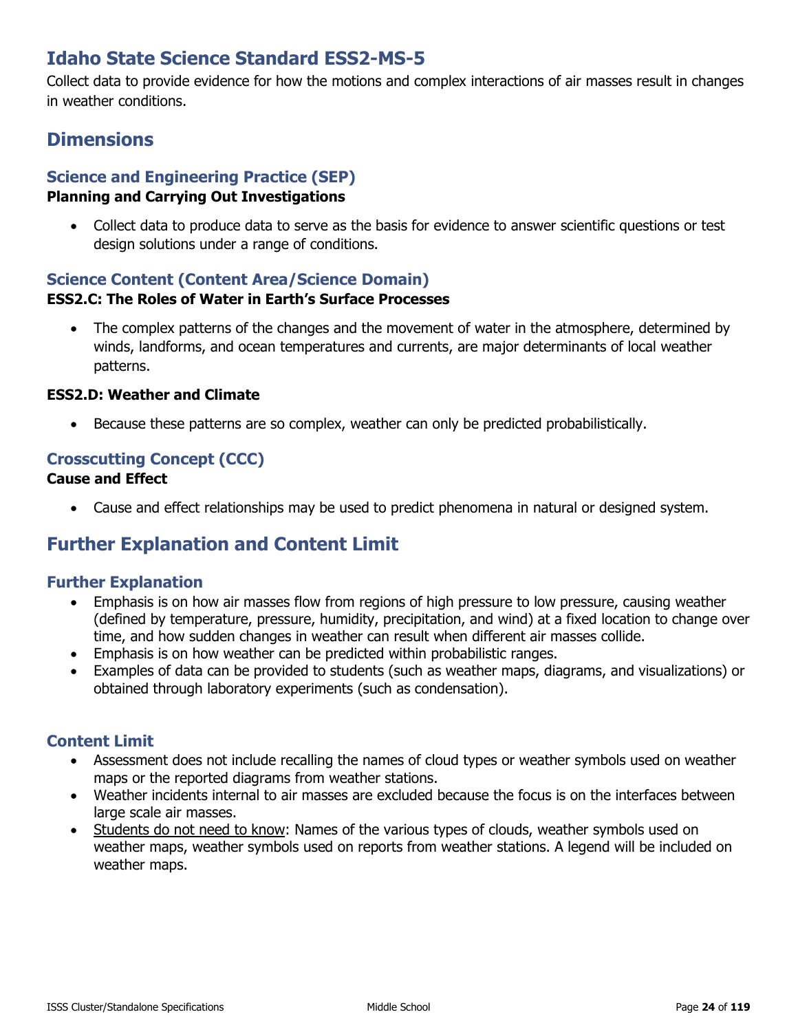## Idaho State Science Standard ESS2-MS-5

Collect data to provide evidence for how the motions and complex interactions of air masses result in changes in weather conditions.

## Dimensions

### Science and Engineering Practice (SEP)

**Planning and Carrying Out Investigations**

- Collect data to produce data to serve as the basis for evidence to answer scientific questions or test design solutions under a range of conditions.

### Science Content (Content Area/Science Domain)

**ESS2.C: The Roles of Water in Earth's Surface Processes**

- The complex patterns of the changes and the movement of water in the atmosphere, determined by winds, landforms, and ocean temperatures and currents, are major determinants of local weather patterns.

**ESS2.D: Weather and Climate**

- Because these patterns are so complex, weather can only be predicted probabilistically.

### Crosscutting Concept (CCC)

**Cause and Effect**

- Cause and effect relationships may be used to predict phenomena in natural or designed system.

## Further Explanation and Content Limit

### Further Explanation

- Emphasis is on how air masses flow from regions of high pressure to low pressure, causing weather (defined by temperature, pressure, humidity, precipitation, and wind) at a fixed location to change over time, and how sudden changes in weather can result when different air masses collide.
- Emphasis is on how weather can be predicted within probabilistic ranges.
- Examples of data can be provided to students (such as weather maps, diagrams, and visualizations) or obtained through laboratory experiments (such as condensation).

### Content Limit

- Assessment does not include recalling the names of cloud types or weather symbols used on weather maps or the reported diagrams from weather stations.
- Weather incidents internal to air masses are excluded because the focus is on the interfaces between large scale air masses.
- Students do not need to know: Names of the various types of clouds, weather symbols used on weather maps, weather symbols used on reports from weather stations. A legend will be included on weather maps.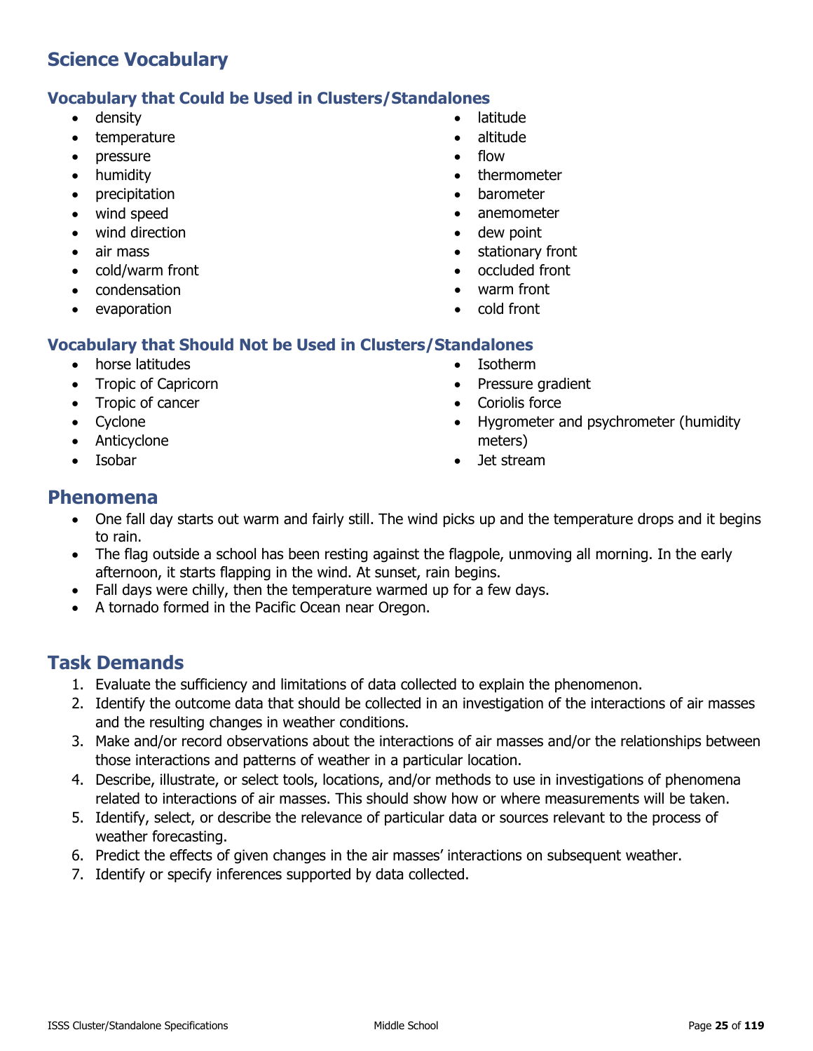## Science Vocabulary

### Vocabulary that Could be Used in Clusters/Standalones

- density
- temperature
- pressure
- humidity
- precipitation
- wind speed
- wind direction
- air mass
- cold/warm front
- condensation
- evaporation
- latitude
- altitude
- flow
- thermometer
- barometer
- anemometer
- dew point
- stationary front
- occluded front
- warm front
- cold front

### Vocabulary that Should Not be Used in Clusters/Standalones

- horse latitudes
- Tropic of Capricorn
- Tropic of cancer
- Cyclone
- Anticyclone
- Isobar
- Isotherm
- Pressure gradient
- Coriolis force
- Hygrometer and psychrometer (humidity meters)
- Jet stream

## Phenomena

- One fall day starts out warm and fairly still. The wind picks up and the temperature drops and it begins to rain.
- The flag outside a school has been resting against the flagpole, unmoving all morning. In the early afternoon, it starts flapping in the wind. At sunset, rain begins.
- Fall days were chilly, then the temperature warmed up for a few days.
- A tornado formed in the Pacific Ocean near Oregon.

## Task Demands

1. Evaluate the sufficiency and limitations of data collected to explain the phenomenon.
2. Identify the outcome data that should be collected in an investigation of the interactions of air masses and the resulting changes in weather conditions.
3. Make and/or record observations about the interactions of air masses and/or the relationships between those interactions and patterns of weather in a particular location.
4. Describe, illustrate, or select tools, locations, and/or methods to use in investigations of phenomena related to interactions of air masses. This should show how or where measurements will be taken.
5. Identify, select, or describe the relevance of particular data or sources relevant to the process of weather forecasting.
6. Predict the effects of given changes in the air masses' interactions on subsequent weather.
7. Identify or specify inferences supported by data collected.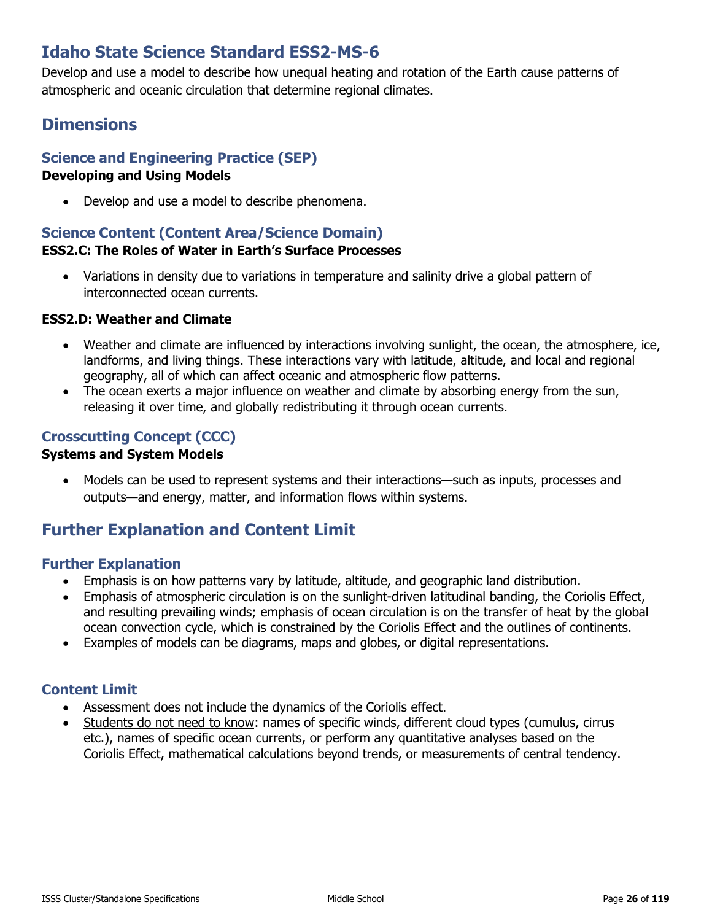# Idaho State Science Standard ESS2-MS-6

Develop and use a model to describe how unequal heating and rotation of the Earth cause patterns of atmospheric and oceanic circulation that determine regional climates.

## Dimensions

### Science and Engineering Practice (SEP)

**Developing and Using Models**

- Develop and use a model to describe phenomena.

### Science Content (Content Area/Science Domain)

**ESS2.C: The Roles of Water in Earth's Surface Processes**

- Variations in density due to variations in temperature and salinity drive a global pattern of interconnected ocean currents.

**ESS2.D: Weather and Climate**

- Weather and climate are influenced by interactions involving sunlight, the ocean, the atmosphere, ice, landforms, and living things. These interactions vary with latitude, altitude, and local and regional geography, all of which can affect oceanic and atmospheric flow patterns.
- The ocean exerts a major influence on weather and climate by absorbing energy from the sun, releasing it over time, and globally redistributing it through ocean currents.

### Crosscutting Concept (CCC)

**Systems and System Models**

- Models can be used to represent systems and their interactions—such as inputs, processes and outputs—and energy, matter, and information flows within systems.

## Further Explanation and Content Limit

### Further Explanation

- Emphasis is on how patterns vary by latitude, altitude, and geographic land distribution.
- Emphasis of atmospheric circulation is on the sunlight-driven latitudinal banding, the Coriolis Effect, and resulting prevailing winds; emphasis of ocean circulation is on the transfer of heat by the global ocean convection cycle, which is constrained by the Coriolis Effect and the outlines of continents.
- Examples of models can be diagrams, maps and globes, or digital representations.

### Content Limit

- Assessment does not include the dynamics of the Coriolis effect.
- Students do not need to know: names of specific winds, different cloud types (cumulus, cirrus etc.), names of specific ocean currents, or perform any quantitative analyses based on the Coriolis Effect, mathematical calculations beyond trends, or measurements of central tendency.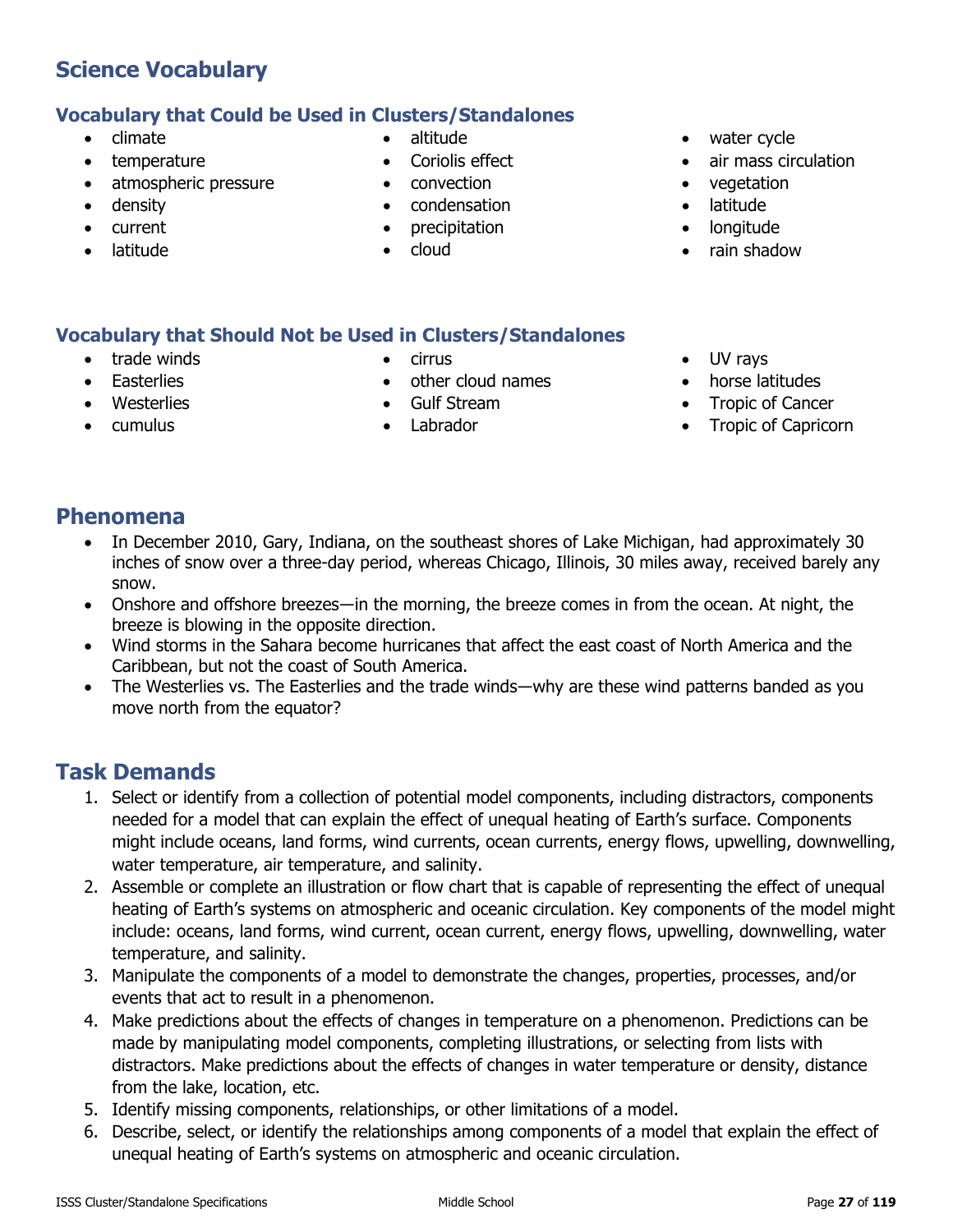# Science Vocabulary

## Vocabulary that Could be Used in Clusters/Standalones

- climate
- temperature
- atmospheric pressure
- density
- current
- latitude
- altitude
- Coriolis effect
- convection
- condensation
- precipitation
- cloud
- water cycle
- air mass circulation
- vegetation
- latitude
- longitude
- rain shadow

## Vocabulary that Should Not be Used in Clusters/Standalones

- trade winds
- Easterlies
- Westerlies
- cumulus
- cirrus
- other cloud names
- Gulf Stream
- Labrador
- UV rays
- horse latitudes
- Tropic of Cancer
- Tropic of Capricorn

# Phenomena

- In December 2010, Gary, Indiana, on the southeast shores of Lake Michigan, had approximately 30 inches of snow over a three-day period, whereas Chicago, Illinois, 30 miles away, received barely any snow.
- Onshore and offshore breezes—in the morning, the breeze comes in from the ocean. At night, the breeze is blowing in the opposite direction.
- Wind storms in the Sahara become hurricanes that affect the east coast of North America and the Caribbean, but not the coast of South America.
- The Westerlies vs. The Easterlies and the trade winds—why are these wind patterns banded as you move north from the equator?

# Task Demands

1. Select or identify from a collection of potential model components, including distractors, components needed for a model that can explain the effect of unequal heating of Earth's surface. Components might include oceans, land forms, wind currents, ocean currents, energy flows, upwelling, downwelling, water temperature, air temperature, and salinity.
2. Assemble or complete an illustration or flow chart that is capable of representing the effect of unequal heating of Earth's systems on atmospheric and oceanic circulation. Key components of the model might include: oceans, land forms, wind current, ocean current, energy flows, upwelling, downwelling, water temperature, and salinity.
3. Manipulate the components of a model to demonstrate the changes, properties, processes, and/or events that act to result in a phenomenon.
4. Make predictions about the effects of changes in temperature on a phenomenon. Predictions can be made by manipulating model components, completing illustrations, or selecting from lists with distractors. Make predictions about the effects of changes in water temperature or density, distance from the lake, location, etc.
5. Identify missing components, relationships, or other limitations of a model.
6. Describe, select, or identify the relationships among components of a model that explain the effect of unequal heating of Earth's systems on atmospheric and oceanic circulation.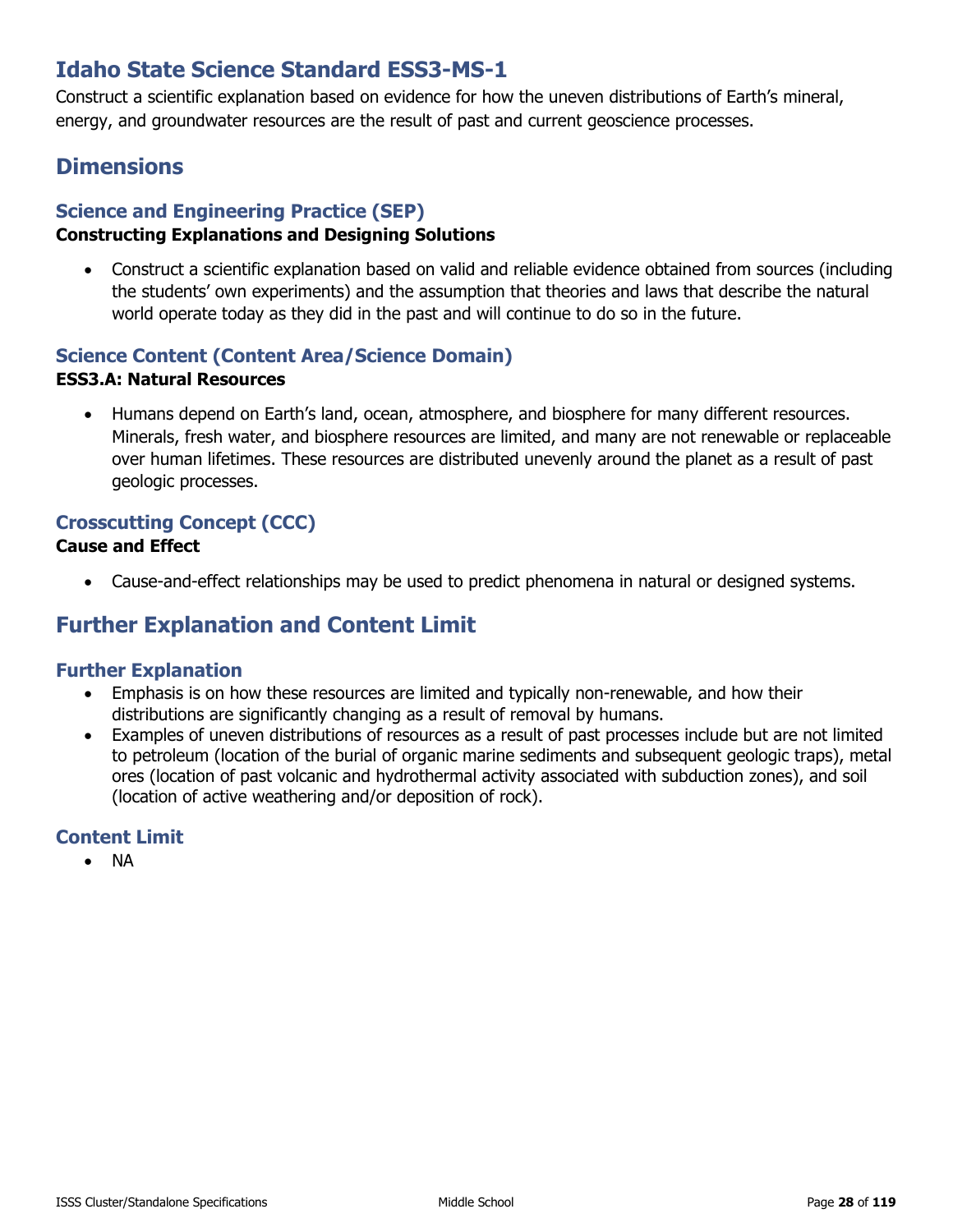## Idaho State Science Standard ESS3-MS-1

Construct a scientific explanation based on evidence for how the uneven distributions of Earth's mineral, energy, and groundwater resources are the result of past and current geoscience processes.

## Dimensions

### Science and Engineering Practice (SEP)

**Constructing Explanations and Designing Solutions**

- Construct a scientific explanation based on valid and reliable evidence obtained from sources (including the students' own experiments) and the assumption that theories and laws that describe the natural world operate today as they did in the past and will continue to do so in the future.

### Science Content (Content Area/Science Domain)

**ESS3.A: Natural Resources**

- Humans depend on Earth's land, ocean, atmosphere, and biosphere for many different resources. Minerals, fresh water, and biosphere resources are limited, and many are not renewable or replaceable over human lifetimes. These resources are distributed unevenly around the planet as a result of past geologic processes.

### Crosscutting Concept (CCC)

**Cause and Effect**

- Cause-and-effect relationships may be used to predict phenomena in natural or designed systems.

## Further Explanation and Content Limit

### Further Explanation

- Emphasis is on how these resources are limited and typically non-renewable, and how their distributions are significantly changing as a result of removal by humans.
- Examples of uneven distributions of resources as a result of past processes include but are not limited to petroleum (location of the burial of organic marine sediments and subsequent geologic traps), metal ores (location of past volcanic and hydrothermal activity associated with subduction zones), and soil (location of active weathering and/or deposition of rock).

### Content Limit

- NA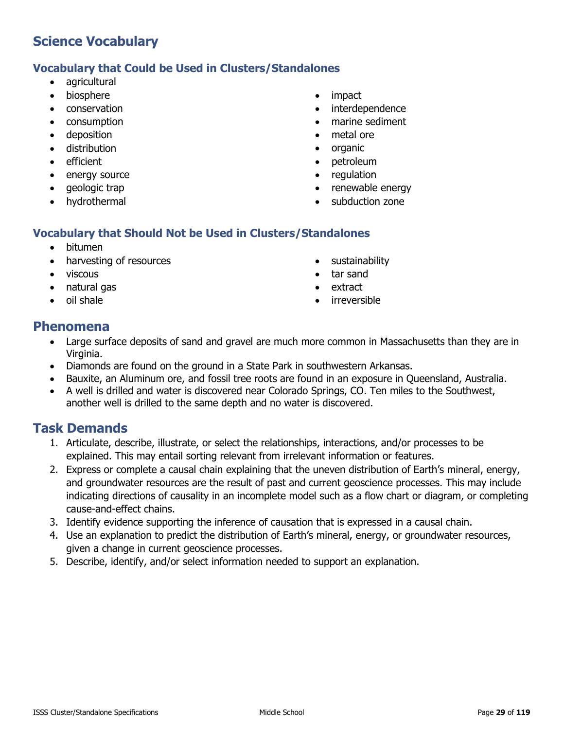## Science Vocabulary

### Vocabulary that Could be Used in Clusters/Standalones

- agricultural
- biosphere
- conservation
- consumption
- deposition
- distribution
- efficient
- energy source
- geologic trap
- hydrothermal
- impact
- interdependence
- marine sediment
- metal ore
- organic
- petroleum
- regulation
- renewable energy
- subduction zone

### Vocabulary that Should Not be Used in Clusters/Standalones

- bitumen
- harvesting of resources
- viscous
- natural gas
- oil shale
- sustainability
- tar sand
- extract
- irreversible

## Phenomena

- Large surface deposits of sand and gravel are much more common in Massachusetts than they are in Virginia.
- Diamonds are found on the ground in a State Park in southwestern Arkansas.
- Bauxite, an Aluminum ore, and fossil tree roots are found in an exposure in Queensland, Australia.
- A well is drilled and water is discovered near Colorado Springs, CO. Ten miles to the Southwest, another well is drilled to the same depth and no water is discovered.

## Task Demands

1. Articulate, describe, illustrate, or select the relationships, interactions, and/or processes to be explained. This may entail sorting relevant from irrelevant information or features.
2. Express or complete a causal chain explaining that the uneven distribution of Earth's mineral, energy, and groundwater resources are the result of past and current geoscience processes. This may include indicating directions of causality in an incomplete model such as a flow chart or diagram, or completing cause-and-effect chains.
3. Identify evidence supporting the inference of causation that is expressed in a causal chain.
4. Use an explanation to predict the distribution of Earth's mineral, energy, or groundwater resources, given a change in current geoscience processes.
5. Describe, identify, and/or select information needed to support an explanation.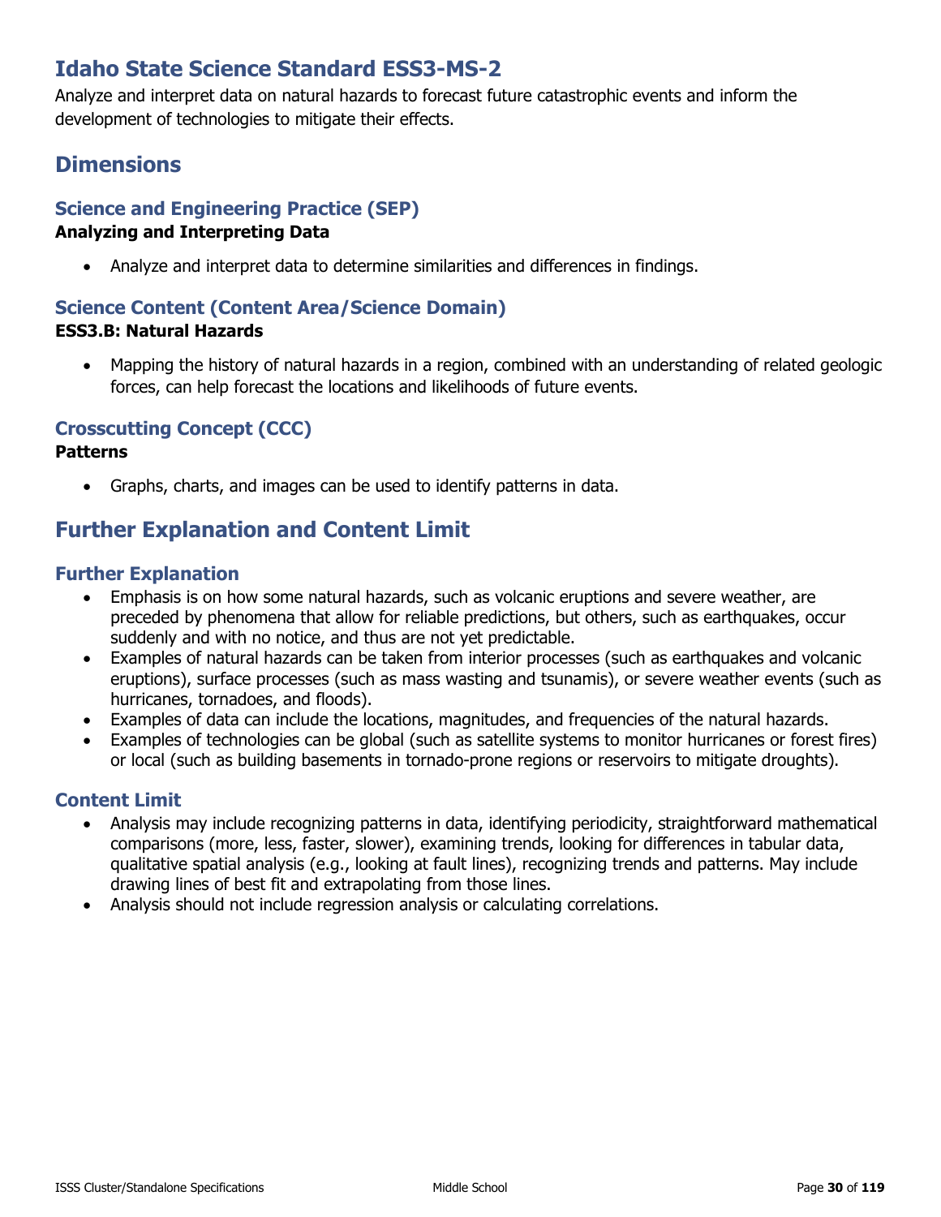# Idaho State Science Standard ESS3-MS-2

Analyze and interpret data on natural hazards to forecast future catastrophic events and inform the development of technologies to mitigate their effects.

# Dimensions

## Science and Engineering Practice (SEP)

**Analyzing and Interpreting Data**

- Analyze and interpret data to determine similarities and differences in findings.

## Science Content (Content Area/Science Domain)

**ESS3.B: Natural Hazards**

- Mapping the history of natural hazards in a region, combined with an understanding of related geologic forces, can help forecast the locations and likelihoods of future events.

## Crosscutting Concept (CCC)

**Patterns**

- Graphs, charts, and images can be used to identify patterns in data.

# Further Explanation and Content Limit

## Further Explanation

- Emphasis is on how some natural hazards, such as volcanic eruptions and severe weather, are preceded by phenomena that allow for reliable predictions, but others, such as earthquakes, occur suddenly and with no notice, and thus are not yet predictable.
- Examples of natural hazards can be taken from interior processes (such as earthquakes and volcanic eruptions), surface processes (such as mass wasting and tsunamis), or severe weather events (such as hurricanes, tornadoes, and floods).
- Examples of data can include the locations, magnitudes, and frequencies of the natural hazards.
- Examples of technologies can be global (such as satellite systems to monitor hurricanes or forest fires) or local (such as building basements in tornado-prone regions or reservoirs to mitigate droughts).

## Content Limit

- Analysis may include recognizing patterns in data, identifying periodicity, straightforward mathematical comparisons (more, less, faster, slower), examining trends, looking for differences in tabular data, qualitative spatial analysis (e.g., looking at fault lines), recognizing trends and patterns. May include drawing lines of best fit and extrapolating from those lines.
- Analysis should not include regression analysis or calculating correlations.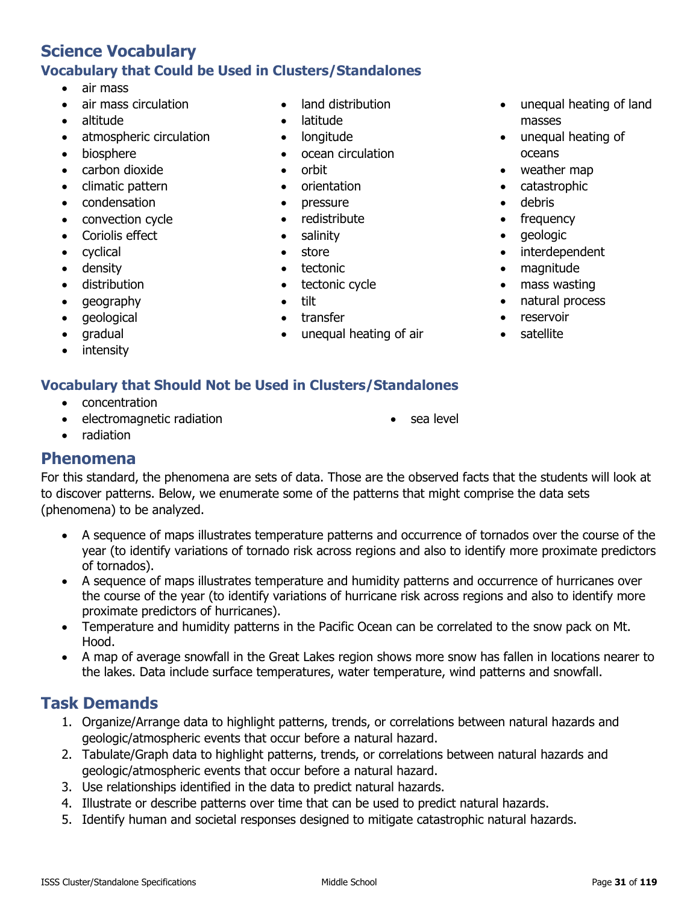# Science Vocabulary

## Vocabulary that Could be Used in Clusters/Standalones

- air mass
- air mass circulation
- altitude
- atmospheric circulation
- biosphere
- carbon dioxide
- climatic pattern
- condensation
- convection cycle
- Coriolis effect
- cyclical
- density
- distribution
- geography
- geological
- gradual
- intensity
- land distribution
- latitude
- longitude
- ocean circulation
- orbit
- orientation
- pressure
- redistribute
- salinity
- store
- tectonic
- tectonic cycle
- tilt
- transfer
- unequal heating of air
- unequal heating of land masses
- unequal heating of oceans
- weather map
- catastrophic
- debris
- frequency
- geologic
- interdependent
- magnitude
- mass wasting
- natural process
- reservoir
- satellite

## Vocabulary that Should Not be Used in Clusters/Standalones

- concentration
- electromagnetic radiation
- radiation
- sea level

# Phenomena

For this standard, the phenomena are sets of data. Those are the observed facts that the students will look at to discover patterns. Below, we enumerate some of the patterns that might comprise the data sets (phenomena) to be analyzed.

- A sequence of maps illustrates temperature patterns and occurrence of tornados over the course of the year (to identify variations of tornado risk across regions and also to identify more proximate predictors of tornados).
- A sequence of maps illustrates temperature and humidity patterns and occurrence of hurricanes over the course of the year (to identify variations of hurricane risk across regions and also to identify more proximate predictors of hurricanes).
- Temperature and humidity patterns in the Pacific Ocean can be correlated to the snow pack on Mt. Hood.
- A map of average snowfall in the Great Lakes region shows more snow has fallen in locations nearer to the lakes. Data include surface temperatures, water temperature, wind patterns and snowfall.

# Task Demands

1. Organize/Arrange data to highlight patterns, trends, or correlations between natural hazards and geologic/atmospheric events that occur before a natural hazard.
2. Tabulate/Graph data to highlight patterns, trends, or correlations between natural hazards and geologic/atmospheric events that occur before a natural hazard.
3. Use relationships identified in the data to predict natural hazards.
4. Illustrate or describe patterns over time that can be used to predict natural hazards.
5. Identify human and societal responses designed to mitigate catastrophic natural hazards.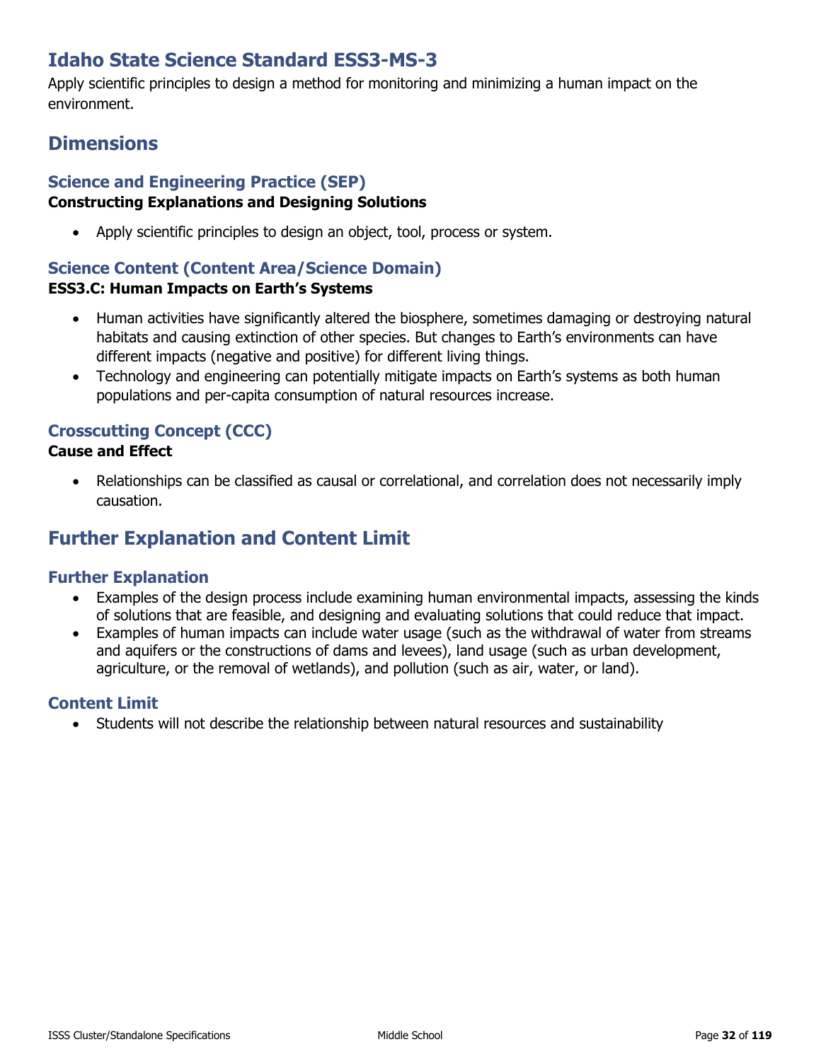# Idaho State Science Standard ESS3-MS-3

Apply scientific principles to design a method for monitoring and minimizing a human impact on the environment.

## Dimensions

### Science and Engineering Practice (SEP)

**Constructing Explanations and Designing Solutions**

- Apply scientific principles to design an object, tool, process or system.

### Science Content (Content Area/Science Domain)

**ESS3.C: Human Impacts on Earth's Systems**

- Human activities have significantly altered the biosphere, sometimes damaging or destroying natural habitats and causing extinction of other species. But changes to Earth's environments can have different impacts (negative and positive) for different living things.
- Technology and engineering can potentially mitigate impacts on Earth's systems as both human populations and per-capita consumption of natural resources increase.

### Crosscutting Concept (CCC)

**Cause and Effect**

- Relationships can be classified as causal or correlational, and correlation does not necessarily imply causation.

## Further Explanation and Content Limit

### Further Explanation

- Examples of the design process include examining human environmental impacts, assessing the kinds of solutions that are feasible, and designing and evaluating solutions that could reduce that impact.
- Examples of human impacts can include water usage (such as the withdrawal of water from streams and aquifers or the constructions of dams and levees), land usage (such as urban development, agriculture, or the removal of wetlands), and pollution (such as air, water, or land).

### Content Limit

- Students will not describe the relationship between natural resources and sustainability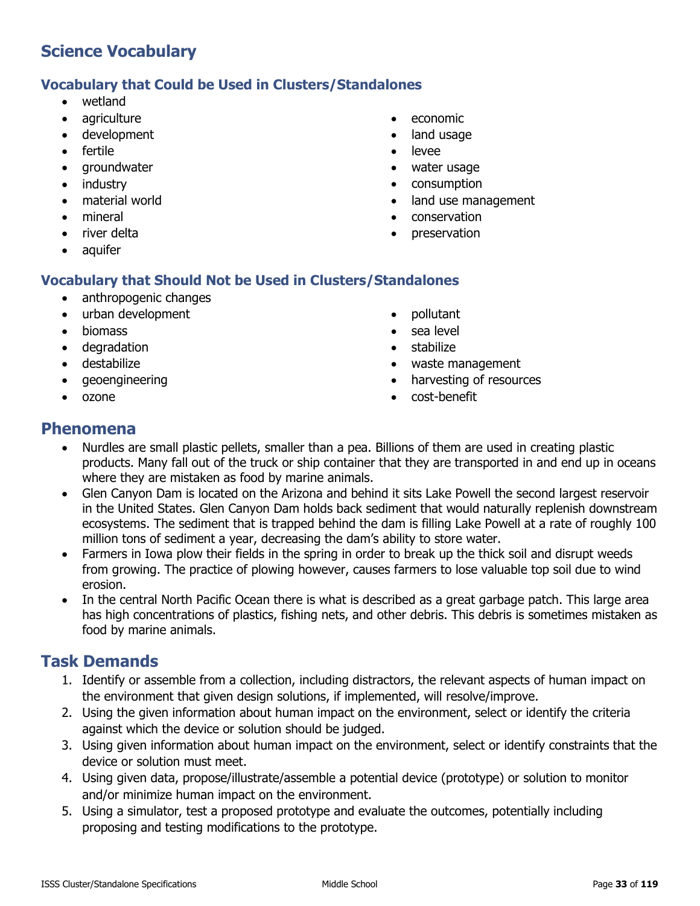## Science Vocabulary

### Vocabulary that Could be Used in Clusters/Standalones

- wetland
- agriculture
- development
- fertile
- groundwater
- industry
- material world
- mineral
- river delta
- aquifer
- economic
- land usage
- levee
- water usage
- consumption
- land use management
- conservation
- preservation

### Vocabulary that Should Not be Used in Clusters/Standalones

- anthropogenic changes
- urban development
- biomass
- degradation
- destabilize
- geoengineering
- ozone
- pollutant
- sea level
- stabilize
- waste management
- harvesting of resources
- cost-benefit

## Phenomena

- Nurdles are small plastic pellets, smaller than a pea. Billions of them are used in creating plastic products. Many fall out of the truck or ship container that they are transported in and end up in oceans where they are mistaken as food by marine animals.
- Glen Canyon Dam is located on the Arizona and behind it sits Lake Powell the second largest reservoir in the United States. Glen Canyon Dam holds back sediment that would naturally replenish downstream ecosystems. The sediment that is trapped behind the dam is filling Lake Powell at a rate of roughly 100 million tons of sediment a year, decreasing the dam's ability to store water.
- Farmers in Iowa plow their fields in the spring in order to break up the thick soil and disrupt weeds from growing. The practice of plowing however, causes farmers to lose valuable top soil due to wind erosion.
- In the central North Pacific Ocean there is what is described as a great garbage patch. This large area has high concentrations of plastics, fishing nets, and other debris. This debris is sometimes mistaken as food by marine animals.

## Task Demands

1. Identify or assemble from a collection, including distractors, the relevant aspects of human impact on the environment that given design solutions, if implemented, will resolve/improve.
2. Using the given information about human impact on the environment, select or identify the criteria against which the device or solution should be judged.
3. Using given information about human impact on the environment, select or identify constraints that the device or solution must meet.
4. Using given data, propose/illustrate/assemble a potential device (prototype) or solution to monitor and/or minimize human impact on the environment.
5. Using a simulator, test a proposed prototype and evaluate the outcomes, potentially including proposing and testing modifications to the prototype.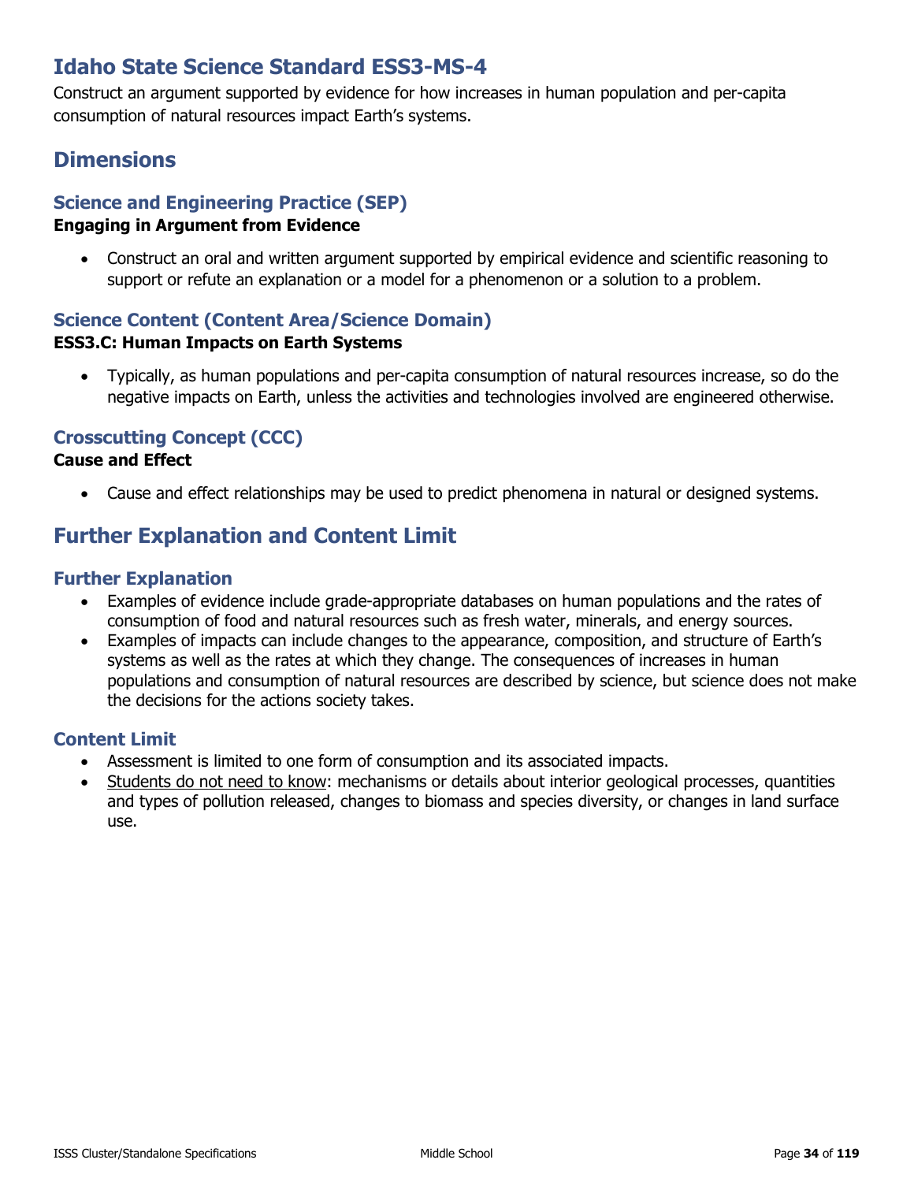# Idaho State Science Standard ESS3-MS-4

Construct an argument supported by evidence for how increases in human population and per-capita consumption of natural resources impact Earth's systems.

## Dimensions

### Science and Engineering Practice (SEP)

**Engaging in Argument from Evidence**

- Construct an oral and written argument supported by empirical evidence and scientific reasoning to support or refute an explanation or a model for a phenomenon or a solution to a problem.

### Science Content (Content Area/Science Domain)

**ESS3.C: Human Impacts on Earth Systems**

- Typically, as human populations and per-capita consumption of natural resources increase, so do the negative impacts on Earth, unless the activities and technologies involved are engineered otherwise.

### Crosscutting Concept (CCC)

**Cause and Effect**

- Cause and effect relationships may be used to predict phenomena in natural or designed systems.

## Further Explanation and Content Limit

### Further Explanation

- Examples of evidence include grade-appropriate databases on human populations and the rates of consumption of food and natural resources such as fresh water, minerals, and energy sources.
- Examples of impacts can include changes to the appearance, composition, and structure of Earth's systems as well as the rates at which they change. The consequences of increases in human populations and consumption of natural resources are described by science, but science does not make the decisions for the actions society takes.

### Content Limit

- Assessment is limited to one form of consumption and its associated impacts.
- <u>Students do not need to know</u>: mechanisms or details about interior geological processes, quantities and types of pollution released, changes to biomass and species diversity, or changes in land surface use.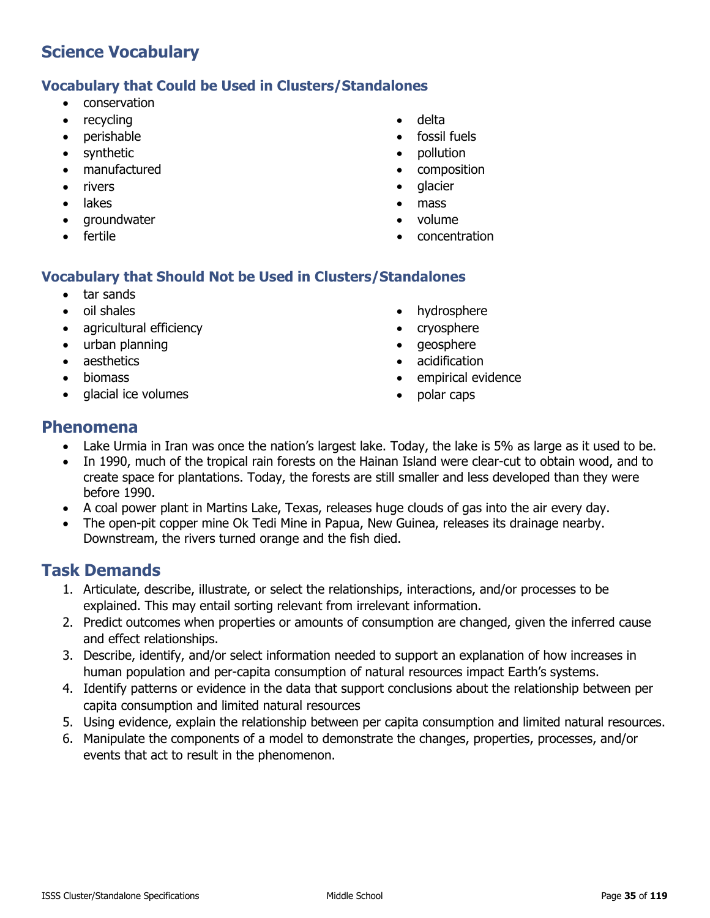## Science Vocabulary

### Vocabulary that Could be Used in Clusters/Standalones

- conservation
- recycling
- perishable
- synthetic
- manufactured
- rivers
- lakes
- groundwater
- fertile
- delta
- fossil fuels
- pollution
- composition
- glacier
- mass
- volume
- concentration

### Vocabulary that Should Not be Used in Clusters/Standalones

- tar sands
- oil shales
- agricultural efficiency
- urban planning
- aesthetics
- biomass
- glacial ice volumes
- hydrosphere
- cryosphere
- geosphere
- acidification
- empirical evidence
- polar caps

## Phenomena

- Lake Urmia in Iran was once the nation's largest lake. Today, the lake is 5% as large as it used to be.
- In 1990, much of the tropical rain forests on the Hainan Island were clear-cut to obtain wood, and to create space for plantations. Today, the forests are still smaller and less developed than they were before 1990.
- A coal power plant in Martins Lake, Texas, releases huge clouds of gas into the air every day.
- The open-pit copper mine Ok Tedi Mine in Papua, New Guinea, releases its drainage nearby. Downstream, the rivers turned orange and the fish died.

## Task Demands

1. Articulate, describe, illustrate, or select the relationships, interactions, and/or processes to be explained. This may entail sorting relevant from irrelevant information.
2. Predict outcomes when properties or amounts of consumption are changed, given the inferred cause and effect relationships.
3. Describe, identify, and/or select information needed to support an explanation of how increases in human population and per-capita consumption of natural resources impact Earth's systems.
4. Identify patterns or evidence in the data that support conclusions about the relationship between per capita consumption and limited natural resources
5. Using evidence, explain the relationship between per capita consumption and limited natural resources.
6. Manipulate the components of a model to demonstrate the changes, properties, processes, and/or events that act to result in the phenomenon.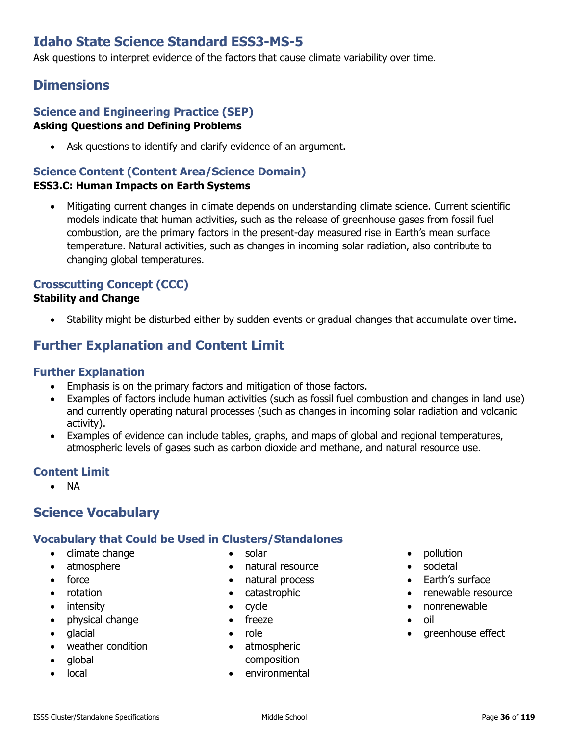# Idaho State Science Standard ESS3-MS-5

Ask questions to interpret evidence of the factors that cause climate variability over time.

## Dimensions

### Science and Engineering Practice (SEP)

**Asking Questions and Defining Problems**

- Ask questions to identify and clarify evidence of an argument.

### Science Content (Content Area/Science Domain)

**ESS3.C: Human Impacts on Earth Systems**

- Mitigating current changes in climate depends on understanding climate science. Current scientific models indicate that human activities, such as the release of greenhouse gases from fossil fuel combustion, are the primary factors in the present-day measured rise in Earth's mean surface temperature. Natural activities, such as changes in incoming solar radiation, also contribute to changing global temperatures.

### Crosscutting Concept (CCC)

**Stability and Change**

- Stability might be disturbed either by sudden events or gradual changes that accumulate over time.

## Further Explanation and Content Limit

### Further Explanation

- Emphasis is on the primary factors and mitigation of those factors.
- Examples of factors include human activities (such as fossil fuel combustion and changes in land use) and currently operating natural processes (such as changes in incoming solar radiation and volcanic activity).
- Examples of evidence can include tables, graphs, and maps of global and regional temperatures, atmospheric levels of gases such as carbon dioxide and methane, and natural resource use.

### Content Limit

- NA

## Science Vocabulary

### Vocabulary that Could be Used in Clusters/Standalones

- climate change
- atmosphere
- force
- rotation
- intensity
- physical change
- glacial
- weather condition
- global
- local
- solar
- natural resource
- natural process
- catastrophic
- cycle
- freeze
- role
- atmospheric composition
- environmental
- pollution
- societal
- Earth's surface
- renewable resource
- nonrenewable
- oil
- greenhouse effect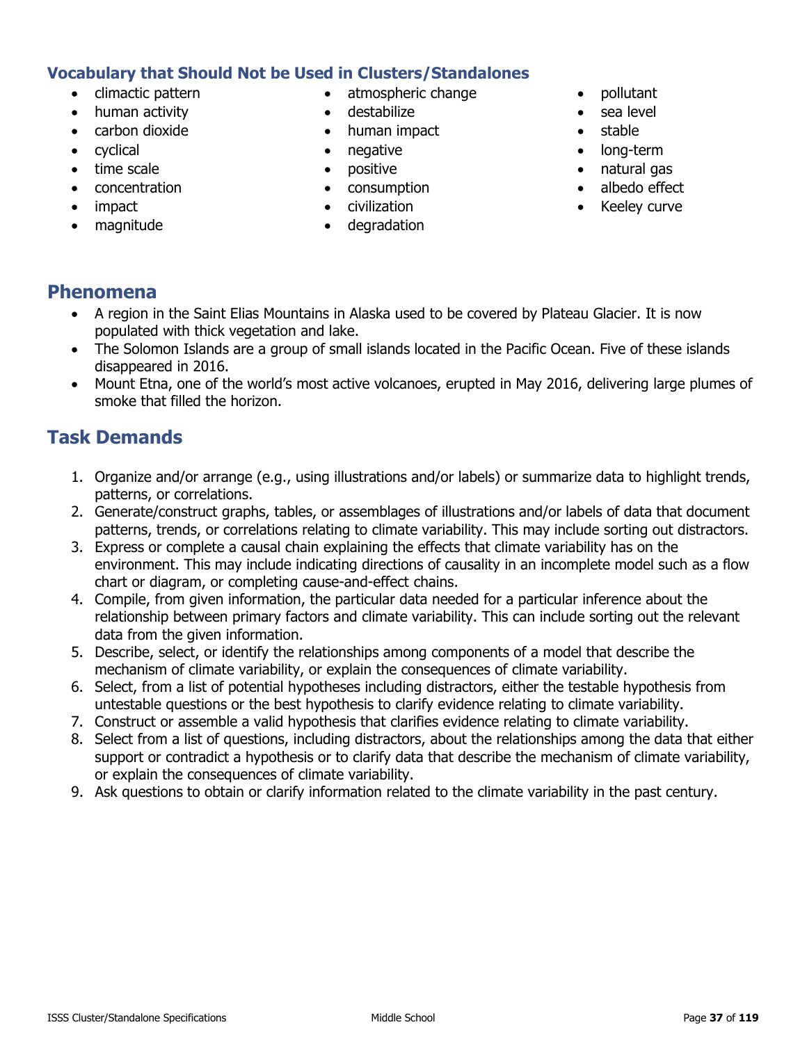### Vocabulary that Should Not be Used in Clusters/Standalones

- climactic pattern
- human activity
- carbon dioxide
- cyclical
- time scale
- concentration
- impact
- magnitude
- atmospheric change
- destabilize
- human impact
- negative
- positive
- consumption
- civilization
- degradation
- pollutant
- sea level
- stable
- long-term
- natural gas
- albedo effect
- Keeley curve

## Phenomena

- A region in the Saint Elias Mountains in Alaska used to be covered by Plateau Glacier. It is now populated with thick vegetation and lake.
- The Solomon Islands are a group of small islands located in the Pacific Ocean. Five of these islands disappeared in 2016.
- Mount Etna, one of the world's most active volcanoes, erupted in May 2016, delivering large plumes of smoke that filled the horizon.

## Task Demands

1. Organize and/or arrange (e.g., using illustrations and/or labels) or summarize data to highlight trends, patterns, or correlations.
2. Generate/construct graphs, tables, or assemblages of illustrations and/or labels of data that document patterns, trends, or correlations relating to climate variability. This may include sorting out distractors.
3. Express or complete a causal chain explaining the effects that climate variability has on the environment. This may include indicating directions of causality in an incomplete model such as a flow chart or diagram, or completing cause-and-effect chains.
4. Compile, from given information, the particular data needed for a particular inference about the relationship between primary factors and climate variability. This can include sorting out the relevant data from the given information.
5. Describe, select, or identify the relationships among components of a model that describe the mechanism of climate variability, or explain the consequences of climate variability.
6. Select, from a list of potential hypotheses including distractors, either the testable hypothesis from untestable questions or the best hypothesis to clarify evidence relating to climate variability.
7. Construct or assemble a valid hypothesis that clarifies evidence relating to climate variability.
8. Select from a list of questions, including distractors, about the relationships among the data that either support or contradict a hypothesis or to clarify data that describe the mechanism of climate variability, or explain the consequences of climate variability.
9. Ask questions to obtain or clarify information related to the climate variability in the past century.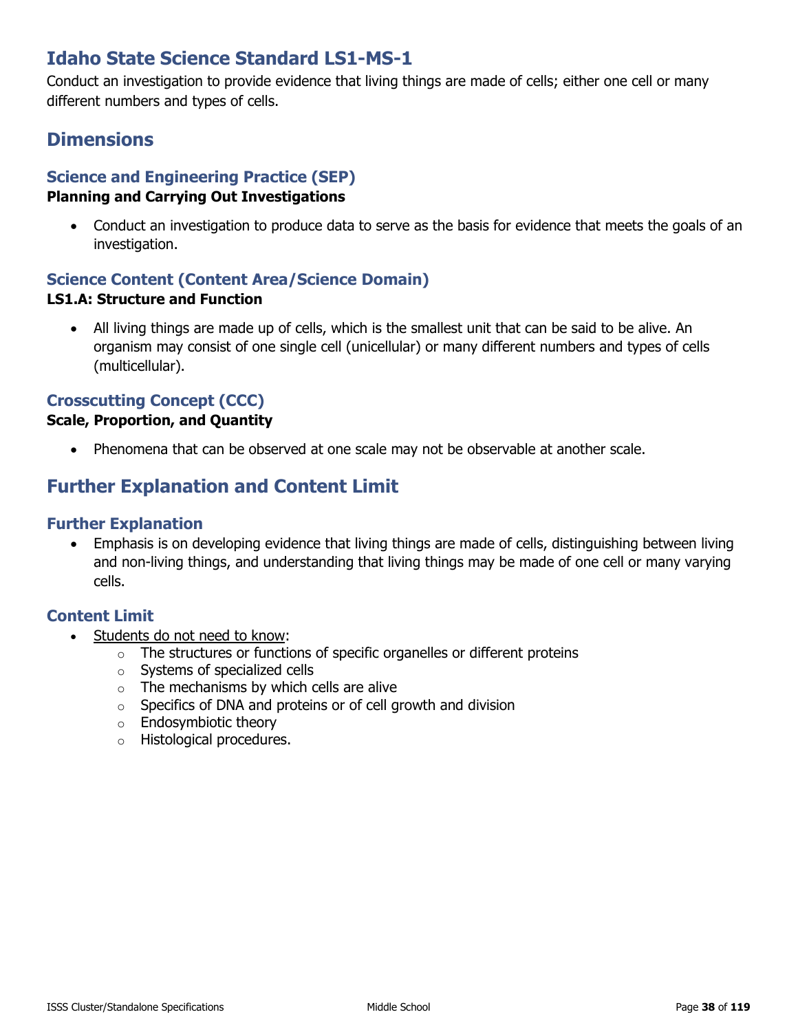# Idaho State Science Standard LS1-MS-1

Conduct an investigation to provide evidence that living things are made of cells; either one cell or many different numbers and types of cells.

## Dimensions

### Science and Engineering Practice (SEP)

**Planning and Carrying Out Investigations**

- Conduct an investigation to produce data to serve as the basis for evidence that meets the goals of an investigation.

### Science Content (Content Area/Science Domain)

**LS1.A: Structure and Function**

- All living things are made up of cells, which is the smallest unit that can be said to be alive. An organism may consist of one single cell (unicellular) or many different numbers and types of cells (multicellular).

### Crosscutting Concept (CCC)

**Scale, Proportion, and Quantity**

- Phenomena that can be observed at one scale may not be observable at another scale.

## Further Explanation and Content Limit

### Further Explanation

- Emphasis is on developing evidence that living things are made of cells, distinguishing between living and non-living things, and understanding that living things may be made of one cell or many varying cells.

### Content Limit

- Students do not need to know:
  - The structures or functions of specific organelles or different proteins
  - Systems of specialized cells
  - The mechanisms by which cells are alive
  - Specifics of DNA and proteins or of cell growth and division
  - Endosymbiotic theory
  - Histological procedures.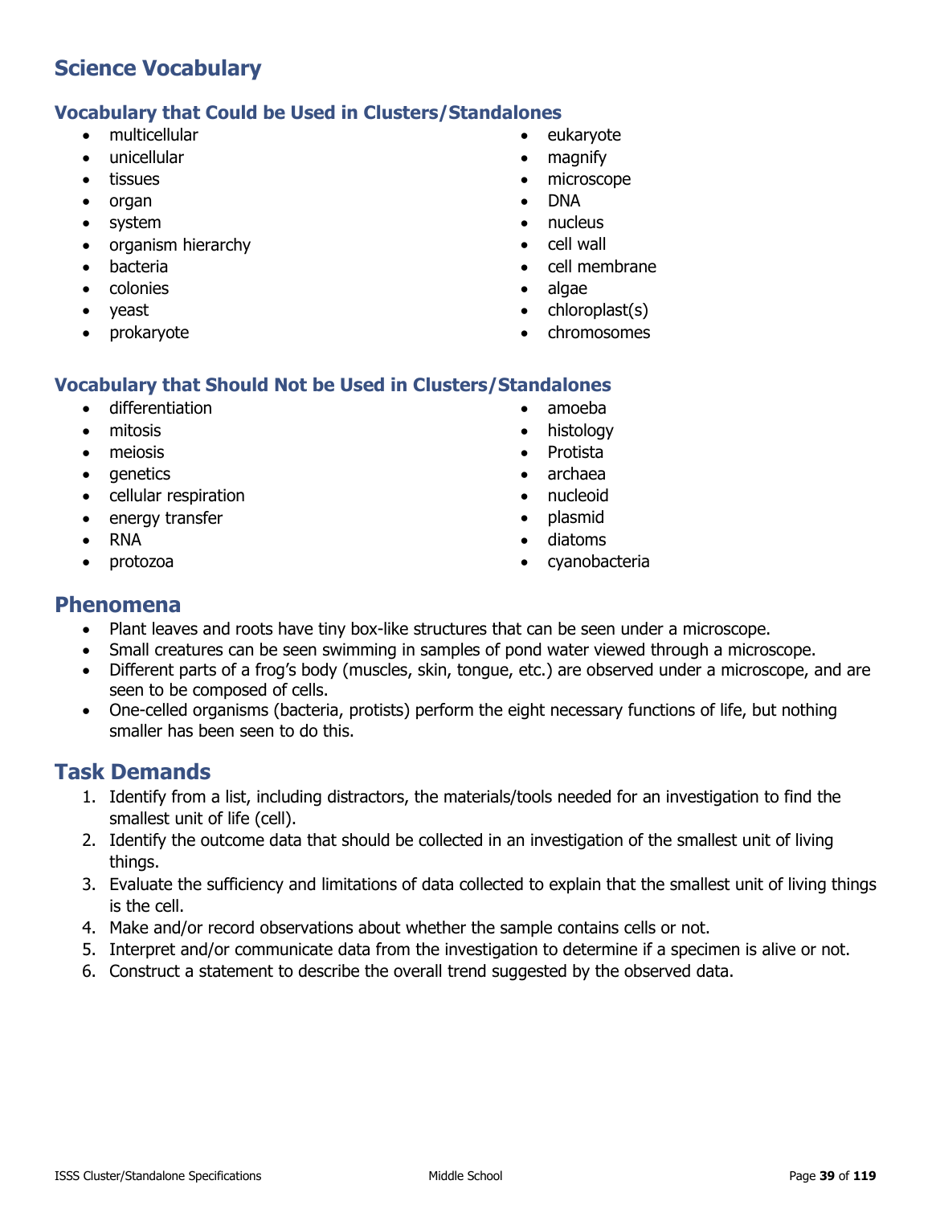## Science Vocabulary

### Vocabulary that Could be Used in Clusters/Standalones

- multicellular
- unicellular
- tissues
- organ
- system
- organism hierarchy
- bacteria
- colonies
- yeast
- prokaryote
- eukaryote
- magnify
- microscope
- DNA
- nucleus
- cell wall
- cell membrane
- algae
- chloroplast(s)
- chromosomes

### Vocabulary that Should Not be Used in Clusters/Standalones

- differentiation
- mitosis
- meiosis
- genetics
- cellular respiration
- energy transfer
- RNA
- protozoa
- amoeba
- histology
- Protista
- archaea
- nucleoid
- plasmid
- diatoms
- cyanobacteria

## Phenomena

- Plant leaves and roots have tiny box-like structures that can be seen under a microscope.
- Small creatures can be seen swimming in samples of pond water viewed through a microscope.
- Different parts of a frog's body (muscles, skin, tongue, etc.) are observed under a microscope, and are seen to be composed of cells.
- One-celled organisms (bacteria, protists) perform the eight necessary functions of life, but nothing smaller has been seen to do this.

## Task Demands

1. Identify from a list, including distractors, the materials/tools needed for an investigation to find the smallest unit of life (cell).
2. Identify the outcome data that should be collected in an investigation of the smallest unit of living things.
3. Evaluate the sufficiency and limitations of data collected to explain that the smallest unit of living things is the cell.
4. Make and/or record observations about whether the sample contains cells or not.
5. Interpret and/or communicate data from the investigation to determine if a specimen is alive or not.
6. Construct a statement to describe the overall trend suggested by the observed data.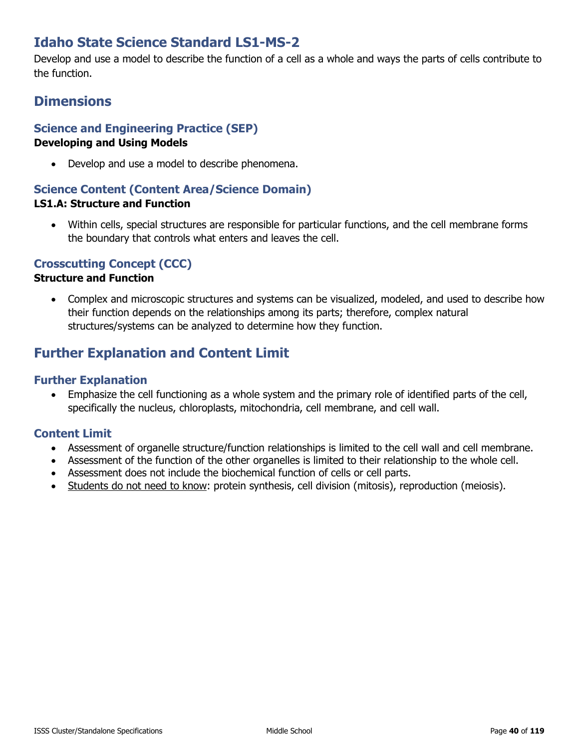# Idaho State Science Standard LS1-MS-2

Develop and use a model to describe the function of a cell as a whole and ways the parts of cells contribute to the function.

## Dimensions

### Science and Engineering Practice (SEP)

**Developing and Using Models**

- Develop and use a model to describe phenomena.

### Science Content (Content Area/Science Domain)

**LS1.A: Structure and Function**

- Within cells, special structures are responsible for particular functions, and the cell membrane forms the boundary that controls what enters and leaves the cell.

### Crosscutting Concept (CCC)

**Structure and Function**

- Complex and microscopic structures and systems can be visualized, modeled, and used to describe how their function depends on the relationships among its parts; therefore, complex natural structures/systems can be analyzed to determine how they function.

## Further Explanation and Content Limit

### Further Explanation

- Emphasize the cell functioning as a whole system and the primary role of identified parts of the cell, specifically the nucleus, chloroplasts, mitochondria, cell membrane, and cell wall.

### Content Limit

- Assessment of organelle structure/function relationships is limited to the cell wall and cell membrane.
- Assessment of the function of the other organelles is limited to their relationship to the whole cell.
- Assessment does not include the biochemical function of cells or cell parts.
- <u>Students do not need to know</u>: protein synthesis, cell division (mitosis), reproduction (meiosis).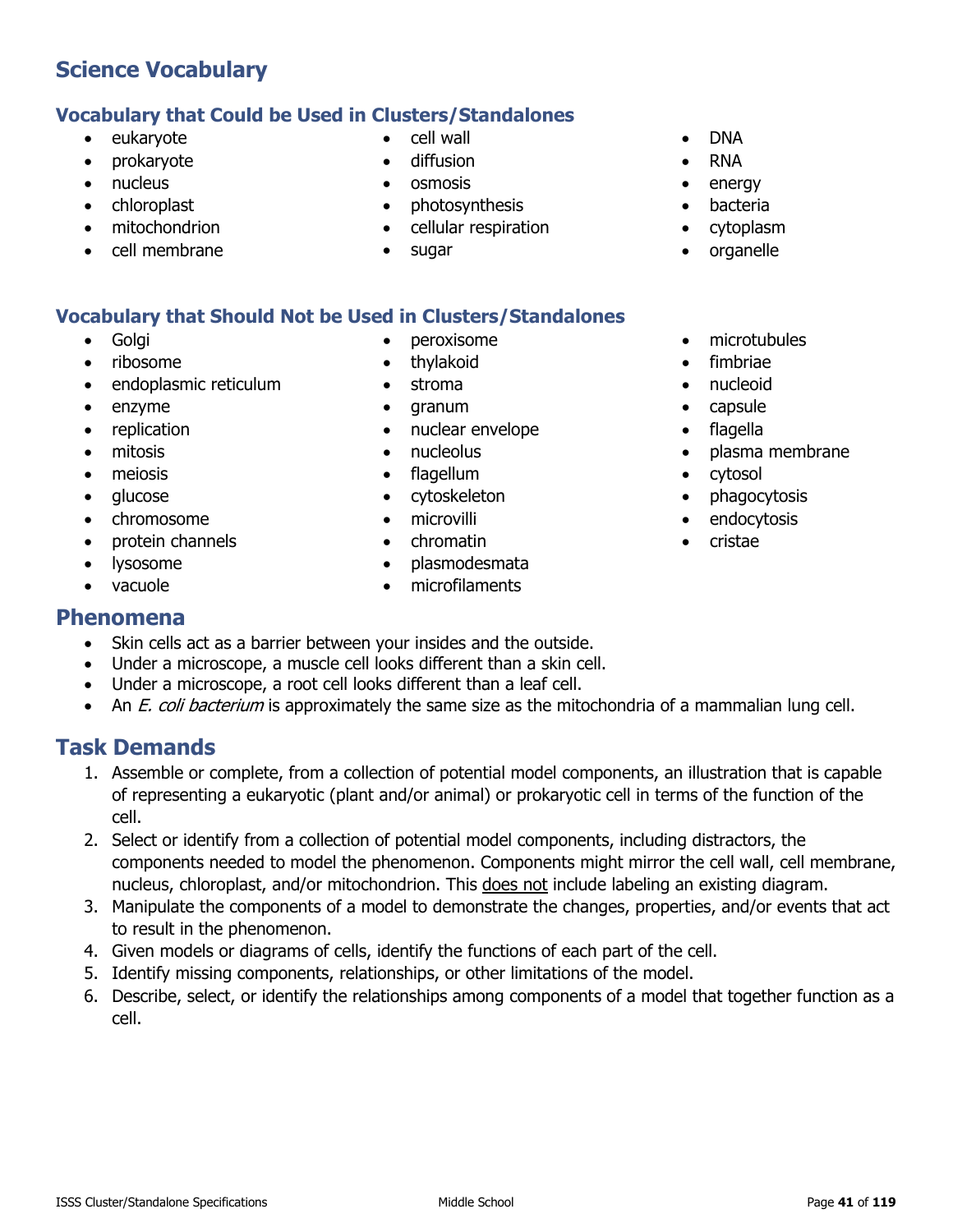## Science Vocabulary

### Vocabulary that Could be Used in Clusters/Standalones

- eukaryote
- prokaryote
- nucleus
- chloroplast
- mitochondrion
- cell membrane
- cell wall
- diffusion
- osmosis
- photosynthesis
- cellular respiration
- sugar
- DNA
- RNA
- energy
- bacteria
- cytoplasm
- organelle

### Vocabulary that Should Not be Used in Clusters/Standalones

- Golgi
- ribosome
- endoplasmic reticulum
- enzyme
- replication
- mitosis
- meiosis
- glucose
- chromosome
- protein channels
- lysosome
- vacuole
- peroxisome
- thylakoid
- stroma
- granum
- nuclear envelope
- nucleolus
- flagellum
- cytoskeleton
- microvilli
- chromatin
- plasmodesmata
- microfilaments
- microtubules
- fimbriae
- nucleoid
- capsule
- flagella
- plasma membrane
- cytosol
- phagocytosis
- endocytosis
- cristae

## Phenomena

- Skin cells act as a barrier between your insides and the outside.
- Under a microscope, a muscle cell looks different than a skin cell.
- Under a microscope, a root cell looks different than a leaf cell.
- An *E. coli bacterium* is approximately the same size as the mitochondria of a mammalian lung cell.

## Task Demands

1. Assemble or complete, from a collection of potential model components, an illustration that is capable of representing a eukaryotic (plant and/or animal) or prokaryotic cell in terms of the function of the cell.
2. Select or identify from a collection of potential model components, including distractors, the components needed to model the phenomenon. Components might mirror the cell wall, cell membrane, nucleus, chloroplast, and/or mitochondrion. This <u>does not</u> include labeling an existing diagram.
3. Manipulate the components of a model to demonstrate the changes, properties, and/or events that act to result in the phenomenon.
4. Given models or diagrams of cells, identify the functions of each part of the cell.
5. Identify missing components, relationships, or other limitations of the model.
6. Describe, select, or identify the relationships among components of a model that together function as a cell.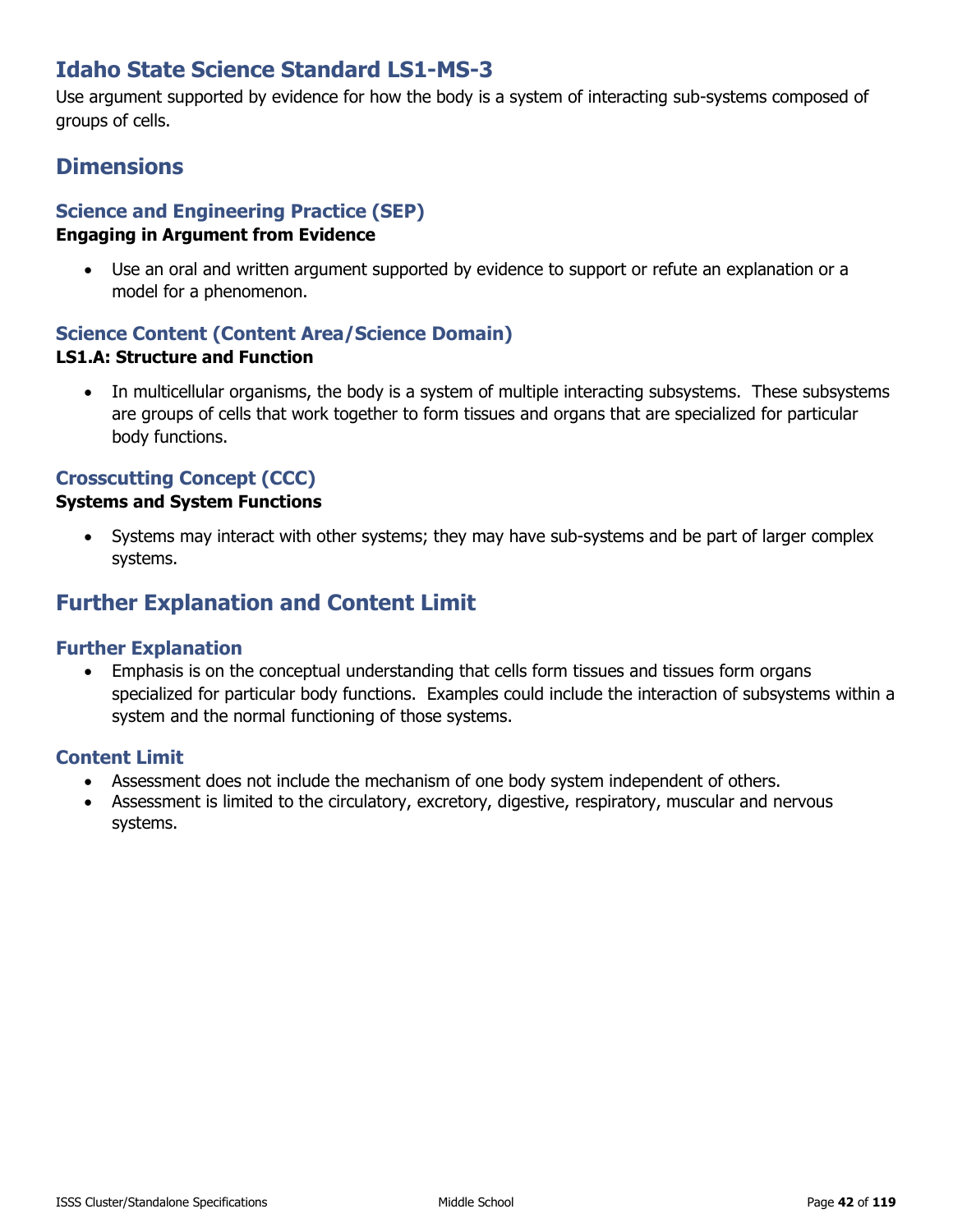# Idaho State Science Standard LS1-MS-3

Use argument supported by evidence for how the body is a system of interacting sub-systems composed of groups of cells.

## Dimensions

### Science and Engineering Practice (SEP)

**Engaging in Argument from Evidence**

- Use an oral and written argument supported by evidence to support or refute an explanation or a model for a phenomenon.

### Science Content (Content Area/Science Domain)

**LS1.A: Structure and Function**

- In multicellular organisms, the body is a system of multiple interacting subsystems. These subsystems are groups of cells that work together to form tissues and organs that are specialized for particular body functions.

### Crosscutting Concept (CCC)

**Systems and System Functions**

- Systems may interact with other systems; they may have sub-systems and be part of larger complex systems.

## Further Explanation and Content Limit

### Further Explanation

- Emphasis is on the conceptual understanding that cells form tissues and tissues form organs specialized for particular body functions. Examples could include the interaction of subsystems within a system and the normal functioning of those systems.

### Content Limit

- Assessment does not include the mechanism of one body system independent of others.
- Assessment is limited to the circulatory, excretory, digestive, respiratory, muscular and nervous systems.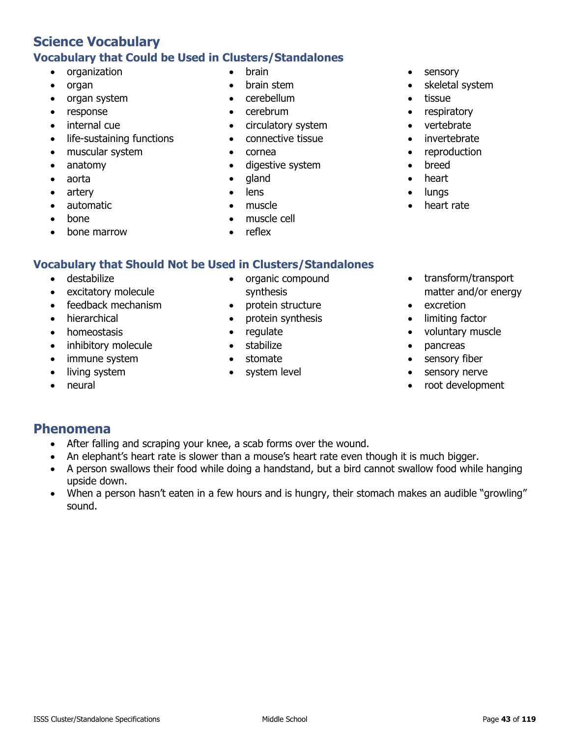# Science Vocabulary

## Vocabulary that Could be Used in Clusters/Standalones

- organization
- organ
- organ system
- response
- internal cue
- life-sustaining functions
- muscular system
- anatomy
- aorta
- artery
- automatic
- bone
- bone marrow
- brain
- brain stem
- cerebellum
- cerebrum
- circulatory system
- connective tissue
- cornea
- digestive system
- gland
- lens
- muscle
- muscle cell
- reflex
- sensory
- skeletal system
- tissue
- respiratory
- vertebrate
- invertebrate
- reproduction
- breed
- heart
- lungs
- heart rate

## Vocabulary that Should Not be Used in Clusters/Standalones

- destabilize
- excitatory molecule
- feedback mechanism
- hierarchical
- homeostasis
- inhibitory molecule
- immune system
- living system
- neural
- organic compound synthesis
- protein structure
- protein synthesis
- regulate
- stabilize
- stomate
- system level
- transform/transport matter and/or energy
- excretion
- limiting factor
- voluntary muscle
- pancreas
- sensory fiber
- sensory nerve
- root development

# Phenomena

- After falling and scraping your knee, a scab forms over the wound.
- An elephant's heart rate is slower than a mouse's heart rate even though it is much bigger.
- A person swallows their food while doing a handstand, but a bird cannot swallow food while hanging upside down.
- When a person hasn't eaten in a few hours and is hungry, their stomach makes an audible "growling" sound.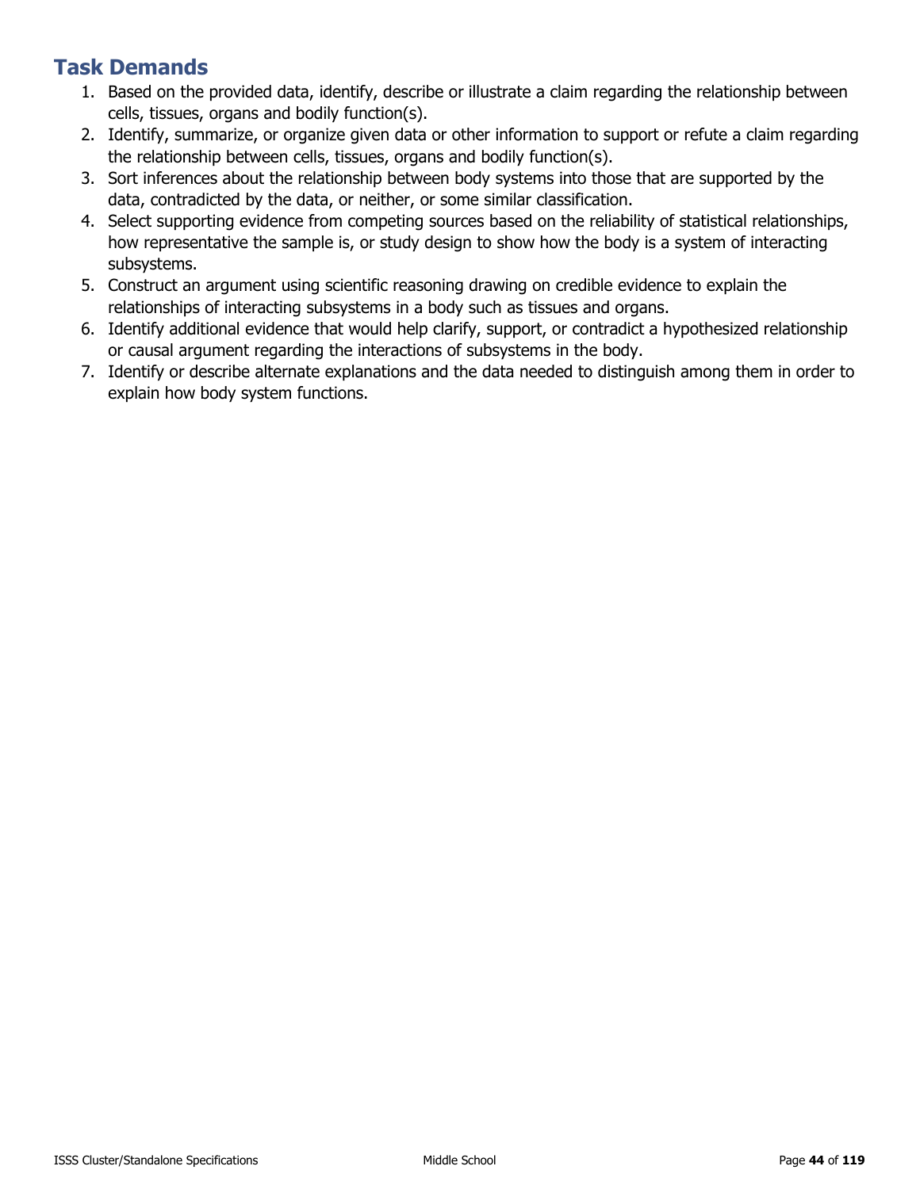## Task Demands

1. Based on the provided data, identify, describe or illustrate a claim regarding the relationship between cells, tissues, organs and bodily function(s).
2. Identify, summarize, or organize given data or other information to support or refute a claim regarding the relationship between cells, tissues, organs and bodily function(s).
3. Sort inferences about the relationship between body systems into those that are supported by the data, contradicted by the data, or neither, or some similar classification.
4. Select supporting evidence from competing sources based on the reliability of statistical relationships, how representative the sample is, or study design to show how the body is a system of interacting subsystems.
5. Construct an argument using scientific reasoning drawing on credible evidence to explain the relationships of interacting subsystems in a body such as tissues and organs.
6. Identify additional evidence that would help clarify, support, or contradict a hypothesized relationship or causal argument regarding the interactions of subsystems in the body.
7. Identify or describe alternate explanations and the data needed to distinguish among them in order to explain how body system functions.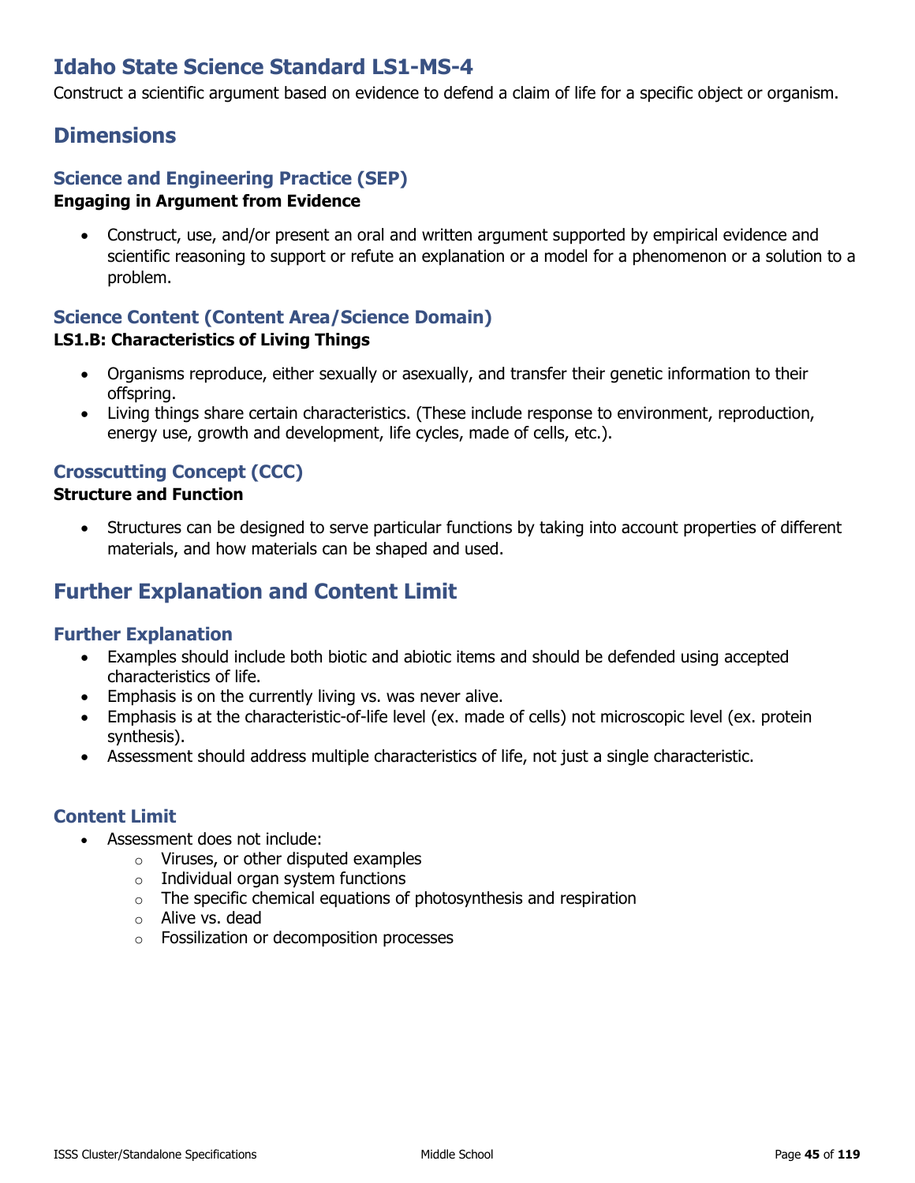# Idaho State Science Standard LS1-MS-4

Construct a scientific argument based on evidence to defend a claim of life for a specific object or organism.

## Dimensions

### Science and Engineering Practice (SEP)

**Engaging in Argument from Evidence**

- Construct, use, and/or present an oral and written argument supported by empirical evidence and scientific reasoning to support or refute an explanation or a model for a phenomenon or a solution to a problem.

### Science Content (Content Area/Science Domain)

**LS1.B: Characteristics of Living Things**

- Organisms reproduce, either sexually or asexually, and transfer their genetic information to their offspring.
- Living things share certain characteristics. (These include response to environment, reproduction, energy use, growth and development, life cycles, made of cells, etc.).

### Crosscutting Concept (CCC)

**Structure and Function**

- Structures can be designed to serve particular functions by taking into account properties of different materials, and how materials can be shaped and used.

## Further Explanation and Content Limit

### Further Explanation

- Examples should include both biotic and abiotic items and should be defended using accepted characteristics of life.
- Emphasis is on the currently living vs. was never alive.
- Emphasis is at the characteristic-of-life level (ex. made of cells) not microscopic level (ex. protein synthesis).
- Assessment should address multiple characteristics of life, not just a single characteristic.

### Content Limit

- Assessment does not include:
  - Viruses, or other disputed examples
  - Individual organ system functions
  - The specific chemical equations of photosynthesis and respiration
  - Alive vs. dead
  - Fossilization or decomposition processes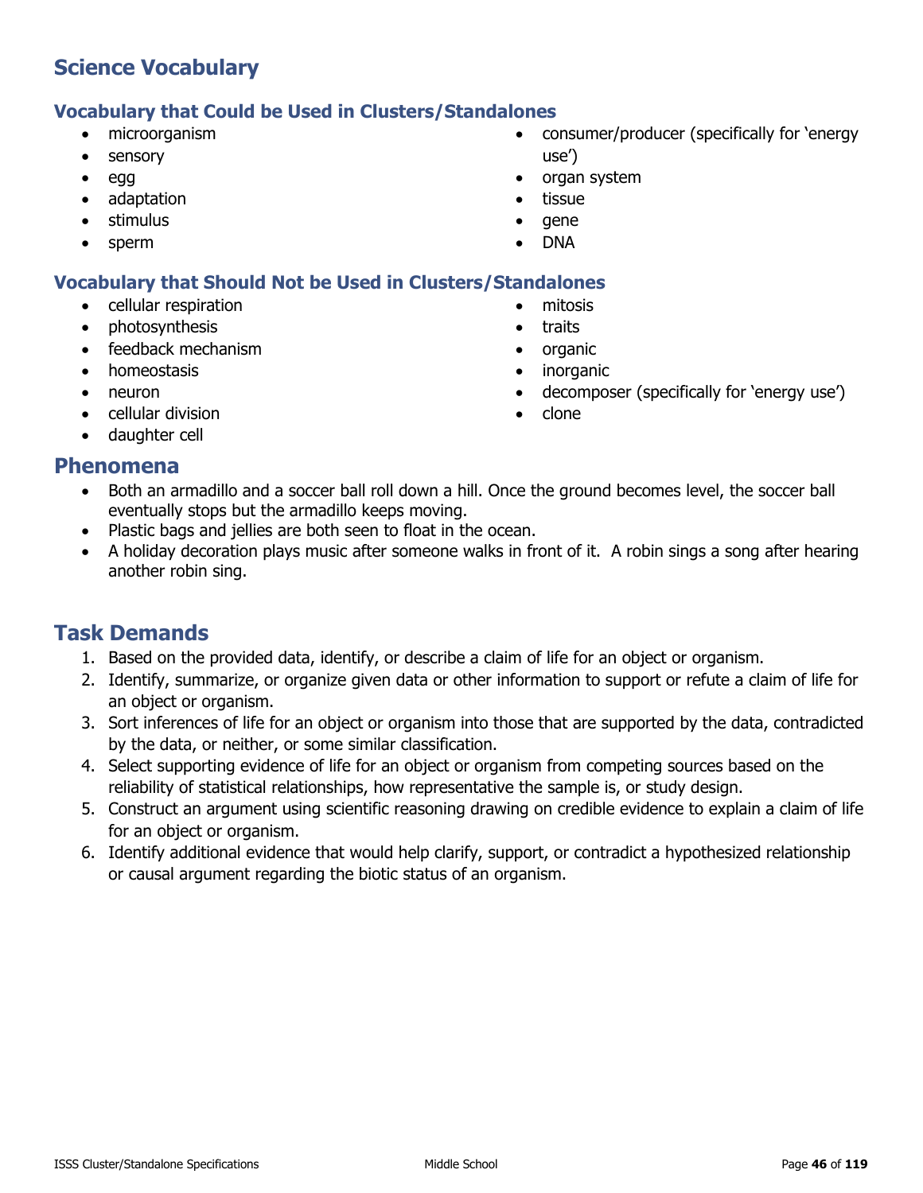## Science Vocabulary

### Vocabulary that Could be Used in Clusters/Standalones

- microorganism
- sensory
- egg
- adaptation
- stimulus
- sperm
- consumer/producer (specifically for 'energy use')
- organ system
- tissue
- gene
- DNA

### Vocabulary that Should Not be Used in Clusters/Standalones

- cellular respiration
- photosynthesis
- feedback mechanism
- homeostasis
- neuron
- cellular division
- daughter cell
- mitosis
- traits
- organic
- inorganic
- decomposer (specifically for 'energy use')
- clone

## Phenomena

- Both an armadillo and a soccer ball roll down a hill. Once the ground becomes level, the soccer ball eventually stops but the armadillo keeps moving.
- Plastic bags and jellies are both seen to float in the ocean.
- A holiday decoration plays music after someone walks in front of it. A robin sings a song after hearing another robin sing.

## Task Demands

1. Based on the provided data, identify, or describe a claim of life for an object or organism.
2. Identify, summarize, or organize given data or other information to support or refute a claim of life for an object or organism.
3. Sort inferences of life for an object or organism into those that are supported by the data, contradicted by the data, or neither, or some similar classification.
4. Select supporting evidence of life for an object or organism from competing sources based on the reliability of statistical relationships, how representative the sample is, or study design.
5. Construct an argument using scientific reasoning drawing on credible evidence to explain a claim of life for an object or organism.
6. Identify additional evidence that would help clarify, support, or contradict a hypothesized relationship or causal argument regarding the biotic status of an organism.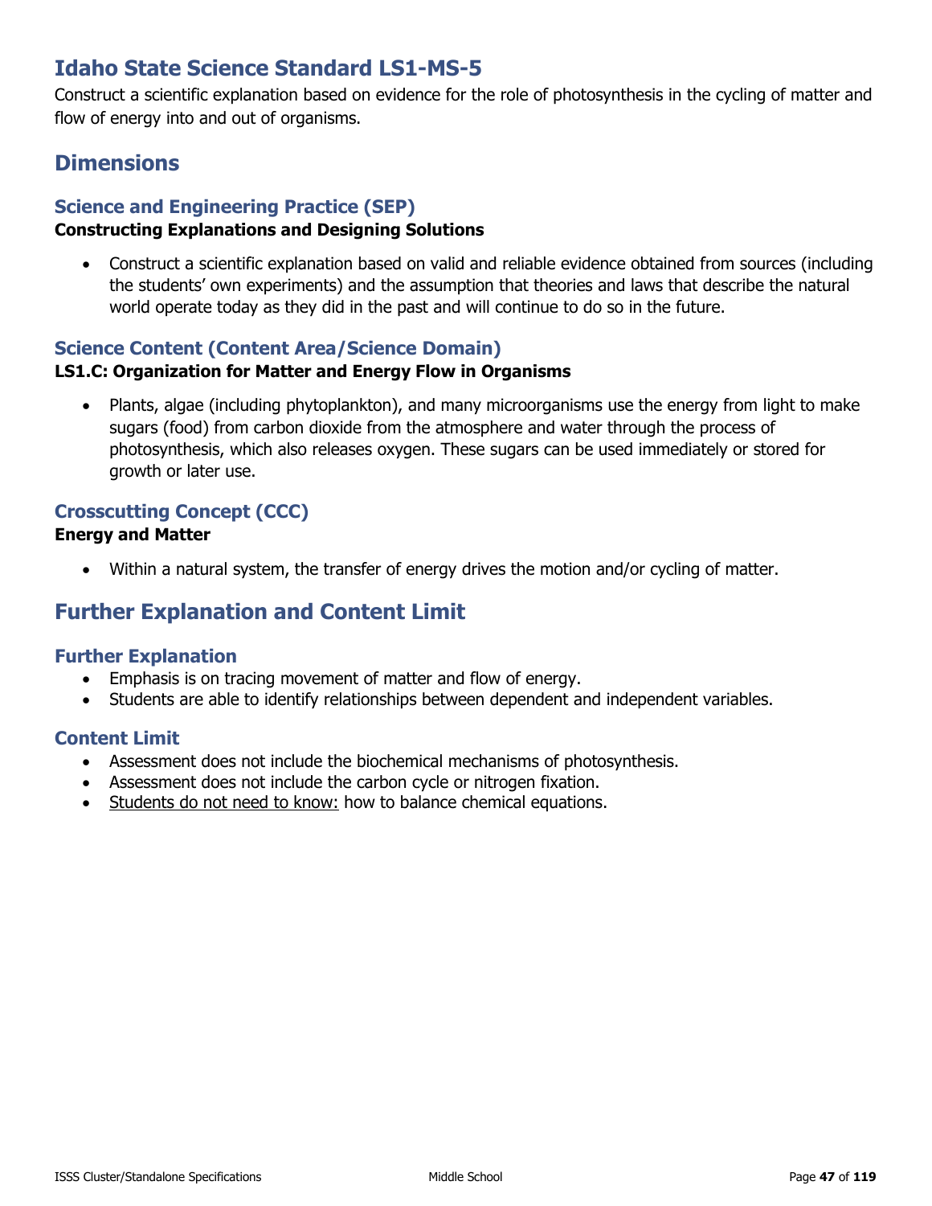# Idaho State Science Standard LS1-MS-5

Construct a scientific explanation based on evidence for the role of photosynthesis in the cycling of matter and flow of energy into and out of organisms.

## Dimensions

### Science and Engineering Practice (SEP)

**Constructing Explanations and Designing Solutions**

- Construct a scientific explanation based on valid and reliable evidence obtained from sources (including the students' own experiments) and the assumption that theories and laws that describe the natural world operate today as they did in the past and will continue to do so in the future.

### Science Content (Content Area/Science Domain)

**LS1.C: Organization for Matter and Energy Flow in Organisms**

- Plants, algae (including phytoplankton), and many microorganisms use the energy from light to make sugars (food) from carbon dioxide from the atmosphere and water through the process of photosynthesis, which also releases oxygen. These sugars can be used immediately or stored for growth or later use.

### Crosscutting Concept (CCC)

**Energy and Matter**

- Within a natural system, the transfer of energy drives the motion and/or cycling of matter.

## Further Explanation and Content Limit

### Further Explanation

- Emphasis is on tracing movement of matter and flow of energy.
- Students are able to identify relationships between dependent and independent variables.

### Content Limit

- Assessment does not include the biochemical mechanisms of photosynthesis.
- Assessment does not include the carbon cycle or nitrogen fixation.
- Students do not need to know: how to balance chemical equations.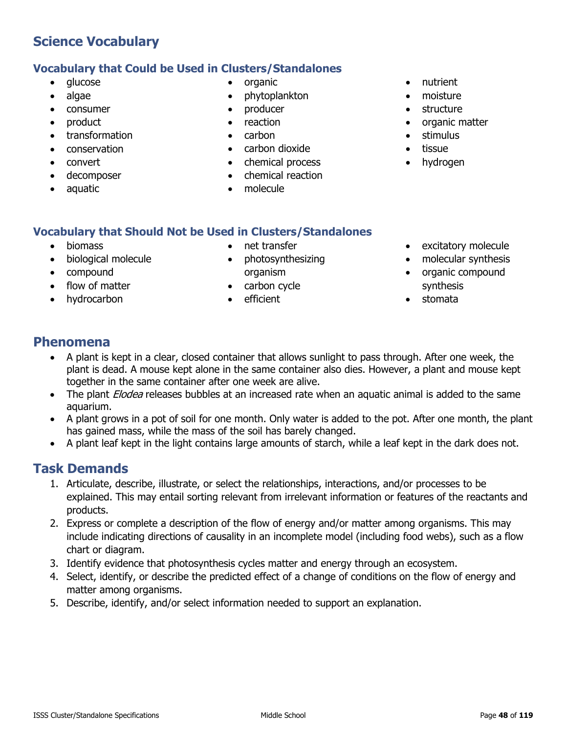## Science Vocabulary

### Vocabulary that Could be Used in Clusters/Standalones

- glucose
- algae
- consumer
- product
- transformation
- conservation
- convert
- decomposer
- aquatic
- organic
- phytoplankton
- producer
- reaction
- carbon
- carbon dioxide
- chemical process
- chemical reaction
- molecule
- nutrient
- moisture
- structure
- organic matter
- stimulus
- tissue
- hydrogen

### Vocabulary that Should Not be Used in Clusters/Standalones

- biomass
- biological molecule
- compound
- flow of matter
- hydrocarbon
- net transfer
- photosynthesizing organism
- carbon cycle
- efficient
- excitatory molecule
- molecular synthesis
- organic compound synthesis
- stomata

## Phenomena

- A plant is kept in a clear, closed container that allows sunlight to pass through. After one week, the plant is dead. A mouse kept alone in the same container also dies. However, a plant and mouse kept together in the same container after one week are alive.
- The plant *Elodea* releases bubbles at an increased rate when an aquatic animal is added to the same aquarium.
- A plant grows in a pot of soil for one month. Only water is added to the pot. After one month, the plant has gained mass, while the mass of the soil has barely changed.
- A plant leaf kept in the light contains large amounts of starch, while a leaf kept in the dark does not.

## Task Demands

1. Articulate, describe, illustrate, or select the relationships, interactions, and/or processes to be explained. This may entail sorting relevant from irrelevant information or features of the reactants and products.
2. Express or complete a description of the flow of energy and/or matter among organisms. This may include indicating directions of causality in an incomplete model (including food webs), such as a flow chart or diagram.
3. Identify evidence that photosynthesis cycles matter and energy through an ecosystem.
4. Select, identify, or describe the predicted effect of a change of conditions on the flow of energy and matter among organisms.
5. Describe, identify, and/or select information needed to support an explanation.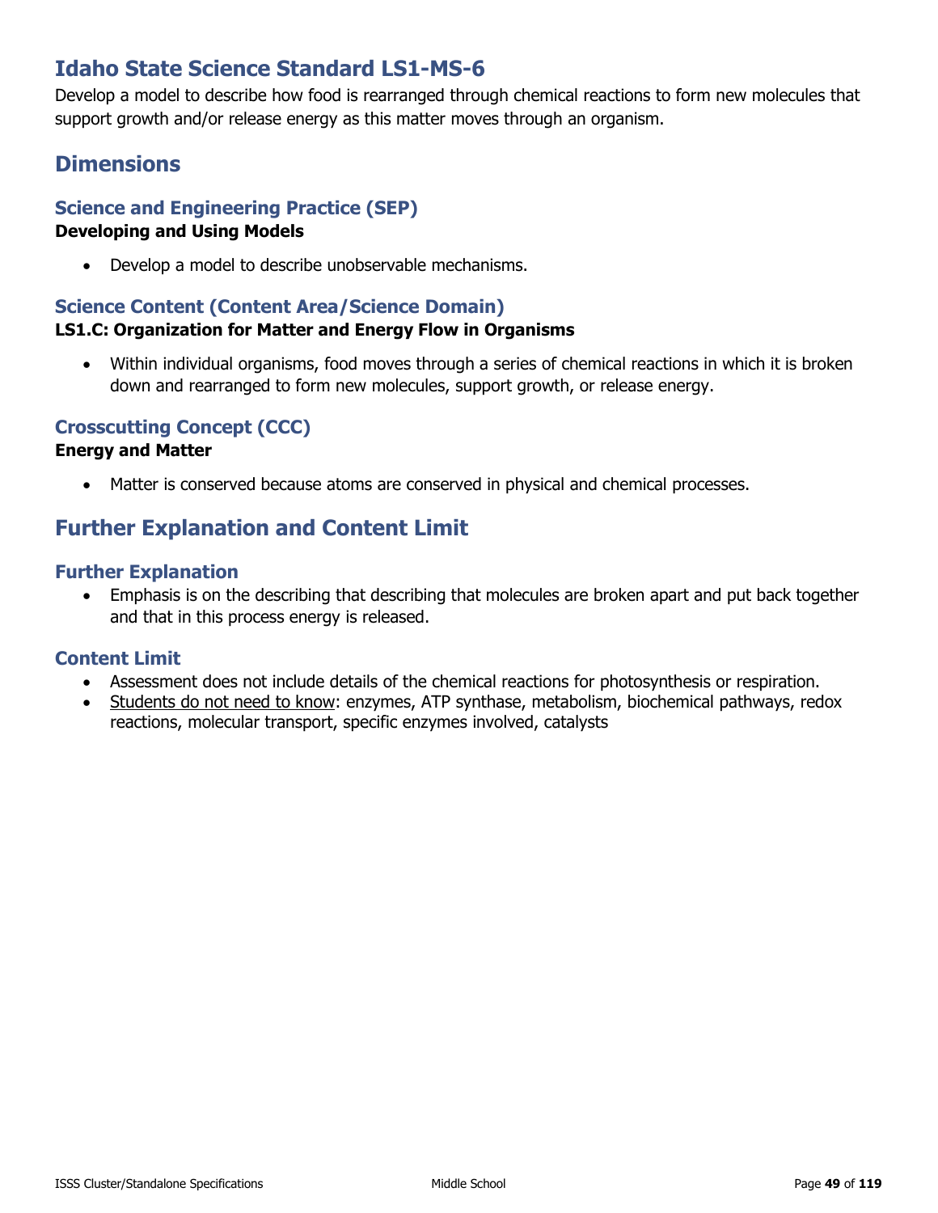# Idaho State Science Standard LS1-MS-6

Develop a model to describe how food is rearranged through chemical reactions to form new molecules that support growth and/or release energy as this matter moves through an organism.

## Dimensions

### Science and Engineering Practice (SEP)

**Developing and Using Models**

- Develop a model to describe unobservable mechanisms.

### Science Content (Content Area/Science Domain)

**LS1.C: Organization for Matter and Energy Flow in Organisms**

- Within individual organisms, food moves through a series of chemical reactions in which it is broken down and rearranged to form new molecules, support growth, or release energy.

### Crosscutting Concept (CCC)

**Energy and Matter**

- Matter is conserved because atoms are conserved in physical and chemical processes.

## Further Explanation and Content Limit

### Further Explanation

- Emphasis is on the describing that describing that molecules are broken apart and put back together and that in this process energy is released.

### Content Limit

- Assessment does not include details of the chemical reactions for photosynthesis or respiration.
- Students do not need to know: enzymes, ATP synthase, metabolism, biochemical pathways, redox reactions, molecular transport, specific enzymes involved, catalysts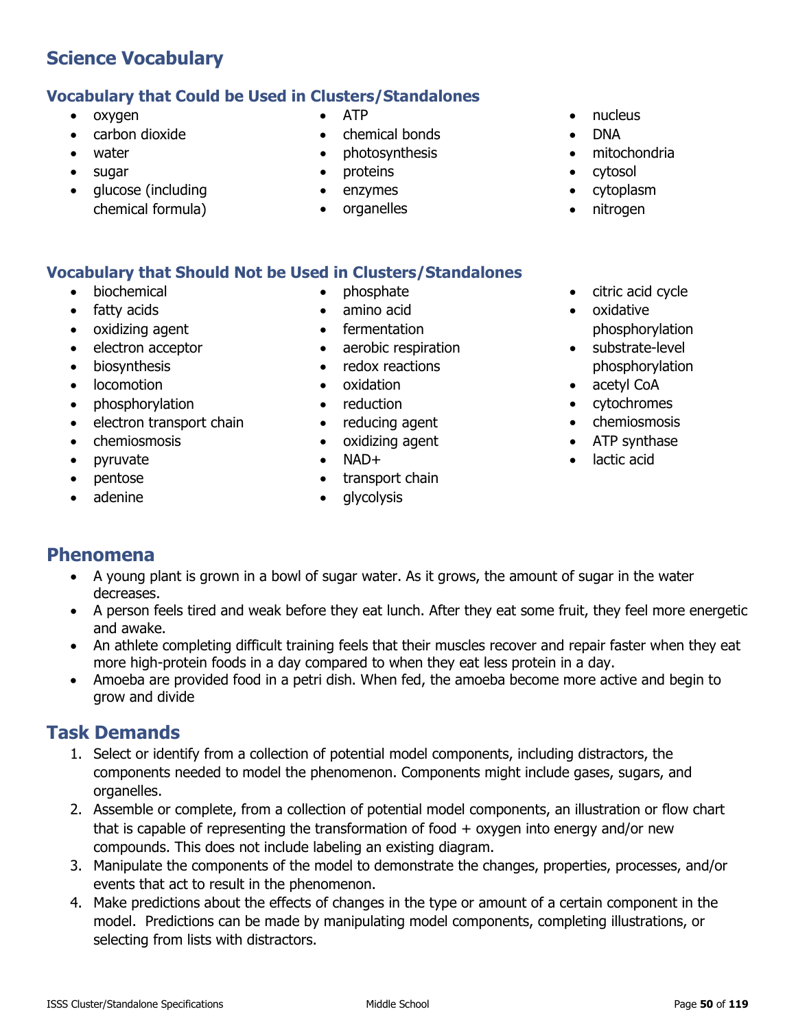## Science Vocabulary

### Vocabulary that Could be Used in Clusters/Standalones

- oxygen
- carbon dioxide
- water
- sugar
- glucose (including chemical formula)
- ATP
- chemical bonds
- photosynthesis
- proteins
- enzymes
- organelles
- nucleus
- DNA
- mitochondria
- cytosol
- cytoplasm
- nitrogen

### Vocabulary that Should Not be Used in Clusters/Standalones

- biochemical
- fatty acids
- oxidizing agent
- electron acceptor
- biosynthesis
- locomotion
- phosphorylation
- electron transport chain
- chemiosmosis
- pyruvate
- pentose
- adenine
- phosphate
- amino acid
- fermentation
- aerobic respiration
- redox reactions
- oxidation
- reduction
- reducing agent
- oxidizing agent
- NAD+
- transport chain
- glycolysis
- citric acid cycle
- oxidative phosphorylation
- substrate-level phosphorylation
- acetyl CoA
- cytochromes
- chemiosmosis
- ATP synthase
- lactic acid

## Phenomena

- A young plant is grown in a bowl of sugar water. As it grows, the amount of sugar in the water decreases.
- A person feels tired and weak before they eat lunch. After they eat some fruit, they feel more energetic and awake.
- An athlete completing difficult training feels that their muscles recover and repair faster when they eat more high-protein foods in a day compared to when they eat less protein in a day.
- Amoeba are provided food in a petri dish. When fed, the amoeba become more active and begin to grow and divide

## Task Demands

1. Select or identify from a collection of potential model components, including distractors, the components needed to model the phenomenon. Components might include gases, sugars, and organelles.
2. Assemble or complete, from a collection of potential model components, an illustration or flow chart that is capable of representing the transformation of food + oxygen into energy and/or new compounds. This does not include labeling an existing diagram.
3. Manipulate the components of the model to demonstrate the changes, properties, processes, and/or events that act to result in the phenomenon.
4. Make predictions about the effects of changes in the type or amount of a certain component in the model. Predictions can be made by manipulating model components, completing illustrations, or selecting from lists with distractors.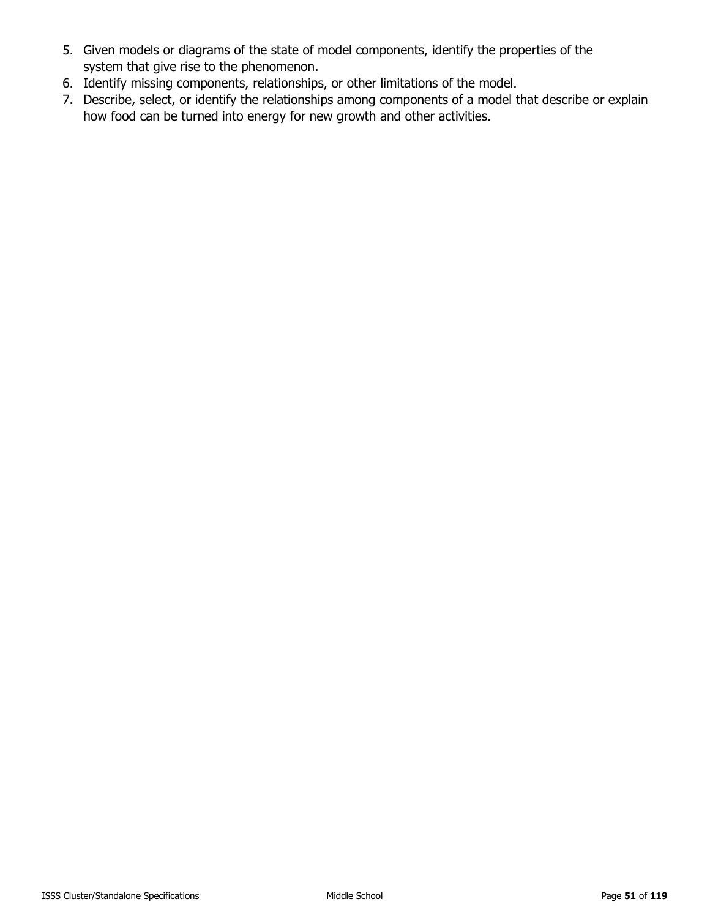5. Given models or diagrams of the state of model components, identify the properties of the system that give rise to the phenomenon.
6. Identify missing components, relationships, or other limitations of the model.
7. Describe, select, or identify the relationships among components of a model that describe or explain how food can be turned into energy for new growth and other activities.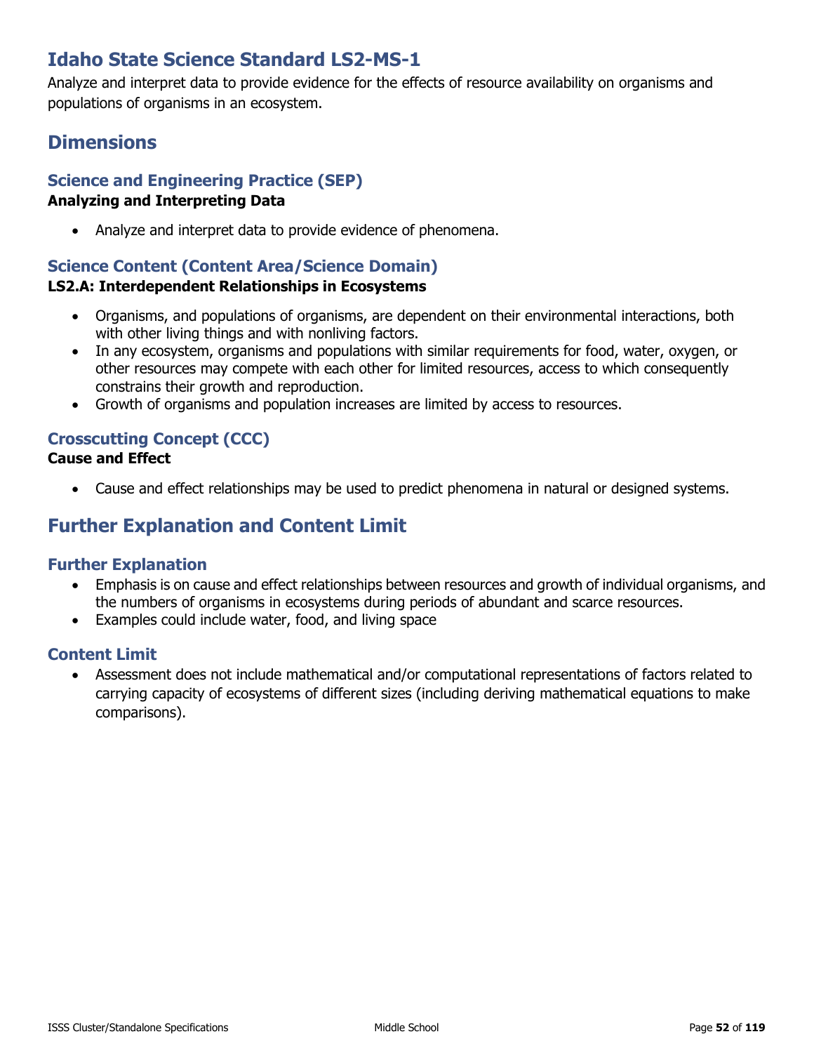# Idaho State Science Standard LS2-MS-1

Analyze and interpret data to provide evidence for the effects of resource availability on organisms and populations of organisms in an ecosystem.

## Dimensions

### Science and Engineering Practice (SEP)

**Analyzing and Interpreting Data**

- Analyze and interpret data to provide evidence of phenomena.

### Science Content (Content Area/Science Domain)

**LS2.A: Interdependent Relationships in Ecosystems**

- Organisms, and populations of organisms, are dependent on their environmental interactions, both with other living things and with nonliving factors.
- In any ecosystem, organisms and populations with similar requirements for food, water, oxygen, or other resources may compete with each other for limited resources, access to which consequently constrains their growth and reproduction.
- Growth of organisms and population increases are limited by access to resources.

### Crosscutting Concept (CCC)

**Cause and Effect**

- Cause and effect relationships may be used to predict phenomena in natural or designed systems.

## Further Explanation and Content Limit

### Further Explanation

- Emphasis is on cause and effect relationships between resources and growth of individual organisms, and the numbers of organisms in ecosystems during periods of abundant and scarce resources.
- Examples could include water, food, and living space

### Content Limit

- Assessment does not include mathematical and/or computational representations of factors related to carrying capacity of ecosystems of different sizes (including deriving mathematical equations to make comparisons).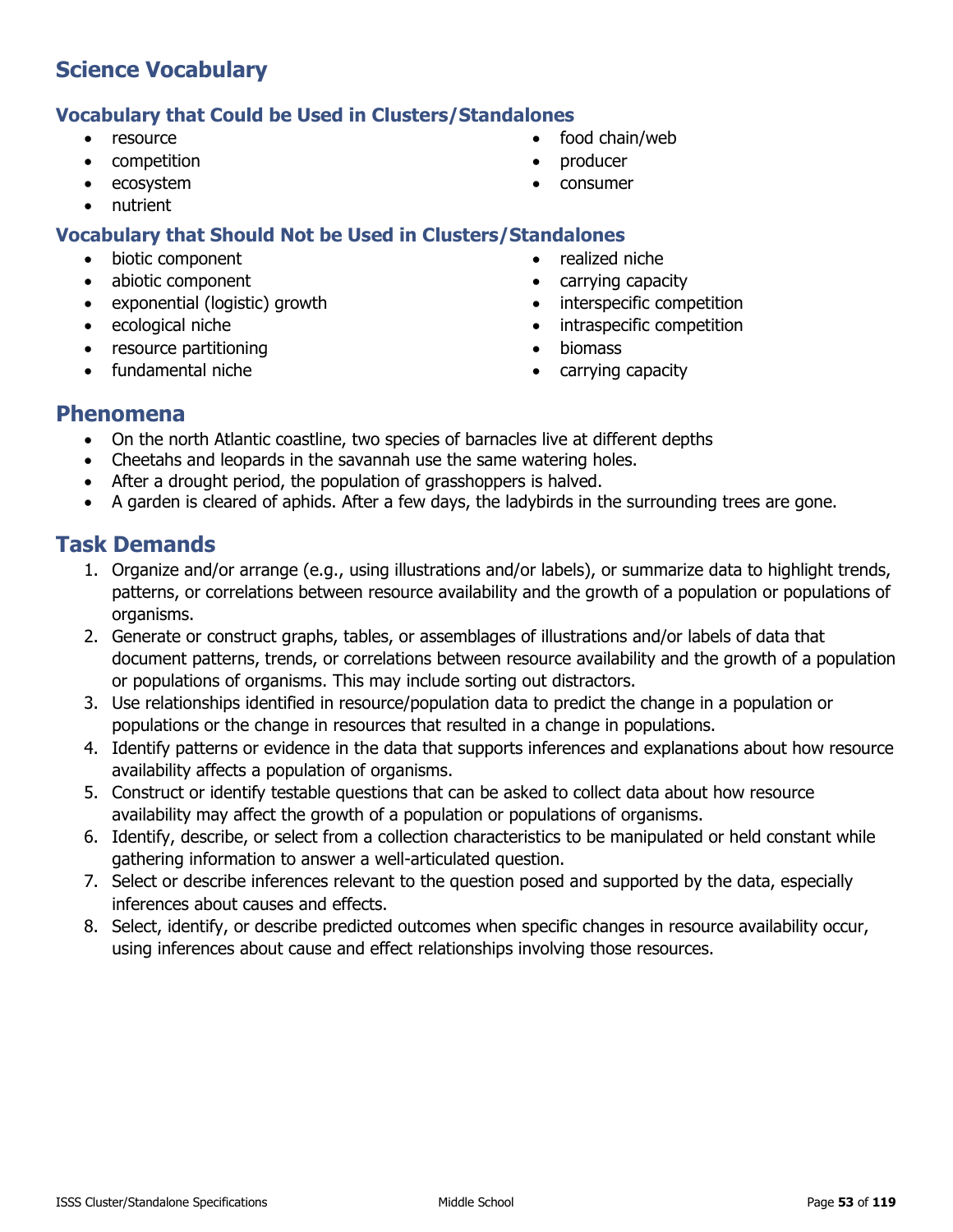## Science Vocabulary

### Vocabulary that Could be Used in Clusters/Standalones

- resource
- competition
- ecosystem
- nutrient
- food chain/web
- producer
- consumer

### Vocabulary that Should Not be Used in Clusters/Standalones

- biotic component
- abiotic component
- exponential (logistic) growth
- ecological niche
- resource partitioning
- fundamental niche
- realized niche
- carrying capacity
- interspecific competition
- intraspecific competition
- biomass
- carrying capacity

## Phenomena

- On the north Atlantic coastline, two species of barnacles live at different depths
- Cheetahs and leopards in the savannah use the same watering holes.
- After a drought period, the population of grasshoppers is halved.
- A garden is cleared of aphids. After a few days, the ladybirds in the surrounding trees are gone.

## Task Demands

1. Organize and/or arrange (e.g., using illustrations and/or labels), or summarize data to highlight trends, patterns, or correlations between resource availability and the growth of a population or populations of organisms.
2. Generate or construct graphs, tables, or assemblages of illustrations and/or labels of data that document patterns, trends, or correlations between resource availability and the growth of a population or populations of organisms. This may include sorting out distractors.
3. Use relationships identified in resource/population data to predict the change in a population or populations or the change in resources that resulted in a change in populations.
4. Identify patterns or evidence in the data that supports inferences and explanations about how resource availability affects a population of organisms.
5. Construct or identify testable questions that can be asked to collect data about how resource availability may affect the growth of a population or populations of organisms.
6. Identify, describe, or select from a collection characteristics to be manipulated or held constant while gathering information to answer a well-articulated question.
7. Select or describe inferences relevant to the question posed and supported by the data, especially inferences about causes and effects.
8. Select, identify, or describe predicted outcomes when specific changes in resource availability occur, using inferences about cause and effect relationships involving those resources.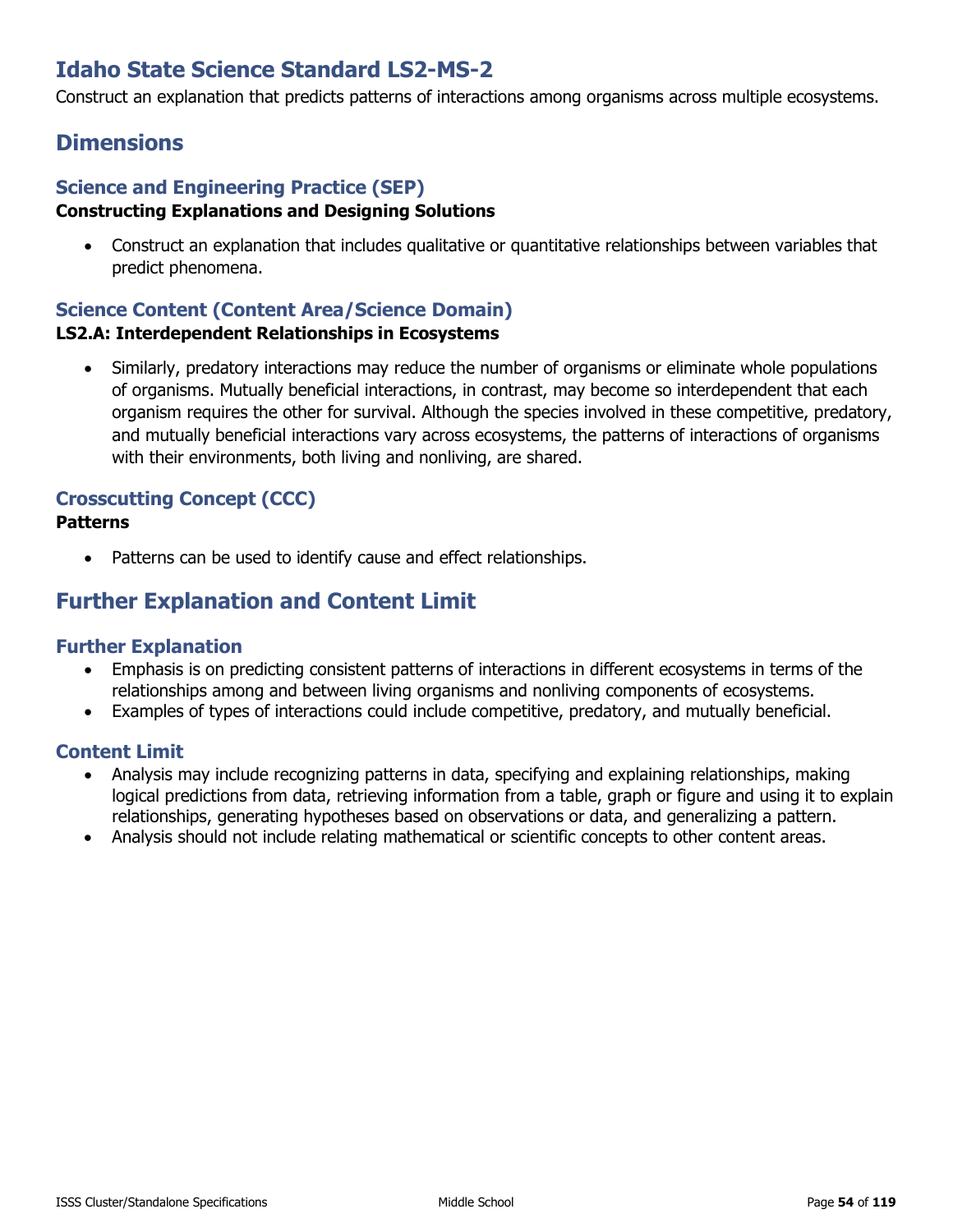# Idaho State Science Standard LS2-MS-2

Construct an explanation that predicts patterns of interactions among organisms across multiple ecosystems.

## Dimensions

### Science and Engineering Practice (SEP)

**Constructing Explanations and Designing Solutions**

- Construct an explanation that includes qualitative or quantitative relationships between variables that predict phenomena.

### Science Content (Content Area/Science Domain)

**LS2.A: Interdependent Relationships in Ecosystems**

- Similarly, predatory interactions may reduce the number of organisms or eliminate whole populations of organisms. Mutually beneficial interactions, in contrast, may become so interdependent that each organism requires the other for survival. Although the species involved in these competitive, predatory, and mutually beneficial interactions vary across ecosystems, the patterns of interactions of organisms with their environments, both living and nonliving, are shared.

### Crosscutting Concept (CCC)

**Patterns**

- Patterns can be used to identify cause and effect relationships.

## Further Explanation and Content Limit

### Further Explanation

- Emphasis is on predicting consistent patterns of interactions in different ecosystems in terms of the relationships among and between living organisms and nonliving components of ecosystems.
- Examples of types of interactions could include competitive, predatory, and mutually beneficial.

### Content Limit

- Analysis may include recognizing patterns in data, specifying and explaining relationships, making logical predictions from data, retrieving information from a table, graph or figure and using it to explain relationships, generating hypotheses based on observations or data, and generalizing a pattern.
- Analysis should not include relating mathematical or scientific concepts to other content areas.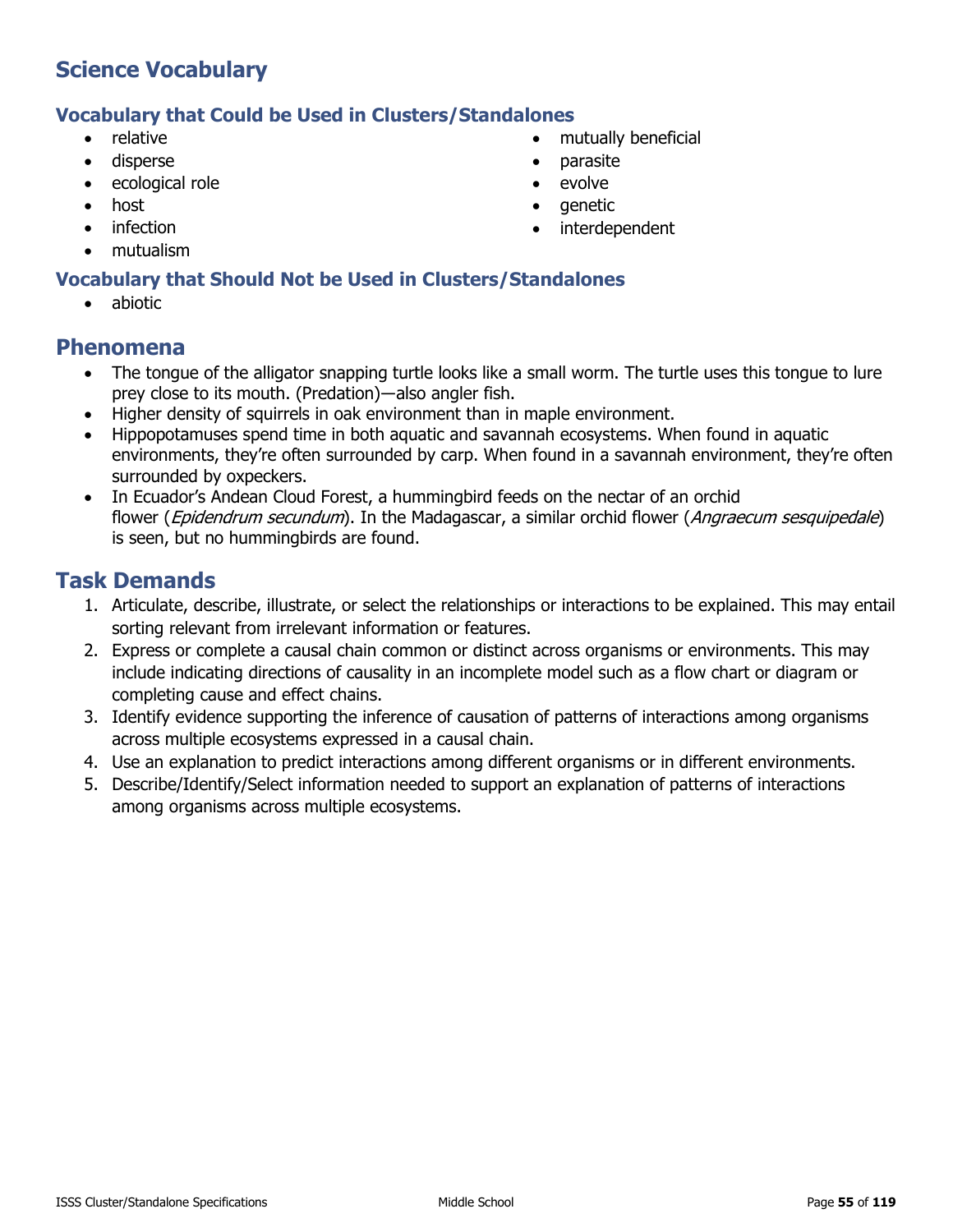## Science Vocabulary

### Vocabulary that Could be Used in Clusters/Standalones

- relative
- disperse
- ecological role
- host
- infection
- mutualism
- mutually beneficial
- parasite
- evolve
- genetic
- interdependent

### Vocabulary that Should Not be Used in Clusters/Standalones

- abiotic

## Phenomena

- The tongue of the alligator snapping turtle looks like a small worm. The turtle uses this tongue to lure prey close to its mouth. (Predation)—also angler fish.
- Higher density of squirrels in oak environment than in maple environment.
- Hippopotamuses spend time in both aquatic and savannah ecosystems. When found in aquatic environments, they're often surrounded by carp. When found in a savannah environment, they're often surrounded by oxpeckers.
- In Ecuador's Andean Cloud Forest, a hummingbird feeds on the nectar of an orchid flower (*Epidendrum secundum*). In the Madagascar, a similar orchid flower (*Angraecum sesquipedale*) is seen, but no hummingbirds are found.

## Task Demands

1. Articulate, describe, illustrate, or select the relationships or interactions to be explained. This may entail sorting relevant from irrelevant information or features.
2. Express or complete a causal chain common or distinct across organisms or environments. This may include indicating directions of causality in an incomplete model such as a flow chart or diagram or completing cause and effect chains.
3. Identify evidence supporting the inference of causation of patterns of interactions among organisms across multiple ecosystems expressed in a causal chain.
4. Use an explanation to predict interactions among different organisms or in different environments.
5. Describe/Identify/Select information needed to support an explanation of patterns of interactions among organisms across multiple ecosystems.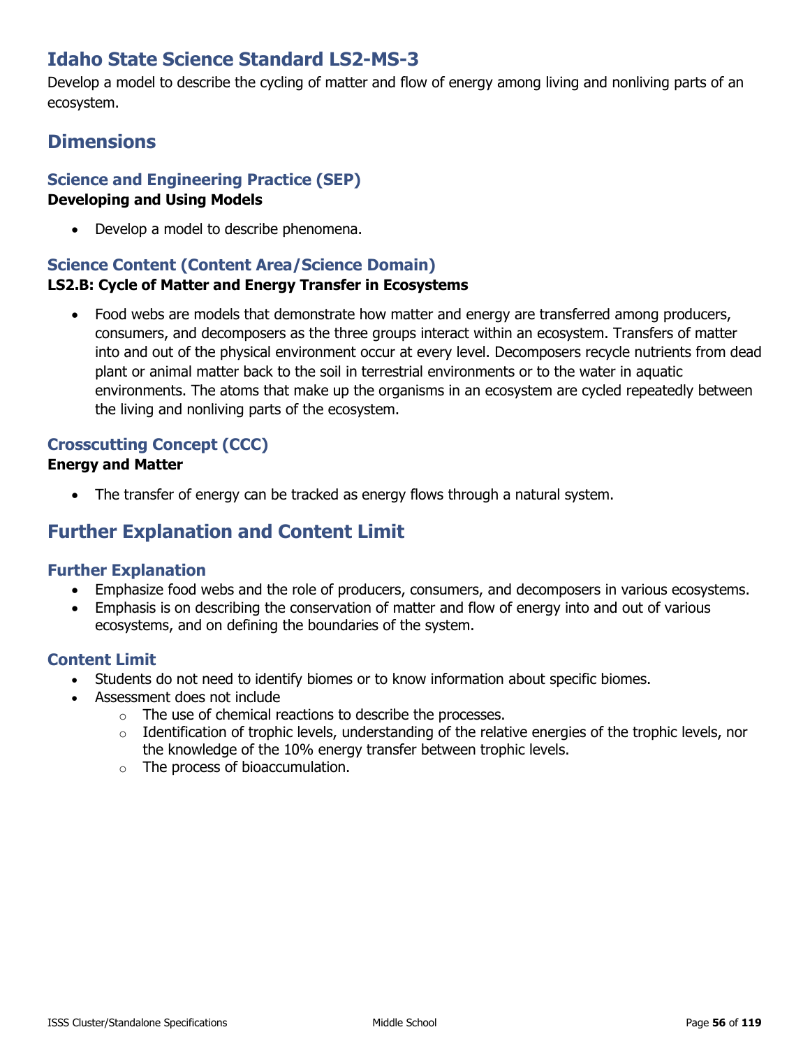# Idaho State Science Standard LS2-MS-3

Develop a model to describe the cycling of matter and flow of energy among living and nonliving parts of an ecosystem.

## Dimensions

### Science and Engineering Practice (SEP)

**Developing and Using Models**

- Develop a model to describe phenomena.

### Science Content (Content Area/Science Domain)

**LS2.B: Cycle of Matter and Energy Transfer in Ecosystems**

- Food webs are models that demonstrate how matter and energy are transferred among producers, consumers, and decomposers as the three groups interact within an ecosystem. Transfers of matter into and out of the physical environment occur at every level. Decomposers recycle nutrients from dead plant or animal matter back to the soil in terrestrial environments or to the water in aquatic environments. The atoms that make up the organisms in an ecosystem are cycled repeatedly between the living and nonliving parts of the ecosystem.

### Crosscutting Concept (CCC)

**Energy and Matter**

- The transfer of energy can be tracked as energy flows through a natural system.

## Further Explanation and Content Limit

### Further Explanation

- Emphasize food webs and the role of producers, consumers, and decomposers in various ecosystems.
- Emphasis is on describing the conservation of matter and flow of energy into and out of various ecosystems, and on defining the boundaries of the system.

### Content Limit

- Students do not need to identify biomes or to know information about specific biomes.
- Assessment does not include
  - The use of chemical reactions to describe the processes.
  - Identification of trophic levels, understanding of the relative energies of the trophic levels, nor the knowledge of the 10% energy transfer between trophic levels.
  - The process of bioaccumulation.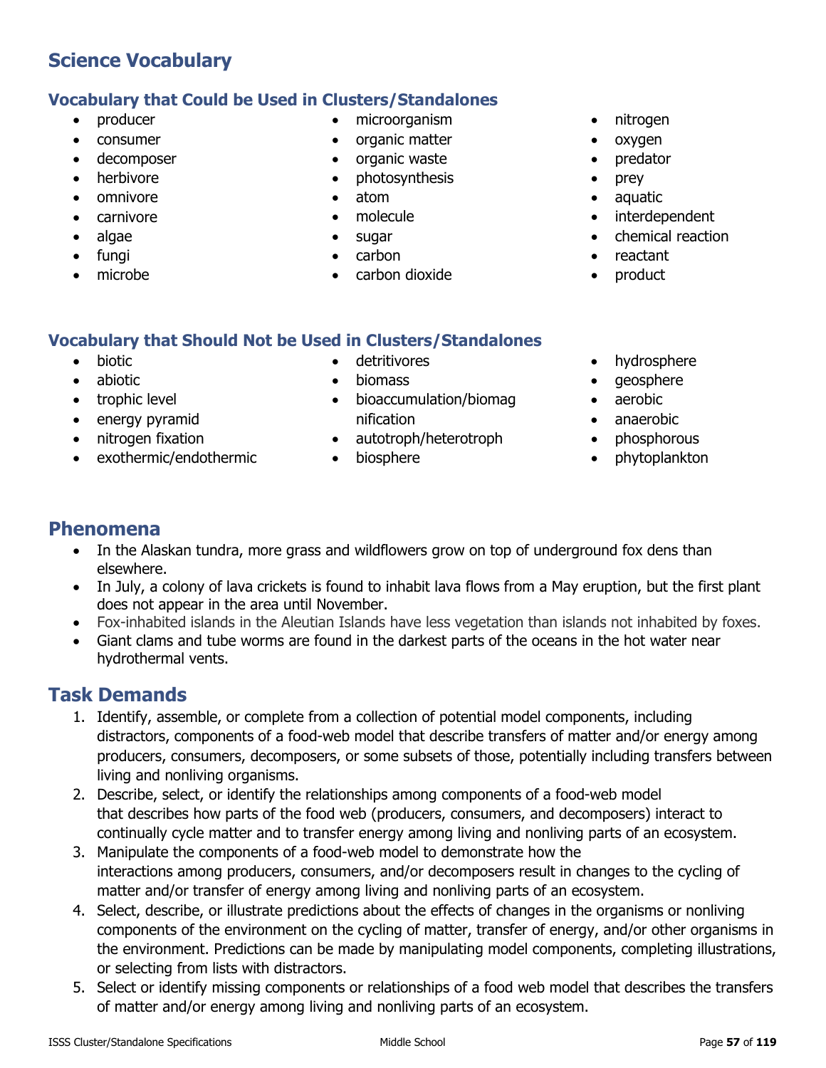## Science Vocabulary

### Vocabulary that Could be Used in Clusters/Standalones

- producer
- consumer
- decomposer
- herbivore
- omnivore
- carnivore
- algae
- fungi
- microbe
- microorganism
- organic matter
- organic waste
- photosynthesis
- atom
- molecule
- sugar
- carbon
- carbon dioxide
- nitrogen
- oxygen
- predator
- prey
- aquatic
- interdependent
- chemical reaction
- reactant
- product

### Vocabulary that Should Not be Used in Clusters/Standalones

- biotic
- abiotic
- trophic level
- energy pyramid
- nitrogen fixation
- exothermic/endothermic
- detritivores
- biomass
- bioaccumulation/biomagnification
- autotroph/heterotroph
- biosphere
- hydrosphere
- geosphere
- aerobic
- anaerobic
- phosphorous
- phytoplankton

## Phenomena

- In the Alaskan tundra, more grass and wildflowers grow on top of underground fox dens than elsewhere.
- In July, a colony of lava crickets is found to inhabit lava flows from a May eruption, but the first plant does not appear in the area until November.
- Fox-inhabited islands in the Aleutian Islands have less vegetation than islands not inhabited by foxes.
- Giant clams and tube worms are found in the darkest parts of the oceans in the hot water near hydrothermal vents.

## Task Demands

1. Identify, assemble, or complete from a collection of potential model components, including distractors, components of a food-web model that describe transfers of matter and/or energy among producers, consumers, decomposers, or some subsets of those, potentially including transfers between living and nonliving organisms.
2. Describe, select, or identify the relationships among components of a food-web model that describes how parts of the food web (producers, consumers, and decomposers) interact to continually cycle matter and to transfer energy among living and nonliving parts of an ecosystem.
3. Manipulate the components of a food-web model to demonstrate how the interactions among producers, consumers, and/or decomposers result in changes to the cycling of matter and/or transfer of energy among living and nonliving parts of an ecosystem.
4. Select, describe, or illustrate predictions about the effects of changes in the organisms or nonliving components of the environment on the cycling of matter, transfer of energy, and/or other organisms in the environment. Predictions can be made by manipulating model components, completing illustrations, or selecting from lists with distractors.
5. Select or identify missing components or relationships of a food web model that describes the transfers of matter and/or energy among living and nonliving parts of an ecosystem.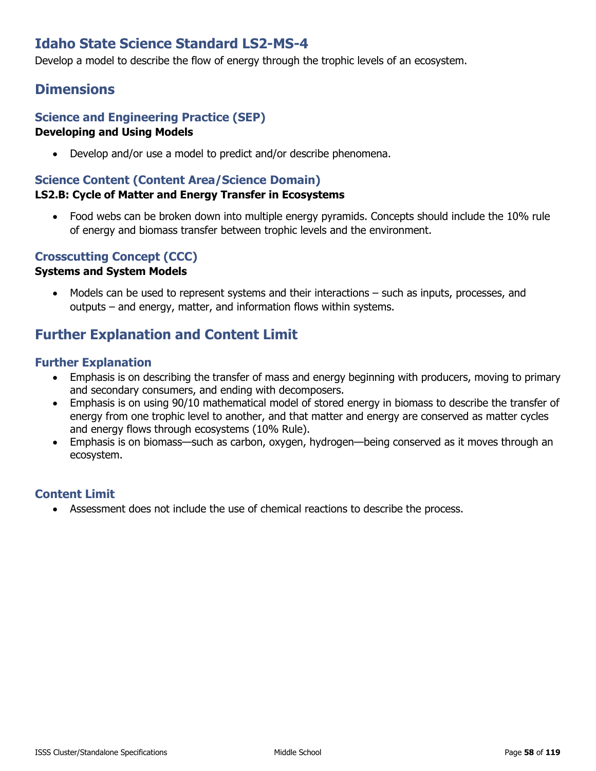# Idaho State Science Standard LS2-MS-4

Develop a model to describe the flow of energy through the trophic levels of an ecosystem.

## Dimensions

### Science and Engineering Practice (SEP)

**Developing and Using Models**

- Develop and/or use a model to predict and/or describe phenomena.

### Science Content (Content Area/Science Domain)

**LS2.B: Cycle of Matter and Energy Transfer in Ecosystems**

- Food webs can be broken down into multiple energy pyramids. Concepts should include the 10% rule of energy and biomass transfer between trophic levels and the environment.

### Crosscutting Concept (CCC)

**Systems and System Models**

- Models can be used to represent systems and their interactions – such as inputs, processes, and outputs – and energy, matter, and information flows within systems.

## Further Explanation and Content Limit

### Further Explanation

- Emphasis is on describing the transfer of mass and energy beginning with producers, moving to primary and secondary consumers, and ending with decomposers.
- Emphasis is on using 90/10 mathematical model of stored energy in biomass to describe the transfer of energy from one trophic level to another, and that matter and energy are conserved as matter cycles and energy flows through ecosystems (10% Rule).
- Emphasis is on biomass—such as carbon, oxygen, hydrogen—being conserved as it moves through an ecosystem.

### Content Limit

- Assessment does not include the use of chemical reactions to describe the process.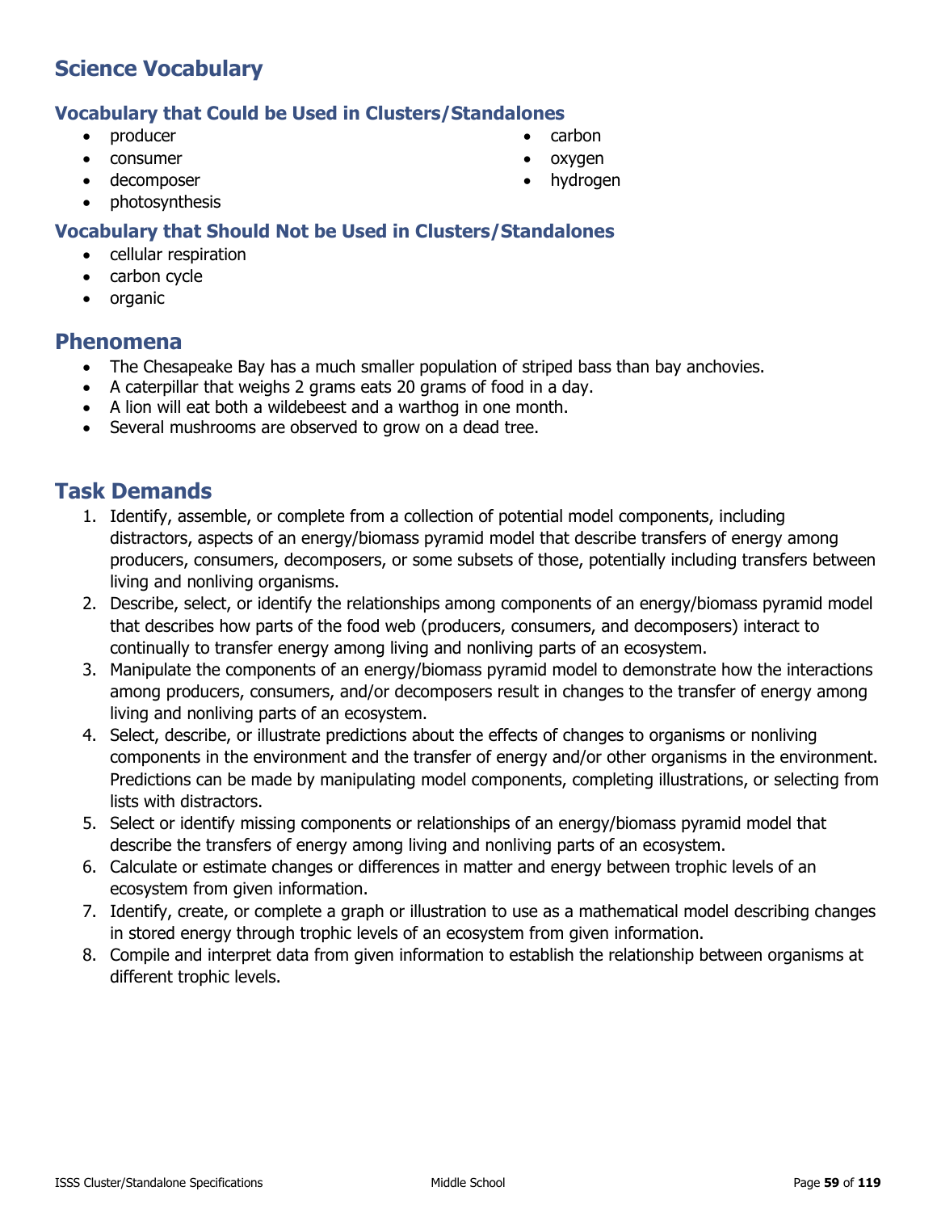## Science Vocabulary

### Vocabulary that Could be Used in Clusters/Standalones

- producer
- consumer
- decomposer
- photosynthesis
- carbon
- oxygen
- hydrogen

### Vocabulary that Should Not be Used in Clusters/Standalones

- cellular respiration
- carbon cycle
- organic

## Phenomena

- The Chesapeake Bay has a much smaller population of striped bass than bay anchovies.
- A caterpillar that weighs 2 grams eats 20 grams of food in a day.
- A lion will eat both a wildebeest and a warthog in one month.
- Several mushrooms are observed to grow on a dead tree.

## Task Demands

1. Identify, assemble, or complete from a collection of potential model components, including distractors, aspects of an energy/biomass pyramid model that describe transfers of energy among producers, consumers, decomposers, or some subsets of those, potentially including transfers between living and nonliving organisms.
2. Describe, select, or identify the relationships among components of an energy/biomass pyramid model that describes how parts of the food web (producers, consumers, and decomposers) interact to continually to transfer energy among living and nonliving parts of an ecosystem.
3. Manipulate the components of an energy/biomass pyramid model to demonstrate how the interactions among producers, consumers, and/or decomposers result in changes to the transfer of energy among living and nonliving parts of an ecosystem.
4. Select, describe, or illustrate predictions about the effects of changes to organisms or nonliving components in the environment and the transfer of energy and/or other organisms in the environment. Predictions can be made by manipulating model components, completing illustrations, or selecting from lists with distractors.
5. Select or identify missing components or relationships of an energy/biomass pyramid model that describe the transfers of energy among living and nonliving parts of an ecosystem.
6. Calculate or estimate changes or differences in matter and energy between trophic levels of an ecosystem from given information.
7. Identify, create, or complete a graph or illustration to use as a mathematical model describing changes in stored energy through trophic levels of an ecosystem from given information.
8. Compile and interpret data from given information to establish the relationship between organisms at different trophic levels.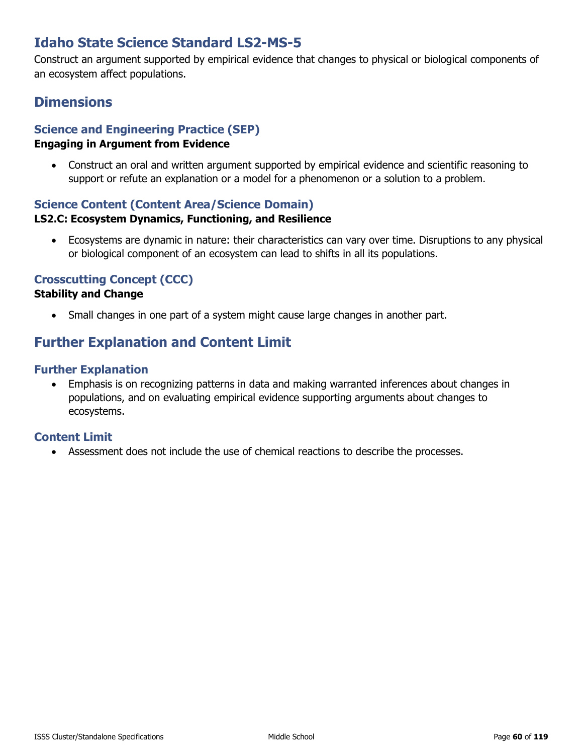# Idaho State Science Standard LS2-MS-5

Construct an argument supported by empirical evidence that changes to physical or biological components of an ecosystem affect populations.

## Dimensions

### Science and Engineering Practice (SEP)

**Engaging in Argument from Evidence**

- Construct an oral and written argument supported by empirical evidence and scientific reasoning to support or refute an explanation or a model for a phenomenon or a solution to a problem.

### Science Content (Content Area/Science Domain)

**LS2.C: Ecosystem Dynamics, Functioning, and Resilience**

- Ecosystems are dynamic in nature: their characteristics can vary over time. Disruptions to any physical or biological component of an ecosystem can lead to shifts in all its populations.

### Crosscutting Concept (CCC)

**Stability and Change**

- Small changes in one part of a system might cause large changes in another part.

## Further Explanation and Content Limit

### Further Explanation

- Emphasis is on recognizing patterns in data and making warranted inferences about changes in populations, and on evaluating empirical evidence supporting arguments about changes to ecosystems.

### Content Limit

- Assessment does not include the use of chemical reactions to describe the processes.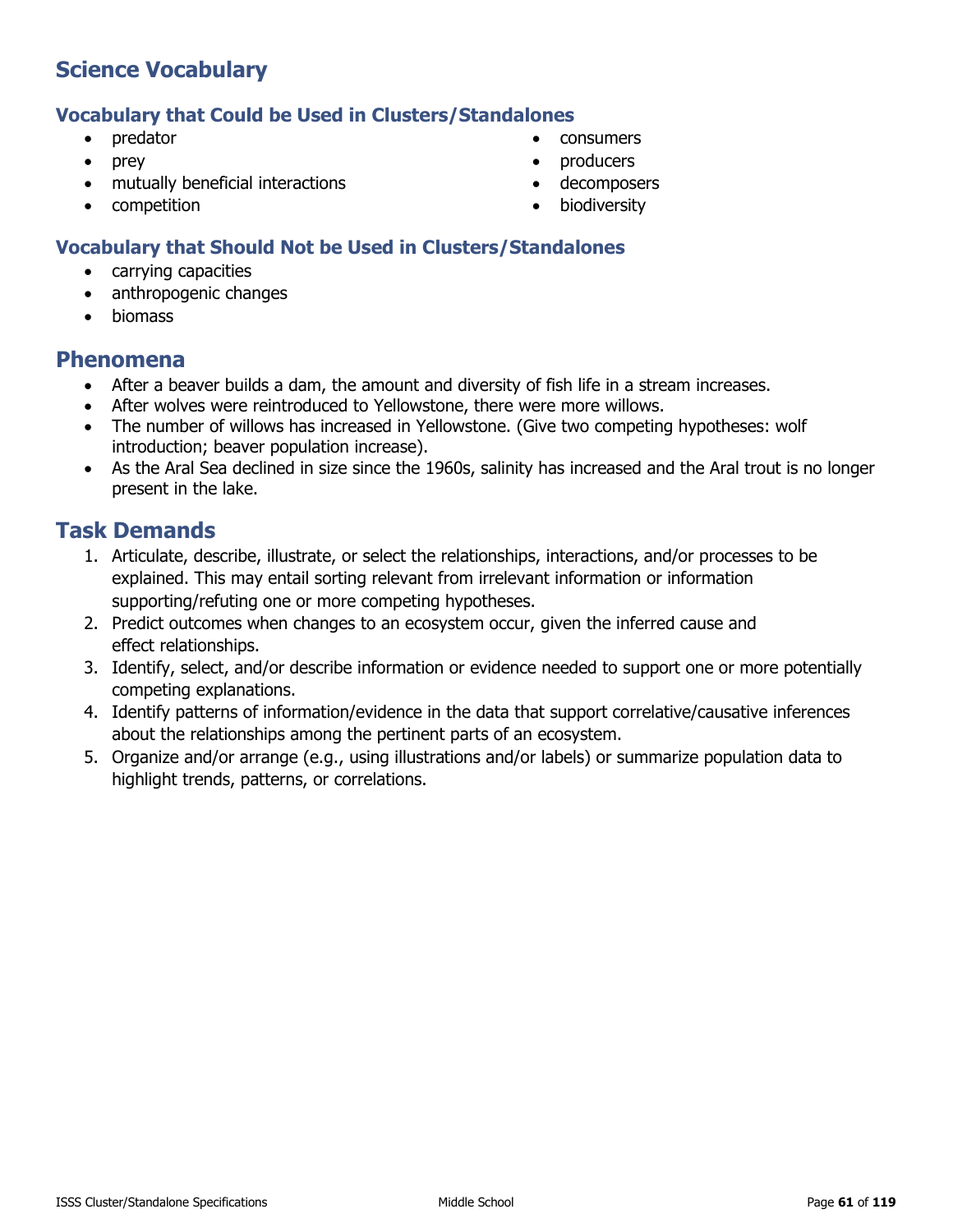## Science Vocabulary

### Vocabulary that Could be Used in Clusters/Standalones

- predator
- prey
- mutually beneficial interactions
- competition
- consumers
- producers
- decomposers
- biodiversity

### Vocabulary that Should Not be Used in Clusters/Standalones

- carrying capacities
- anthropogenic changes
- biomass

## Phenomena

- After a beaver builds a dam, the amount and diversity of fish life in a stream increases.
- After wolves were reintroduced to Yellowstone, there were more willows.
- The number of willows has increased in Yellowstone. (Give two competing hypotheses: wolf introduction; beaver population increase).
- As the Aral Sea declined in size since the 1960s, salinity has increased and the Aral trout is no longer present in the lake.

## Task Demands

1. Articulate, describe, illustrate, or select the relationships, interactions, and/or processes to be explained. This may entail sorting relevant from irrelevant information or information supporting/refuting one or more competing hypotheses.
2. Predict outcomes when changes to an ecosystem occur, given the inferred cause and effect relationships.
3. Identify, select, and/or describe information or evidence needed to support one or more potentially competing explanations.
4. Identify patterns of information/evidence in the data that support correlative/causative inferences about the relationships among the pertinent parts of an ecosystem.
5. Organize and/or arrange (e.g., using illustrations and/or labels) or summarize population data to highlight trends, patterns, or correlations.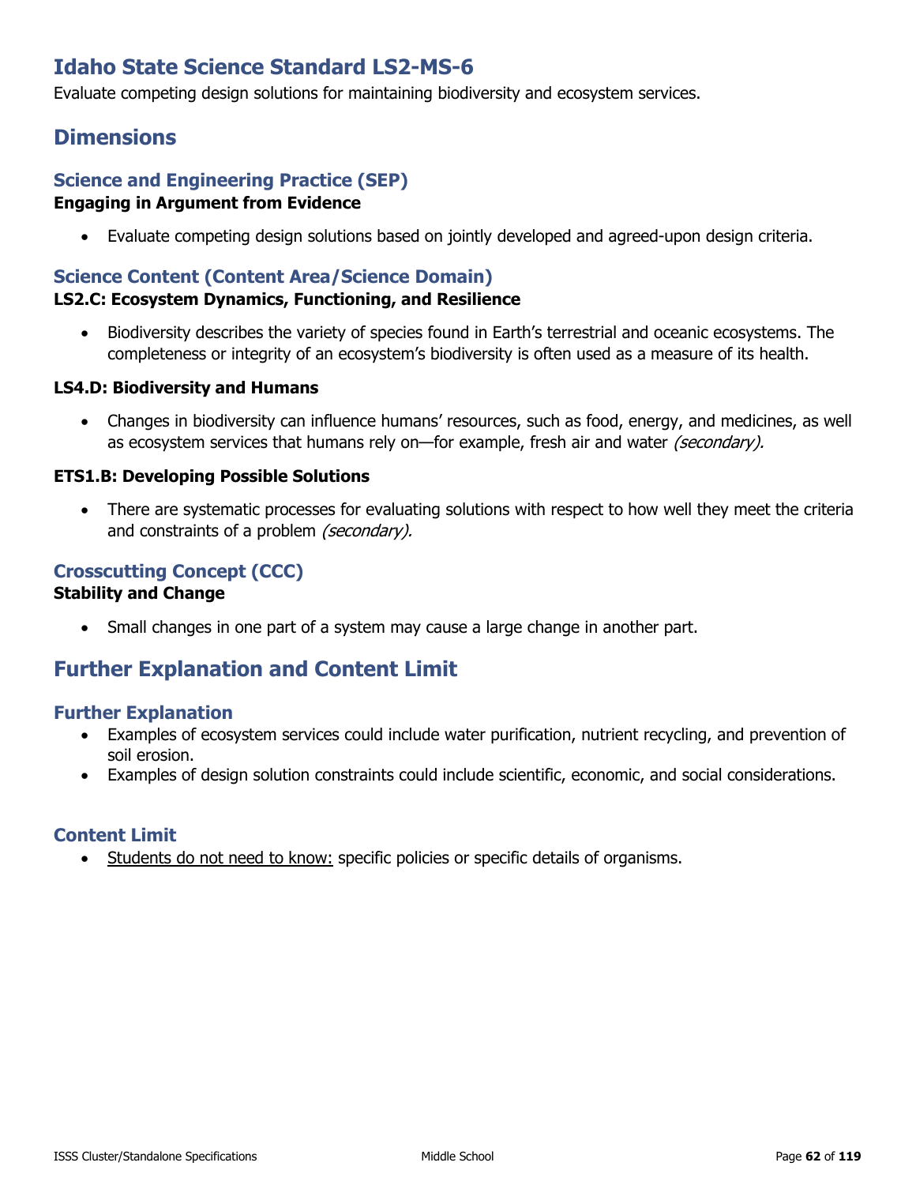# Idaho State Science Standard LS2-MS-6

Evaluate competing design solutions for maintaining biodiversity and ecosystem services.

## Dimensions

### Science and Engineering Practice (SEP)

**Engaging in Argument from Evidence**

- Evaluate competing design solutions based on jointly developed and agreed-upon design criteria.

### Science Content (Content Area/Science Domain)

**LS2.C: Ecosystem Dynamics, Functioning, and Resilience**

- Biodiversity describes the variety of species found in Earth's terrestrial and oceanic ecosystems. The completeness or integrity of an ecosystem's biodiversity is often used as a measure of its health.

**LS4.D: Biodiversity and Humans**

- Changes in biodiversity can influence humans' resources, such as food, energy, and medicines, as well as ecosystem services that humans rely on—for example, fresh air and water *(secondary).*

**ETS1.B: Developing Possible Solutions**

- There are systematic processes for evaluating solutions with respect to how well they meet the criteria and constraints of a problem *(secondary).*

### Crosscutting Concept (CCC)

**Stability and Change**

- Small changes in one part of a system may cause a large change in another part.

## Further Explanation and Content Limit

### Further Explanation

- Examples of ecosystem services could include water purification, nutrient recycling, and prevention of soil erosion.
- Examples of design solution constraints could include scientific, economic, and social considerations.

### Content Limit

- <u>Students do not need to know:</u> specific policies or specific details of organisms.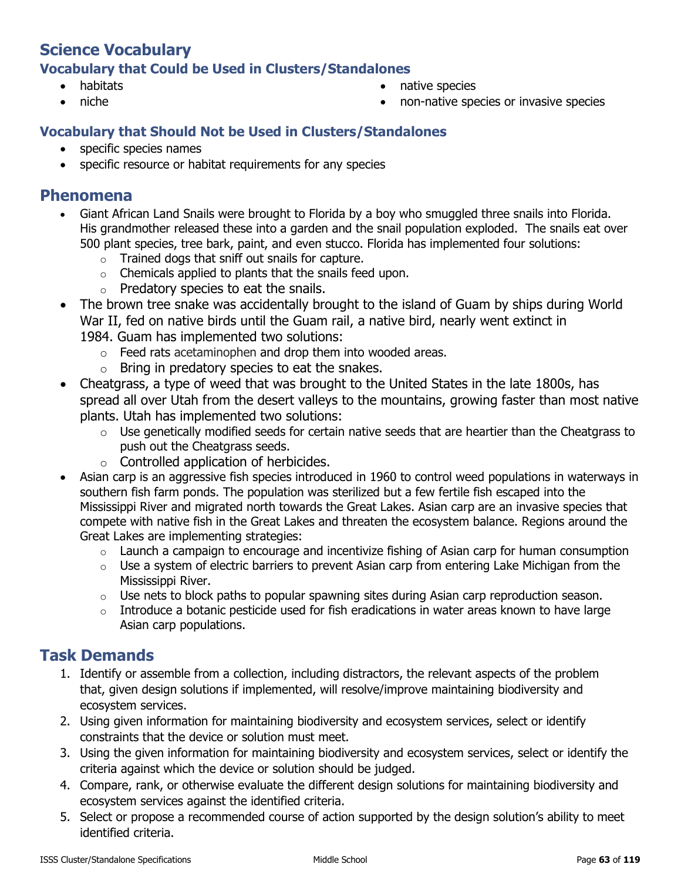## Science Vocabulary

### Vocabulary that Could be Used in Clusters/Standalones

- habitats
- niche
- native species
- non-native species or invasive species

### Vocabulary that Should Not be Used in Clusters/Standalones

- specific species names
- specific resource or habitat requirements for any species

## Phenomena

- Giant African Land Snails were brought to Florida by a boy who smuggled three snails into Florida. His grandmother released these into a garden and the snail population exploded. The snails eat over 500 plant species, tree bark, paint, and even stucco. Florida has implemented four solutions:
  - Trained dogs that sniff out snails for capture.
  - Chemicals applied to plants that the snails feed upon.
  - Predatory species to eat the snails.
- The brown tree snake was accidentally brought to the island of Guam by ships during World War II, fed on native birds until the Guam rail, a native bird, nearly went extinct in 1984. Guam has implemented two solutions:
  - Feed rats acetaminophen and drop them into wooded areas.
  - Bring in predatory species to eat the snakes.
- Cheatgrass, a type of weed that was brought to the United States in the late 1800s, has spread all over Utah from the desert valleys to the mountains, growing faster than most native plants. Utah has implemented two solutions:
  - Use genetically modified seeds for certain native seeds that are heartier than the Cheatgrass to push out the Cheatgrass seeds.
  - Controlled application of herbicides.
- Asian carp is an aggressive fish species introduced in 1960 to control weed populations in waterways in southern fish farm ponds. The population was sterilized but a few fertile fish escaped into the Mississippi River and migrated north towards the Great Lakes. Asian carp are an invasive species that compete with native fish in the Great Lakes and threaten the ecosystem balance. Regions around the Great Lakes are implementing strategies:
  - Launch a campaign to encourage and incentivize fishing of Asian carp for human consumption
  - Use a system of electric barriers to prevent Asian carp from entering Lake Michigan from the Mississippi River.
  - Use nets to block paths to popular spawning sites during Asian carp reproduction season.
  - Introduce a botanic pesticide used for fish eradications in water areas known to have large Asian carp populations.

## Task Demands

1. Identify or assemble from a collection, including distractors, the relevant aspects of the problem that, given design solutions if implemented, will resolve/improve maintaining biodiversity and ecosystem services.
2. Using given information for maintaining biodiversity and ecosystem services, select or identify constraints that the device or solution must meet.
3. Using the given information for maintaining biodiversity and ecosystem services, select or identify the criteria against which the device or solution should be judged.
4. Compare, rank, or otherwise evaluate the different design solutions for maintaining biodiversity and ecosystem services against the identified criteria.
5. Select or propose a recommended course of action supported by the design solution's ability to meet identified criteria.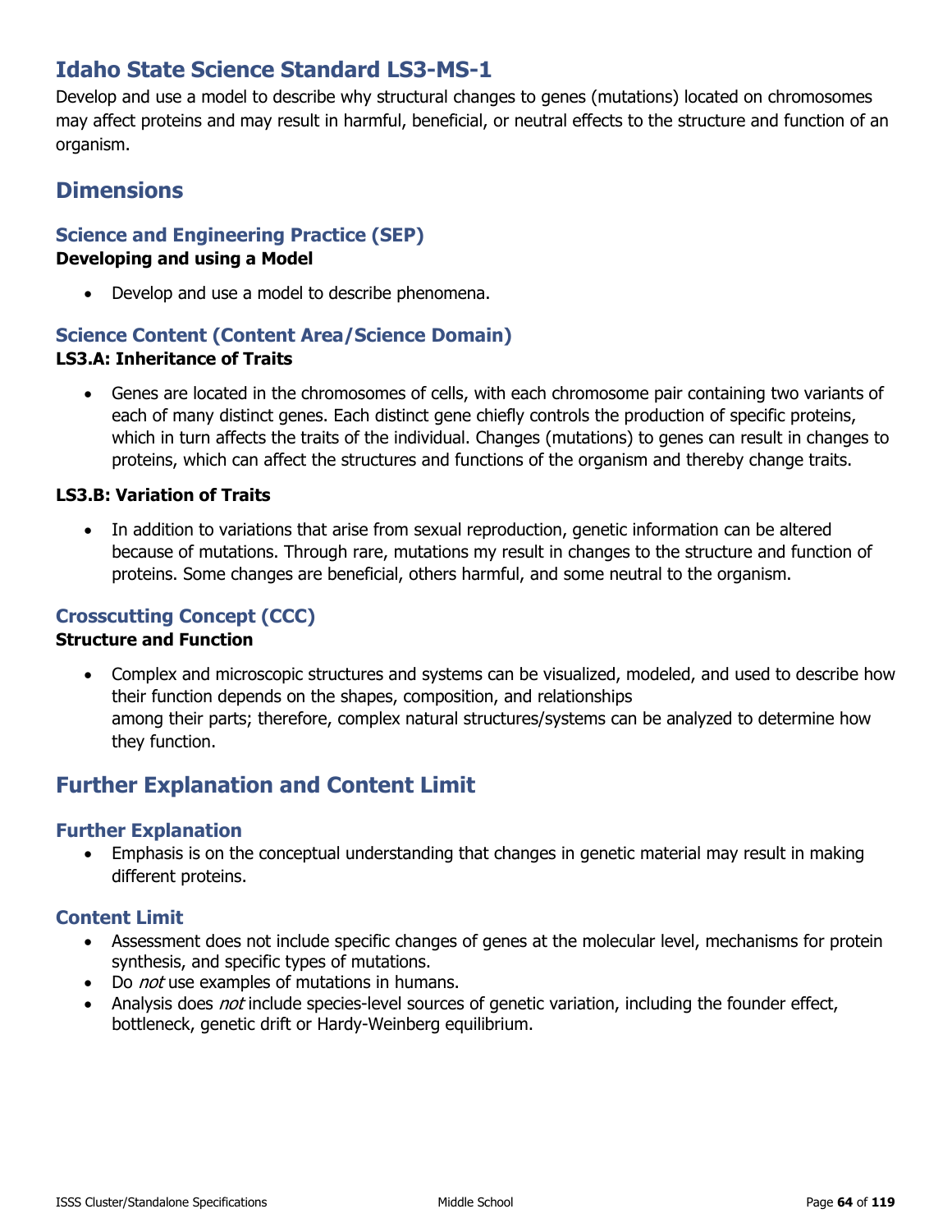# Idaho State Science Standard LS3-MS-1

Develop and use a model to describe why structural changes to genes (mutations) located on chromosomes may affect proteins and may result in harmful, beneficial, or neutral effects to the structure and function of an organism.

## Dimensions

### Science and Engineering Practice (SEP)

**Developing and using a Model**

- Develop and use a model to describe phenomena.

### Science Content (Content Area/Science Domain)

**LS3.A: Inheritance of Traits**

- Genes are located in the chromosomes of cells, with each chromosome pair containing two variants of each of many distinct genes. Each distinct gene chiefly controls the production of specific proteins, which in turn affects the traits of the individual. Changes (mutations) to genes can result in changes to proteins, which can affect the structures and functions of the organism and thereby change traits.

**LS3.B: Variation of Traits**

- In addition to variations that arise from sexual reproduction, genetic information can be altered because of mutations. Through rare, mutations my result in changes to the structure and function of proteins. Some changes are beneficial, others harmful, and some neutral to the organism.

### Crosscutting Concept (CCC)

**Structure and Function**

- Complex and microscopic structures and systems can be visualized, modeled, and used to describe how their function depends on the shapes, composition, and relationships among their parts; therefore, complex natural structures/systems can be analyzed to determine how they function.

## Further Explanation and Content Limit

### Further Explanation

- Emphasis is on the conceptual understanding that changes in genetic material may result in making different proteins.

### Content Limit

- Assessment does not include specific changes of genes at the molecular level, mechanisms for protein synthesis, and specific types of mutations.
- Do *not* use examples of mutations in humans.
- Analysis does *not* include species-level sources of genetic variation, including the founder effect, bottleneck, genetic drift or Hardy-Weinberg equilibrium.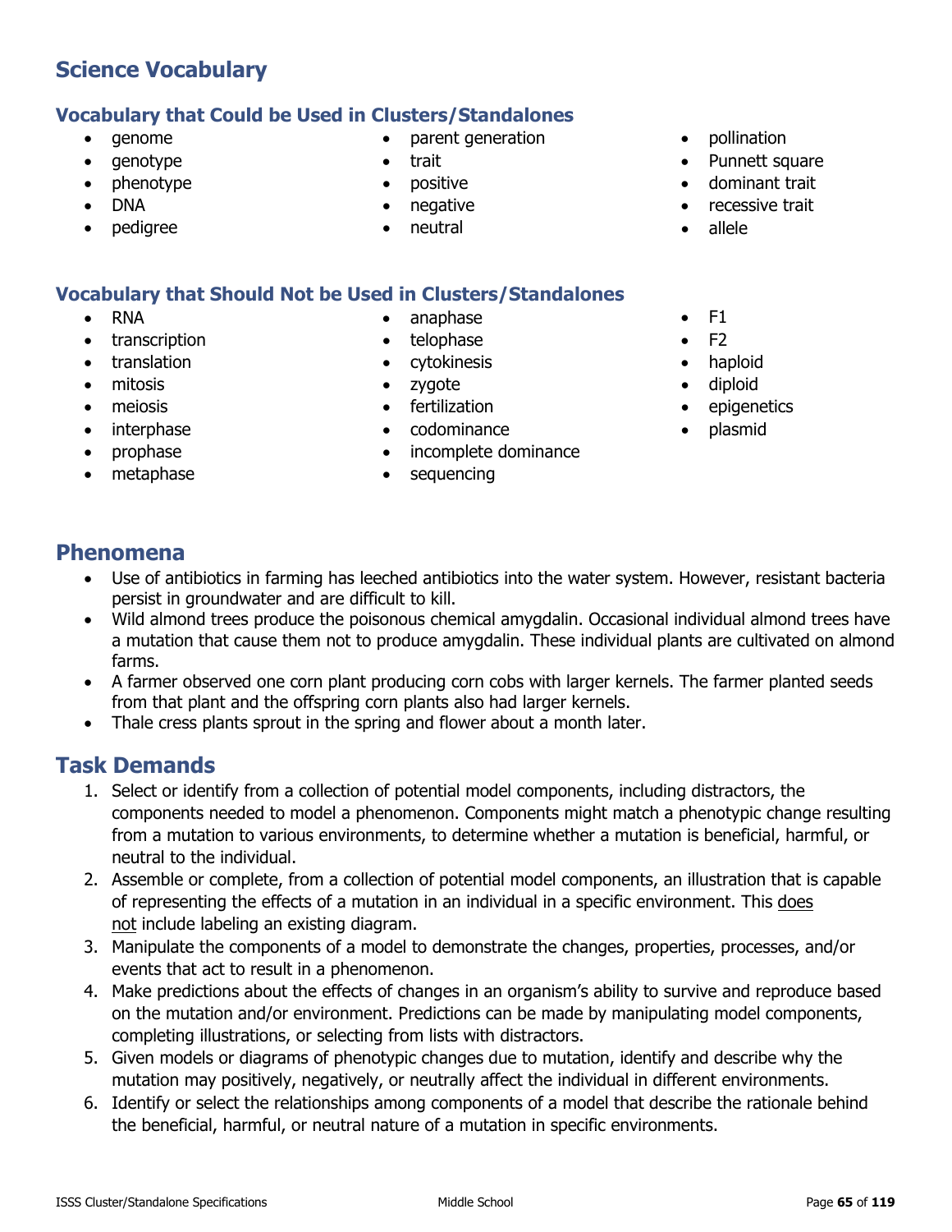## Science Vocabulary

### Vocabulary that Could be Used in Clusters/Standalones

- genome
- genotype
- phenotype
- DNA
- pedigree
- parent generation
- trait
- positive
- negative
- neutral
- pollination
- Punnett square
- dominant trait
- recessive trait
- allele

### Vocabulary that Should Not be Used in Clusters/Standalones

- RNA
- transcription
- translation
- mitosis
- meiosis
- interphase
- prophase
- metaphase
- anaphase
- telophase
- cytokinesis
- zygote
- fertilization
- codominance
- incomplete dominance
- sequencing
- F1
- F2
- haploid
- diploid
- epigenetics
- plasmid

## Phenomena

- Use of antibiotics in farming has leeched antibiotics into the water system. However, resistant bacteria persist in groundwater and are difficult to kill.
- Wild almond trees produce the poisonous chemical amygdalin. Occasional individual almond trees have a mutation that cause them not to produce amygdalin. These individual plants are cultivated on almond farms.
- A farmer observed one corn plant producing corn cobs with larger kernels. The farmer planted seeds from that plant and the offspring corn plants also had larger kernels.
- Thale cress plants sprout in the spring and flower about a month later.

## Task Demands

1. Select or identify from a collection of potential model components, including distractors, the components needed to model a phenomenon. Components might match a phenotypic change resulting from a mutation to various environments, to determine whether a mutation is beneficial, harmful, or neutral to the individual.
2. Assemble or complete, from a collection of potential model components, an illustration that is capable of representing the effects of a mutation in an individual in a specific environment. This does not include labeling an existing diagram.
3. Manipulate the components of a model to demonstrate the changes, properties, processes, and/or events that act to result in a phenomenon.
4. Make predictions about the effects of changes in an organism's ability to survive and reproduce based on the mutation and/or environment. Predictions can be made by manipulating model components, completing illustrations, or selecting from lists with distractors.
5. Given models or diagrams of phenotypic changes due to mutation, identify and describe why the mutation may positively, negatively, or neutrally affect the individual in different environments.
6. Identify or select the relationships among components of a model that describe the rationale behind the beneficial, harmful, or neutral nature of a mutation in specific environments.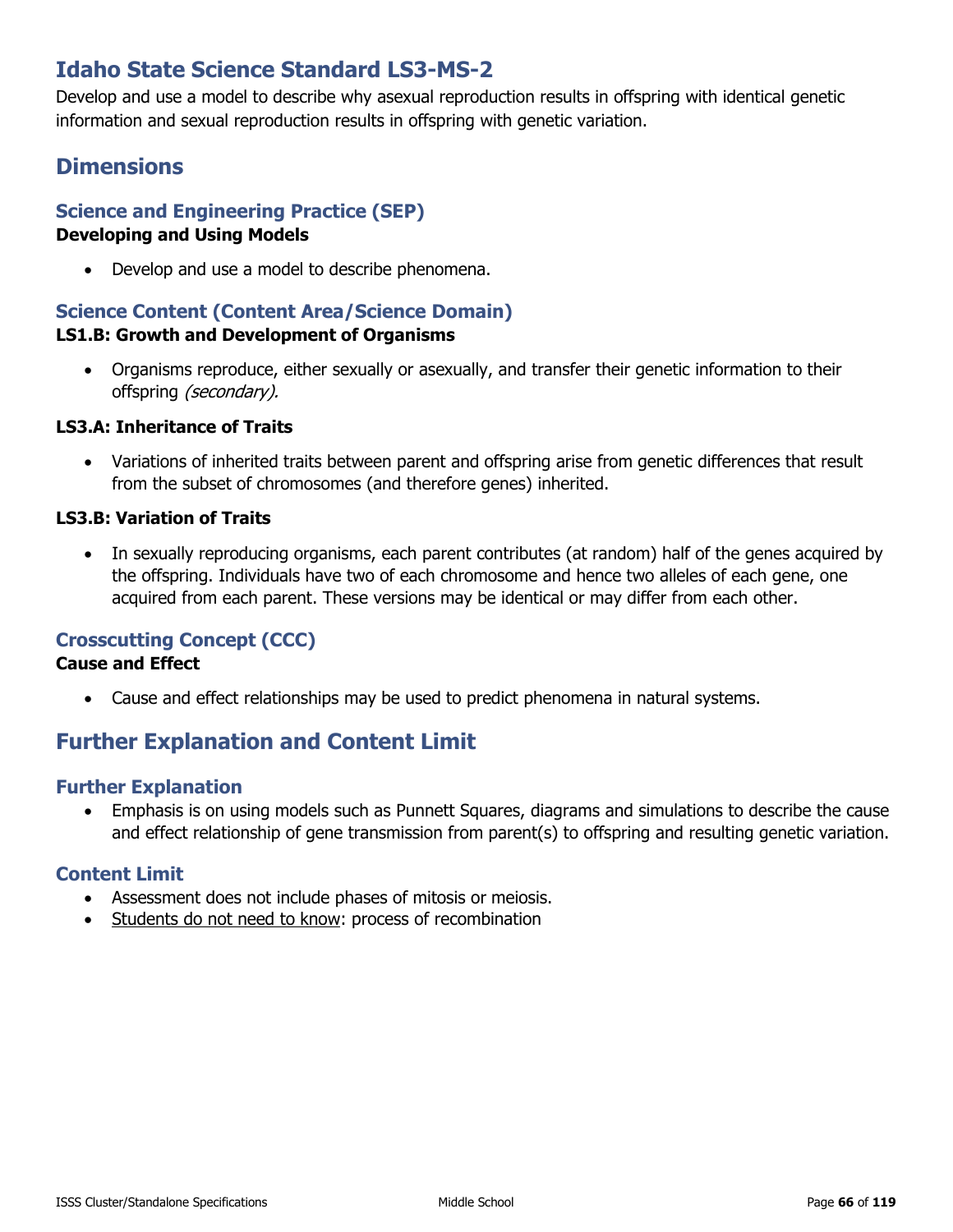# Idaho State Science Standard LS3-MS-2

Develop and use a model to describe why asexual reproduction results in offspring with identical genetic information and sexual reproduction results in offspring with genetic variation.

## Dimensions

### Science and Engineering Practice (SEP)

**Developing and Using Models**

- Develop and use a model to describe phenomena.

### Science Content (Content Area/Science Domain)

**LS1.B: Growth and Development of Organisms**

- Organisms reproduce, either sexually or asexually, and transfer their genetic information to their offspring *(secondary).*

**LS3.A: Inheritance of Traits**

- Variations of inherited traits between parent and offspring arise from genetic differences that result from the subset of chromosomes (and therefore genes) inherited.

**LS3.B: Variation of Traits**

- In sexually reproducing organisms, each parent contributes (at random) half of the genes acquired by the offspring. Individuals have two of each chromosome and hence two alleles of each gene, one acquired from each parent. These versions may be identical or may differ from each other.

### Crosscutting Concept (CCC)

**Cause and Effect**

- Cause and effect relationships may be used to predict phenomena in natural systems.

## Further Explanation and Content Limit

### Further Explanation

- Emphasis is on using models such as Punnett Squares, diagrams and simulations to describe the cause and effect relationship of gene transmission from parent(s) to offspring and resulting genetic variation.

### Content Limit

- Assessment does not include phases of mitosis or meiosis.
- <u>Students do not need to know</u>: process of recombination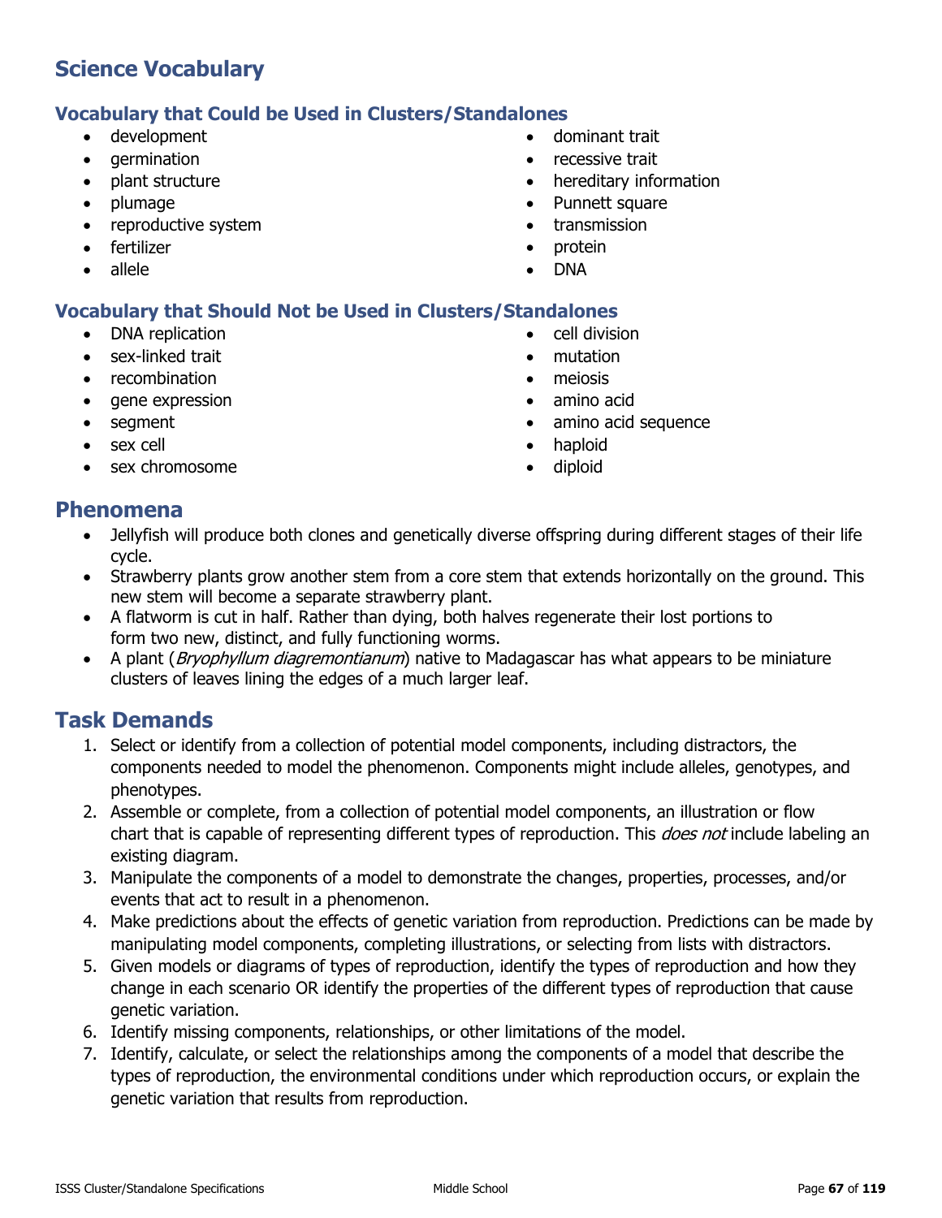## Science Vocabulary

### Vocabulary that Could be Used in Clusters/Standalones

- development
- germination
- plant structure
- plumage
- reproductive system
- fertilizer
- allele
- dominant trait
- recessive trait
- hereditary information
- Punnett square
- transmission
- protein
- DNA

### Vocabulary that Should Not be Used in Clusters/Standalones

- DNA replication
- sex-linked trait
- recombination
- gene expression
- segment
- sex cell
- sex chromosome
- cell division
- mutation
- meiosis
- amino acid
- amino acid sequence
- haploid
- diploid

## Phenomena

- Jellyfish will produce both clones and genetically diverse offspring during different stages of their life cycle.
- Strawberry plants grow another stem from a core stem that extends horizontally on the ground. This new stem will become a separate strawberry plant.
- A flatworm is cut in half. Rather than dying, both halves regenerate their lost portions to form two new, distinct, and fully functioning worms.
- A plant (*Bryophyllum diagremontianum*) native to Madagascar has what appears to be miniature clusters of leaves lining the edges of a much larger leaf.

## Task Demands

1. Select or identify from a collection of potential model components, including distractors, the components needed to model the phenomenon. Components might include alleles, genotypes, and phenotypes.
2. Assemble or complete, from a collection of potential model components, an illustration or flow chart that is capable of representing different types of reproduction. This *does not* include labeling an existing diagram.
3. Manipulate the components of a model to demonstrate the changes, properties, processes, and/or events that act to result in a phenomenon.
4. Make predictions about the effects of genetic variation from reproduction. Predictions can be made by manipulating model components, completing illustrations, or selecting from lists with distractors.
5. Given models or diagrams of types of reproduction, identify the types of reproduction and how they change in each scenario OR identify the properties of the different types of reproduction that cause genetic variation.
6. Identify missing components, relationships, or other limitations of the model.
7. Identify, calculate, or select the relationships among the components of a model that describe the types of reproduction, the environmental conditions under which reproduction occurs, or explain the genetic variation that results from reproduction.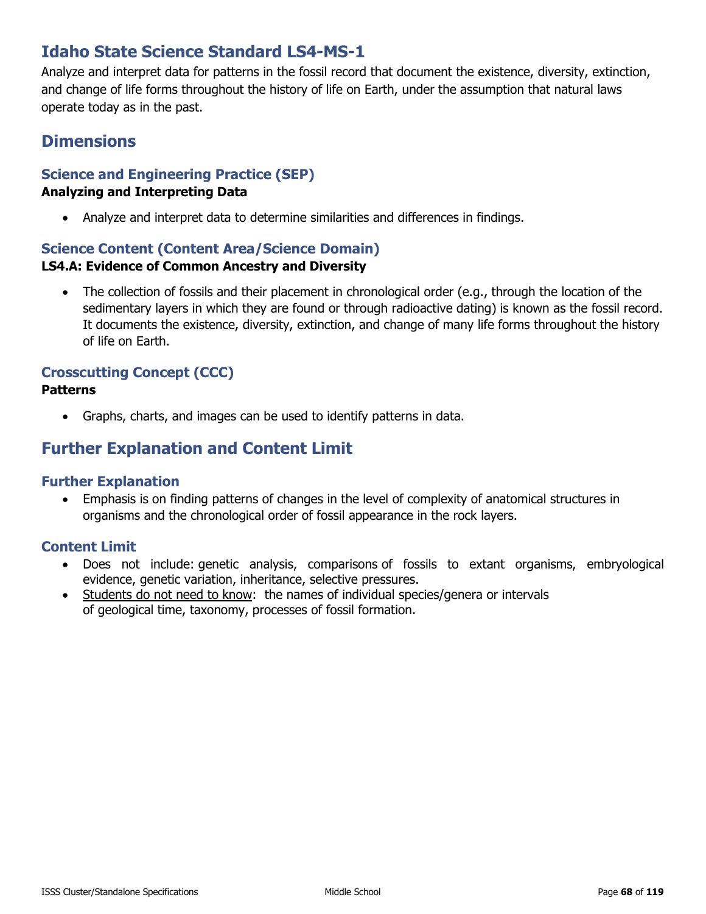# Idaho State Science Standard LS4-MS-1

Analyze and interpret data for patterns in the fossil record that document the existence, diversity, extinction, and change of life forms throughout the history of life on Earth, under the assumption that natural laws operate today as in the past.

## Dimensions

### Science and Engineering Practice (SEP)

**Analyzing and Interpreting Data**

- Analyze and interpret data to determine similarities and differences in findings.

### Science Content (Content Area/Science Domain)

**LS4.A: Evidence of Common Ancestry and Diversity**

- The collection of fossils and their placement in chronological order (e.g., through the location of the sedimentary layers in which they are found or through radioactive dating) is known as the fossil record. It documents the existence, diversity, extinction, and change of many life forms throughout the history of life on Earth.

### Crosscutting Concept (CCC)

**Patterns**

- Graphs, charts, and images can be used to identify patterns in data.

## Further Explanation and Content Limit

### Further Explanation

- Emphasis is on finding patterns of changes in the level of complexity of anatomical structures in organisms and the chronological order of fossil appearance in the rock layers.

### Content Limit

- Does not include: genetic analysis, comparisons of fossils to extant organisms, embryological evidence, genetic variation, inheritance, selective pressures.
- <u>Students do not need to know</u>: the names of individual species/genera or intervals of geological time, taxonomy, processes of fossil formation.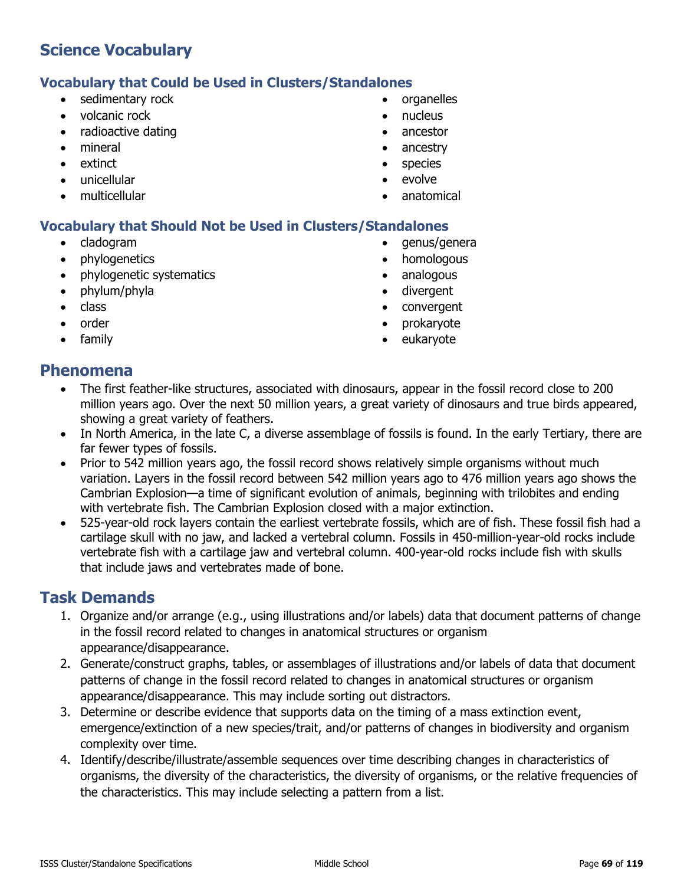# Science Vocabulary

## Vocabulary that Could be Used in Clusters/Standalones

- sedimentary rock
- volcanic rock
- radioactive dating
- mineral
- extinct
- unicellular
- multicellular
- organelles
- nucleus
- ancestor
- ancestry
- species
- evolve
- anatomical

## Vocabulary that Should Not be Used in Clusters/Standalones

- cladogram
- phylogenetics
- phylogenetic systematics
- phylum/phyla
- class
- order
- family
- genus/genera
- homologous
- analogous
- divergent
- convergent
- prokaryote
- eukaryote

# Phenomena

- The first feather-like structures, associated with dinosaurs, appear in the fossil record close to 200 million years ago. Over the next 50 million years, a great variety of dinosaurs and true birds appeared, showing a great variety of feathers.
- In North America, in the late C, a diverse assemblage of fossils is found. In the early Tertiary, there are far fewer types of fossils.
- Prior to 542 million years ago, the fossil record shows relatively simple organisms without much variation. Layers in the fossil record between 542 million years ago to 476 million years ago shows the Cambrian Explosion—a time of significant evolution of animals, beginning with trilobites and ending with vertebrate fish. The Cambrian Explosion closed with a major extinction.
- 525-year-old rock layers contain the earliest vertebrate fossils, which are of fish. These fossil fish had a cartilage skull with no jaw, and lacked a vertebral column. Fossils in 450-million-year-old rocks include vertebrate fish with a cartilage jaw and vertebral column. 400-year-old rocks include fish with skulls that include jaws and vertebrates made of bone.

# Task Demands

1. Organize and/or arrange (e.g., using illustrations and/or labels) data that document patterns of change in the fossil record related to changes in anatomical structures or organism appearance/disappearance.
2. Generate/construct graphs, tables, or assemblages of illustrations and/or labels of data that document patterns of change in the fossil record related to changes in anatomical structures or organism appearance/disappearance. This may include sorting out distractors.
3. Determine or describe evidence that supports data on the timing of a mass extinction event, emergence/extinction of a new species/trait, and/or patterns of changes in biodiversity and organism complexity over time.
4. Identify/describe/illustrate/assemble sequences over time describing changes in characteristics of organisms, the diversity of the characteristics, the diversity of organisms, or the relative frequencies of the characteristics. This may include selecting a pattern from a list.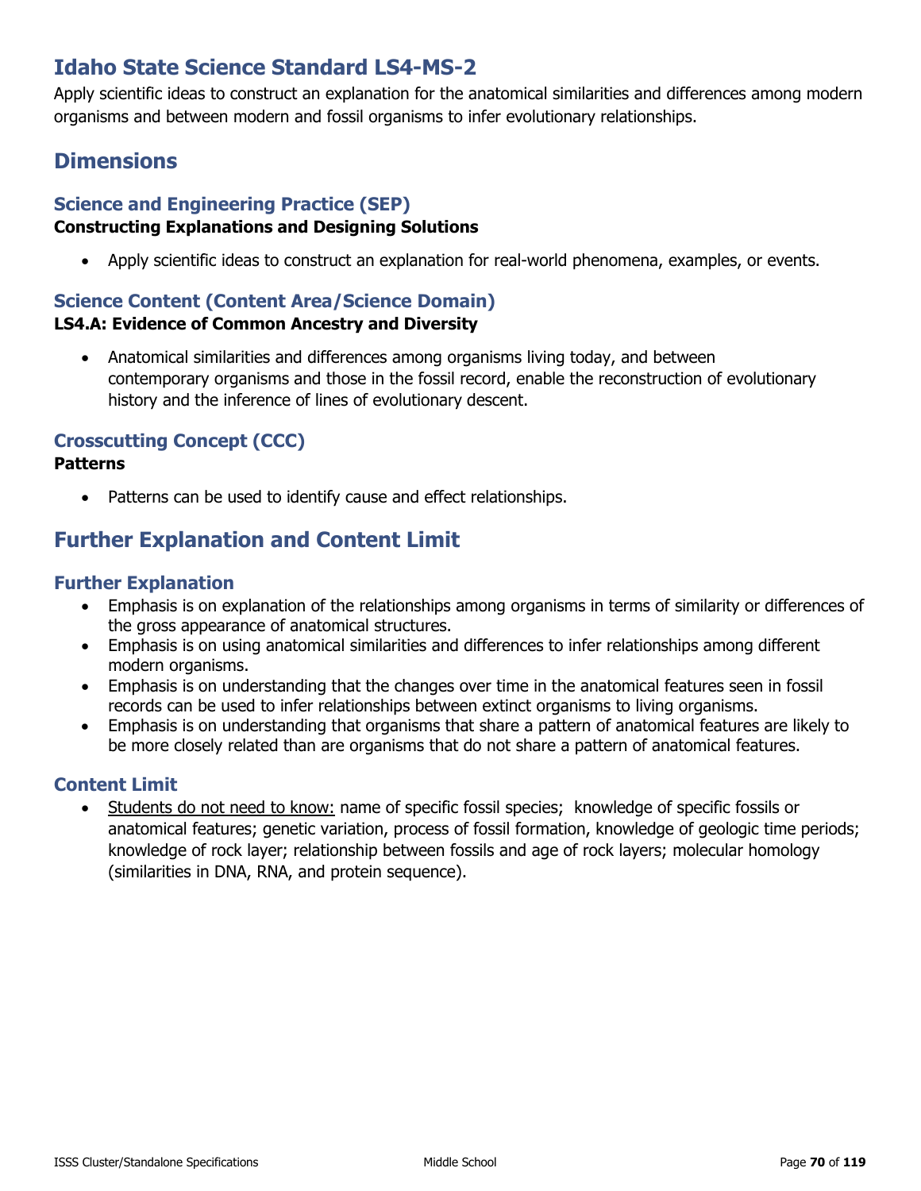# Idaho State Science Standard LS4-MS-2

Apply scientific ideas to construct an explanation for the anatomical similarities and differences among modern organisms and between modern and fossil organisms to infer evolutionary relationships.

## Dimensions

### Science and Engineering Practice (SEP)

**Constructing Explanations and Designing Solutions**

- Apply scientific ideas to construct an explanation for real-world phenomena, examples, or events.

### Science Content (Content Area/Science Domain)

**LS4.A: Evidence of Common Ancestry and Diversity**

- Anatomical similarities and differences among organisms living today, and between contemporary organisms and those in the fossil record, enable the reconstruction of evolutionary history and the inference of lines of evolutionary descent.

### Crosscutting Concept (CCC)

**Patterns**

- Patterns can be used to identify cause and effect relationships.

## Further Explanation and Content Limit

### Further Explanation

- Emphasis is on explanation of the relationships among organisms in terms of similarity or differences of the gross appearance of anatomical structures.
- Emphasis is on using anatomical similarities and differences to infer relationships among different modern organisms.
- Emphasis is on understanding that the changes over time in the anatomical features seen in fossil records can be used to infer relationships between extinct organisms to living organisms.
- Emphasis is on understanding that organisms that share a pattern of anatomical features are likely to be more closely related than are organisms that do not share a pattern of anatomical features.

### Content Limit

- <u>Students do not need to know:</u> name of specific fossil species; knowledge of specific fossils or anatomical features; genetic variation, process of fossil formation, knowledge of geologic time periods; knowledge of rock layer; relationship between fossils and age of rock layers; molecular homology (similarities in DNA, RNA, and protein sequence).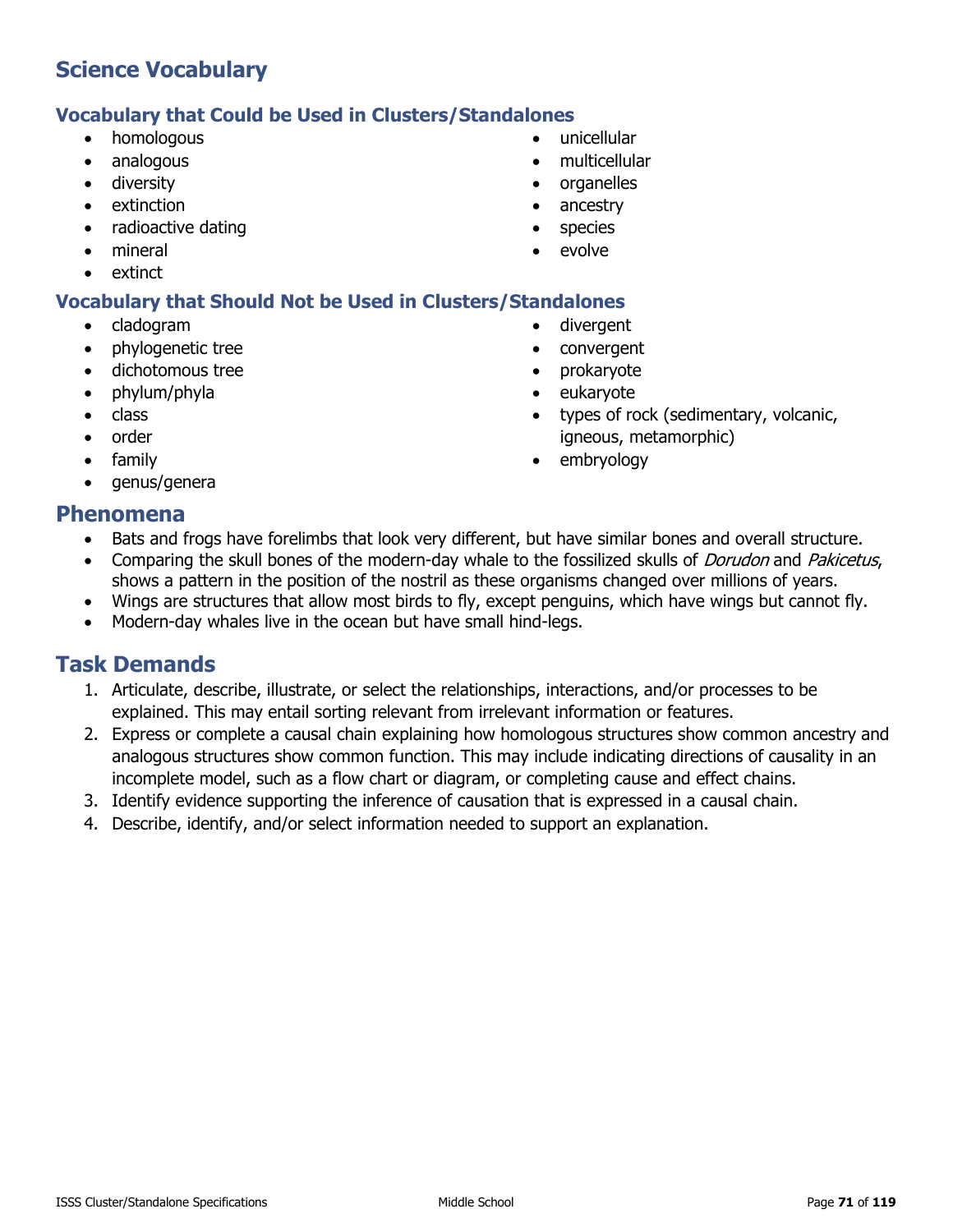## Science Vocabulary

### Vocabulary that Could be Used in Clusters/Standalones

- homologous
- analogous
- diversity
- extinction
- radioactive dating
- mineral
- extinct
- unicellular
- multicellular
- organelles
- ancestry
- species
- evolve

### Vocabulary that Should Not be Used in Clusters/Standalones

- cladogram
- phylogenetic tree
- dichotomous tree
- phylum/phyla
- class
- order
- family
- genus/genera
- divergent
- convergent
- prokaryote
- eukaryote
- types of rock (sedimentary, volcanic, igneous, metamorphic)
- embryology

## Phenomena

- Bats and frogs have forelimbs that look very different, but have similar bones and overall structure.
- Comparing the skull bones of the modern-day whale to the fossilized skulls of *Dorudon* and *Pakicetus*, shows a pattern in the position of the nostril as these organisms changed over millions of years.
- Wings are structures that allow most birds to fly, except penguins, which have wings but cannot fly.
- Modern-day whales live in the ocean but have small hind-legs.

## Task Demands

1. Articulate, describe, illustrate, or select the relationships, interactions, and/or processes to be explained. This may entail sorting relevant from irrelevant information or features.
2. Express or complete a causal chain explaining how homologous structures show common ancestry and analogous structures show common function. This may include indicating directions of causality in an incomplete model, such as a flow chart or diagram, or completing cause and effect chains.
3. Identify evidence supporting the inference of causation that is expressed in a causal chain.
4. Describe, identify, and/or select information needed to support an explanation.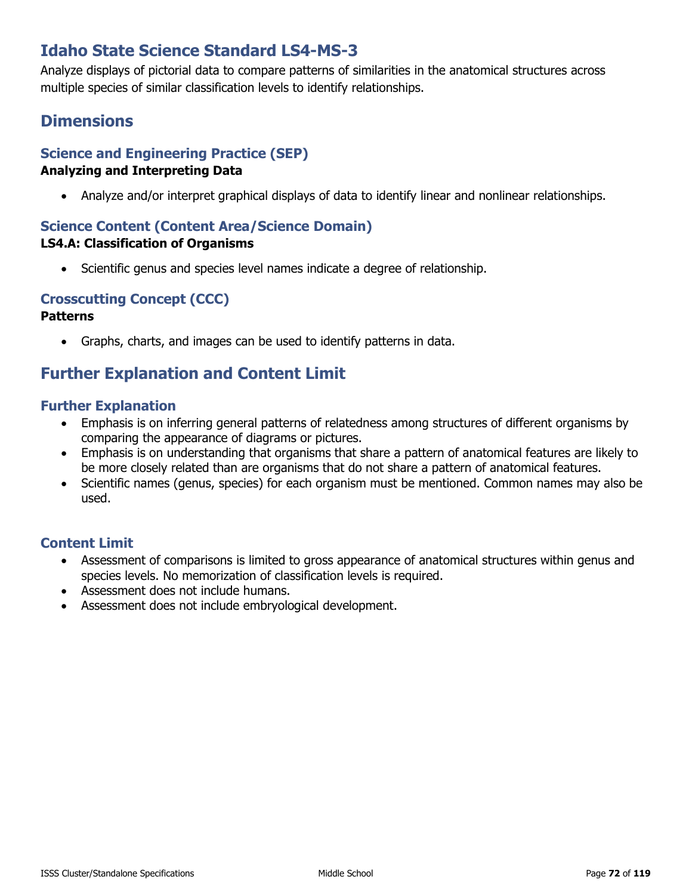# Idaho State Science Standard LS4-MS-3

Analyze displays of pictorial data to compare patterns of similarities in the anatomical structures across multiple species of similar classification levels to identify relationships.

## Dimensions

### Science and Engineering Practice (SEP)

**Analyzing and Interpreting Data**

- Analyze and/or interpret graphical displays of data to identify linear and nonlinear relationships.

### Science Content (Content Area/Science Domain)

**LS4.A: Classification of Organisms**

- Scientific genus and species level names indicate a degree of relationship.

### Crosscutting Concept (CCC)

**Patterns**

- Graphs, charts, and images can be used to identify patterns in data.

## Further Explanation and Content Limit

### Further Explanation

- Emphasis is on inferring general patterns of relatedness among structures of different organisms by comparing the appearance of diagrams or pictures.
- Emphasis is on understanding that organisms that share a pattern of anatomical features are likely to be more closely related than are organisms that do not share a pattern of anatomical features.
- Scientific names (genus, species) for each organism must be mentioned. Common names may also be used.

### Content Limit

- Assessment of comparisons is limited to gross appearance of anatomical structures within genus and species levels. No memorization of classification levels is required.
- Assessment does not include humans.
- Assessment does not include embryological development.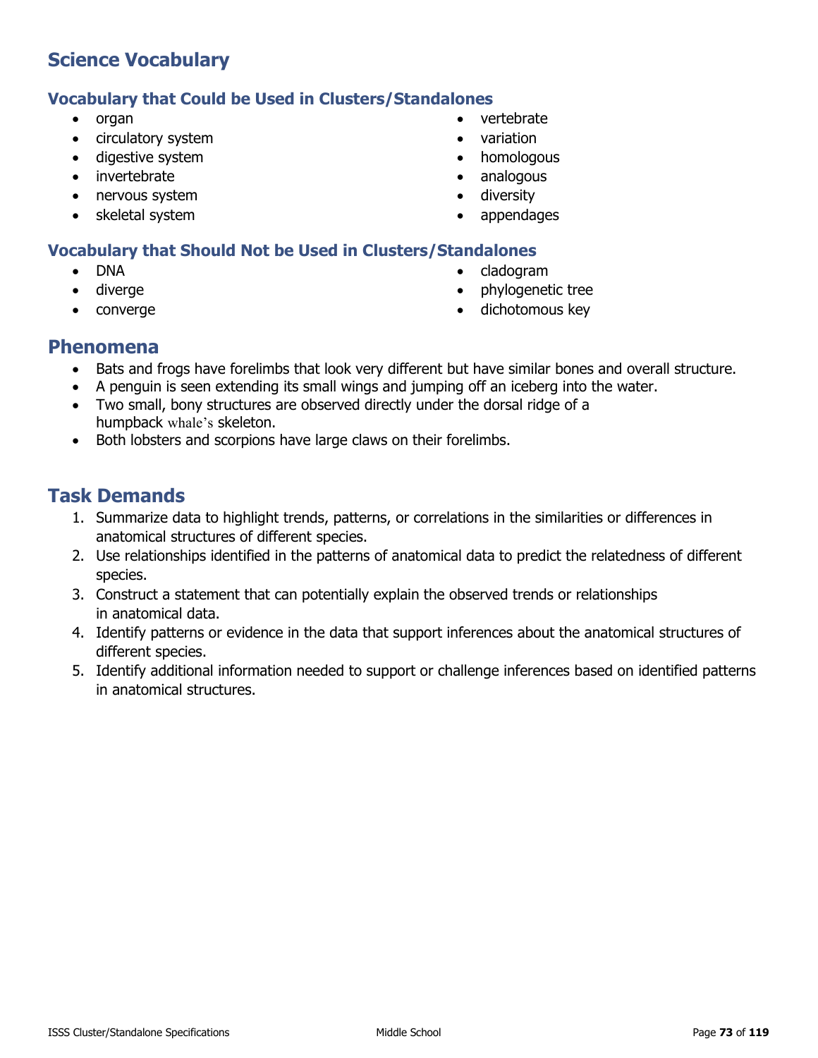## Science Vocabulary

### Vocabulary that Could be Used in Clusters/Standalones

- organ
- circulatory system
- digestive system
- invertebrate
- nervous system
- skeletal system
- vertebrate
- variation
- homologous
- analogous
- diversity
- appendages

### Vocabulary that Should Not be Used in Clusters/Standalones

- DNA
- diverge
- converge
- cladogram
- phylogenetic tree
- dichotomous key

## Phenomena

- Bats and frogs have forelimbs that look very different but have similar bones and overall structure.
- A penguin is seen extending its small wings and jumping off an iceberg into the water.
- Two small, bony structures are observed directly under the dorsal ridge of a humpback whale's skeleton.
- Both lobsters and scorpions have large claws on their forelimbs.

## Task Demands

1. Summarize data to highlight trends, patterns, or correlations in the similarities or differences in anatomical structures of different species.
2. Use relationships identified in the patterns of anatomical data to predict the relatedness of different species.
3. Construct a statement that can potentially explain the observed trends or relationships in anatomical data.
4. Identify patterns or evidence in the data that support inferences about the anatomical structures of different species.
5. Identify additional information needed to support or challenge inferences based on identified patterns in anatomical structures.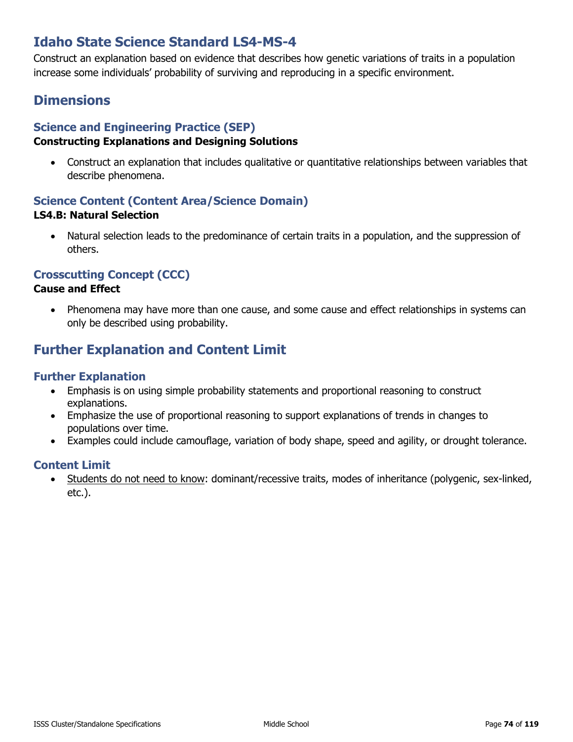# Idaho State Science Standard LS4-MS-4

Construct an explanation based on evidence that describes how genetic variations of traits in a population increase some individuals' probability of surviving and reproducing in a specific environment.

## Dimensions

### Science and Engineering Practice (SEP)

**Constructing Explanations and Designing Solutions**

- Construct an explanation that includes qualitative or quantitative relationships between variables that describe phenomena.

### Science Content (Content Area/Science Domain)

**LS4.B: Natural Selection**

- Natural selection leads to the predominance of certain traits in a population, and the suppression of others.

### Crosscutting Concept (CCC)

**Cause and Effect**

- Phenomena may have more than one cause, and some cause and effect relationships in systems can only be described using probability.

## Further Explanation and Content Limit

### Further Explanation

- Emphasis is on using simple probability statements and proportional reasoning to construct explanations.
- Emphasize the use of proportional reasoning to support explanations of trends in changes to populations over time.
- Examples could include camouflage, variation of body shape, speed and agility, or drought tolerance.

### Content Limit

- Students do not need to know: dominant/recessive traits, modes of inheritance (polygenic, sex-linked, etc.).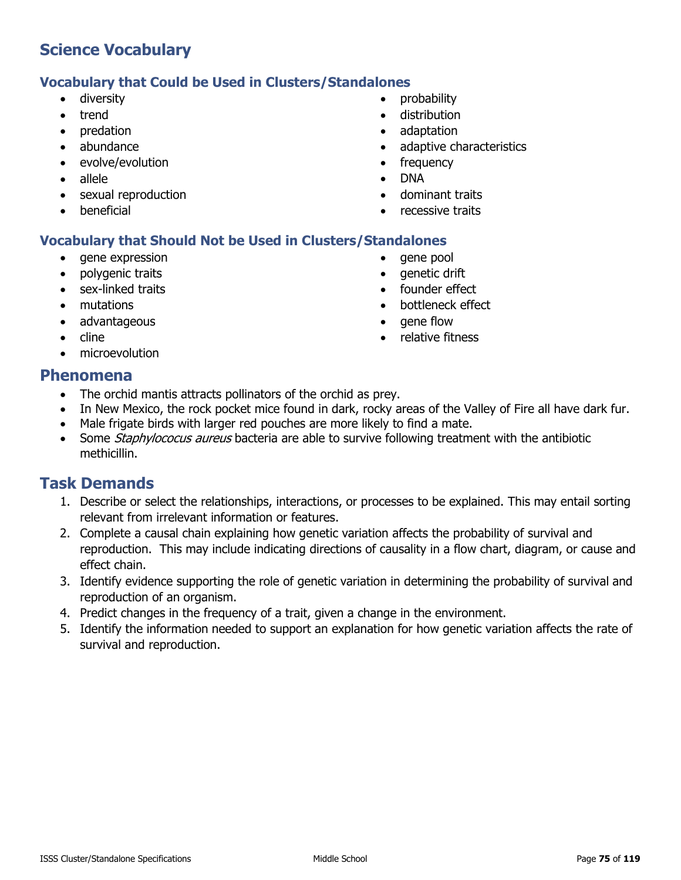## Science Vocabulary

### Vocabulary that Could be Used in Clusters/Standalones

- diversity
- trend
- predation
- abundance
- evolve/evolution
- allele
- sexual reproduction
- beneficial
- probability
- distribution
- adaptation
- adaptive characteristics
- frequency
- DNA
- dominant traits
- recessive traits

### Vocabulary that Should Not be Used in Clusters/Standalones

- gene expression
- polygenic traits
- sex-linked traits
- mutations
- advantageous
- cline
- microevolution
- gene pool
- genetic drift
- founder effect
- bottleneck effect
- gene flow
- relative fitness

## Phenomena

- The orchid mantis attracts pollinators of the orchid as prey.
- In New Mexico, the rock pocket mice found in dark, rocky areas of the Valley of Fire all have dark fur.
- Male frigate birds with larger red pouches are more likely to find a mate.
- Some *Staphylococus aureus* bacteria are able to survive following treatment with the antibiotic methicillin.

## Task Demands

1. Describe or select the relationships, interactions, or processes to be explained. This may entail sorting relevant from irrelevant information or features.
2. Complete a causal chain explaining how genetic variation affects the probability of survival and reproduction. This may include indicating directions of causality in a flow chart, diagram, or cause and effect chain.
3. Identify evidence supporting the role of genetic variation in determining the probability of survival and reproduction of an organism.
4. Predict changes in the frequency of a trait, given a change in the environment.
5. Identify the information needed to support an explanation for how genetic variation affects the rate of survival and reproduction.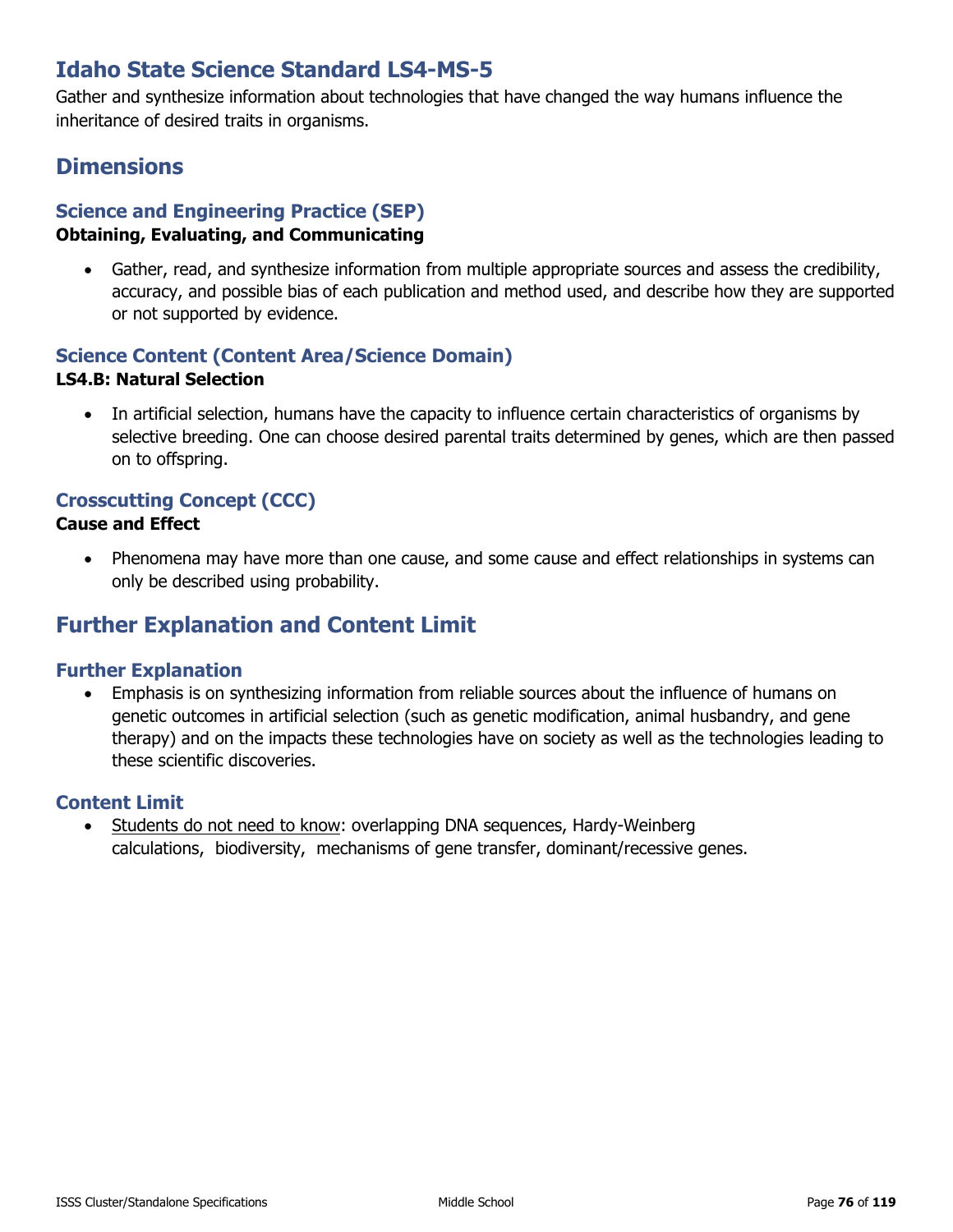# Idaho State Science Standard LS4-MS-5

Gather and synthesize information about technologies that have changed the way humans influence the inheritance of desired traits in organisms.

## Dimensions

### Science and Engineering Practice (SEP)

**Obtaining, Evaluating, and Communicating**

- Gather, read, and synthesize information from multiple appropriate sources and assess the credibility, accuracy, and possible bias of each publication and method used, and describe how they are supported or not supported by evidence.

### Science Content (Content Area/Science Domain)

**LS4.B: Natural Selection**

- In artificial selection, humans have the capacity to influence certain characteristics of organisms by selective breeding. One can choose desired parental traits determined by genes, which are then passed on to offspring.

### Crosscutting Concept (CCC)

**Cause and Effect**

- Phenomena may have more than one cause, and some cause and effect relationships in systems can only be described using probability.

## Further Explanation and Content Limit

### Further Explanation

- Emphasis is on synthesizing information from reliable sources about the influence of humans on genetic outcomes in artificial selection (such as genetic modification, animal husbandry, and gene therapy) and on the impacts these technologies have on society as well as the technologies leading to these scientific discoveries.

### Content Limit

- Students do not need to know: overlapping DNA sequences, Hardy-Weinberg calculations, biodiversity, mechanisms of gene transfer, dominant/recessive genes.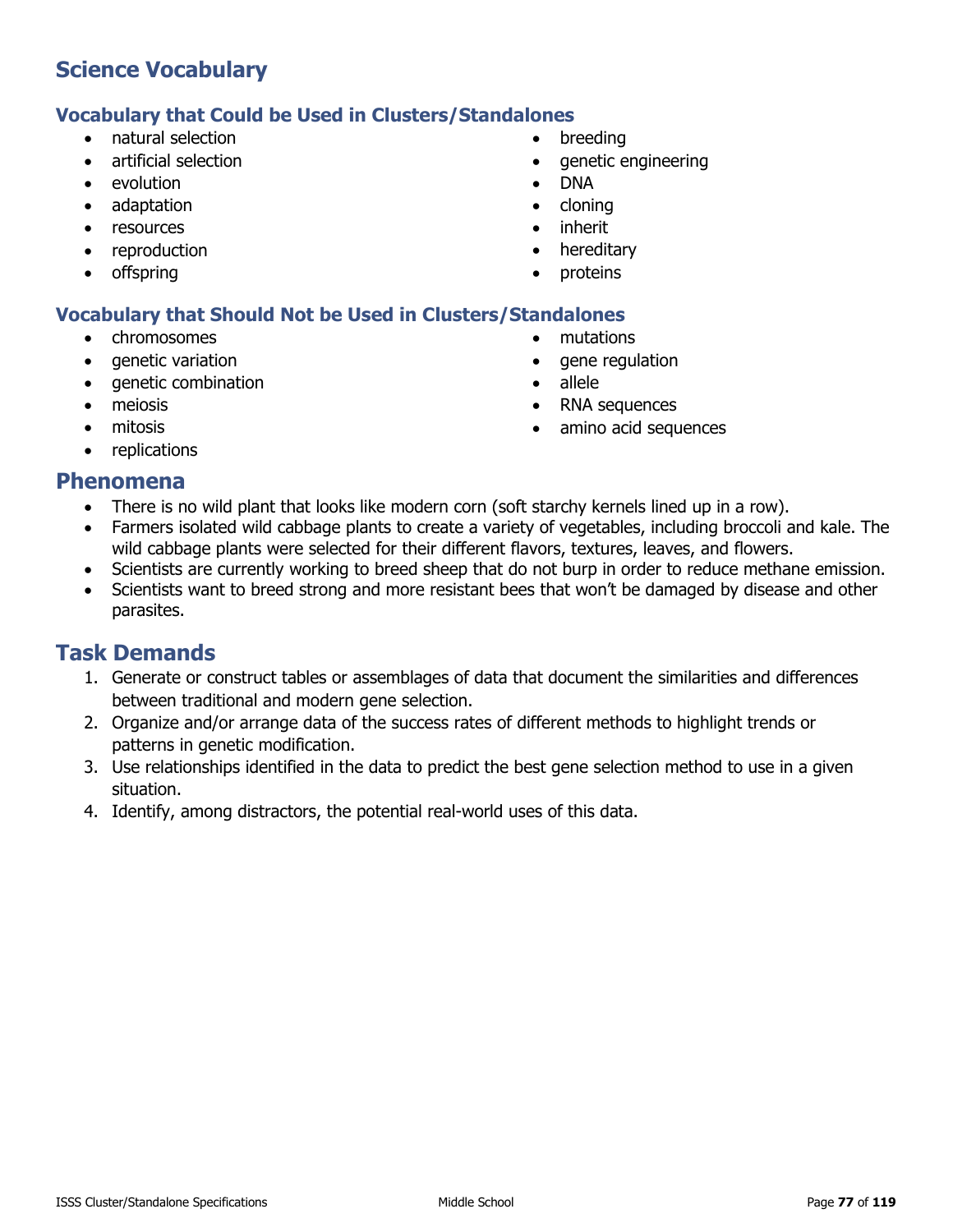## Science Vocabulary

### Vocabulary that Could be Used in Clusters/Standalones

- natural selection
- artificial selection
- evolution
- adaptation
- resources
- reproduction
- offspring
- breeding
- genetic engineering
- DNA
- cloning
- inherit
- hereditary
- proteins

### Vocabulary that Should Not be Used in Clusters/Standalones

- chromosomes
- genetic variation
- genetic combination
- meiosis
- mitosis
- replications
- mutations
- gene regulation
- allele
- RNA sequences
- amino acid sequences

## Phenomena

- There is no wild plant that looks like modern corn (soft starchy kernels lined up in a row).
- Farmers isolated wild cabbage plants to create a variety of vegetables, including broccoli and kale. The wild cabbage plants were selected for their different flavors, textures, leaves, and flowers.
- Scientists are currently working to breed sheep that do not burp in order to reduce methane emission.
- Scientists want to breed strong and more resistant bees that won't be damaged by disease and other parasites.

## Task Demands

1. Generate or construct tables or assemblages of data that document the similarities and differences between traditional and modern gene selection.
2. Organize and/or arrange data of the success rates of different methods to highlight trends or patterns in genetic modification.
3. Use relationships identified in the data to predict the best gene selection method to use in a given situation.
4. Identify, among distractors, the potential real-world uses of this data.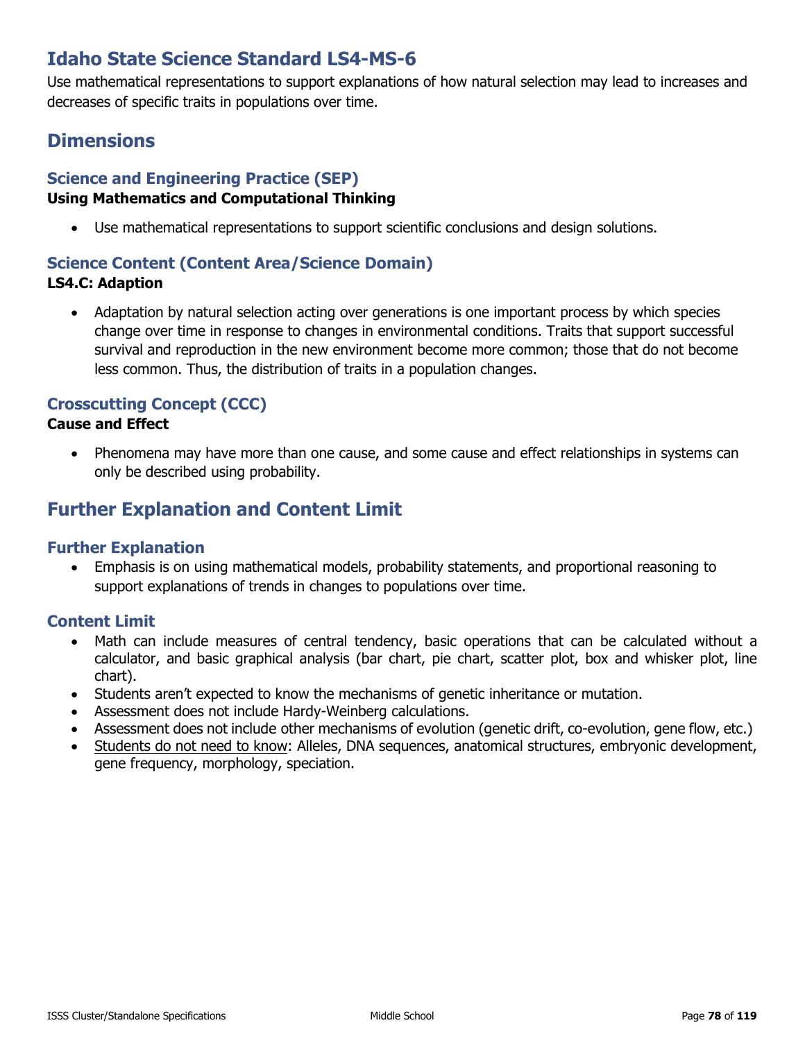# Idaho State Science Standard LS4-MS-6

Use mathematical representations to support explanations of how natural selection may lead to increases and decreases of specific traits in populations over time.

## Dimensions

### Science and Engineering Practice (SEP)

**Using Mathematics and Computational Thinking**

- Use mathematical representations to support scientific conclusions and design solutions.

### Science Content (Content Area/Science Domain)

**LS4.C: Adaption**

- Adaptation by natural selection acting over generations is one important process by which species change over time in response to changes in environmental conditions. Traits that support successful survival and reproduction in the new environment become more common; those that do not become less common. Thus, the distribution of traits in a population changes.

### Crosscutting Concept (CCC)

**Cause and Effect**

- Phenomena may have more than one cause, and some cause and effect relationships in systems can only be described using probability.

## Further Explanation and Content Limit

### Further Explanation

- Emphasis is on using mathematical models, probability statements, and proportional reasoning to support explanations of trends in changes to populations over time.

### Content Limit

- Math can include measures of central tendency, basic operations that can be calculated without a calculator, and basic graphical analysis (bar chart, pie chart, scatter plot, box and whisker plot, line chart).
- Students aren't expected to know the mechanisms of genetic inheritance or mutation.
- Assessment does not include Hardy-Weinberg calculations.
- Assessment does not include other mechanisms of evolution (genetic drift, co-evolution, gene flow, etc.)
- Students do not need to know: Alleles, DNA sequences, anatomical structures, embryonic development, gene frequency, morphology, speciation.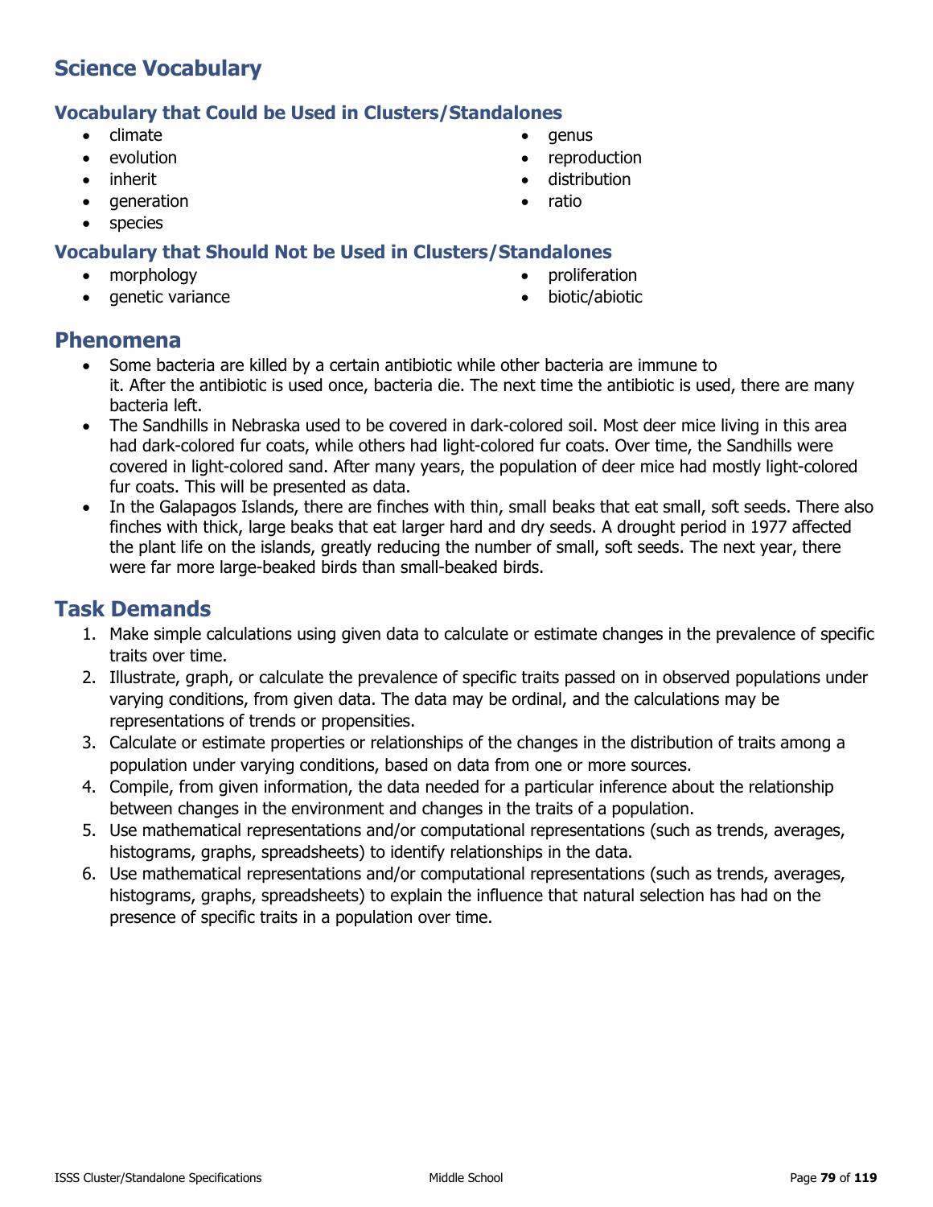## Science Vocabulary

### Vocabulary that Could be Used in Clusters/Standalones

- climate
- evolution
- inherit
- generation
- species
- genus
- reproduction
- distribution
- ratio

### Vocabulary that Should Not be Used in Clusters/Standalones

- morphology
- genetic variance
- proliferation
- biotic/abiotic

## Phenomena

- Some bacteria are killed by a certain antibiotic while other bacteria are immune to it. After the antibiotic is used once, bacteria die. The next time the antibiotic is used, there are many bacteria left.
- The Sandhills in Nebraska used to be covered in dark-colored soil. Most deer mice living in this area had dark-colored fur coats, while others had light-colored fur coats. Over time, the Sandhills were covered in light-colored sand. After many years, the population of deer mice had mostly light-colored fur coats. This will be presented as data.
- In the Galapagos Islands, there are finches with thin, small beaks that eat small, soft seeds. There also finches with thick, large beaks that eat larger hard and dry seeds. A drought period in 1977 affected the plant life on the islands, greatly reducing the number of small, soft seeds. The next year, there were far more large-beaked birds than small-beaked birds.

## Task Demands

1. Make simple calculations using given data to calculate or estimate changes in the prevalence of specific traits over time.
2. Illustrate, graph, or calculate the prevalence of specific traits passed on in observed populations under varying conditions, from given data. The data may be ordinal, and the calculations may be representations of trends or propensities.
3. Calculate or estimate properties or relationships of the changes in the distribution of traits among a population under varying conditions, based on data from one or more sources.
4. Compile, from given information, the data needed for a particular inference about the relationship between changes in the environment and changes in the traits of a population.
5. Use mathematical representations and/or computational representations (such as trends, averages, histograms, graphs, spreadsheets) to identify relationships in the data.
6. Use mathematical representations and/or computational representations (such as trends, averages, histograms, graphs, spreadsheets) to explain the influence that natural selection has had on the presence of specific traits in a population over time.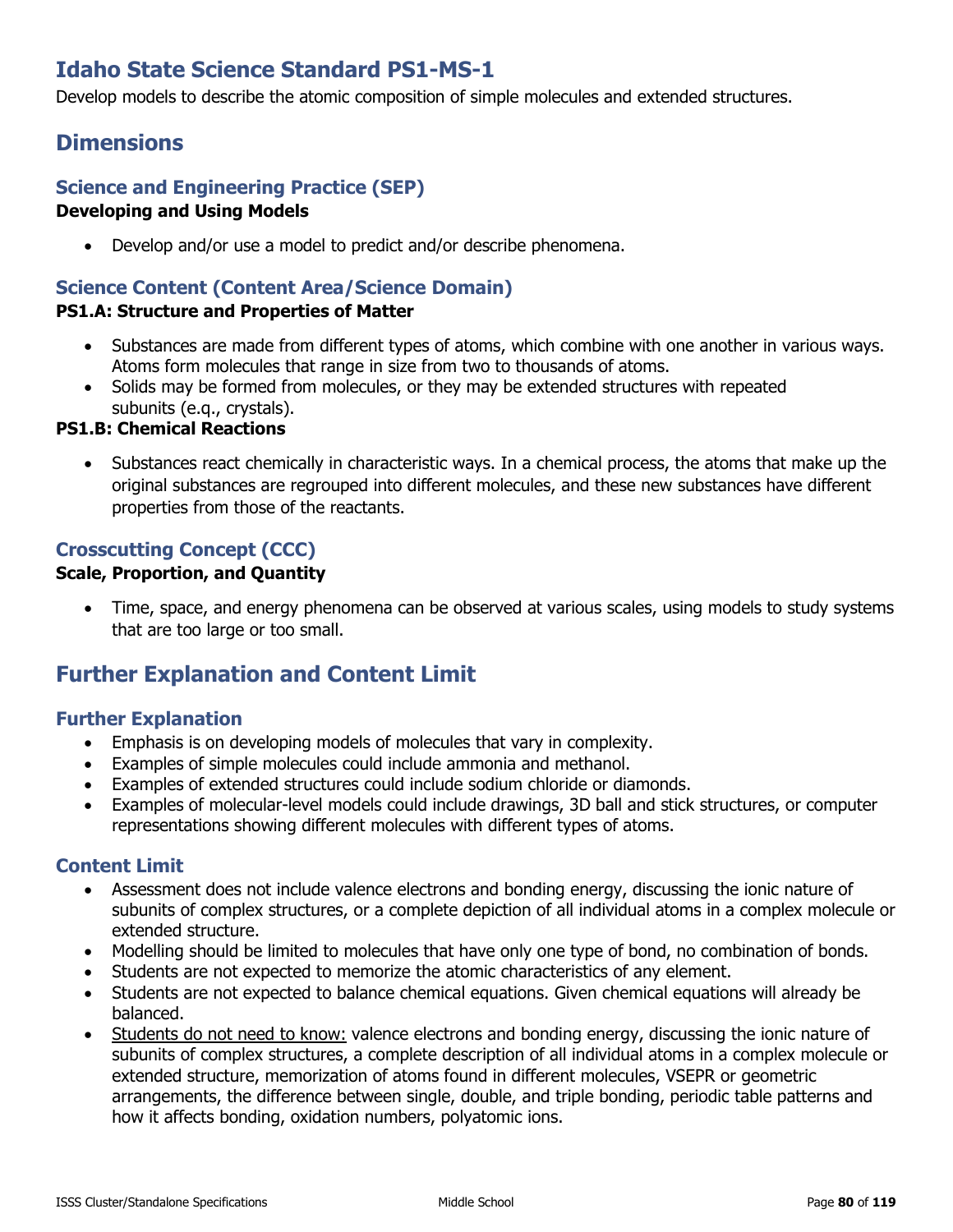# Idaho State Science Standard PS1-MS-1

Develop models to describe the atomic composition of simple molecules and extended structures.

## Dimensions

### Science and Engineering Practice (SEP)

**Developing and Using Models**

- Develop and/or use a model to predict and/or describe phenomena.

### Science Content (Content Area/Science Domain)

**PS1.A: Structure and Properties of Matter**

- Substances are made from different types of atoms, which combine with one another in various ways. Atoms form molecules that range in size from two to thousands of atoms.
- Solids may be formed from molecules, or they may be extended structures with repeated subunits (e.g., crystals).

**PS1.B: Chemical Reactions**

- Substances react chemically in characteristic ways. In a chemical process, the atoms that make up the original substances are regrouped into different molecules, and these new substances have different properties from those of the reactants.

### Crosscutting Concept (CCC)

**Scale, Proportion, and Quantity**

- Time, space, and energy phenomena can be observed at various scales, using models to study systems that are too large or too small.

## Further Explanation and Content Limit

### Further Explanation

- Emphasis is on developing models of molecules that vary in complexity.
- Examples of simple molecules could include ammonia and methanol.
- Examples of extended structures could include sodium chloride or diamonds.
- Examples of molecular-level models could include drawings, 3D ball and stick structures, or computer representations showing different molecules with different types of atoms.

### Content Limit

- Assessment does not include valence electrons and bonding energy, discussing the ionic nature of subunits of complex structures, or a complete depiction of all individual atoms in a complex molecule or extended structure.
- Modelling should be limited to molecules that have only one type of bond, no combination of bonds.
- Students are not expected to memorize the atomic characteristics of any element.
- Students are not expected to balance chemical equations. Given chemical equations will already be balanced.
- Students do not need to know: valence electrons and bonding energy, discussing the ionic nature of subunits of complex structures, a complete description of all individual atoms in a complex molecule or extended structure, memorization of atoms found in different molecules, VSEPR or geometric arrangements, the difference between single, double, and triple bonding, periodic table patterns and how it affects bonding, oxidation numbers, polyatomic ions.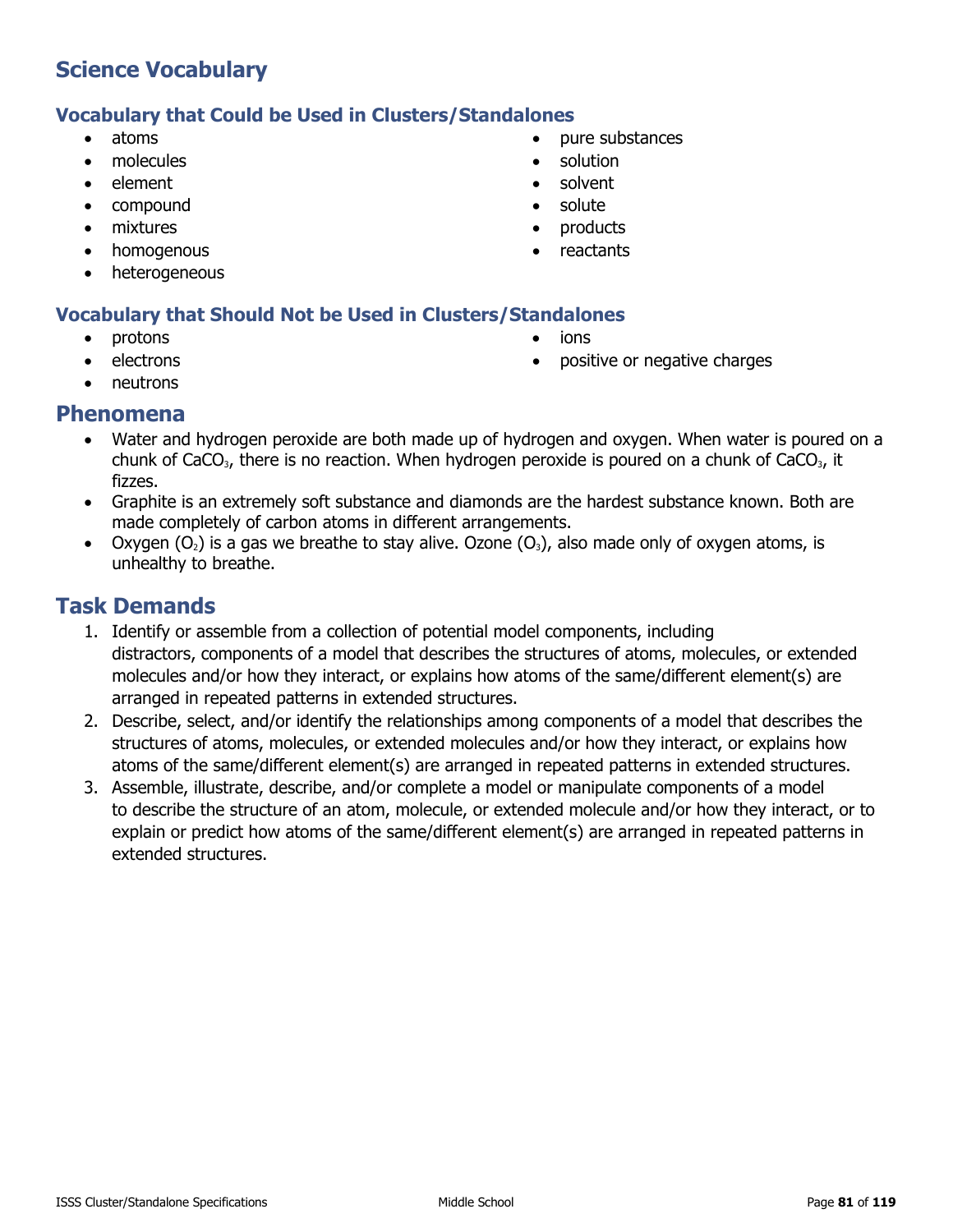## Science Vocabulary

### Vocabulary that Could be Used in Clusters/Standalones

- atoms
- molecules
- element
- compound
- mixtures
- homogenous
- heterogeneous
- pure substances
- solution
- solvent
- solute
- products
- reactants

### Vocabulary that Should Not be Used in Clusters/Standalones

- protons
- electrons
- neutrons
- ions
- positive or negative charges

## Phenomena

- Water and hydrogen peroxide are both made up of hydrogen and oxygen. When water is poured on a chunk of $CaCO_3$, there is no reaction. When hydrogen peroxide is poured on a chunk of $CaCO_3$, it fizzes.
- Graphite is an extremely soft substance and diamonds are the hardest substance known. Both are made completely of carbon atoms in different arrangements.
- Oxygen ($O_2$) is a gas we breathe to stay alive. Ozone ($O_3$), also made only of oxygen atoms, is unhealthy to breathe.

## Task Demands

1. Identify or assemble from a collection of potential model components, including distractors, components of a model that describes the structures of atoms, molecules, or extended molecules and/or how they interact, or explains how atoms of the same/different element(s) are arranged in repeated patterns in extended structures.
2. Describe, select, and/or identify the relationships among components of a model that describes the structures of atoms, molecules, or extended molecules and/or how they interact, or explains how atoms of the same/different element(s) are arranged in repeated patterns in extended structures.
3. Assemble, illustrate, describe, and/or complete a model or manipulate components of a model to describe the structure of an atom, molecule, or extended molecule and/or how they interact, or to explain or predict how atoms of the same/different element(s) are arranged in repeated patterns in extended structures.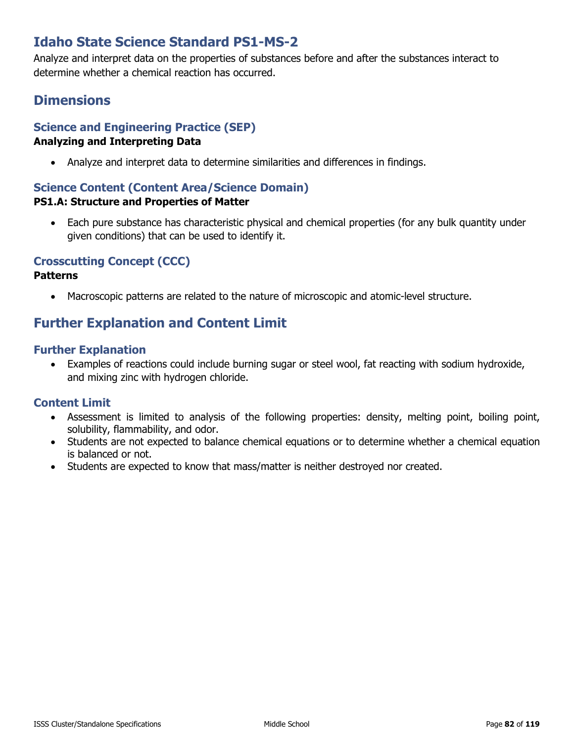# Idaho State Science Standard PS1-MS-2

Analyze and interpret data on the properties of substances before and after the substances interact to determine whether a chemical reaction has occurred.

## Dimensions

### Science and Engineering Practice (SEP)

**Analyzing and Interpreting Data**

- Analyze and interpret data to determine similarities and differences in findings.

### Science Content (Content Area/Science Domain)

**PS1.A: Structure and Properties of Matter**

- Each pure substance has characteristic physical and chemical properties (for any bulk quantity under given conditions) that can be used to identify it.

### Crosscutting Concept (CCC)

**Patterns**

- Macroscopic patterns are related to the nature of microscopic and atomic-level structure.

## Further Explanation and Content Limit

### Further Explanation

- Examples of reactions could include burning sugar or steel wool, fat reacting with sodium hydroxide, and mixing zinc with hydrogen chloride.

### Content Limit

- Assessment is limited to analysis of the following properties: density, melting point, boiling point, solubility, flammability, and odor.
- Students are not expected to balance chemical equations or to determine whether a chemical equation is balanced or not.
- Students are expected to know that mass/matter is neither destroyed nor created.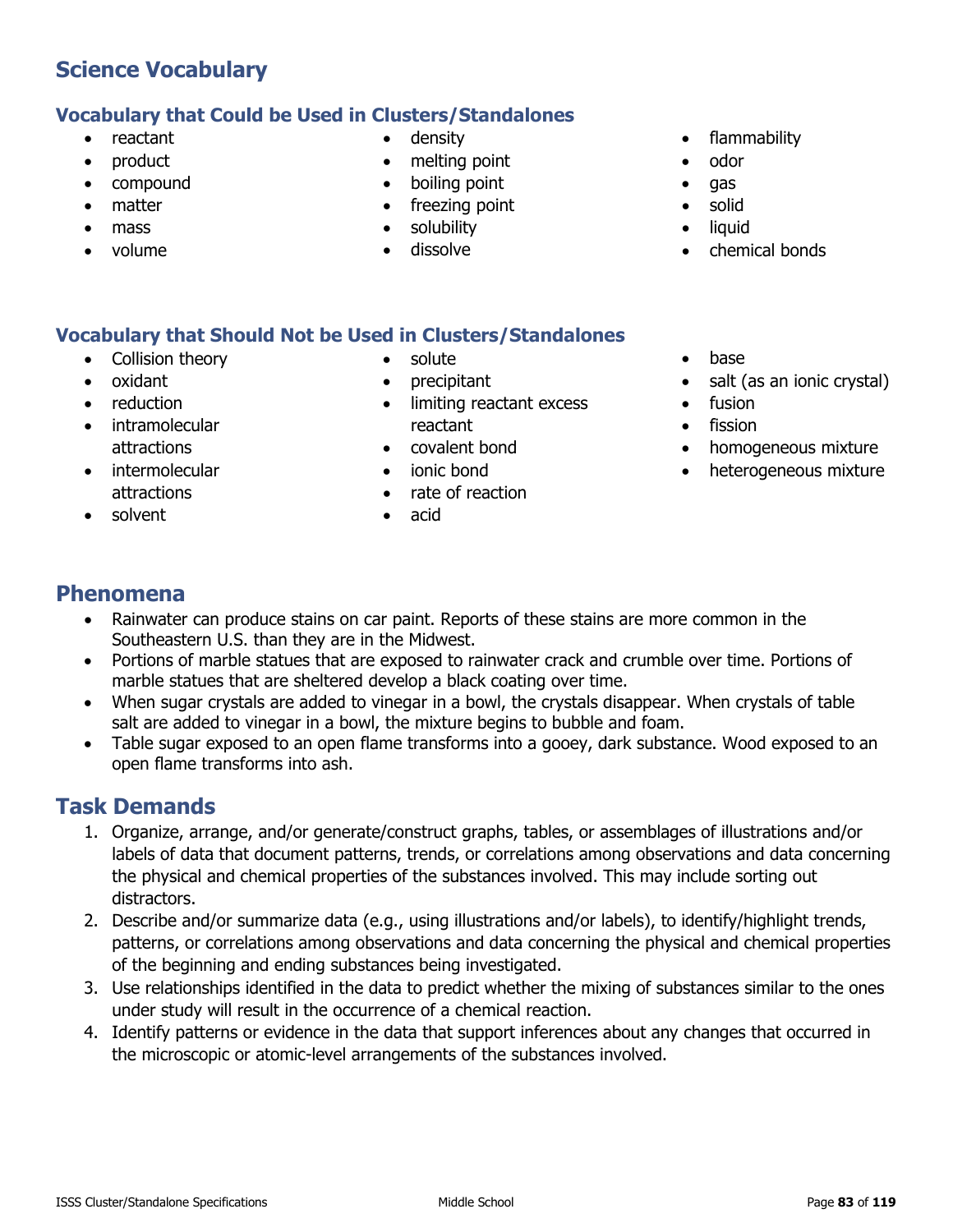## Science Vocabulary

### Vocabulary that Could be Used in Clusters/Standalones

- reactant
- product
- compound
- matter
- mass
- volume
- density
- melting point
- boiling point
- freezing point
- solubility
- dissolve
- flammability
- odor
- gas
- solid
- liquid
- chemical bonds

### Vocabulary that Should Not be Used in Clusters/Standalones

- Collision theory
- oxidant
- reduction
- intramolecular attractions
- intermolecular attractions
- solvent
- solute
- precipitant
- limiting reactant excess reactant
- covalent bond
- ionic bond
- rate of reaction
- acid
- base
- salt (as an ionic crystal)
- fusion
- fission
- homogeneous mixture
- heterogeneous mixture

## Phenomena

- Rainwater can produce stains on car paint. Reports of these stains are more common in the Southeastern U.S. than they are in the Midwest.
- Portions of marble statues that are exposed to rainwater crack and crumble over time. Portions of marble statues that are sheltered develop a black coating over time.
- When sugar crystals are added to vinegar in a bowl, the crystals disappear. When crystals of table salt are added to vinegar in a bowl, the mixture begins to bubble and foam.
- Table sugar exposed to an open flame transforms into a gooey, dark substance. Wood exposed to an open flame transforms into ash.

## Task Demands

1. Organize, arrange, and/or generate/construct graphs, tables, or assemblages of illustrations and/or labels of data that document patterns, trends, or correlations among observations and data concerning the physical and chemical properties of the substances involved. This may include sorting out distractors.
2. Describe and/or summarize data (e.g., using illustrations and/or labels), to identify/highlight trends, patterns, or correlations among observations and data concerning the physical and chemical properties of the beginning and ending substances being investigated.
3. Use relationships identified in the data to predict whether the mixing of substances similar to the ones under study will result in the occurrence of a chemical reaction.
4. Identify patterns or evidence in the data that support inferences about any changes that occurred in the microscopic or atomic-level arrangements of the substances involved.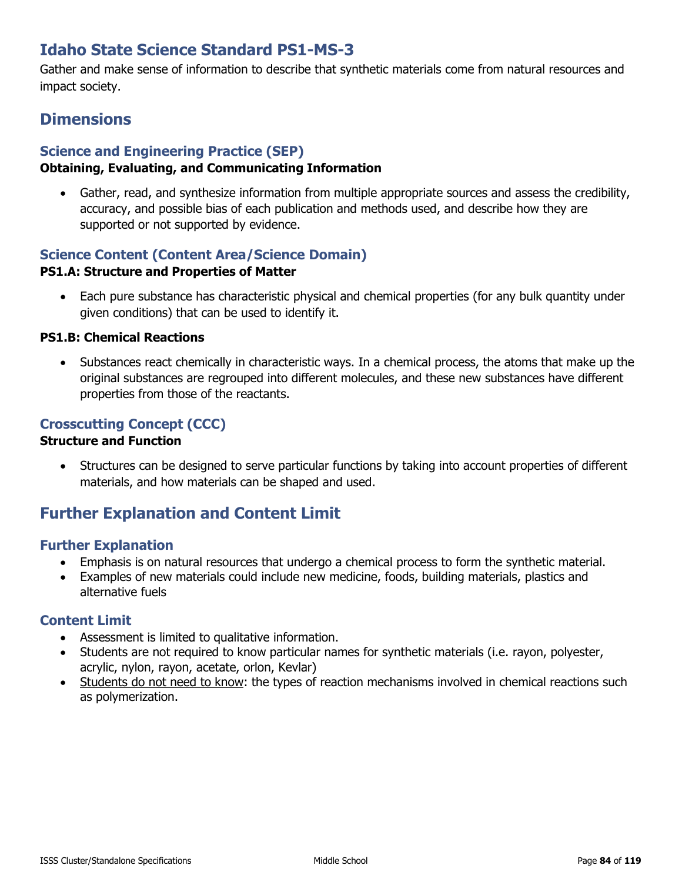# Idaho State Science Standard PS1-MS-3

Gather and make sense of information to describe that synthetic materials come from natural resources and impact society.

## Dimensions

### Science and Engineering Practice (SEP)

**Obtaining, Evaluating, and Communicating Information**

- Gather, read, and synthesize information from multiple appropriate sources and assess the credibility, accuracy, and possible bias of each publication and methods used, and describe how they are supported or not supported by evidence.

### Science Content (Content Area/Science Domain)

**PS1.A: Structure and Properties of Matter**

- Each pure substance has characteristic physical and chemical properties (for any bulk quantity under given conditions) that can be used to identify it.

**PS1.B: Chemical Reactions**

- Substances react chemically in characteristic ways. In a chemical process, the atoms that make up the original substances are regrouped into different molecules, and these new substances have different properties from those of the reactants.

### Crosscutting Concept (CCC)

**Structure and Function**

- Structures can be designed to serve particular functions by taking into account properties of different materials, and how materials can be shaped and used.

## Further Explanation and Content Limit

### Further Explanation

- Emphasis is on natural resources that undergo a chemical process to form the synthetic material.
- Examples of new materials could include new medicine, foods, building materials, plastics and alternative fuels

### Content Limit

- Assessment is limited to qualitative information.
- Students are not required to know particular names for synthetic materials (i.e. rayon, polyester, acrylic, nylon, rayon, acetate, orlon, Kevlar)
- Students do not need to know: the types of reaction mechanisms involved in chemical reactions such as polymerization.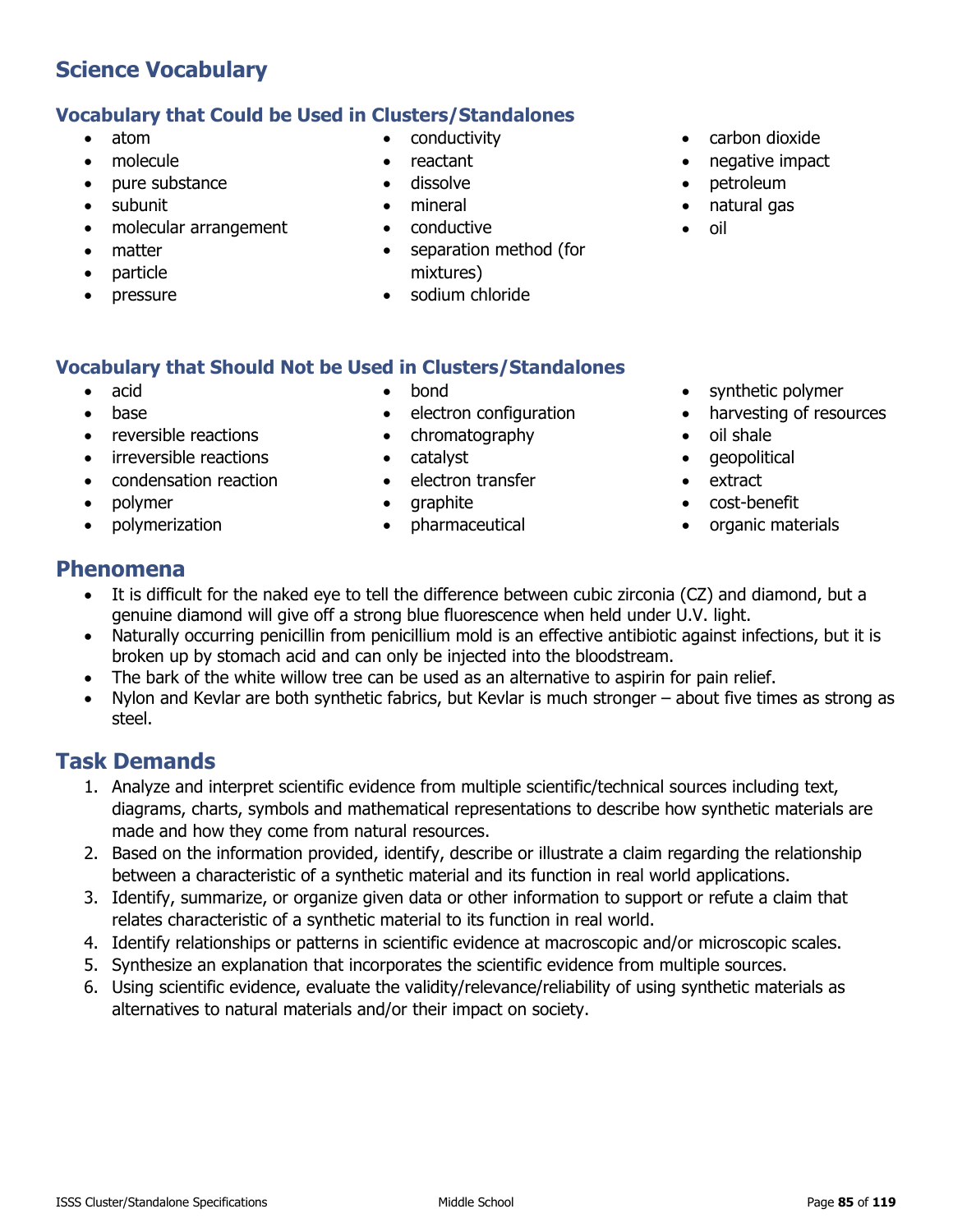# Science Vocabulary

## Vocabulary that Could be Used in Clusters/Standalones

- atom
- molecule
- pure substance
- subunit
- molecular arrangement
- matter
- particle
- pressure
- conductivity
- reactant
- dissolve
- mineral
- conductive
- separation method (for mixtures)
- sodium chloride
- carbon dioxide
- negative impact
- petroleum
- natural gas
- oil

## Vocabulary that Should Not be Used in Clusters/Standalones

- acid
- base
- reversible reactions
- irreversible reactions
- condensation reaction
- polymer
- polymerization
- bond
- electron configuration
- chromatography
- catalyst
- electron transfer
- graphite
- pharmaceutical
- synthetic polymer
- harvesting of resources
- oil shale
- geopolitical
- extract
- cost-benefit
- organic materials

# Phenomena

- It is difficult for the naked eye to tell the difference between cubic zirconia (CZ) and diamond, but a genuine diamond will give off a strong blue fluorescence when held under U.V. light.
- Naturally occurring penicillin from penicillium mold is an effective antibiotic against infections, but it is broken up by stomach acid and can only be injected into the bloodstream.
- The bark of the white willow tree can be used as an alternative to aspirin for pain relief.
- Nylon and Kevlar are both synthetic fabrics, but Kevlar is much stronger – about five times as strong as steel.

# Task Demands

1. Analyze and interpret scientific evidence from multiple scientific/technical sources including text, diagrams, charts, symbols and mathematical representations to describe how synthetic materials are made and how they come from natural resources.
2. Based on the information provided, identify, describe or illustrate a claim regarding the relationship between a characteristic of a synthetic material and its function in real world applications.
3. Identify, summarize, or organize given data or other information to support or refute a claim that relates characteristic of a synthetic material to its function in real world.
4. Identify relationships or patterns in scientific evidence at macroscopic and/or microscopic scales.
5. Synthesize an explanation that incorporates the scientific evidence from multiple sources.
6. Using scientific evidence, evaluate the validity/relevance/reliability of using synthetic materials as alternatives to natural materials and/or their impact on society.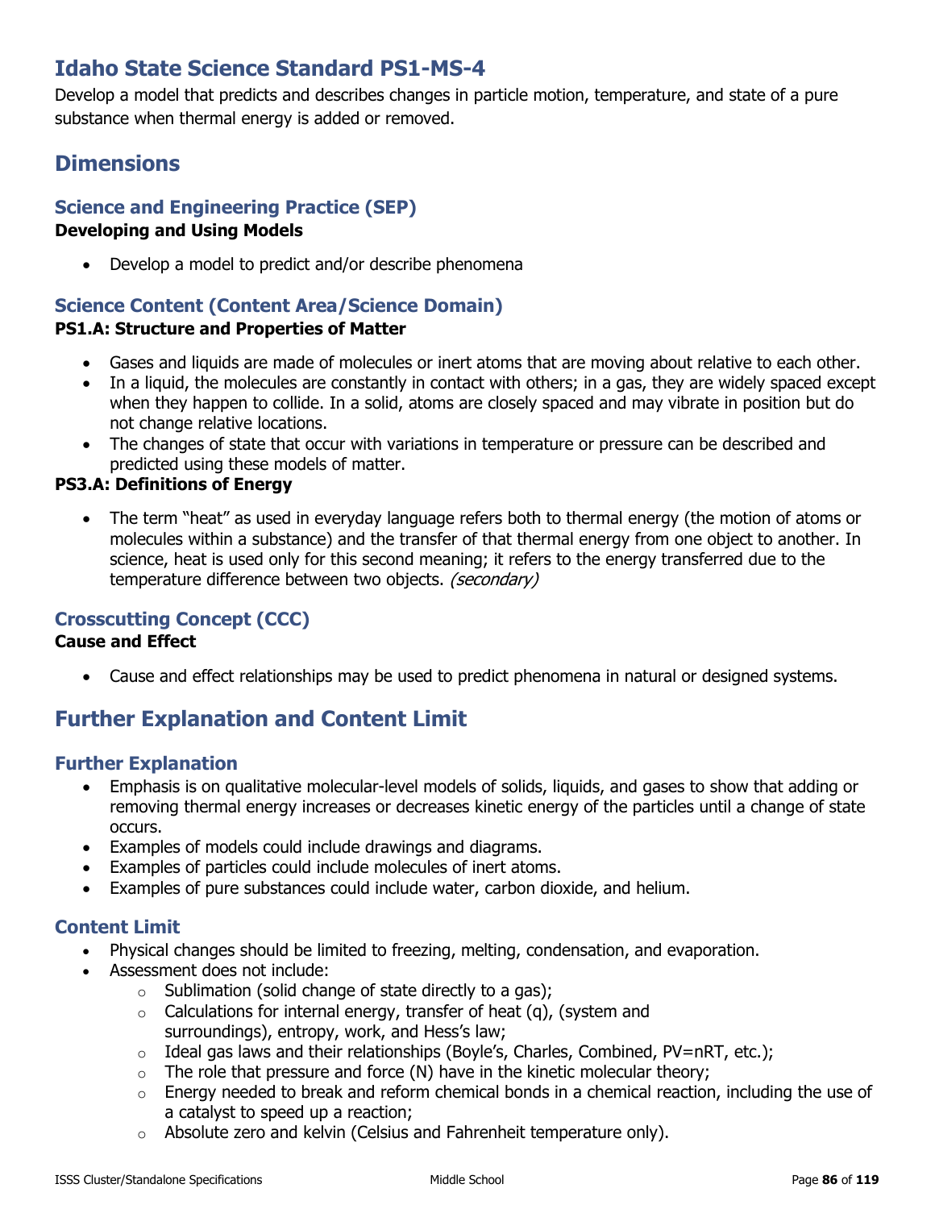# Idaho State Science Standard PS1-MS-4

Develop a model that predicts and describes changes in particle motion, temperature, and state of a pure substance when thermal energy is added or removed.

# Dimensions

## Science and Engineering Practice (SEP)

**Developing and Using Models**

- Develop a model to predict and/or describe phenomena

## Science Content (Content Area/Science Domain)

**PS1.A: Structure and Properties of Matter**

- Gases and liquids are made of molecules or inert atoms that are moving about relative to each other.
- In a liquid, the molecules are constantly in contact with others; in a gas, they are widely spaced except when they happen to collide. In a solid, atoms are closely spaced and may vibrate in position but do not change relative locations.
- The changes of state that occur with variations in temperature or pressure can be described and predicted using these models of matter.

**PS3.A: Definitions of Energy**

- The term "heat" as used in everyday language refers both to thermal energy (the motion of atoms or molecules within a substance) and the transfer of that thermal energy from one object to another. In science, heat is used only for this second meaning; it refers to the energy transferred due to the temperature difference between two objects. *(secondary)*

## Crosscutting Concept (CCC)

**Cause and Effect**

- Cause and effect relationships may be used to predict phenomena in natural or designed systems.

# Further Explanation and Content Limit

## Further Explanation

- Emphasis is on qualitative molecular-level models of solids, liquids, and gases to show that adding or removing thermal energy increases or decreases kinetic energy of the particles until a change of state occurs.
- Examples of models could include drawings and diagrams.
- Examples of particles could include molecules of inert atoms.
- Examples of pure substances could include water, carbon dioxide, and helium.

## Content Limit

- Physical changes should be limited to freezing, melting, condensation, and evaporation.
- Assessment does not include:
  - Sublimation (solid change of state directly to a gas);
  - Calculations for internal energy, transfer of heat (q), (system and surroundings), entropy, work, and Hess's law;
  - Ideal gas laws and their relationships (Boyle's, Charles, Combined, PV=nRT, etc.);
  - The role that pressure and force (N) have in the kinetic molecular theory;
  - Energy needed to break and reform chemical bonds in a chemical reaction, including the use of a catalyst to speed up a reaction;
  - Absolute zero and kelvin (Celsius and Fahrenheit temperature only).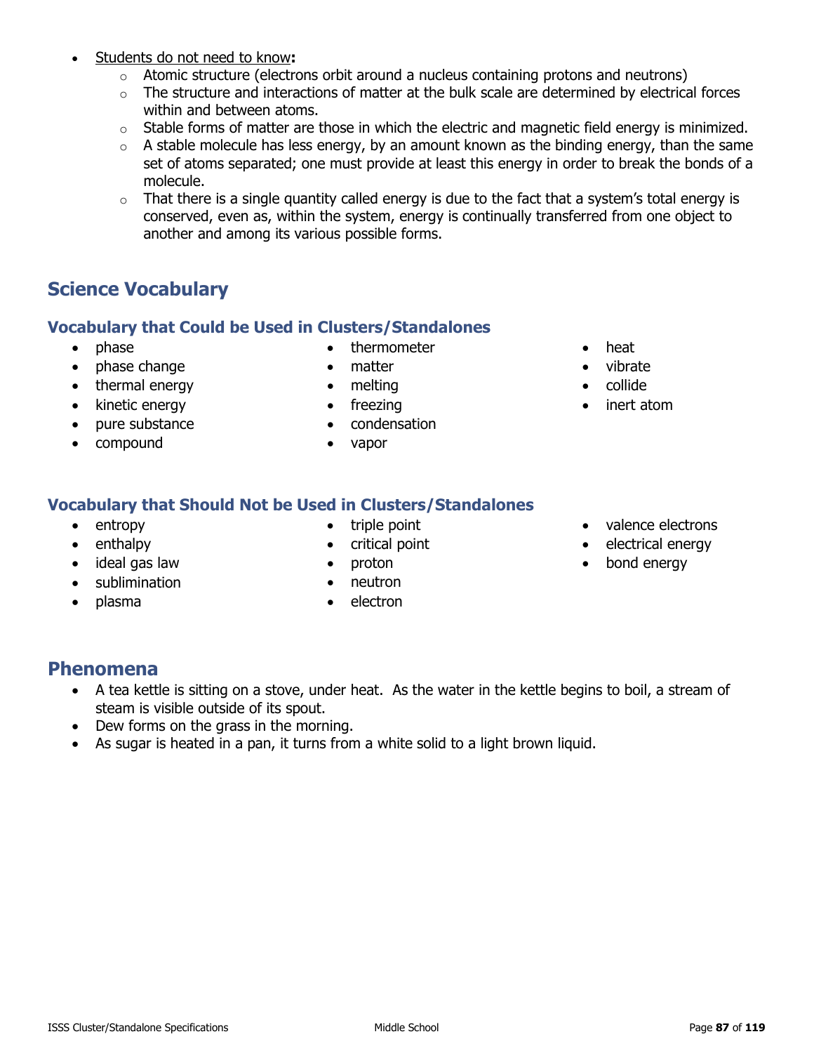- Students do not need to know**:**
  - Atomic structure (electrons orbit around a nucleus containing protons and neutrons)
  - The structure and interactions of matter at the bulk scale are determined by electrical forces within and between atoms.
  - Stable forms of matter are those in which the electric and magnetic field energy is minimized.
  - A stable molecule has less energy, by an amount known as the binding energy, than the same set of atoms separated; one must provide at least this energy in order to break the bonds of a molecule.
  - That there is a single quantity called energy is due to the fact that a system's total energy is conserved, even as, within the system, energy is continually transferred from one object to another and among its various possible forms.

## Science Vocabulary

### Vocabulary that Could be Used in Clusters/Standalones

- phase
- phase change
- thermal energy
- kinetic energy
- pure substance
- compound
- thermometer
- matter
- melting
- freezing
- condensation
- vapor
- heat
- vibrate
- collide
- inert atom

### Vocabulary that Should Not be Used in Clusters/Standalones

- entropy
- enthalpy
- ideal gas law
- sublimination
- plasma
- triple point
- critical point
- proton
- neutron
- electron
- valence electrons
- electrical energy
- bond energy

## Phenomena

- A tea kettle is sitting on a stove, under heat. As the water in the kettle begins to boil, a stream of steam is visible outside of its spout.
- Dew forms on the grass in the morning.
- As sugar is heated in a pan, it turns from a white solid to a light brown liquid.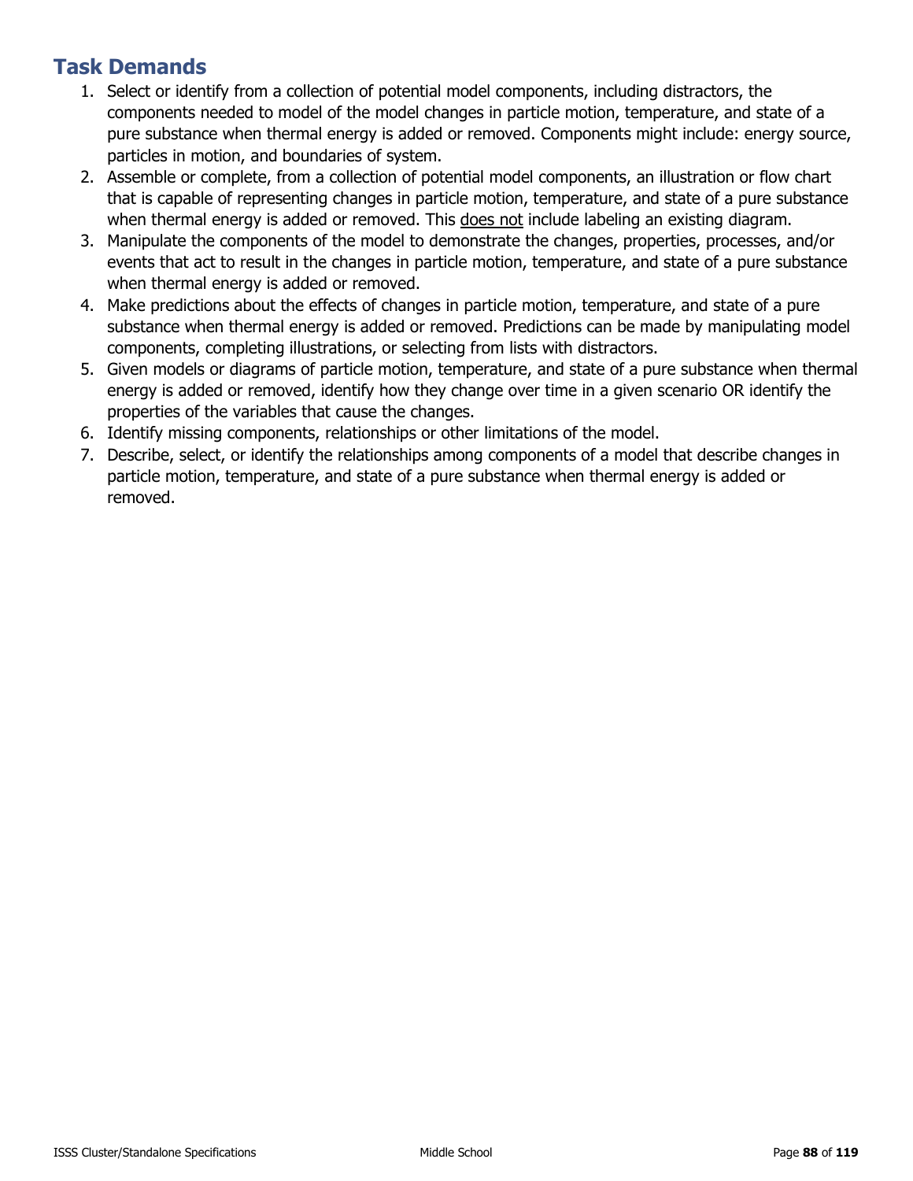## Task Demands

1. Select or identify from a collection of potential model components, including distractors, the components needed to model of the model changes in particle motion, temperature, and state of a pure substance when thermal energy is added or removed. Components might include: energy source, particles in motion, and boundaries of system.
2. Assemble or complete, from a collection of potential model components, an illustration or flow chart that is capable of representing changes in particle motion, temperature, and state of a pure substance when thermal energy is added or removed. This <u>does not</u> include labeling an existing diagram.
3. Manipulate the components of the model to demonstrate the changes, properties, processes, and/or events that act to result in the changes in particle motion, temperature, and state of a pure substance when thermal energy is added or removed.
4. Make predictions about the effects of changes in particle motion, temperature, and state of a pure substance when thermal energy is added or removed. Predictions can be made by manipulating model components, completing illustrations, or selecting from lists with distractors.
5. Given models or diagrams of particle motion, temperature, and state of a pure substance when thermal energy is added or removed, identify how they change over time in a given scenario OR identify the properties of the variables that cause the changes.
6. Identify missing components, relationships or other limitations of the model.
7. Describe, select, or identify the relationships among components of a model that describe changes in particle motion, temperature, and state of a pure substance when thermal energy is added or removed.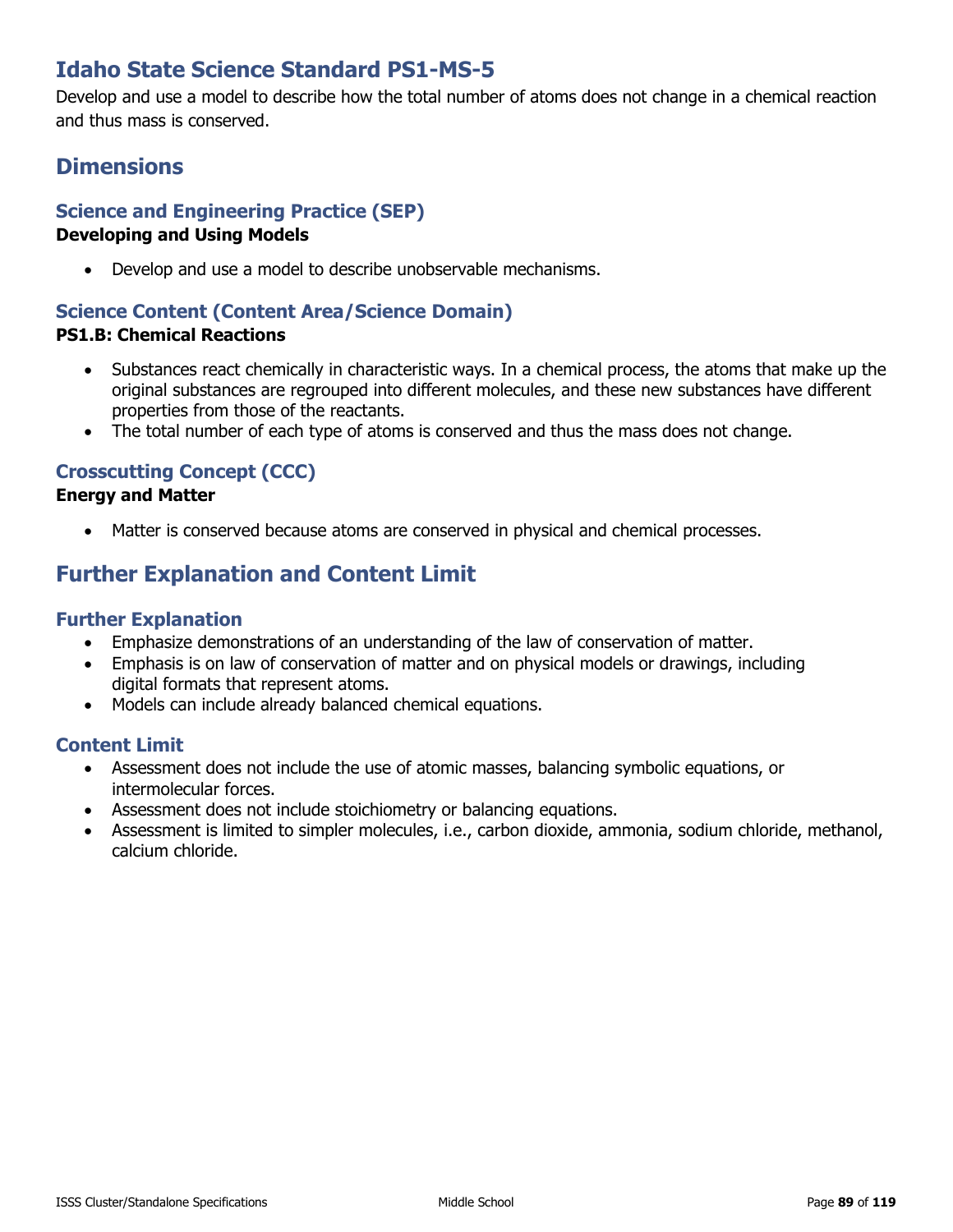# Idaho State Science Standard PS1-MS-5

Develop and use a model to describe how the total number of atoms does not change in a chemical reaction and thus mass is conserved.

## Dimensions

### Science and Engineering Practice (SEP)

**Developing and Using Models**

- Develop and use a model to describe unobservable mechanisms.

### Science Content (Content Area/Science Domain)

**PS1.B: Chemical Reactions**

- Substances react chemically in characteristic ways. In a chemical process, the atoms that make up the original substances are regrouped into different molecules, and these new substances have different properties from those of the reactants.
- The total number of each type of atoms is conserved and thus the mass does not change.

### Crosscutting Concept (CCC)

**Energy and Matter**

- Matter is conserved because atoms are conserved in physical and chemical processes.

## Further Explanation and Content Limit

### Further Explanation

- Emphasize demonstrations of an understanding of the law of conservation of matter.
- Emphasis is on law of conservation of matter and on physical models or drawings, including digital formats that represent atoms.
- Models can include already balanced chemical equations.

### Content Limit

- Assessment does not include the use of atomic masses, balancing symbolic equations, or intermolecular forces.
- Assessment does not include stoichiometry or balancing equations.
- Assessment is limited to simpler molecules, i.e., carbon dioxide, ammonia, sodium chloride, methanol, calcium chloride.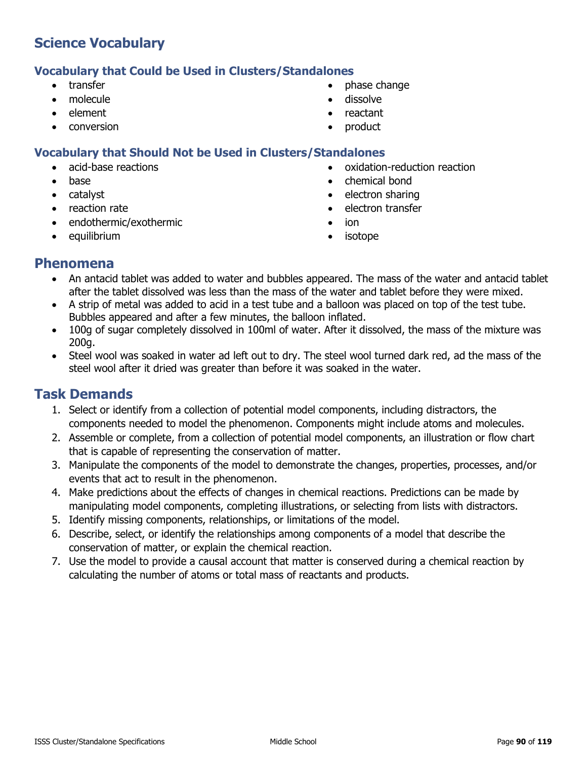## Science Vocabulary

### Vocabulary that Could be Used in Clusters/Standalones

- transfer
- molecule
- element
- conversion
- phase change
- dissolve
- reactant
- product

### Vocabulary that Should Not be Used in Clusters/Standalones

- acid-base reactions
- base
- catalyst
- reaction rate
- endothermic/exothermic
- equilibrium
- oxidation-reduction reaction
- chemical bond
- electron sharing
- electron transfer
- ion
- isotope

## Phenomena

- An antacid tablet was added to water and bubbles appeared. The mass of the water and antacid tablet after the tablet dissolved was less than the mass of the water and tablet before they were mixed.
- A strip of metal was added to acid in a test tube and a balloon was placed on top of the test tube. Bubbles appeared and after a few minutes, the balloon inflated.
- 100g of sugar completely dissolved in 100ml of water. After it dissolved, the mass of the mixture was 200g.
- Steel wool was soaked in water ad left out to dry. The steel wool turned dark red, ad the mass of the steel wool after it dried was greater than before it was soaked in the water.

## Task Demands

1. Select or identify from a collection of potential model components, including distractors, the components needed to model the phenomenon. Components might include atoms and molecules.
2. Assemble or complete, from a collection of potential model components, an illustration or flow chart that is capable of representing the conservation of matter.
3. Manipulate the components of the model to demonstrate the changes, properties, processes, and/or events that act to result in the phenomenon.
4. Make predictions about the effects of changes in chemical reactions. Predictions can be made by manipulating model components, completing illustrations, or selecting from lists with distractors.
5. Identify missing components, relationships, or limitations of the model.
6. Describe, select, or identify the relationships among components of a model that describe the conservation of matter, or explain the chemical reaction.
7. Use the model to provide a causal account that matter is conserved during a chemical reaction by calculating the number of atoms or total mass of reactants and products.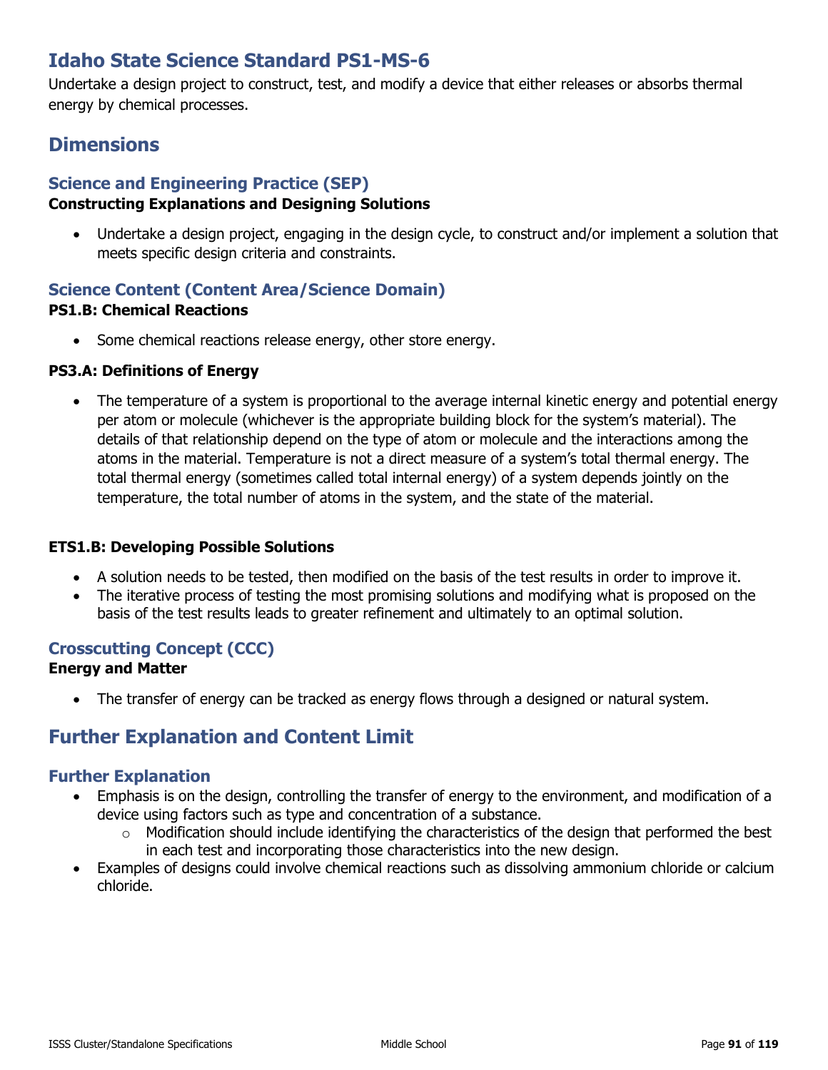# Idaho State Science Standard PS1-MS-6

Undertake a design project to construct, test, and modify a device that either releases or absorbs thermal energy by chemical processes.

## Dimensions

### Science and Engineering Practice (SEP)

**Constructing Explanations and Designing Solutions**

- Undertake a design project, engaging in the design cycle, to construct and/or implement a solution that meets specific design criteria and constraints.

### Science Content (Content Area/Science Domain)

**PS1.B: Chemical Reactions**

- Some chemical reactions release energy, other store energy.

**PS3.A: Definitions of Energy**

- The temperature of a system is proportional to the average internal kinetic energy and potential energy per atom or molecule (whichever is the appropriate building block for the system's material). The details of that relationship depend on the type of atom or molecule and the interactions among the atoms in the material. Temperature is not a direct measure of a system's total thermal energy. The total thermal energy (sometimes called total internal energy) of a system depends jointly on the temperature, the total number of atoms in the system, and the state of the material.

**ETS1.B: Developing Possible Solutions**

- A solution needs to be tested, then modified on the basis of the test results in order to improve it.
- The iterative process of testing the most promising solutions and modifying what is proposed on the basis of the test results leads to greater refinement and ultimately to an optimal solution.

### Crosscutting Concept (CCC)

**Energy and Matter**

- The transfer of energy can be tracked as energy flows through a designed or natural system.

## Further Explanation and Content Limit

### Further Explanation

- Emphasis is on the design, controlling the transfer of energy to the environment, and modification of a device using factors such as type and concentration of a substance.
  - Modification should include identifying the characteristics of the design that performed the best in each test and incorporating those characteristics into the new design.
- Examples of designs could involve chemical reactions such as dissolving ammonium chloride or calcium chloride.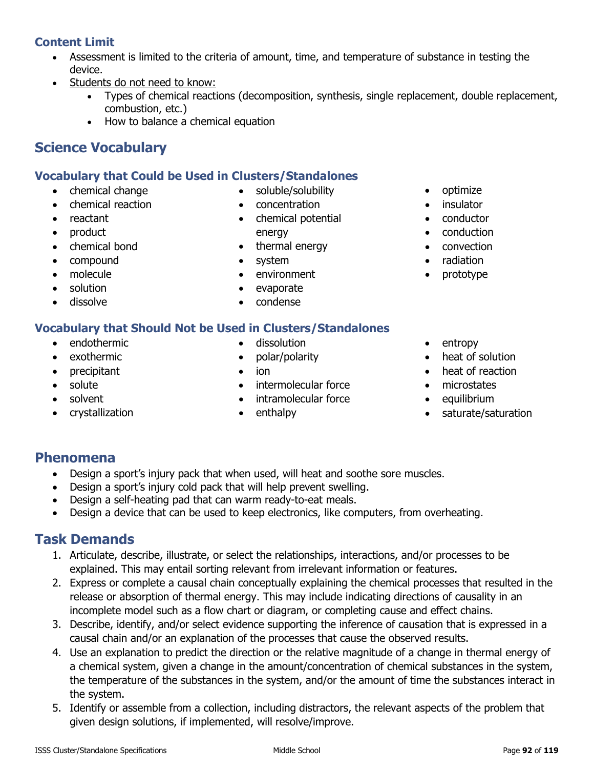### Content Limit

- Assessment is limited to the criteria of amount, time, and temperature of substance in testing the device.
- Students do not need to know:
  - Types of chemical reactions (decomposition, synthesis, single replacement, double replacement, combustion, etc.)
  - How to balance a chemical equation

## Science Vocabulary

### Vocabulary that Could be Used in Clusters/Standalones

- chemical change
- chemical reaction
- reactant
- product
- chemical bond
- compound
- molecule
- solution
- dissolve
- soluble/solubility
- concentration
- chemical potential energy
- thermal energy
- system
- environment
- evaporate
- condense
- optimize
- insulator
- conductor
- conduction
- convection
- radiation
- prototype

### Vocabulary that Should Not be Used in Clusters/Standalones

- endothermic
- exothermic
- precipitant
- solute
- solvent
- crystallization
- dissolution
- polar/polarity
- ion
- intermolecular force
- intramolecular force
- enthalpy
- entropy
- heat of solution
- heat of reaction
- microstates
- equilibrium
- saturate/saturation

## Phenomena

- Design a sport's injury pack that when used, will heat and soothe sore muscles.
- Design a sport's injury cold pack that will help prevent swelling.
- Design a self-heating pad that can warm ready-to-eat meals.
- Design a device that can be used to keep electronics, like computers, from overheating.

## Task Demands

1. Articulate, describe, illustrate, or select the relationships, interactions, and/or processes to be explained. This may entail sorting relevant from irrelevant information or features.
2. Express or complete a causal chain conceptually explaining the chemical processes that resulted in the release or absorption of thermal energy. This may include indicating directions of causality in an incomplete model such as a flow chart or diagram, or completing cause and effect chains.
3. Describe, identify, and/or select evidence supporting the inference of causation that is expressed in a causal chain and/or an explanation of the processes that cause the observed results.
4. Use an explanation to predict the direction or the relative magnitude of a change in thermal energy of a chemical system, given a change in the amount/concentration of chemical substances in the system, the temperature of the substances in the system, and/or the amount of time the substances interact in the system.
5. Identify or assemble from a collection, including distractors, the relevant aspects of the problem that given design solutions, if implemented, will resolve/improve.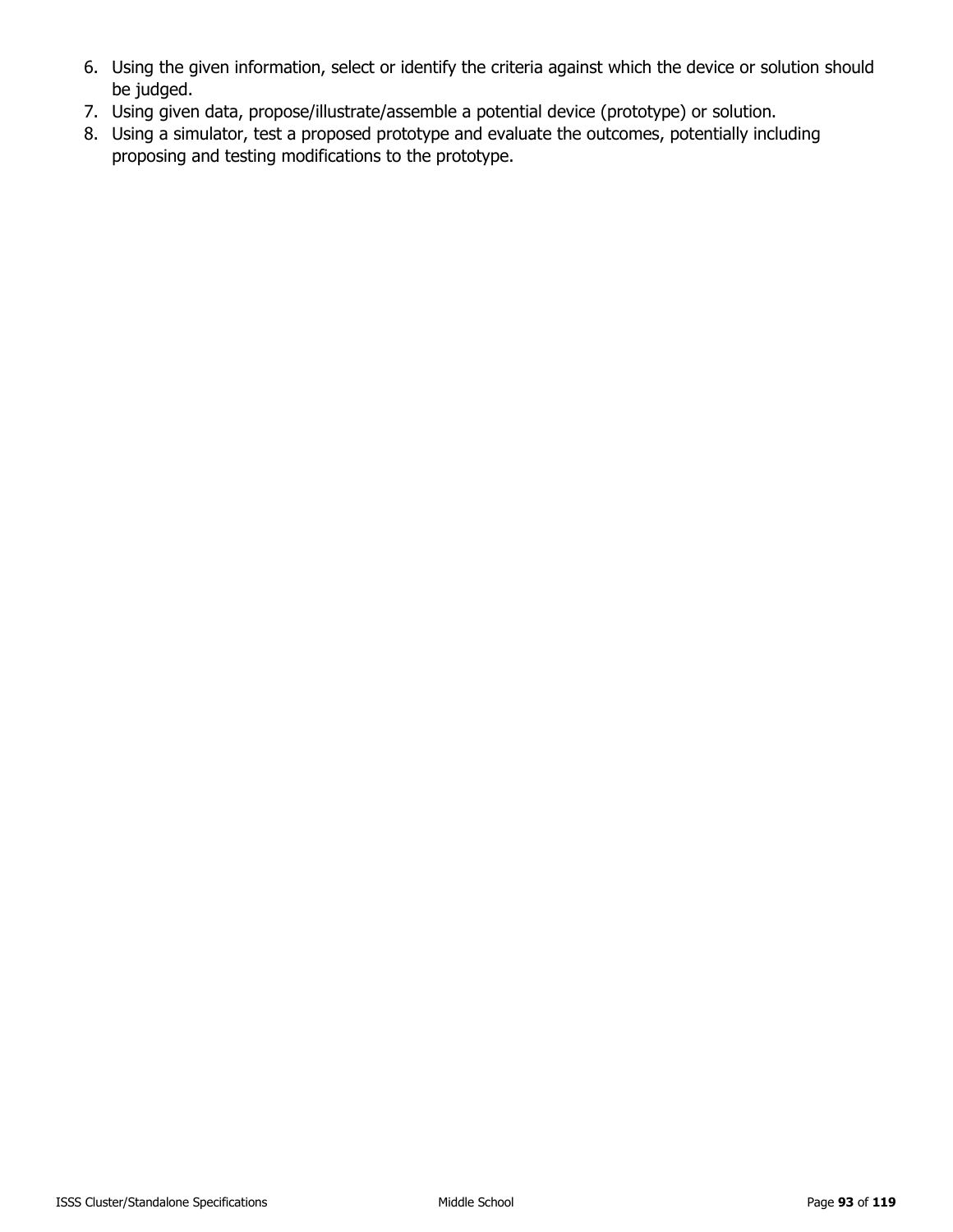6. Using the given information, select or identify the criteria against which the device or solution should be judged.
7. Using given data, propose/illustrate/assemble a potential device (prototype) or solution.
8. Using a simulator, test a proposed prototype and evaluate the outcomes, potentially including proposing and testing modifications to the prototype.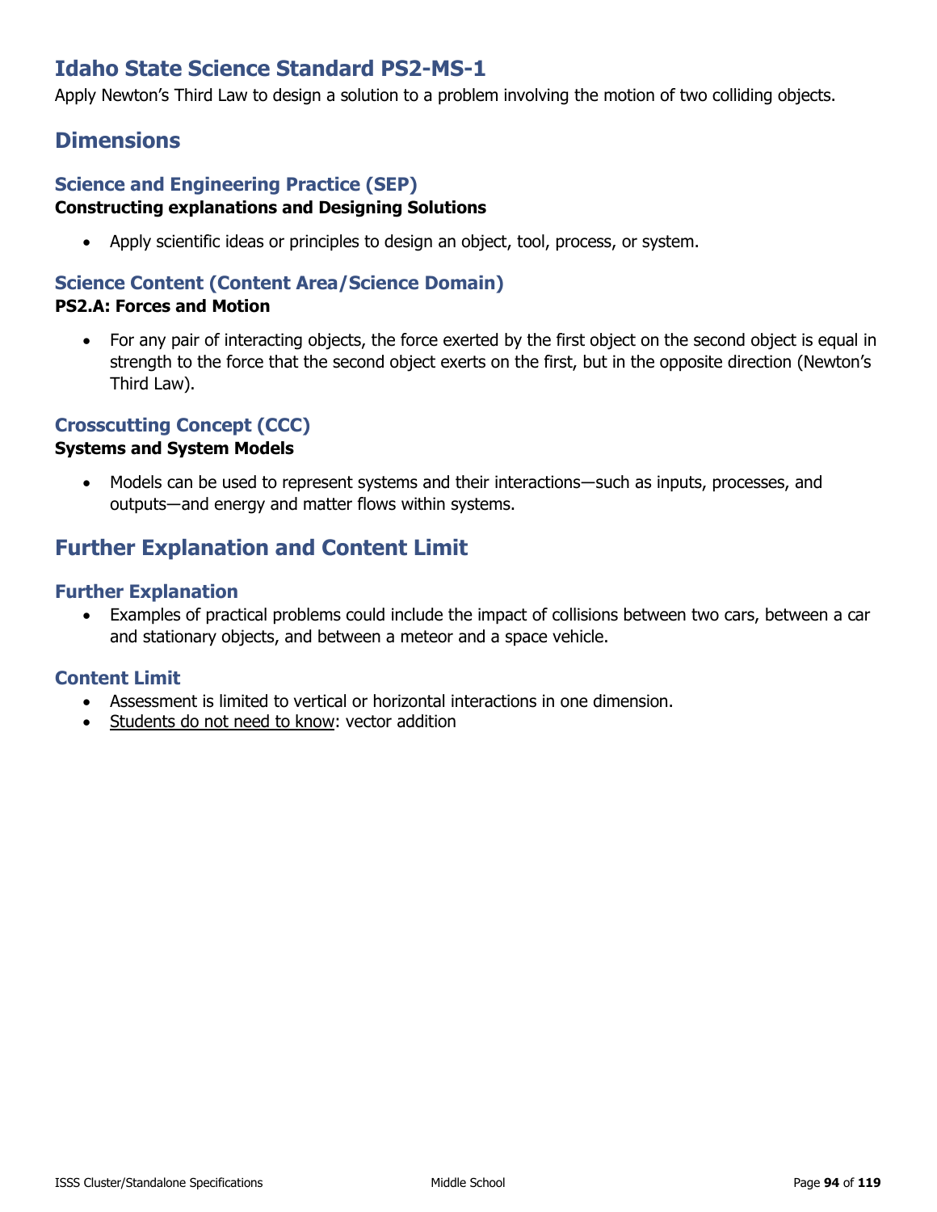# Idaho State Science Standard PS2-MS-1

Apply Newton's Third Law to design a solution to a problem involving the motion of two colliding objects.

## Dimensions

### Science and Engineering Practice (SEP)

**Constructing explanations and Designing Solutions**

- Apply scientific ideas or principles to design an object, tool, process, or system.

### Science Content (Content Area/Science Domain)

**PS2.A: Forces and Motion**

- For any pair of interacting objects, the force exerted by the first object on the second object is equal in strength to the force that the second object exerts on the first, but in the opposite direction (Newton's Third Law).

### Crosscutting Concept (CCC)

**Systems and System Models**

- Models can be used to represent systems and their interactions—such as inputs, processes, and outputs—and energy and matter flows within systems.

## Further Explanation and Content Limit

### Further Explanation

- Examples of practical problems could include the impact of collisions between two cars, between a car and stationary objects, and between a meteor and a space vehicle.

### Content Limit

- Assessment is limited to vertical or horizontal interactions in one dimension.
- Students do not need to know: vector addition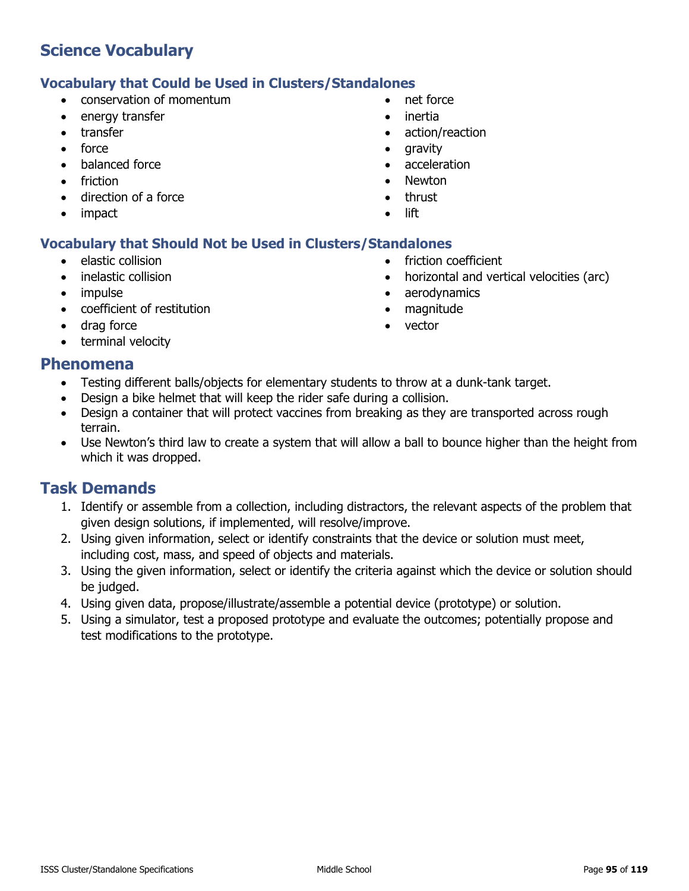## Science Vocabulary

### Vocabulary that Could be Used in Clusters/Standalones

- conservation of momentum
- energy transfer
- transfer
- force
- balanced force
- friction
- direction of a force
- impact
- net force
- inertia
- action/reaction
- gravity
- acceleration
- Newton
- thrust
- lift

### Vocabulary that Should Not be Used in Clusters/Standalones

- elastic collision
- inelastic collision
- impulse
- coefficient of restitution
- drag force
- terminal velocity
- friction coefficient
- horizontal and vertical velocities (arc)
- aerodynamics
- magnitude
- vector

## Phenomena

- Testing different balls/objects for elementary students to throw at a dunk-tank target.
- Design a bike helmet that will keep the rider safe during a collision.
- Design a container that will protect vaccines from breaking as they are transported across rough terrain.
- Use Newton's third law to create a system that will allow a ball to bounce higher than the height from which it was dropped.

## Task Demands

1. Identify or assemble from a collection, including distractors, the relevant aspects of the problem that given design solutions, if implemented, will resolve/improve.
2. Using given information, select or identify constraints that the device or solution must meet, including cost, mass, and speed of objects and materials.
3. Using the given information, select or identify the criteria against which the device or solution should be judged.
4. Using given data, propose/illustrate/assemble a potential device (prototype) or solution.
5. Using a simulator, test a proposed prototype and evaluate the outcomes; potentially propose and test modifications to the prototype.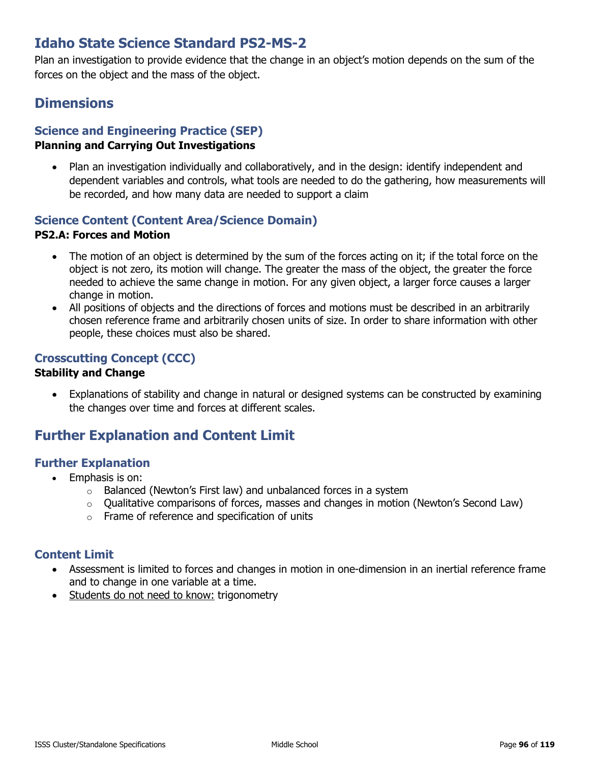# Idaho State Science Standard PS2-MS-2

Plan an investigation to provide evidence that the change in an object's motion depends on the sum of the forces on the object and the mass of the object.

## Dimensions

### Science and Engineering Practice (SEP)

**Planning and Carrying Out Investigations**

- Plan an investigation individually and collaboratively, and in the design: identify independent and dependent variables and controls, what tools are needed to do the gathering, how measurements will be recorded, and how many data are needed to support a claim

### Science Content (Content Area/Science Domain)

**PS2.A: Forces and Motion**

- The motion of an object is determined by the sum of the forces acting on it; if the total force on the object is not zero, its motion will change. The greater the mass of the object, the greater the force needed to achieve the same change in motion. For any given object, a larger force causes a larger change in motion.
- All positions of objects and the directions of forces and motions must be described in an arbitrarily chosen reference frame and arbitrarily chosen units of size. In order to share information with other people, these choices must also be shared.

### Crosscutting Concept (CCC)

**Stability and Change**

- Explanations of stability and change in natural or designed systems can be constructed by examining the changes over time and forces at different scales.

## Further Explanation and Content Limit

### Further Explanation

- Emphasis is on:
  - Balanced (Newton's First law) and unbalanced forces in a system
  - Qualitative comparisons of forces, masses and changes in motion (Newton's Second Law)
  - Frame of reference and specification of units

### Content Limit

- Assessment is limited to forces and changes in motion in one-dimension in an inertial reference frame and to change in one variable at a time.
- Students do not need to know: trigonometry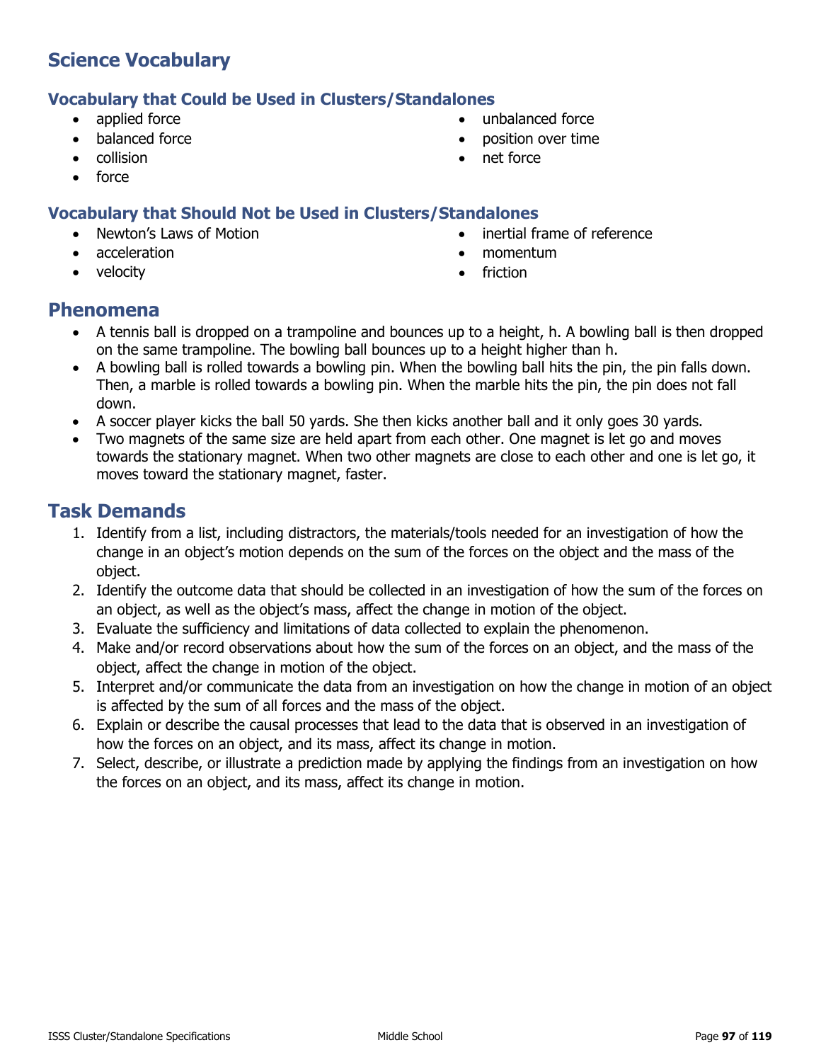## Science Vocabulary

### Vocabulary that Could be Used in Clusters/Standalones

- applied force
- balanced force
- collision
- force
- unbalanced force
- position over time
- net force

### Vocabulary that Should Not be Used in Clusters/Standalones

- Newton's Laws of Motion
- acceleration
- velocity
- inertial frame of reference
- momentum
- friction

## Phenomena

- A tennis ball is dropped on a trampoline and bounces up to a height, h. A bowling ball is then dropped on the same trampoline. The bowling ball bounces up to a height higher than h.
- A bowling ball is rolled towards a bowling pin. When the bowling ball hits the pin, the pin falls down. Then, a marble is rolled towards a bowling pin. When the marble hits the pin, the pin does not fall down.
- A soccer player kicks the ball 50 yards. She then kicks another ball and it only goes 30 yards.
- Two magnets of the same size are held apart from each other. One magnet is let go and moves towards the stationary magnet. When two other magnets are close to each other and one is let go, it moves toward the stationary magnet, faster.

## Task Demands

1. Identify from a list, including distractors, the materials/tools needed for an investigation of how the change in an object's motion depends on the sum of the forces on the object and the mass of the object.
2. Identify the outcome data that should be collected in an investigation of how the sum of the forces on an object, as well as the object's mass, affect the change in motion of the object.
3. Evaluate the sufficiency and limitations of data collected to explain the phenomenon.
4. Make and/or record observations about how the sum of the forces on an object, and the mass of the object, affect the change in motion of the object.
5. Interpret and/or communicate the data from an investigation on how the change in motion of an object is affected by the sum of all forces and the mass of the object.
6. Explain or describe the causal processes that lead to the data that is observed in an investigation of how the forces on an object, and its mass, affect its change in motion.
7. Select, describe, or illustrate a prediction made by applying the findings from an investigation on how the forces on an object, and its mass, affect its change in motion.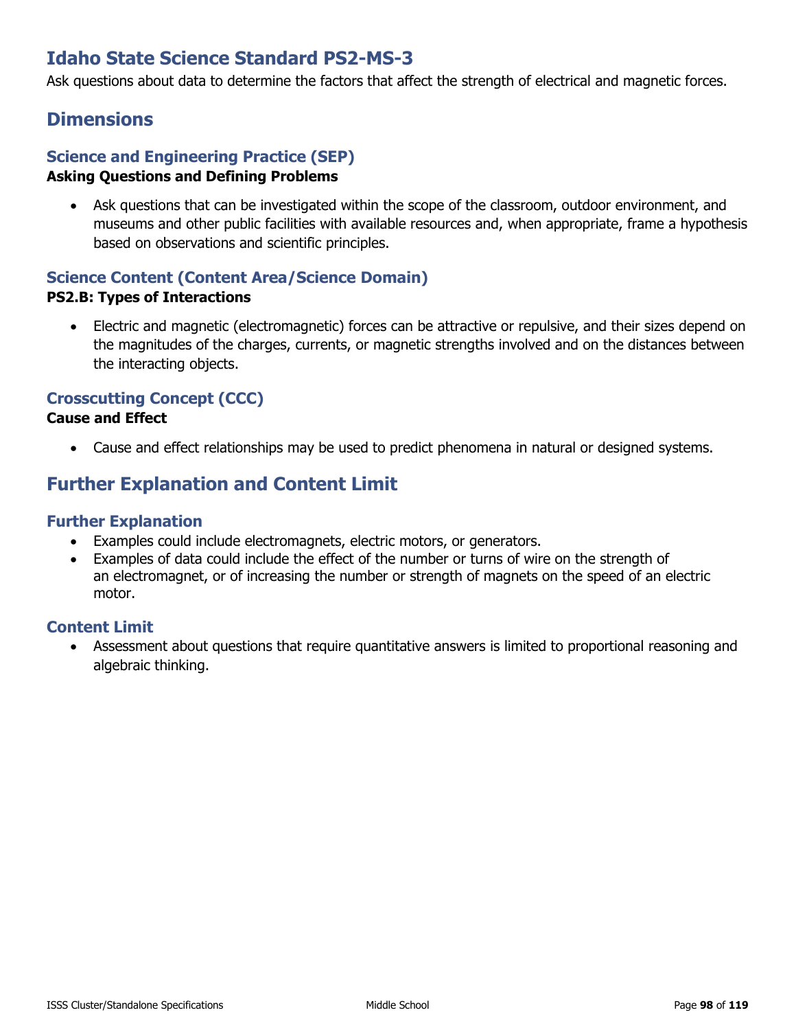# Idaho State Science Standard PS2-MS-3

Ask questions about data to determine the factors that affect the strength of electrical and magnetic forces.

## Dimensions

### Science and Engineering Practice (SEP)

**Asking Questions and Defining Problems**

- Ask questions that can be investigated within the scope of the classroom, outdoor environment, and museums and other public facilities with available resources and, when appropriate, frame a hypothesis based on observations and scientific principles.

### Science Content (Content Area/Science Domain)

**PS2.B: Types of Interactions**

- Electric and magnetic (electromagnetic) forces can be attractive or repulsive, and their sizes depend on the magnitudes of the charges, currents, or magnetic strengths involved and on the distances between the interacting objects.

### Crosscutting Concept (CCC)

**Cause and Effect**

- Cause and effect relationships may be used to predict phenomena in natural or designed systems.

## Further Explanation and Content Limit

### Further Explanation

- Examples could include electromagnets, electric motors, or generators.
- Examples of data could include the effect of the number or turns of wire on the strength of an electromagnet, or of increasing the number or strength of magnets on the speed of an electric motor.

### Content Limit

- Assessment about questions that require quantitative answers is limited to proportional reasoning and algebraic thinking.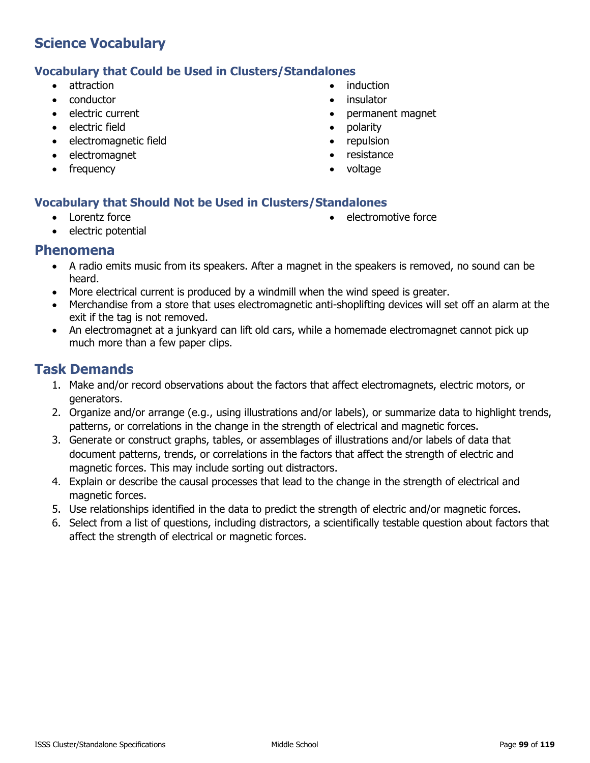## Science Vocabulary

### Vocabulary that Could be Used in Clusters/Standalones

- attraction
- conductor
- electric current
- electric field
- electromagnetic field
- electromagnet
- frequency
- induction
- insulator
- permanent magnet
- polarity
- repulsion
- resistance
- voltage

### Vocabulary that Should Not be Used in Clusters/Standalones

- Lorentz force
- electric potential
- electromotive force

## Phenomena

- A radio emits music from its speakers. After a magnet in the speakers is removed, no sound can be heard.
- More electrical current is produced by a windmill when the wind speed is greater.
- Merchandise from a store that uses electromagnetic anti-shoplifting devices will set off an alarm at the exit if the tag is not removed.
- An electromagnet at a junkyard can lift old cars, while a homemade electromagnet cannot pick up much more than a few paper clips.

## Task Demands

1. Make and/or record observations about the factors that affect electromagnets, electric motors, or generators.
2. Organize and/or arrange (e.g., using illustrations and/or labels), or summarize data to highlight trends, patterns, or correlations in the change in the strength of electrical and magnetic forces.
3. Generate or construct graphs, tables, or assemblages of illustrations and/or labels of data that document patterns, trends, or correlations in the factors that affect the strength of electric and magnetic forces. This may include sorting out distractors.
4. Explain or describe the causal processes that lead to the change in the strength of electrical and magnetic forces.
5. Use relationships identified in the data to predict the strength of electric and/or magnetic forces.
6. Select from a list of questions, including distractors, a scientifically testable question about factors that affect the strength of electrical or magnetic forces.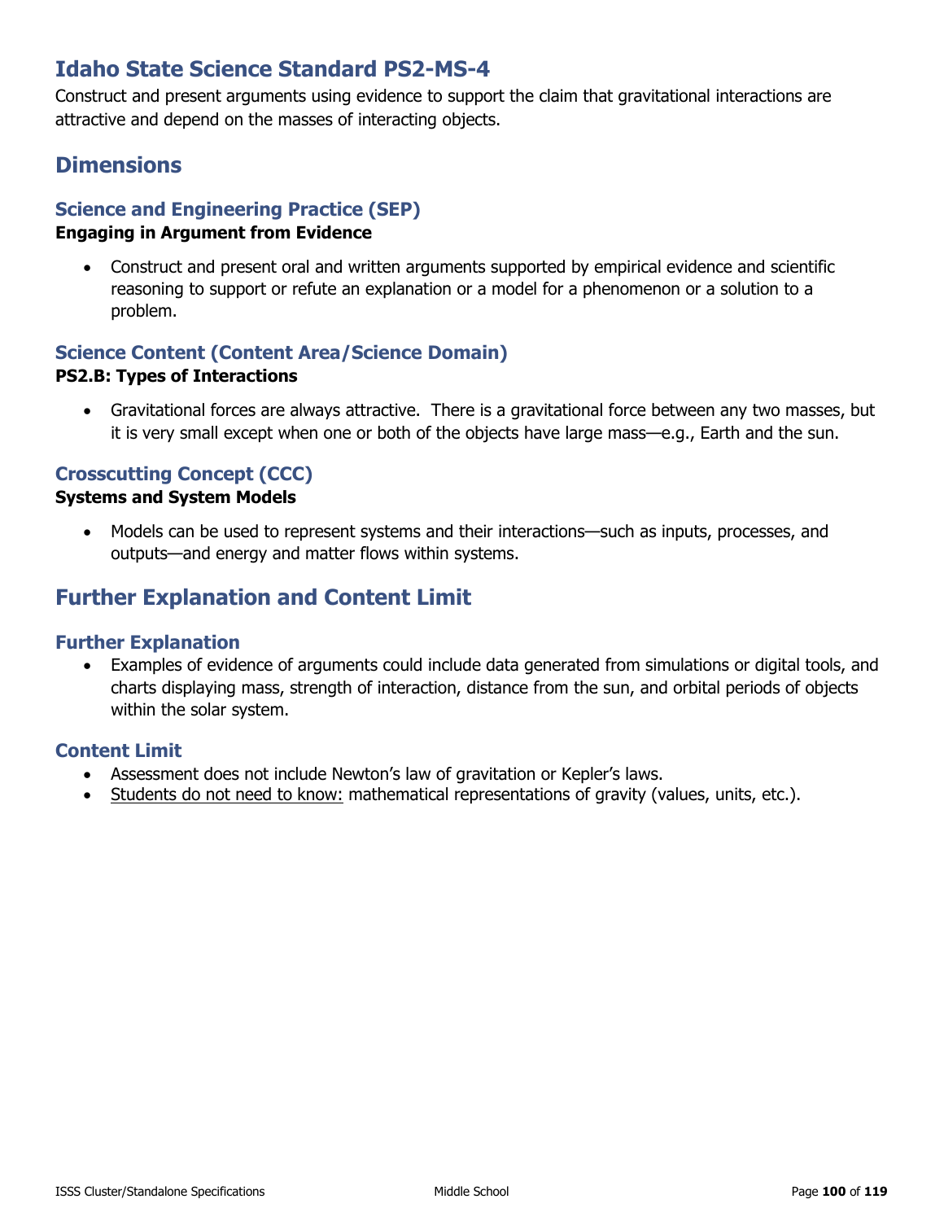# Idaho State Science Standard PS2-MS-4

Construct and present arguments using evidence to support the claim that gravitational interactions are attractive and depend on the masses of interacting objects.

## Dimensions

### Science and Engineering Practice (SEP)

**Engaging in Argument from Evidence**

- Construct and present oral and written arguments supported by empirical evidence and scientific reasoning to support or refute an explanation or a model for a phenomenon or a solution to a problem.

### Science Content (Content Area/Science Domain)

**PS2.B: Types of Interactions**

- Gravitational forces are always attractive. There is a gravitational force between any two masses, but it is very small except when one or both of the objects have large mass—e.g., Earth and the sun.

### Crosscutting Concept (CCC)

**Systems and System Models**

- Models can be used to represent systems and their interactions—such as inputs, processes, and outputs—and energy and matter flows within systems.

## Further Explanation and Content Limit

### Further Explanation

- Examples of evidence of arguments could include data generated from simulations or digital tools, and charts displaying mass, strength of interaction, distance from the sun, and orbital periods of objects within the solar system.

### Content Limit

- Assessment does not include Newton's law of gravitation or Kepler's laws.
- Students do not need to know: mathematical representations of gravity (values, units, etc.).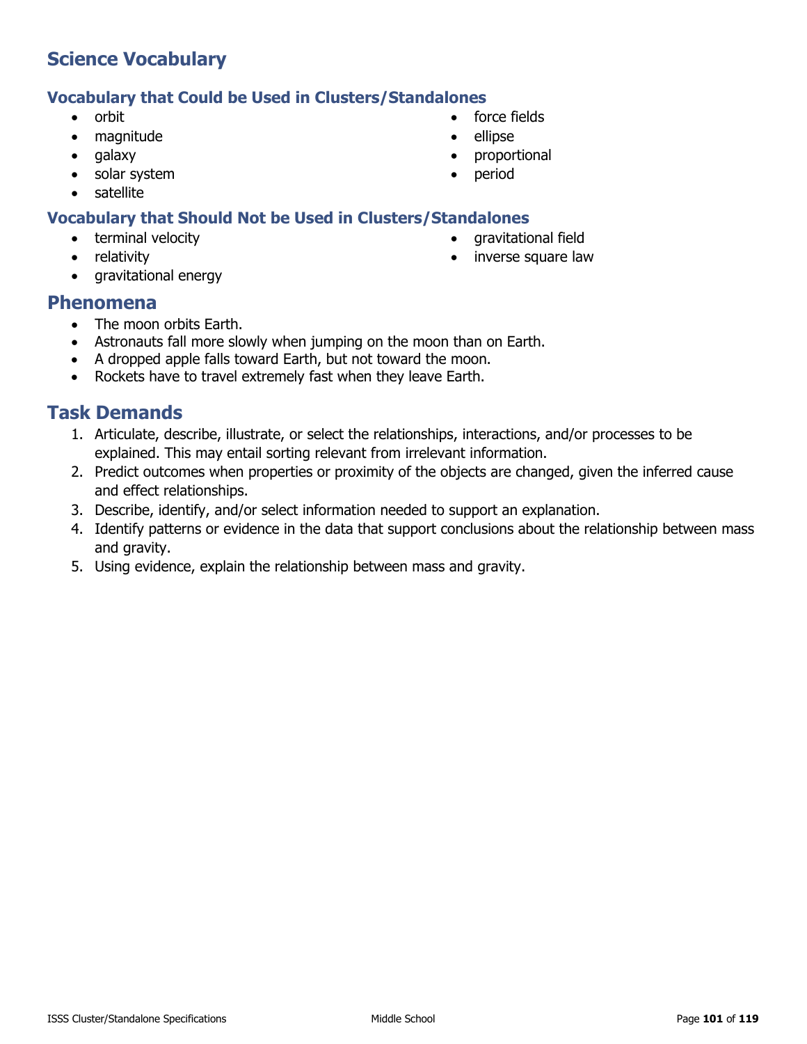## Science Vocabulary

### Vocabulary that Could be Used in Clusters/Standalones

- orbit
- magnitude
- galaxy
- solar system
- satellite
- force fields
- ellipse
- proportional
- period

### Vocabulary that Should Not be Used in Clusters/Standalones

- terminal velocity
- relativity
- gravitational energy
- gravitational field
- inverse square law

## Phenomena

- The moon orbits Earth.
- Astronauts fall more slowly when jumping on the moon than on Earth.
- A dropped apple falls toward Earth, but not toward the moon.
- Rockets have to travel extremely fast when they leave Earth.

## Task Demands

1. Articulate, describe, illustrate, or select the relationships, interactions, and/or processes to be explained. This may entail sorting relevant from irrelevant information.
2. Predict outcomes when properties or proximity of the objects are changed, given the inferred cause and effect relationships.
3. Describe, identify, and/or select information needed to support an explanation.
4. Identify patterns or evidence in the data that support conclusions about the relationship between mass and gravity.
5. Using evidence, explain the relationship between mass and gravity.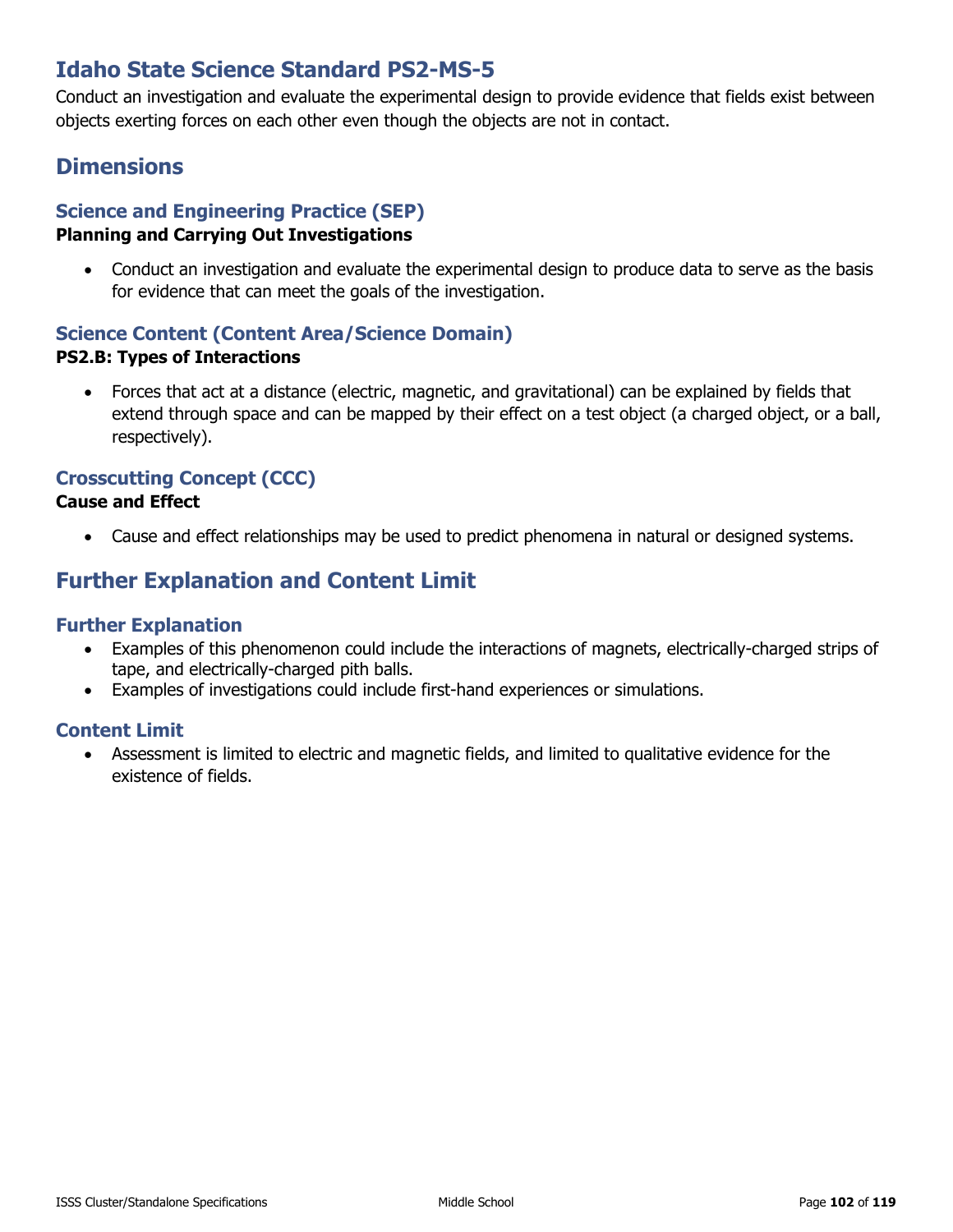# Idaho State Science Standard PS2-MS-5

Conduct an investigation and evaluate the experimental design to provide evidence that fields exist between objects exerting forces on each other even though the objects are not in contact.

## Dimensions

### Science and Engineering Practice (SEP)

**Planning and Carrying Out Investigations**

- Conduct an investigation and evaluate the experimental design to produce data to serve as the basis for evidence that can meet the goals of the investigation.

### Science Content (Content Area/Science Domain)

**PS2.B: Types of Interactions**

- Forces that act at a distance (electric, magnetic, and gravitational) can be explained by fields that extend through space and can be mapped by their effect on a test object (a charged object, or a ball, respectively).

### Crosscutting Concept (CCC)

**Cause and Effect**

- Cause and effect relationships may be used to predict phenomena in natural or designed systems.

## Further Explanation and Content Limit

### Further Explanation

- Examples of this phenomenon could include the interactions of magnets, electrically-charged strips of tape, and electrically-charged pith balls.
- Examples of investigations could include first-hand experiences or simulations.

### Content Limit

- Assessment is limited to electric and magnetic fields, and limited to qualitative evidence for the existence of fields.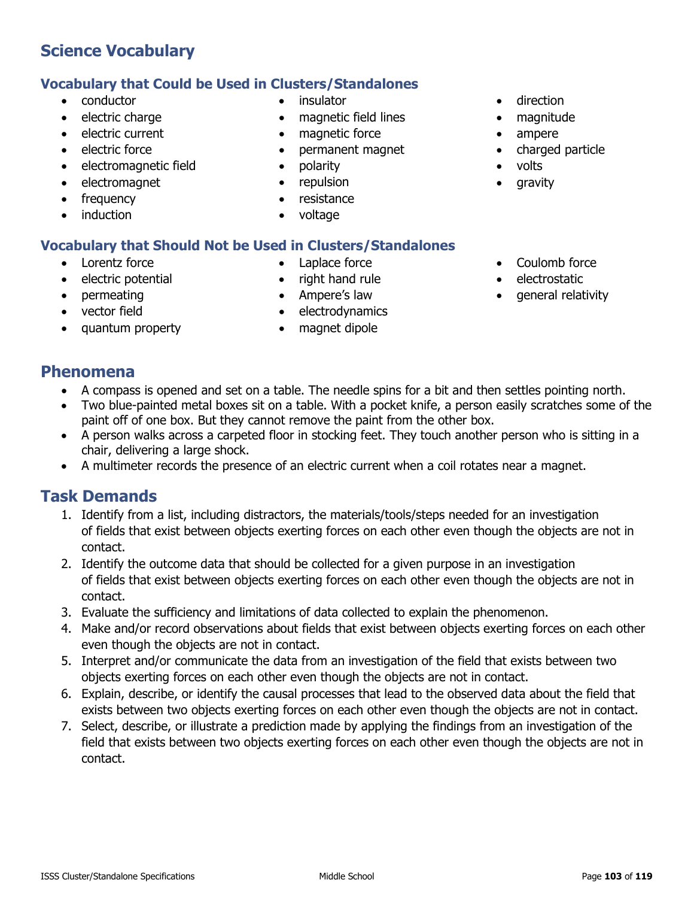## Science Vocabulary

### Vocabulary that Could be Used in Clusters/Standalones

- conductor
- electric charge
- electric current
- electric force
- electromagnetic field
- electromagnet
- frequency
- induction
- insulator
- magnetic field lines
- magnetic force
- permanent magnet
- polarity
- repulsion
- resistance
- voltage
- direction
- magnitude
- ampere
- charged particle
- volts
- gravity

### Vocabulary that Should Not be Used in Clusters/Standalones

- Lorentz force
- electric potential
- permeating
- vector field
- quantum property
- Laplace force
- right hand rule
- Ampere's law
- electrodynamics
- magnet dipole
- Coulomb force
- electrostatic
- general relativity

## Phenomena

- A compass is opened and set on a table. The needle spins for a bit and then settles pointing north.
- Two blue-painted metal boxes sit on a table. With a pocket knife, a person easily scratches some of the paint off of one box. But they cannot remove the paint from the other box.
- A person walks across a carpeted floor in stocking feet. They touch another person who is sitting in a chair, delivering a large shock.
- A multimeter records the presence of an electric current when a coil rotates near a magnet.

## Task Demands

1. Identify from a list, including distractors, the materials/tools/steps needed for an investigation of fields that exist between objects exerting forces on each other even though the objects are not in contact.
2. Identify the outcome data that should be collected for a given purpose in an investigation of fields that exist between objects exerting forces on each other even though the objects are not in contact.
3. Evaluate the sufficiency and limitations of data collected to explain the phenomenon.
4. Make and/or record observations about fields that exist between objects exerting forces on each other even though the objects are not in contact.
5. Interpret and/or communicate the data from an investigation of the field that exists between two objects exerting forces on each other even though the objects are not in contact.
6. Explain, describe, or identify the causal processes that lead to the observed data about the field that exists between two objects exerting forces on each other even though the objects are not in contact.
7. Select, describe, or illustrate a prediction made by applying the findings from an investigation of the field that exists between two objects exerting forces on each other even though the objects are not in contact.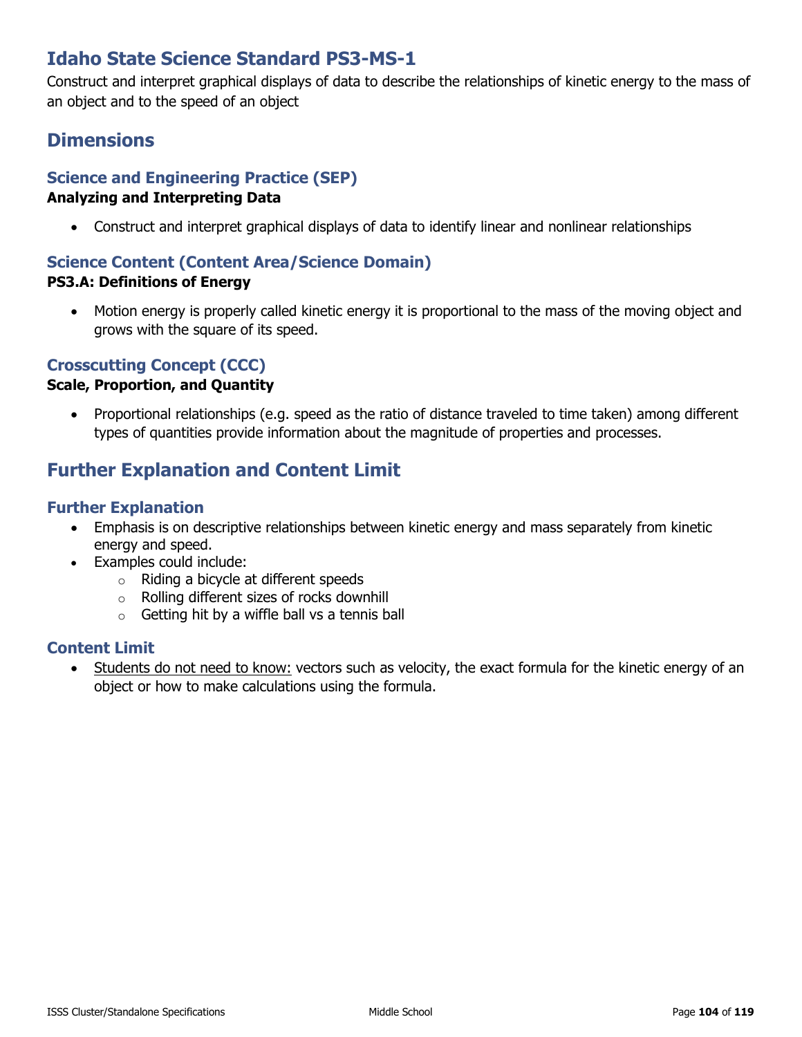# Idaho State Science Standard PS3-MS-1

Construct and interpret graphical displays of data to describe the relationships of kinetic energy to the mass of an object and to the speed of an object

## Dimensions

### Science and Engineering Practice (SEP)

**Analyzing and Interpreting Data**

- Construct and interpret graphical displays of data to identify linear and nonlinear relationships

### Science Content (Content Area/Science Domain)

**PS3.A: Definitions of Energy**

- Motion energy is properly called kinetic energy it is proportional to the mass of the moving object and grows with the square of its speed.

### Crosscutting Concept (CCC)

**Scale, Proportion, and Quantity**

- Proportional relationships (e.g. speed as the ratio of distance traveled to time taken) among different types of quantities provide information about the magnitude of properties and processes.

## Further Explanation and Content Limit

### Further Explanation

- Emphasis is on descriptive relationships between kinetic energy and mass separately from kinetic energy and speed.
- Examples could include:
  - Riding a bicycle at different speeds
  - Rolling different sizes of rocks downhill
  - Getting hit by a wiffle ball vs a tennis ball

### Content Limit

- <u>Students do not need to know:</u> vectors such as velocity, the exact formula for the kinetic energy of an object or how to make calculations using the formula.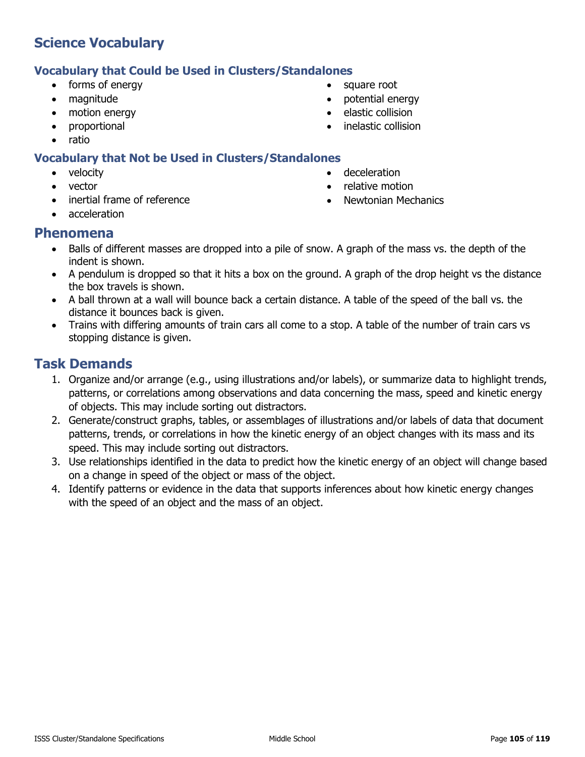## Science Vocabulary

### Vocabulary that Could be Used in Clusters/Standalones

- forms of energy
- magnitude
- motion energy
- proportional
- ratio
- square root
- potential energy
- elastic collision
- inelastic collision

### Vocabulary that Not be Used in Clusters/Standalones

- velocity
- vector
- inertial frame of reference
- acceleration
- deceleration
- relative motion
- Newtonian Mechanics

## Phenomena

- Balls of different masses are dropped into a pile of snow. A graph of the mass vs. the depth of the indent is shown.
- A pendulum is dropped so that it hits a box on the ground. A graph of the drop height vs the distance the box travels is shown.
- A ball thrown at a wall will bounce back a certain distance. A table of the speed of the ball vs. the distance it bounces back is given.
- Trains with differing amounts of train cars all come to a stop. A table of the number of train cars vs stopping distance is given.

## Task Demands

1. Organize and/or arrange (e.g., using illustrations and/or labels), or summarize data to highlight trends, patterns, or correlations among observations and data concerning the mass, speed and kinetic energy of objects. This may include sorting out distractors.
2. Generate/construct graphs, tables, or assemblages of illustrations and/or labels of data that document patterns, trends, or correlations in how the kinetic energy of an object changes with its mass and its speed. This may include sorting out distractors.
3. Use relationships identified in the data to predict how the kinetic energy of an object will change based on a change in speed of the object or mass of the object.
4. Identify patterns or evidence in the data that supports inferences about how kinetic energy changes with the speed of an object and the mass of an object.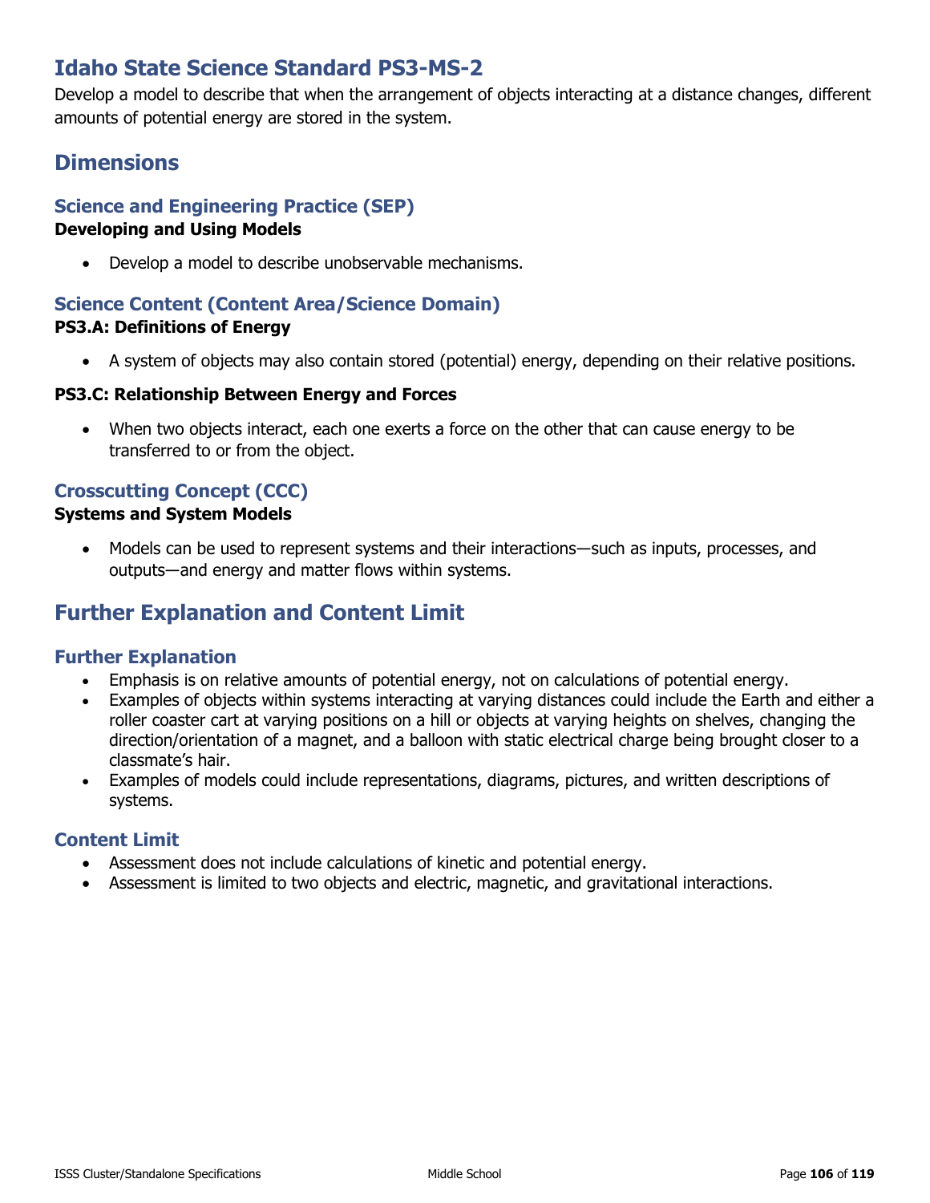# Idaho State Science Standard PS3-MS-2

Develop a model to describe that when the arrangement of objects interacting at a distance changes, different amounts of potential energy are stored in the system.

## Dimensions

### Science and Engineering Practice (SEP)

**Developing and Using Models**

- Develop a model to describe unobservable mechanisms.

### Science Content (Content Area/Science Domain)

**PS3.A: Definitions of Energy**

- A system of objects may also contain stored (potential) energy, depending on their relative positions.

**PS3.C: Relationship Between Energy and Forces**

- When two objects interact, each one exerts a force on the other that can cause energy to be transferred to or from the object.

### Crosscutting Concept (CCC)

**Systems and System Models**

- Models can be used to represent systems and their interactions—such as inputs, processes, and outputs—and energy and matter flows within systems.

## Further Explanation and Content Limit

### Further Explanation

- Emphasis is on relative amounts of potential energy, not on calculations of potential energy.
- Examples of objects within systems interacting at varying distances could include the Earth and either a roller coaster cart at varying positions on a hill or objects at varying heights on shelves, changing the direction/orientation of a magnet, and a balloon with static electrical charge being brought closer to a classmate's hair.
- Examples of models could include representations, diagrams, pictures, and written descriptions of systems.

### Content Limit

- Assessment does not include calculations of kinetic and potential energy.
- Assessment is limited to two objects and electric, magnetic, and gravitational interactions.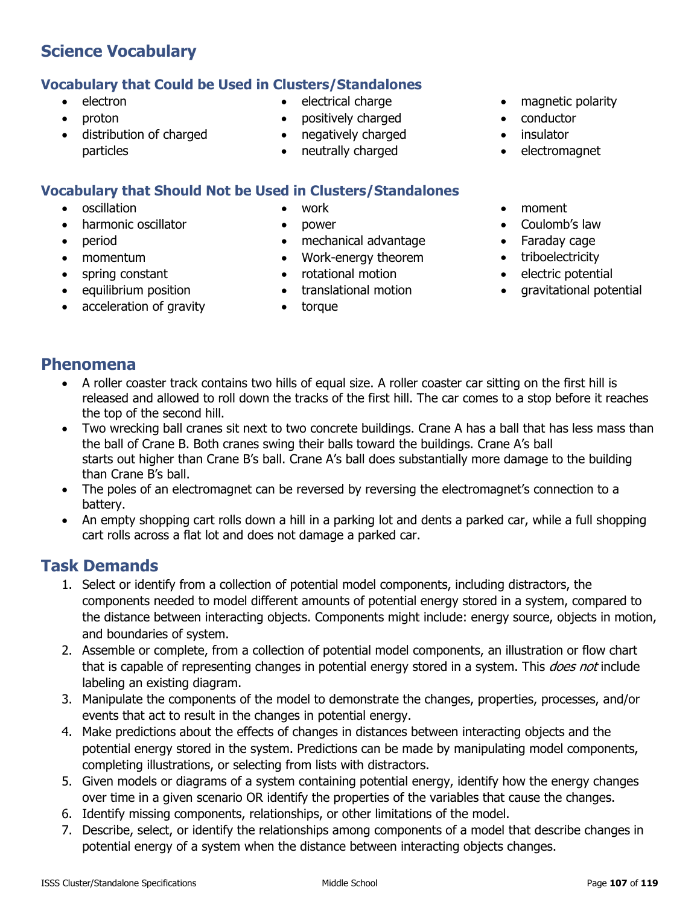## Science Vocabulary

### Vocabulary that Could be Used in Clusters/Standalones

- electron
- proton
- distribution of charged particles
- electrical charge
- positively charged
- negatively charged
- neutrally charged
- magnetic polarity
- conductor
- insulator
- electromagnet

### Vocabulary that Should Not be Used in Clusters/Standalones

- oscillation
- harmonic oscillator
- period
- momentum
- spring constant
- equilibrium position
- acceleration of gravity
- work
- power
- mechanical advantage
- Work-energy theorem
- rotational motion
- translational motion
- torque
- moment
- Coulomb's law
- Faraday cage
- triboelectricity
- electric potential
- gravitational potential

## Phenomena

- A roller coaster track contains two hills of equal size. A roller coaster car sitting on the first hill is released and allowed to roll down the tracks of the first hill. The car comes to a stop before it reaches the top of the second hill.
- Two wrecking ball cranes sit next to two concrete buildings. Crane A has a ball that has less mass than the ball of Crane B. Both cranes swing their balls toward the buildings. Crane A's ball starts out higher than Crane B's ball. Crane A's ball does substantially more damage to the building than Crane B's ball.
- The poles of an electromagnet can be reversed by reversing the electromagnet's connection to a battery.
- An empty shopping cart rolls down a hill in a parking lot and dents a parked car, while a full shopping cart rolls across a flat lot and does not damage a parked car.

## Task Demands

1. Select or identify from a collection of potential model components, including distractors, the components needed to model different amounts of potential energy stored in a system, compared to the distance between interacting objects. Components might include: energy source, objects in motion, and boundaries of system.
2. Assemble or complete, from a collection of potential model components, an illustration or flow chart that is capable of representing changes in potential energy stored in a system. This *does not* include labeling an existing diagram.
3. Manipulate the components of the model to demonstrate the changes, properties, processes, and/or events that act to result in the changes in potential energy.
4. Make predictions about the effects of changes in distances between interacting objects and the potential energy stored in the system. Predictions can be made by manipulating model components, completing illustrations, or selecting from lists with distractors.
5. Given models or diagrams of a system containing potential energy, identify how the energy changes over time in a given scenario OR identify the properties of the variables that cause the changes.
6. Identify missing components, relationships, or other limitations of the model.
7. Describe, select, or identify the relationships among components of a model that describe changes in potential energy of a system when the distance between interacting objects changes.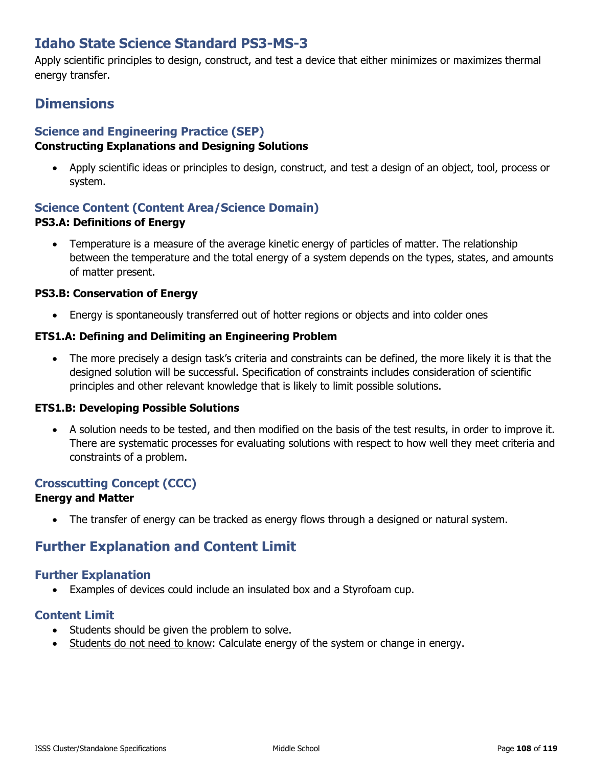# Idaho State Science Standard PS3-MS-3

Apply scientific principles to design, construct, and test a device that either minimizes or maximizes thermal energy transfer.

## Dimensions

### Science and Engineering Practice (SEP)

**Constructing Explanations and Designing Solutions**

- Apply scientific ideas or principles to design, construct, and test a design of an object, tool, process or system.

### Science Content (Content Area/Science Domain)

**PS3.A: Definitions of Energy**

- Temperature is a measure of the average kinetic energy of particles of matter. The relationship between the temperature and the total energy of a system depends on the types, states, and amounts of matter present.

**PS3.B: Conservation of Energy**

- Energy is spontaneously transferred out of hotter regions or objects and into colder ones

**ETS1.A: Defining and Delimiting an Engineering Problem**

- The more precisely a design task's criteria and constraints can be defined, the more likely it is that the designed solution will be successful. Specification of constraints includes consideration of scientific principles and other relevant knowledge that is likely to limit possible solutions.

**ETS1.B: Developing Possible Solutions**

- A solution needs to be tested, and then modified on the basis of the test results, in order to improve it. There are systematic processes for evaluating solutions with respect to how well they meet criteria and constraints of a problem.

### Crosscutting Concept (CCC)

**Energy and Matter**

- The transfer of energy can be tracked as energy flows through a designed or natural system.

## Further Explanation and Content Limit

### Further Explanation

- Examples of devices could include an insulated box and a Styrofoam cup.

### Content Limit

- Students should be given the problem to solve.
- Students do not need to know: Calculate energy of the system or change in energy.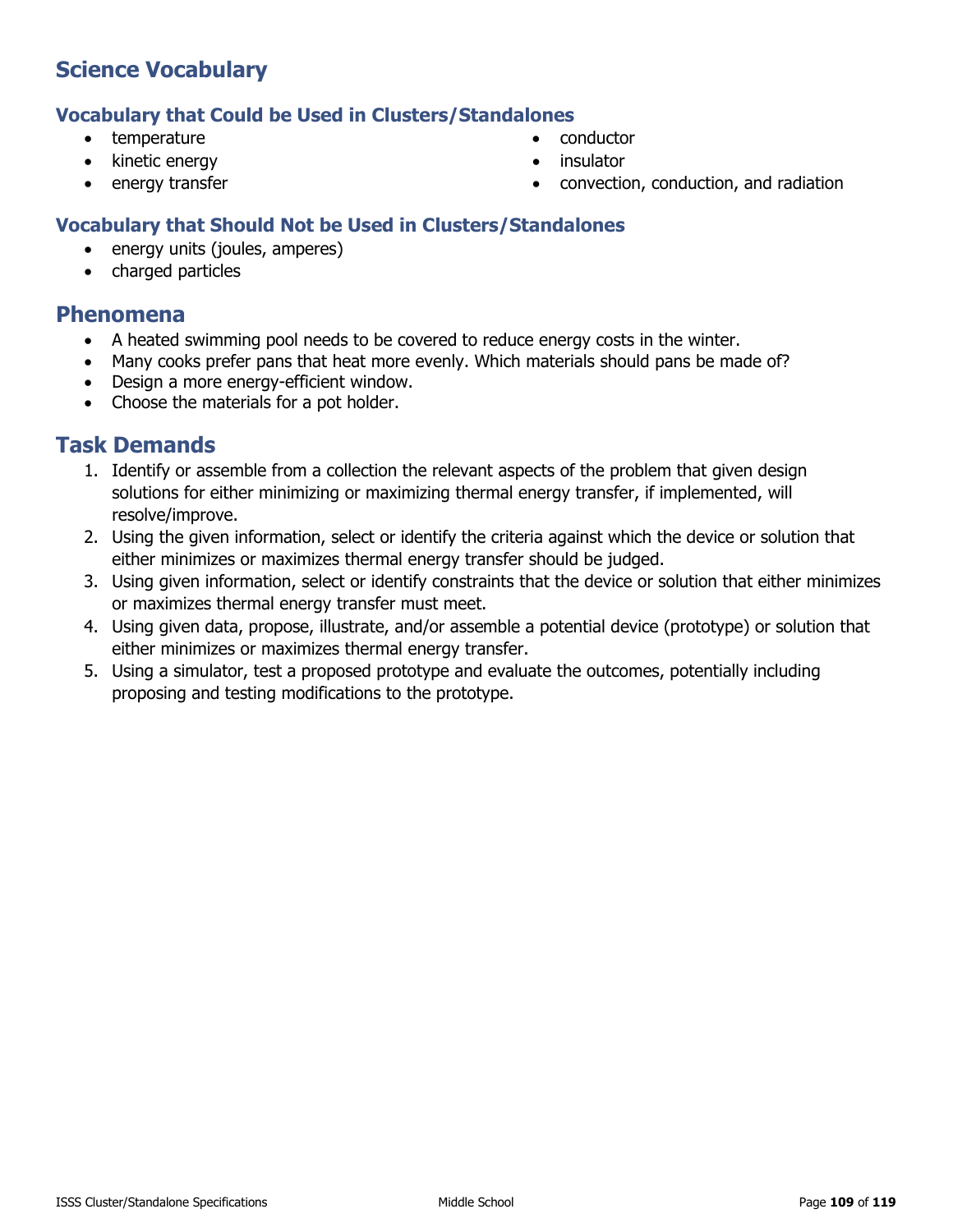## Science Vocabulary

### Vocabulary that Could be Used in Clusters/Standalones

- temperature
- kinetic energy
- energy transfer
- conductor
- insulator
- convection, conduction, and radiation

### Vocabulary that Should Not be Used in Clusters/Standalones

- energy units (joules, amperes)
- charged particles

## Phenomena

- A heated swimming pool needs to be covered to reduce energy costs in the winter.
- Many cooks prefer pans that heat more evenly. Which materials should pans be made of?
- Design a more energy-efficient window.
- Choose the materials for a pot holder.

## Task Demands

1. Identify or assemble from a collection the relevant aspects of the problem that given design solutions for either minimizing or maximizing thermal energy transfer, if implemented, will resolve/improve.
2. Using the given information, select or identify the criteria against which the device or solution that either minimizes or maximizes thermal energy transfer should be judged.
3. Using given information, select or identify constraints that the device or solution that either minimizes or maximizes thermal energy transfer must meet.
4. Using given data, propose, illustrate, and/or assemble a potential device (prototype) or solution that either minimizes or maximizes thermal energy transfer.
5. Using a simulator, test a proposed prototype and evaluate the outcomes, potentially including proposing and testing modifications to the prototype.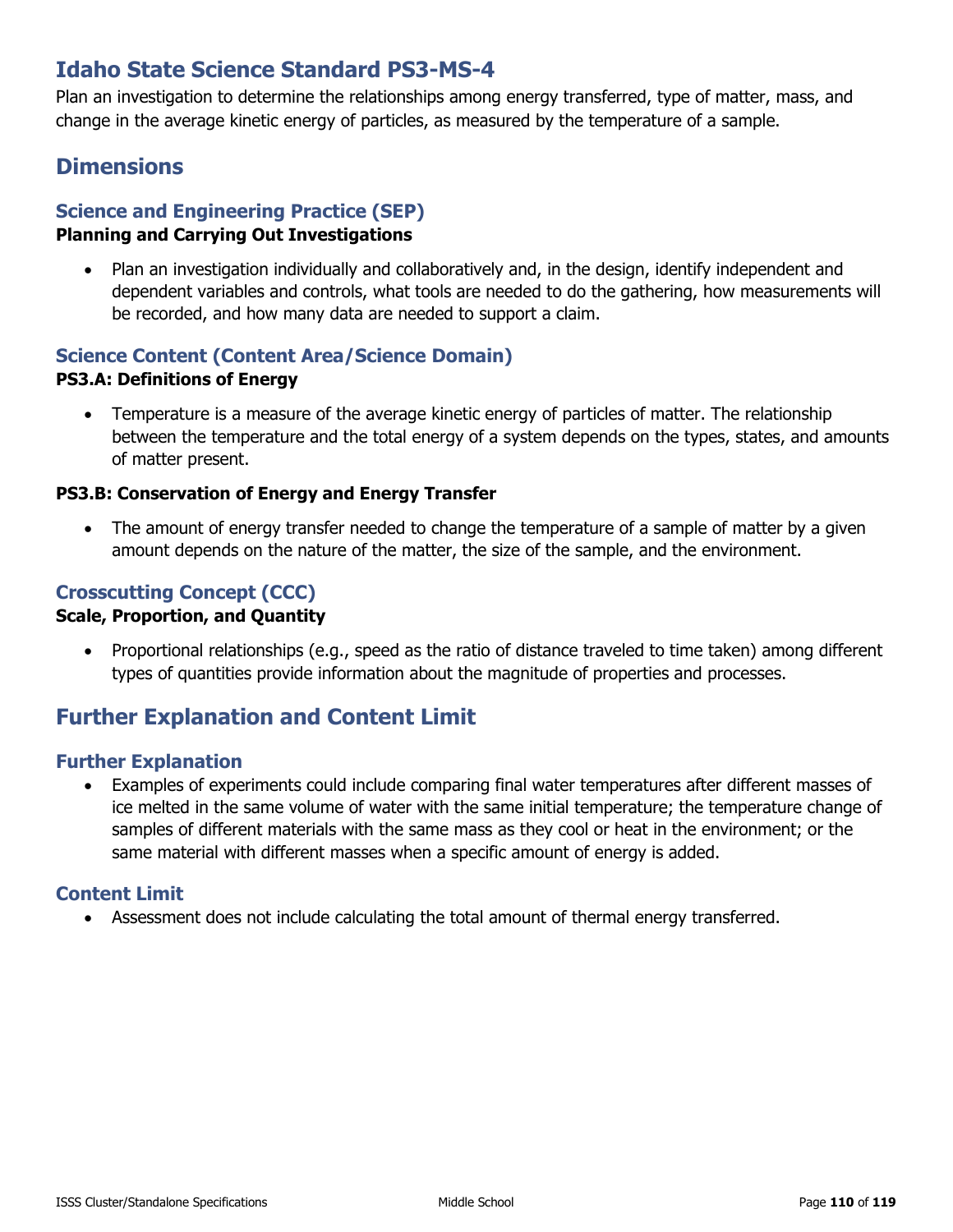# Idaho State Science Standard PS3-MS-4

Plan an investigation to determine the relationships among energy transferred, type of matter, mass, and change in the average kinetic energy of particles, as measured by the temperature of a sample.

## Dimensions

### Science and Engineering Practice (SEP)

**Planning and Carrying Out Investigations**

- Plan an investigation individually and collaboratively and, in the design, identify independent and dependent variables and controls, what tools are needed to do the gathering, how measurements will be recorded, and how many data are needed to support a claim.

### Science Content (Content Area/Science Domain)

**PS3.A: Definitions of Energy**

- Temperature is a measure of the average kinetic energy of particles of matter. The relationship between the temperature and the total energy of a system depends on the types, states, and amounts of matter present.

**PS3.B: Conservation of Energy and Energy Transfer**

- The amount of energy transfer needed to change the temperature of a sample of matter by a given amount depends on the nature of the matter, the size of the sample, and the environment.

### Crosscutting Concept (CCC)

**Scale, Proportion, and Quantity**

- Proportional relationships (e.g., speed as the ratio of distance traveled to time taken) among different types of quantities provide information about the magnitude of properties and processes.

## Further Explanation and Content Limit

### Further Explanation

- Examples of experiments could include comparing final water temperatures after different masses of ice melted in the same volume of water with the same initial temperature; the temperature change of samples of different materials with the same mass as they cool or heat in the environment; or the same material with different masses when a specific amount of energy is added.

### Content Limit

- Assessment does not include calculating the total amount of thermal energy transferred.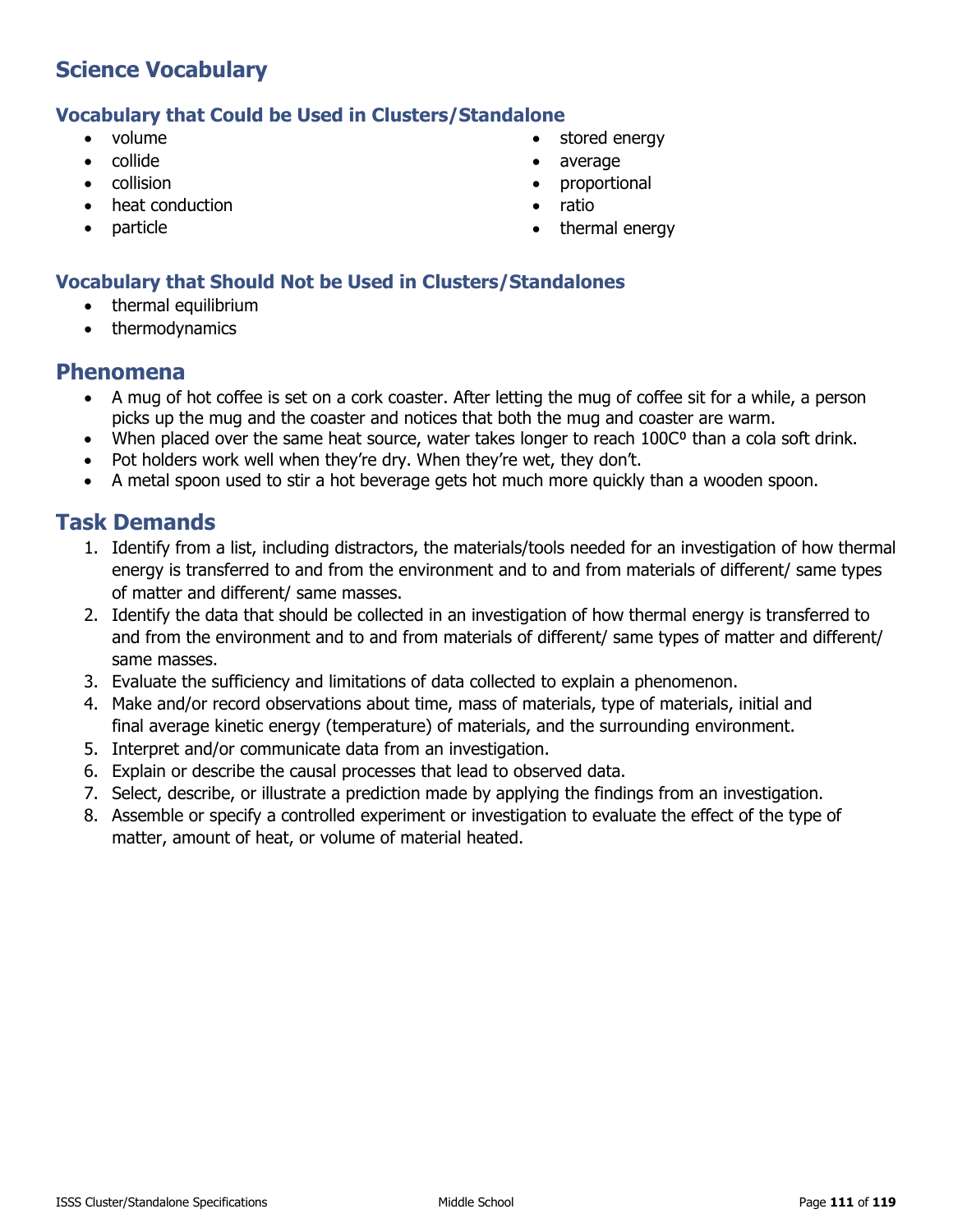## Science Vocabulary

### Vocabulary that Could be Used in Clusters/Standalone

- volume
- collide
- collision
- heat conduction
- particle
- stored energy
- average
- proportional
- ratio
- thermal energy

### Vocabulary that Should Not be Used in Clusters/Standalones

- thermal equilibrium
- thermodynamics

## Phenomena

- A mug of hot coffee is set on a cork coaster. After letting the mug of coffee sit for a while, a person picks up the mug and the coaster and notices that both the mug and coaster are warm.
- When placed over the same heat source, water takes longer to reach 100Cº than a cola soft drink.
- Pot holders work well when they're dry. When they're wet, they don't.
- A metal spoon used to stir a hot beverage gets hot much more quickly than a wooden spoon.

## Task Demands

1. Identify from a list, including distractors, the materials/tools needed for an investigation of how thermal energy is transferred to and from the environment and to and from materials of different/ same types of matter and different/ same masses.
2. Identify the data that should be collected in an investigation of how thermal energy is transferred to and from the environment and to and from materials of different/ same types of matter and different/ same masses.
3. Evaluate the sufficiency and limitations of data collected to explain a phenomenon.
4. Make and/or record observations about time, mass of materials, type of materials, initial and final average kinetic energy (temperature) of materials, and the surrounding environment.
5. Interpret and/or communicate data from an investigation.
6. Explain or describe the causal processes that lead to observed data.
7. Select, describe, or illustrate a prediction made by applying the findings from an investigation.
8. Assemble or specify a controlled experiment or investigation to evaluate the effect of the type of matter, amount of heat, or volume of material heated.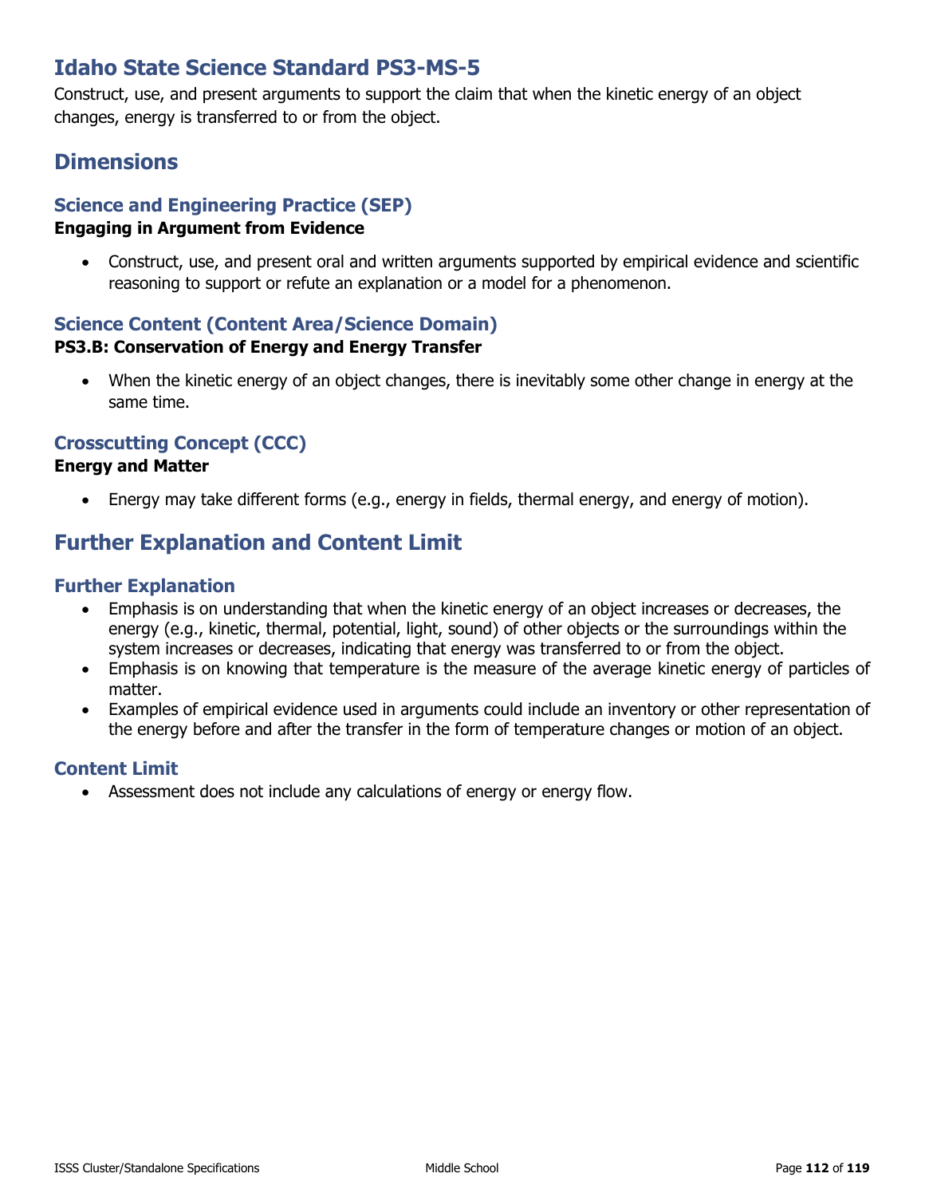# Idaho State Science Standard PS3-MS-5

Construct, use, and present arguments to support the claim that when the kinetic energy of an object changes, energy is transferred to or from the object.

## Dimensions

### Science and Engineering Practice (SEP)

**Engaging in Argument from Evidence**

- Construct, use, and present oral and written arguments supported by empirical evidence and scientific reasoning to support or refute an explanation or a model for a phenomenon.

### Science Content (Content Area/Science Domain)

**PS3.B: Conservation of Energy and Energy Transfer**

- When the kinetic energy of an object changes, there is inevitably some other change in energy at the same time.

### Crosscutting Concept (CCC)

**Energy and Matter**

- Energy may take different forms (e.g., energy in fields, thermal energy, and energy of motion).

## Further Explanation and Content Limit

### Further Explanation

- Emphasis is on understanding that when the kinetic energy of an object increases or decreases, the energy (e.g., kinetic, thermal, potential, light, sound) of other objects or the surroundings within the system increases or decreases, indicating that energy was transferred to or from the object.
- Emphasis is on knowing that temperature is the measure of the average kinetic energy of particles of matter.
- Examples of empirical evidence used in arguments could include an inventory or other representation of the energy before and after the transfer in the form of temperature changes or motion of an object.

### Content Limit

- Assessment does not include any calculations of energy or energy flow.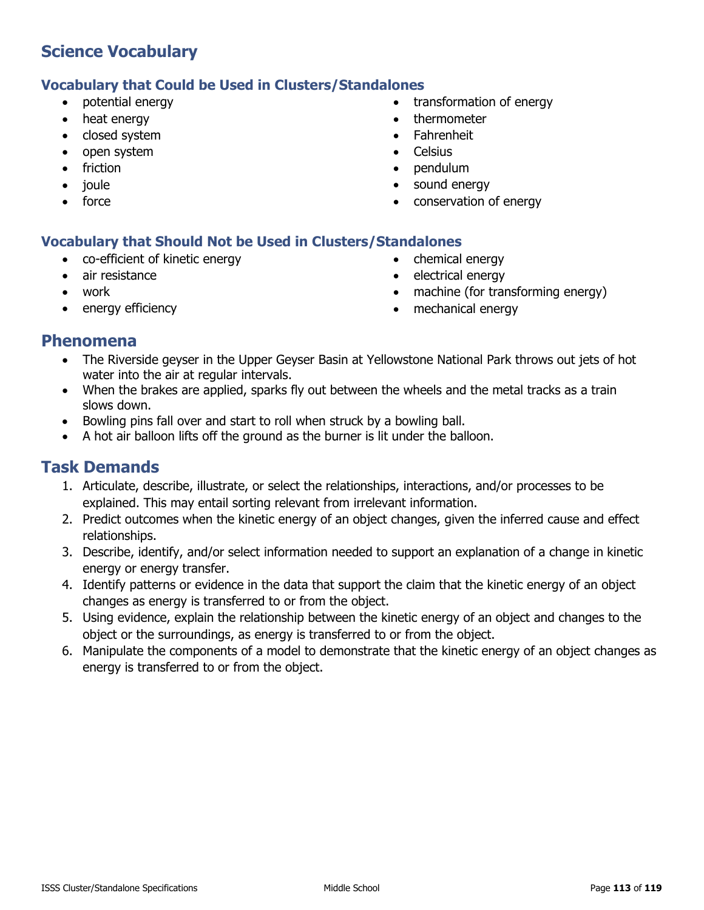## Science Vocabulary

### Vocabulary that Could be Used in Clusters/Standalones

- potential energy
- heat energy
- closed system
- open system
- friction
- joule
- force
- transformation of energy
- thermometer
- Fahrenheit
- Celsius
- pendulum
- sound energy
- conservation of energy

### Vocabulary that Should Not be Used in Clusters/Standalones

- co-efficient of kinetic energy
- air resistance
- work
- energy efficiency
- chemical energy
- electrical energy
- machine (for transforming energy)
- mechanical energy

## Phenomena

- The Riverside geyser in the Upper Geyser Basin at Yellowstone National Park throws out jets of hot water into the air at regular intervals.
- When the brakes are applied, sparks fly out between the wheels and the metal tracks as a train slows down.
- Bowling pins fall over and start to roll when struck by a bowling ball.
- A hot air balloon lifts off the ground as the burner is lit under the balloon.

## Task Demands

1. Articulate, describe, illustrate, or select the relationships, interactions, and/or processes to be explained. This may entail sorting relevant from irrelevant information.
2. Predict outcomes when the kinetic energy of an object changes, given the inferred cause and effect relationships.
3. Describe, identify, and/or select information needed to support an explanation of a change in kinetic energy or energy transfer.
4. Identify patterns or evidence in the data that support the claim that the kinetic energy of an object changes as energy is transferred to or from the object.
5. Using evidence, explain the relationship between the kinetic energy of an object and changes to the object or the surroundings, as energy is transferred to or from the object.
6. Manipulate the components of a model to demonstrate that the kinetic energy of an object changes as energy is transferred to or from the object.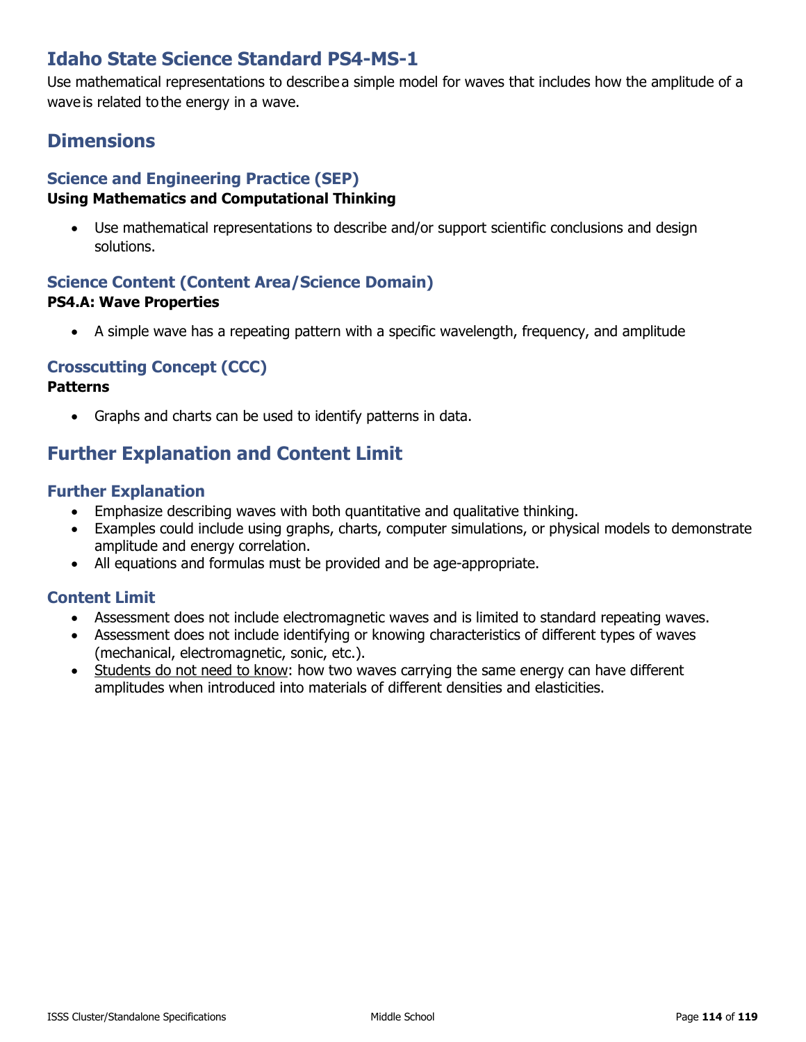# Idaho State Science Standard PS4-MS-1

Use mathematical representations to describe a simple model for waves that includes how the amplitude of a wave is related to the energy in a wave.

## Dimensions

### Science and Engineering Practice (SEP)

**Using Mathematics and Computational Thinking**

- Use mathematical representations to describe and/or support scientific conclusions and design solutions.

### Science Content (Content Area/Science Domain)

**PS4.A: Wave Properties**

- A simple wave has a repeating pattern with a specific wavelength, frequency, and amplitude

### Crosscutting Concept (CCC)

**Patterns**

- Graphs and charts can be used to identify patterns in data.

## Further Explanation and Content Limit

### Further Explanation

- Emphasize describing waves with both quantitative and qualitative thinking.
- Examples could include using graphs, charts, computer simulations, or physical models to demonstrate amplitude and energy correlation.
- All equations and formulas must be provided and be age-appropriate.

### Content Limit

- Assessment does not include electromagnetic waves and is limited to standard repeating waves.
- Assessment does not include identifying or knowing characteristics of different types of waves (mechanical, electromagnetic, sonic, etc.).
- Students do not need to know: how two waves carrying the same energy can have different amplitudes when introduced into materials of different densities and elasticities.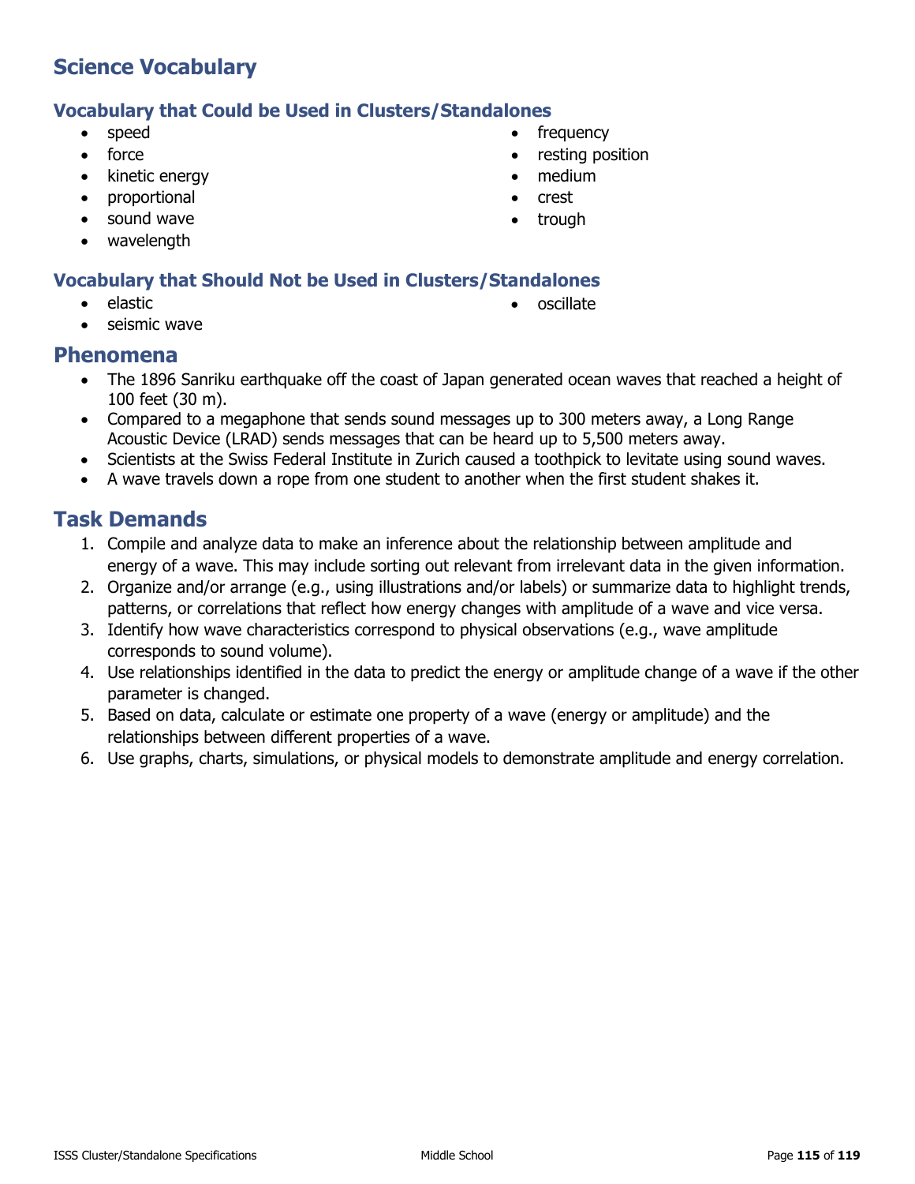## Science Vocabulary

### Vocabulary that Could be Used in Clusters/Standalones

- speed
- force
- kinetic energy
- proportional
- sound wave
- wavelength
- frequency
- resting position
- medium
- crest
- trough

### Vocabulary that Should Not be Used in Clusters/Standalones

- elastic
- seismic wave
- oscillate

## Phenomena

- The 1896 Sanriku earthquake off the coast of Japan generated ocean waves that reached a height of 100 feet (30 m).
- Compared to a megaphone that sends sound messages up to 300 meters away, a Long Range Acoustic Device (LRAD) sends messages that can be heard up to 5,500 meters away.
- Scientists at the Swiss Federal Institute in Zurich caused a toothpick to levitate using sound waves.
- A wave travels down a rope from one student to another when the first student shakes it.

## Task Demands

1. Compile and analyze data to make an inference about the relationship between amplitude and energy of a wave. This may include sorting out relevant from irrelevant data in the given information.
2. Organize and/or arrange (e.g., using illustrations and/or labels) or summarize data to highlight trends, patterns, or correlations that reflect how energy changes with amplitude of a wave and vice versa.
3. Identify how wave characteristics correspond to physical observations (e.g., wave amplitude corresponds to sound volume).
4. Use relationships identified in the data to predict the energy or amplitude change of a wave if the other parameter is changed.
5. Based on data, calculate or estimate one property of a wave (energy or amplitude) and the relationships between different properties of a wave.
6. Use graphs, charts, simulations, or physical models to demonstrate amplitude and energy correlation.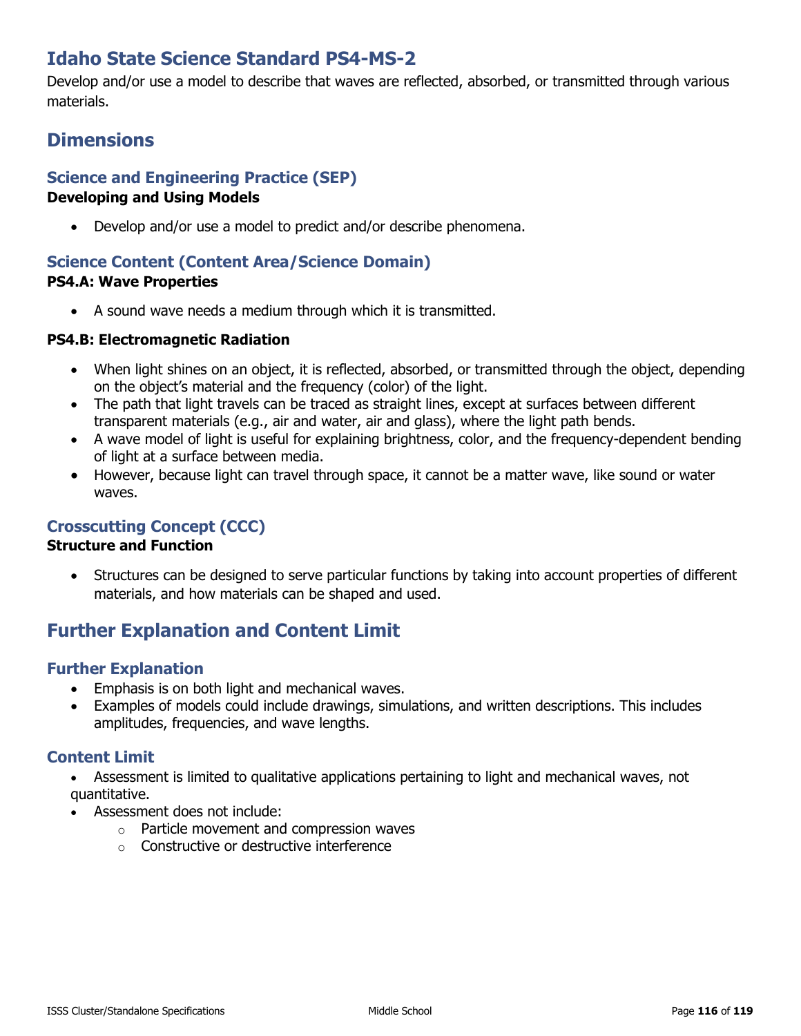# Idaho State Science Standard PS4-MS-2

Develop and/or use a model to describe that waves are reflected, absorbed, or transmitted through various materials.

## Dimensions

### Science and Engineering Practice (SEP)

**Developing and Using Models**

- Develop and/or use a model to predict and/or describe phenomena.

### Science Content (Content Area/Science Domain)

**PS4.A: Wave Properties**

- A sound wave needs a medium through which it is transmitted.

**PS4.B: Electromagnetic Radiation**

- When light shines on an object, it is reflected, absorbed, or transmitted through the object, depending on the object's material and the frequency (color) of the light.
- The path that light travels can be traced as straight lines, except at surfaces between different transparent materials (e.g., air and water, air and glass), where the light path bends.
- A wave model of light is useful for explaining brightness, color, and the frequency-dependent bending of light at a surface between media.
- However, because light can travel through space, it cannot be a matter wave, like sound or water waves.

### Crosscutting Concept (CCC)

**Structure and Function**

- Structures can be designed to serve particular functions by taking into account properties of different materials, and how materials can be shaped and used.

## Further Explanation and Content Limit

### Further Explanation

- Emphasis is on both light and mechanical waves.
- Examples of models could include drawings, simulations, and written descriptions. This includes amplitudes, frequencies, and wave lengths.

### Content Limit

- Assessment is limited to qualitative applications pertaining to light and mechanical waves, not quantitative.
- Assessment does not include:
  - Particle movement and compression waves
  - Constructive or destructive interference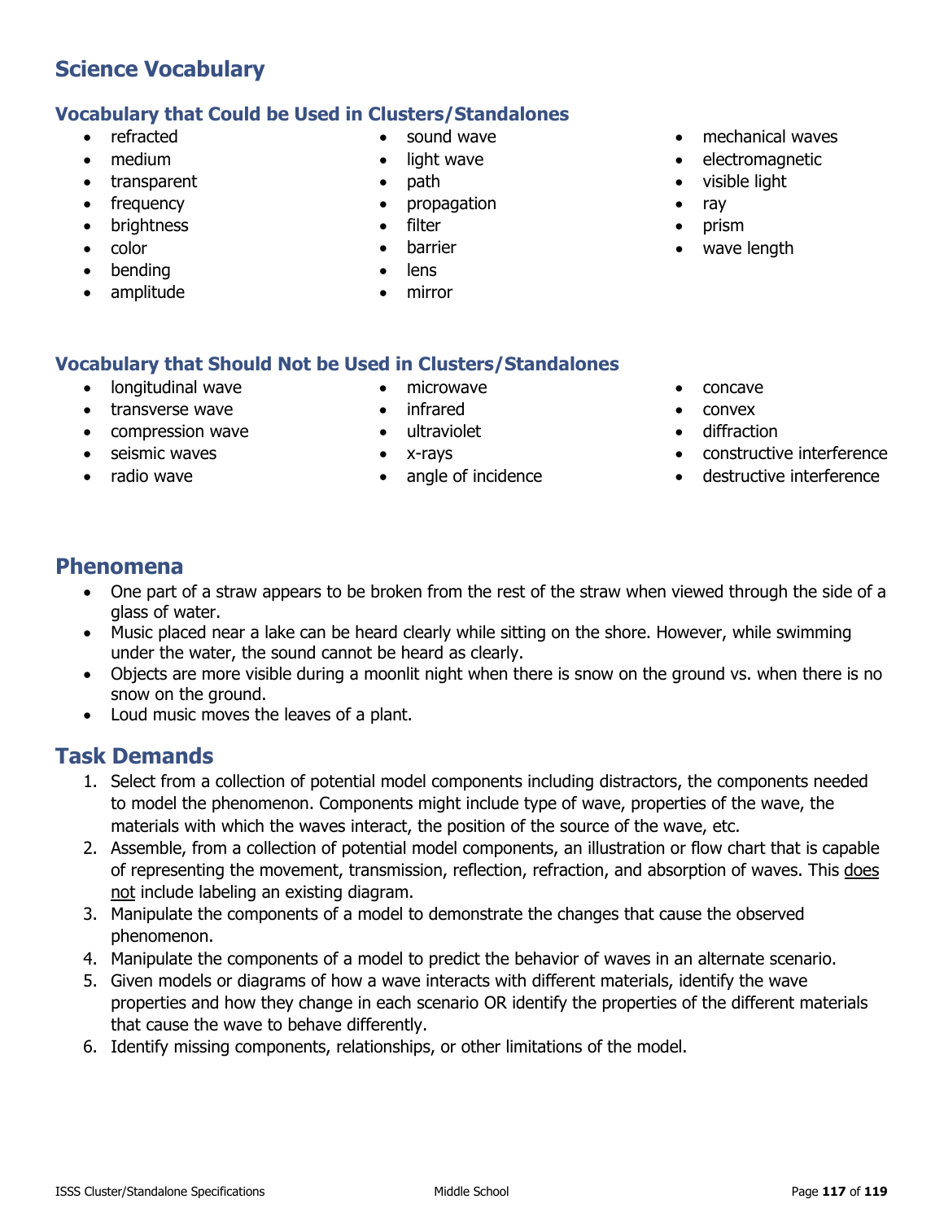# Science Vocabulary

## Vocabulary that Could be Used in Clusters/Standalones

- refracted
- medium
- transparent
- frequency
- brightness
- color
- bending
- amplitude
- sound wave
- light wave
- path
- propagation
- filter
- barrier
- lens
- mirror
- mechanical waves
- electromagnetic
- visible light
- ray
- prism
- wave length

## Vocabulary that Should Not be Used in Clusters/Standalones

- longitudinal wave
- transverse wave
- compression wave
- seismic waves
- radio wave
- microwave
- infrared
- ultraviolet
- x-rays
- angle of incidence
- concave
- convex
- diffraction
- constructive interference
- destructive interference

# Phenomena

- One part of a straw appears to be broken from the rest of the straw when viewed through the side of a glass of water.
- Music placed near a lake can be heard clearly while sitting on the shore. However, while swimming under the water, the sound cannot be heard as clearly.
- Objects are more visible during a moonlit night when there is snow on the ground vs. when there is no snow on the ground.
- Loud music moves the leaves of a plant.

# Task Demands

1. Select from a collection of potential model components including distractors, the components needed to model the phenomenon. Components might include type of wave, properties of the wave, the materials with which the waves interact, the position of the source of the wave, etc.
2. Assemble, from a collection of potential model components, an illustration or flow chart that is capable of representing the movement, transmission, reflection, refraction, and absorption of waves. This does not include labeling an existing diagram.
3. Manipulate the components of a model to demonstrate the changes that cause the observed phenomenon.
4. Manipulate the components of a model to predict the behavior of waves in an alternate scenario.
5. Given models or diagrams of how a wave interacts with different materials, identify the wave properties and how they change in each scenario OR identify the properties of the different materials that cause the wave to behave differently.
6. Identify missing components, relationships, or other limitations of the model.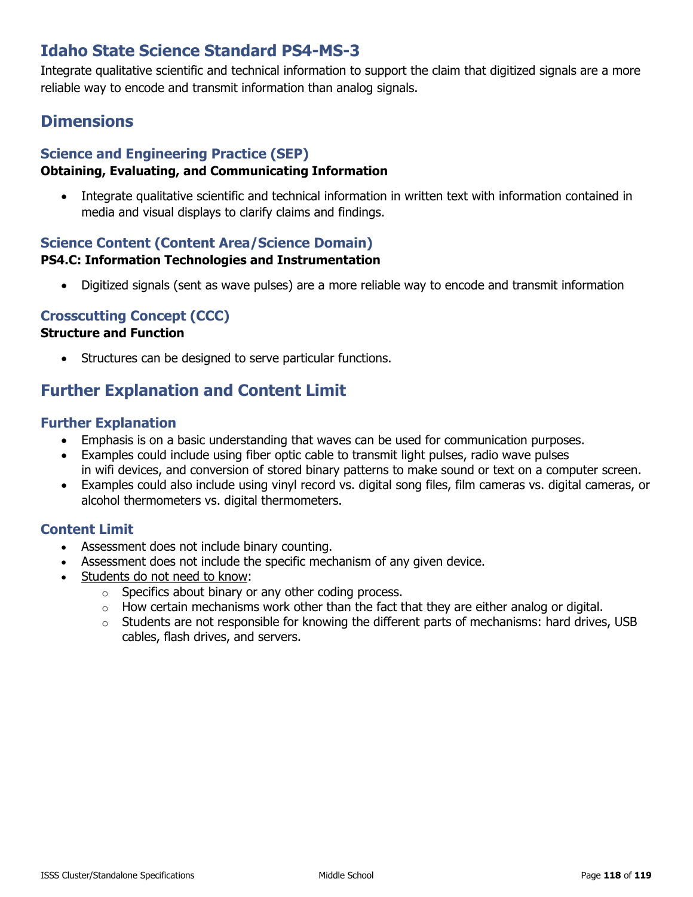# Idaho State Science Standard PS4-MS-3

Integrate qualitative scientific and technical information to support the claim that digitized signals are a more reliable way to encode and transmit information than analog signals.

## Dimensions

### Science and Engineering Practice (SEP)

**Obtaining, Evaluating, and Communicating Information**

- Integrate qualitative scientific and technical information in written text with information contained in media and visual displays to clarify claims and findings.

### Science Content (Content Area/Science Domain)

**PS4.C: Information Technologies and Instrumentation**

- Digitized signals (sent as wave pulses) are a more reliable way to encode and transmit information

### Crosscutting Concept (CCC)

**Structure and Function**

- Structures can be designed to serve particular functions.

## Further Explanation and Content Limit

### Further Explanation

- Emphasis is on a basic understanding that waves can be used for communication purposes.
- Examples could include using fiber optic cable to transmit light pulses, radio wave pulses in wifi devices, and conversion of stored binary patterns to make sound or text on a computer screen.
- Examples could also include using vinyl record vs. digital song files, film cameras vs. digital cameras, or alcohol thermometers vs. digital thermometers.

### Content Limit

- Assessment does not include binary counting.
- Assessment does not include the specific mechanism of any given device.
- Students do not need to know:
  - Specifics about binary or any other coding process.
  - How certain mechanisms work other than the fact that they are either analog or digital.
  - Students are not responsible for knowing the different parts of mechanisms: hard drives, USB cables, flash drives, and servers.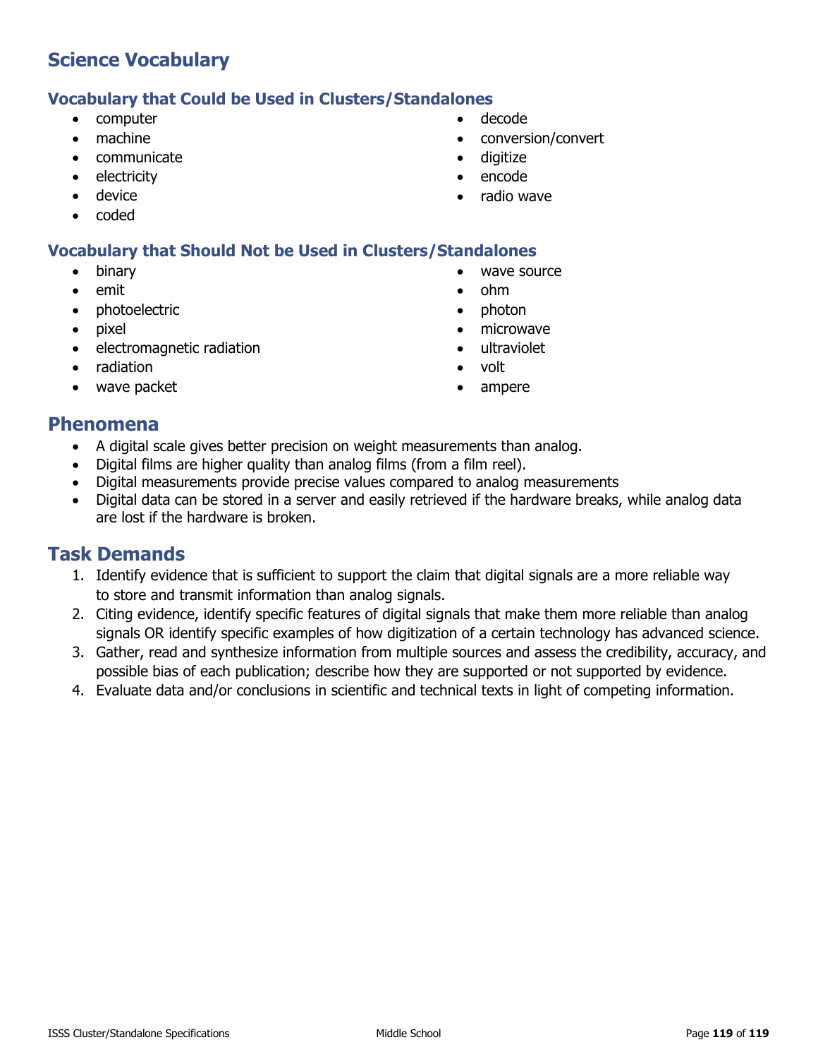## Science Vocabulary

### Vocabulary that Could be Used in Clusters/Standalones

- computer
- machine
- communicate
- electricity
- device
- coded
- decode
- conversion/convert
- digitize
- encode
- radio wave

### Vocabulary that Should Not be Used in Clusters/Standalones

- binary
- emit
- photoelectric
- pixel
- electromagnetic radiation
- radiation
- wave packet
- wave source
- ohm
- photon
- microwave
- ultraviolet
- volt
- ampere

## Phenomena

- A digital scale gives better precision on weight measurements than analog.
- Digital films are higher quality than analog films (from a film reel).
- Digital measurements provide precise values compared to analog measurements
- Digital data can be stored in a server and easily retrieved if the hardware breaks, while analog data are lost if the hardware is broken.

## Task Demands

1. Identify evidence that is sufficient to support the claim that digital signals are a more reliable way to store and transmit information than analog signals.
2. Citing evidence, identify specific features of digital signals that make them more reliable than analog signals OR identify specific examples of how digitization of a certain technology has advanced science.
3. Gather, read and synthesize information from multiple sources and assess the credibility, accuracy, and possible bias of each publication; describe how they are supported or not supported by evidence.
4. Evaluate data and/or conclusions in scientific and technical texts in light of competing information.